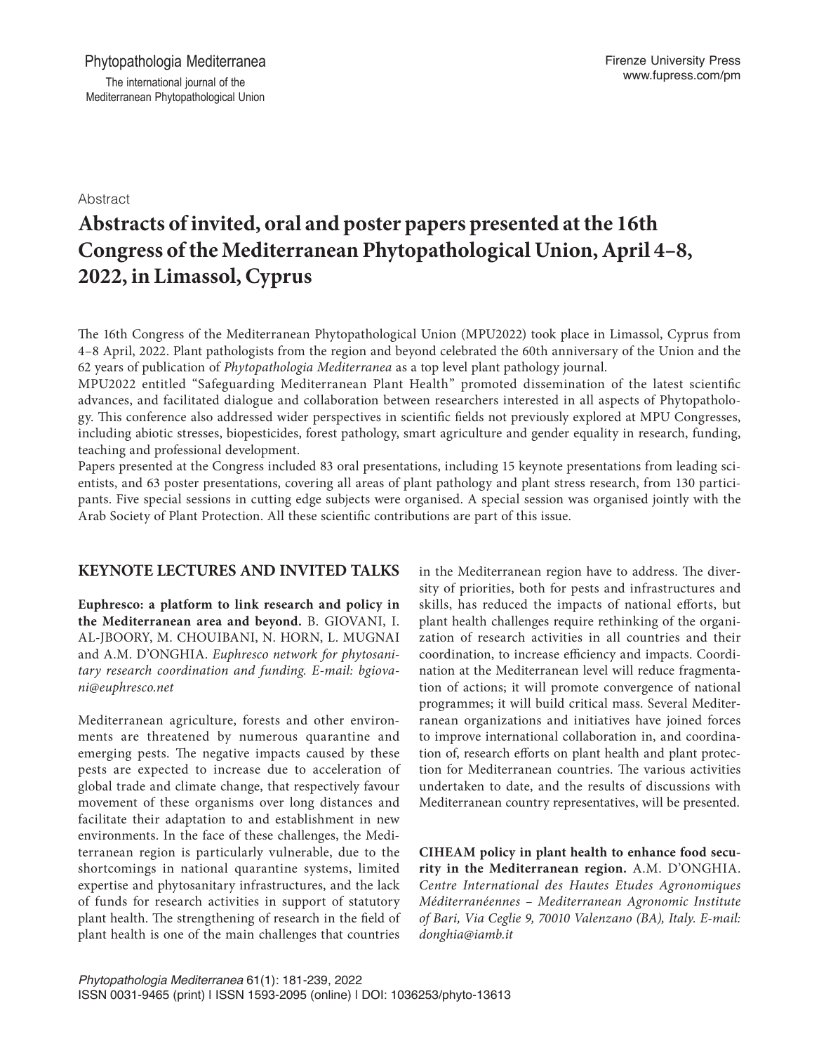Abstract

# Abstracts of invited, oral and poster papers presented at the 16th Congress of the Mediterranean Phytopathological Union, April 4–8, 2022, in Limassol, Cyprus

The 16th Congress of the Mediterranean Phytopathological Union (MPU2022) took place in Limassol, Cyprus from 4–8 April, 2022. Plant pathologists from the region and beyond celebrated the 60th anniversary of the Union and the 62 years of publication of *Phytopathologia Mediterranea* as a top level plant pathology journal.

MPU2022 entitled "Safeguarding Mediterranean Plant Health" promoted dissemination of the latest scientific advances, and facilitated dialogue and collaboration between researchers interested in all aspects of Phytopathology. This conference also addressed wider perspectives in scientific fields not previously explored at MPU Congresses, including abiotic stresses, biopesticides, forest pathology, smart agriculture and gender equality in research, funding, teaching and professional development.

Papers presented at the Congress included 83 oral presentations, including 15 keynote presentations from leading scientists, and 63 poster presentations, covering all areas of plant pathology and plant stress research, from 130 participants. Five special sessions in cutting edge subjects were organised. A special session was organised jointly with the Arab Society of Plant Protection. All these scientific contributions are part of this issue.

## KEYNOTE LECTURES AND INVITED TALKS

**Euphresco: a platform to link research and policy in the Mediterranean area and beyond.** B. GIOVANI, I. AL-JBOORY, M. CHOUIBANI, N. HORN, L. MUGNAI and A.M. D'ONGHIA. *Euphresco network for phytosanitary research coordination and funding. E-mail: bgiovani@euphresco.net*

Mediterranean agriculture, forests and other environments are threatened by numerous quarantine and emerging pests. The negative impacts caused by these pests are expected to increase due to acceleration of global trade and climate change, that respectively favour movement of these organisms over long distances and facilitate their adaptation to and establishment in new environments. In the face of these challenges, the Mediterranean region is particularly vulnerable, due to the shortcomings in national quarantine systems, limited expertise and phytosanitary infrastructures, and the lack of funds for research activities in support of statutory plant health. The strengthening of research in the field of plant health is one of the main challenges that countries in the Mediterranean region have to address. The diversity of priorities, both for pests and infrastructures and skills, has reduced the impacts of national efforts, but plant health challenges require rethinking of the organization of research activities in all countries and their coordination, to increase efficiency and impacts. Coordination at the Mediterranean level will reduce fragmentation of actions; it will promote convergence of national programmes; it will build critical mass. Several Mediterranean organizations and initiatives have joined forces to improve international collaboration in, and coordination of, research efforts on plant health and plant protection for Mediterranean countries. The various activities undertaken to date, and the results of discussions with Mediterranean country representatives, will be presented.

**CIHEAM policy in plant health to enhance food security in the Mediterranean region.** A.M. D'ONGHIA. *Centre International des Hautes Etudes Agronomiques Méditerranéennes – Mediterranean Agronomic Institute of Bari, Via Ceglie 9, 70010 Valenzano (BA), Italy. E-mail: donghia@iamb.it*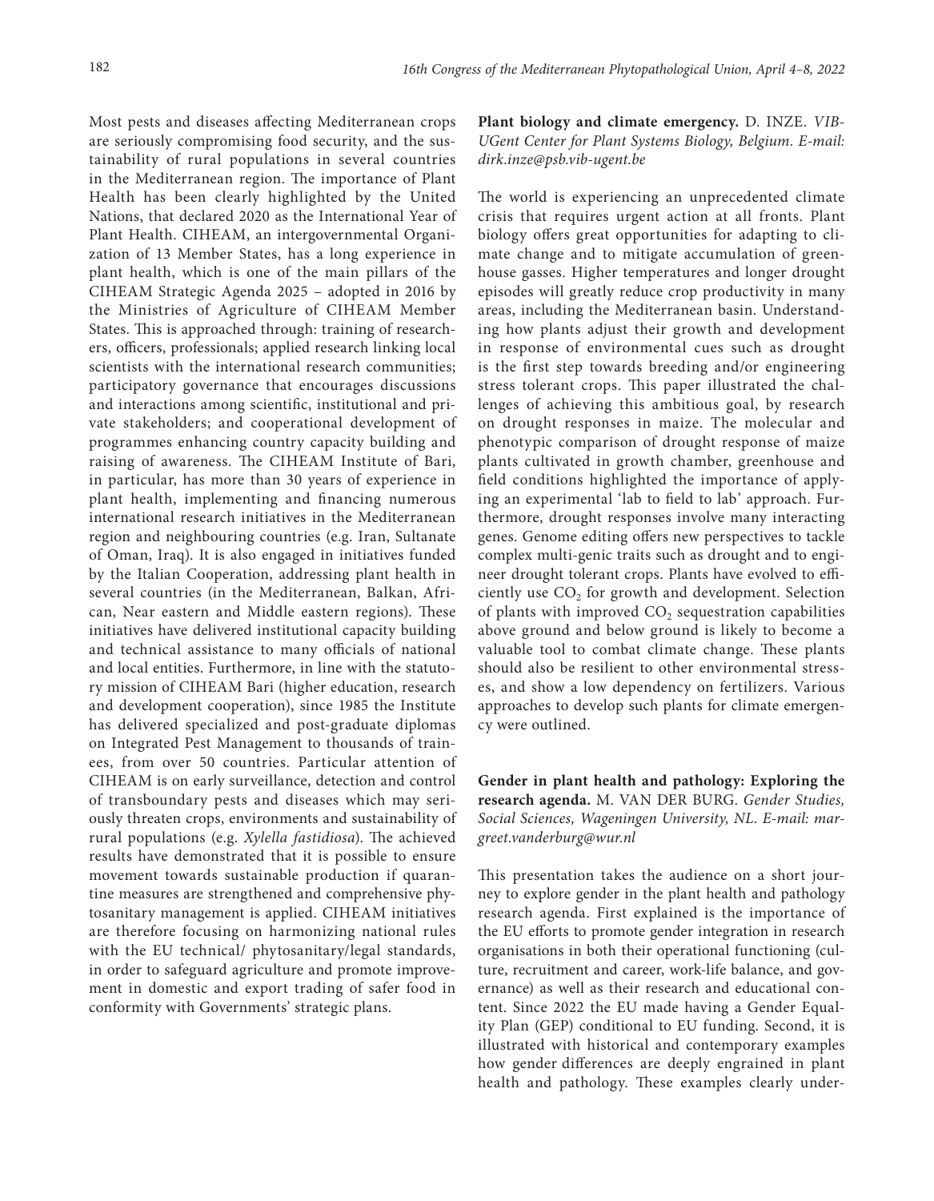Most pests and diseases affecting Mediterranean crops are seriously compromising food security, and the sustainability of rural populations in several countries in the Mediterranean region. The importance of Plant Health has been clearly highlighted by the United Nations, that declared 2020 as the International Year of Plant Health. CIHEAM, an intergovernmental Organization of 13 Member States, has a long experience in plant health, which is one of the main pillars of the CIHEAM Strategic Agenda 2025 – adopted in 2016 by the Ministries of Agriculture of CIHEAM Member States. This is approached through: training of researchers, officers, professionals; applied research linking local scientists with the international research communities; participatory governance that encourages discussions and interactions among scientific, institutional and private stakeholders; and cooperational development of programmes enhancing country capacity building and raising of awareness. The CIHEAM Institute of Bari, in particular, has more than 30 years of experience in plant health, implementing and financing numerous international research initiatives in the Mediterranean region and neighbouring countries (e.g. Iran, Sultanate of Oman, Iraq). It is also engaged in initiatives funded by the Italian Cooperation, addressing plant health in several countries (in the Mediterranean, Balkan, African, Near eastern and Middle eastern regions). These initiatives have delivered institutional capacity building and technical assistance to many officials of national and local entities. Furthermore, in line with the statutory mission of CIHEAM Bari (higher education, research and development cooperation), since 1985 the Institute has delivered specialized and post-graduate diplomas on Integrated Pest Management to thousands of trainees, from over 50 countries. Particular attention of CIHEAM is on early surveillance, detection and control of transboundary pests and diseases which may seriously threaten crops, environments and sustainability of rural populations (e.g. *Xylella fastidiosa*). The achieved results have demonstrated that it is possible to ensure movement towards sustainable production if quarantine measures are strengthened and comprehensive phytosanitary management is applied. CIHEAM initiatives are therefore focusing on harmonizing national rules with the EU technical/ phytosanitary/legal standards, in order to safeguard agriculture and promote improvement in domestic and export trading of safer food in conformity with Governments' strategic plans.

**Plant biology and climate emergency.** D. INZE. *VIB-UGent Center for Plant Systems Biology, Belgium. E-mail: dirk.inze@psb.vib-ugent.be*

The world is experiencing an unprecedented climate crisis that requires urgent action at all fronts. Plant biology offers great opportunities for adapting to climate change and to mitigate accumulation of greenhouse gasses. Higher temperatures and longer drought episodes will greatly reduce crop productivity in many areas, including the Mediterranean basin. Understanding how plants adjust their growth and development in response of environmental cues such as drought is the first step towards breeding and/or engineering stress tolerant crops. This paper illustrated the challenges of achieving this ambitious goal, by research on drought responses in maize. The molecular and phenotypic comparison of drought response of maize plants cultivated in growth chamber, greenhouse and field conditions highlighted the importance of applying an experimental 'lab to field to lab' approach. Furthermore, drought responses involve many interacting genes. Genome editing offers new perspectives to tackle complex multi-genic traits such as drought and to engineer drought tolerant crops. Plants have evolved to efficiently use $CO_2$ for growth and development. Selection of plants with improved $CO_2$ sequestration capabilities above ground and below ground is likely to become a valuable tool to combat climate change. These plants should also be resilient to other environmental stresses, and show a low dependency on fertilizers. Various approaches to develop such plants for climate emergency were outlined.

**Gender in plant health and pathology: Exploring the research agenda.** M. VAN DER BURG. *Gender Studies, Social Sciences, Wageningen University, NL. E-mail: margreet.vanderburg@wur.nl*

This presentation takes the audience on a short journey to explore gender in the plant health and pathology research agenda. First explained is the importance of the EU efforts to promote gender integration in research organisations in both their operational functioning (culture, recruitment and career, work-life balance, and governance) as well as their research and educational content. Since 2022 the EU made having a Gender Equality Plan (GEP) conditional to EU funding. Second, it is illustrated with historical and contemporary examples how gender differences are deeply engrained in plant health and pathology. These examples clearly under-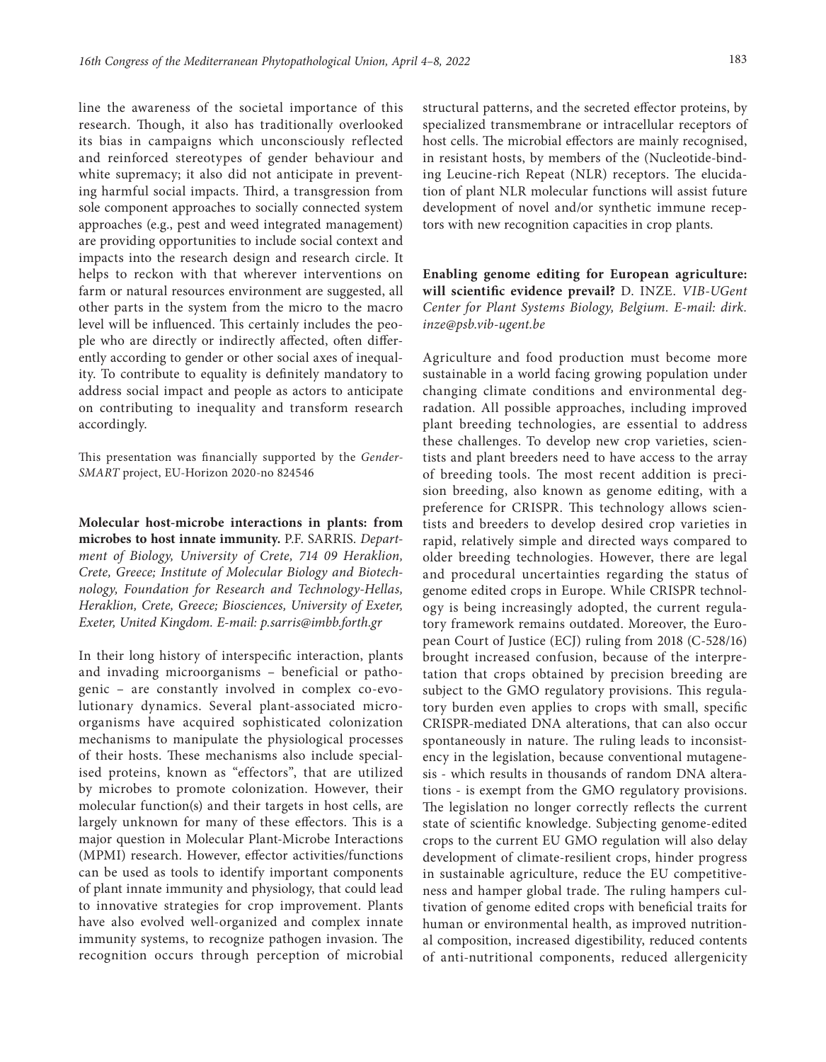line the awareness of the societal importance of this research. Though, it also has traditionally overlooked its bias in campaigns which unconsciously reflected and reinforced stereotypes of gender behaviour and white supremacy; it also did not anticipate in preventing harmful social impacts. Third, a transgression from sole component approaches to socially connected system approaches (e.g., pest and weed integrated management) are providing opportunities to include social context and impacts into the research design and research circle. It helps to reckon with that wherever interventions on farm or natural resources environment are suggested, all other parts in the system from the micro to the macro level will be influenced. This certainly includes the people who are directly or indirectly affected, often differently according to gender or other social axes of inequality. To contribute to equality is definitely mandatory to address social impact and people as actors to anticipate on contributing to inequality and transform research accordingly.

This presentation was financially supported by the *Gender-SMART* project, EU-Horizon 2020-no 824546

**Molecular host-microbe interactions in plants: from microbes to host innate immunity.** P.F. SARRIS. *Department of Biology, University of Crete, 714 09 Heraklion, Crete, Greece; Institute of Molecular Biology and Biotechnology, Foundation for Research and Technology-Hellas, Heraklion, Crete, Greece; Biosciences, University of Exeter, Exeter, United Kingdom. E-mail: p.sarris@imbb.forth.gr*

In their long history of interspecific interaction, plants and invading microorganisms – beneficial or pathogenic – are constantly involved in complex co-evolutionary dynamics. Several plant-associated microorganisms have acquired sophisticated colonization mechanisms to manipulate the physiological processes of their hosts. These mechanisms also include specialised proteins, known as "effectors", that are utilized by microbes to promote colonization. However, their molecular function(s) and their targets in host cells, are largely unknown for many of these effectors. This is a major question in Molecular Plant-Microbe Interactions (MPMI) research. However, effector activities/functions can be used as tools to identify important components of plant innate immunity and physiology, that could lead to innovative strategies for crop improvement. Plants have also evolved well-organized and complex innate immunity systems, to recognize pathogen invasion. The recognition occurs through perception of microbial structural patterns, and the secreted effector proteins, by specialized transmembrane or intracellular receptors of host cells. The microbial effectors are mainly recognised, in resistant hosts, by members of the (Nucleotide-binding Leucine-rich Repeat (NLR) receptors. The elucidation of plant NLR molecular functions will assist future development of novel and/or synthetic immune receptors with new recognition capacities in crop plants.

**Enabling genome editing for European agriculture: will scientific evidence prevail?** D. INZE. *VIB-UGent Center for Plant Systems Biology, Belgium. E-mail: dirk.inze@psb.vib-ugent.be*

Agriculture and food production must become more sustainable in a world facing growing population under changing climate conditions and environmental degradation. All possible approaches, including improved plant breeding technologies, are essential to address these challenges. To develop new crop varieties, scientists and plant breeders need to have access to the array of breeding tools. The most recent addition is precision breeding, also known as genome editing, with a preference for CRISPR. This technology allows scientists and breeders to develop desired crop varieties in rapid, relatively simple and directed ways compared to older breeding technologies. However, there are legal and procedural uncertainties regarding the status of genome edited crops in Europe. While CRISPR technology is being increasingly adopted, the current regulatory framework remains outdated. Moreover, the European Court of Justice (ECJ) ruling from 2018 (C-528/16) brought increased confusion, because of the interpretation that crops obtained by precision breeding are subject to the GMO regulatory provisions. This regulatory burden even applies to crops with small, specific CRISPR-mediated DNA alterations, that can also occur spontaneously in nature. The ruling leads to inconsistency in the legislation, because conventional mutagenesis - which results in thousands of random DNA alterations - is exempt from the GMO regulatory provisions. The legislation no longer correctly reflects the current state of scientific knowledge. Subjecting genome-edited crops to the current EU GMO regulation will also delay development of climate-resilient crops, hinder progress in sustainable agriculture, reduce the EU competitiveness and hamper global trade. The ruling hampers cultivation of genome edited crops with beneficial traits for human or environmental health, as improved nutritional composition, increased digestibility, reduced contents of anti-nutritional components, reduced allergenicity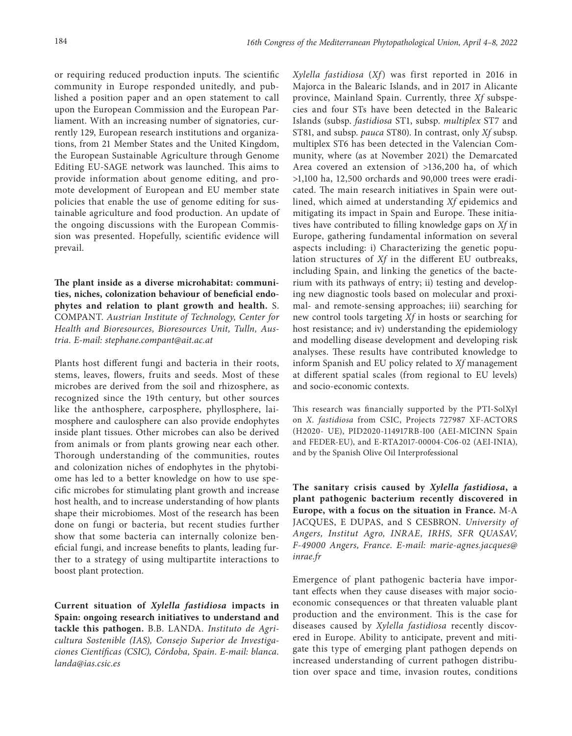or requiring reduced production inputs. The scientific community in Europe responded unitedly, and published a position paper and an open statement to call upon the European Commission and the European Parliament. With an increasing number of signatories, currently 129, European research institutions and organizations, from 21 Member States and the United Kingdom, the European Sustainable Agriculture through Genome Editing EU-SAGE network was launched. This aims to provide information about genome editing, and promote development of European and EU member state policies that enable the use of genome editing for sustainable agriculture and food production. An update of the ongoing discussions with the European Commission was presented. Hopefully, scientific evidence will prevail.

**The plant inside as a diverse microhabitat: communities, niches, colonization behaviour of beneficial endophytes and relation to plant growth and health.** S. COMPANT. *Austrian Institute of Technology, Center for Health and Bioresources, Bioresources Unit, Tulln, Austria. E-mail: stephane.compant@ait.ac.at*

Plants host different fungi and bacteria in their roots, stems, leaves, flowers, fruits and seeds. Most of these microbes are derived from the soil and rhizosphere, as recognized since the 19th century, but other sources like the anthosphere, carposphere, phyllosphere, laimosphere and caulosphere can also provide endophytes inside plant tissues. Other microbes can also be derived from animals or from plants growing near each other. Thorough understanding of the communities, routes and colonization niches of endophytes in the phytobiome has led to a better knowledge on how to use specific microbes for stimulating plant growth and increase host health, and to increase understanding of how plants shape their microbiomes. Most of the research has been done on fungi or bacteria, but recent studies further show that some bacteria can internally colonize beneficial fungi, and increase benefits to plants, leading further to a strategy of using multipartite interactions to boost plant protection.

**Current situation of *Xylella fastidiosa* impacts in Spain: ongoing research initiatives to understand and tackle this pathogen.** B.B. LANDA. *Instituto de Agricultura Sostenible (IAS), Consejo Superior de Investigaciones Científicas (CSIC), Córdoba, Spain. E-mail: blanca.landa@ias.csic.es*

*Xylella fastidiosa* (*Xf*) was first reported in 2016 in Majorca in the Balearic Islands, and in 2017 in Alicante province, Mainland Spain. Currently, three *Xf* subspecies and four STs have been detected in the Balearic Islands (subsp. *fastidiosa* ST1, subsp. *multiplex* ST7 and ST81, and subsp. *pauca* ST80). In contrast, only *Xf* subsp. multiplex ST6 has been detected in the Valencian Community, where (as at November 2021) the Demarcated Area covered an extension of >136,200 ha, of which >1,100 ha, 12,500 orchards and 90,000 trees were eradicated. The main research initiatives in Spain were outlined, which aimed at understanding *Xf* epidemics and mitigating its impact in Spain and Europe. These initiatives have contributed to filling knowledge gaps on *Xf* in Europe, gathering fundamental information on several aspects including: i) Characterizing the genetic population structures of *Xf* in the different EU outbreaks, including Spain, and linking the genetics of the bacterium with its pathways of entry; ii) testing and developing new diagnostic tools based on molecular and proximal- and remote-sensing approaches; iii) searching for new control tools targeting *Xf* in hosts or searching for host resistance; and iv) understanding the epidemiology and modelling disease development and developing risk analyses. These results have contributed knowledge to inform Spanish and EU policy related to *Xf* management at different spatial scales (from regional to EU levels) and socio-economic contexts.

This research was financially supported by the PTI-SolXyl on *X. fastidiosa* from CSIC, Projects 727987 XF-ACTORS (H2020- UE), PID2020-114917RB-I00 (AEI-MICINN Spain and FEDER-EU), and E-RTA2017-00004-C06-02 (AEI-INIA), and by the Spanish Olive Oil Interprofessional

**The sanitary crisis caused by *Xylella fastidiosa*, a plant pathogenic bacterium recently discovered in Europe, with a focus on the situation in France.** M-A JACQUES, E DUPAS, and S CESBRON. *University of Angers, Institut Agro, INRAE, IRHS, SFR QUASAV, F-49000 Angers, France. E-mail: marie-agnes.jacques@inrae.fr*

Emergence of plant pathogenic bacteria have important effects when they cause diseases with major socioeconomic consequences or that threaten valuable plant production and the environment. This is the case for diseases caused by *Xylella fastidiosa* recently discovered in Europe. Ability to anticipate, prevent and mitigate this type of emerging plant pathogen depends on increased understanding of current pathogen distribution over space and time, invasion routes, conditions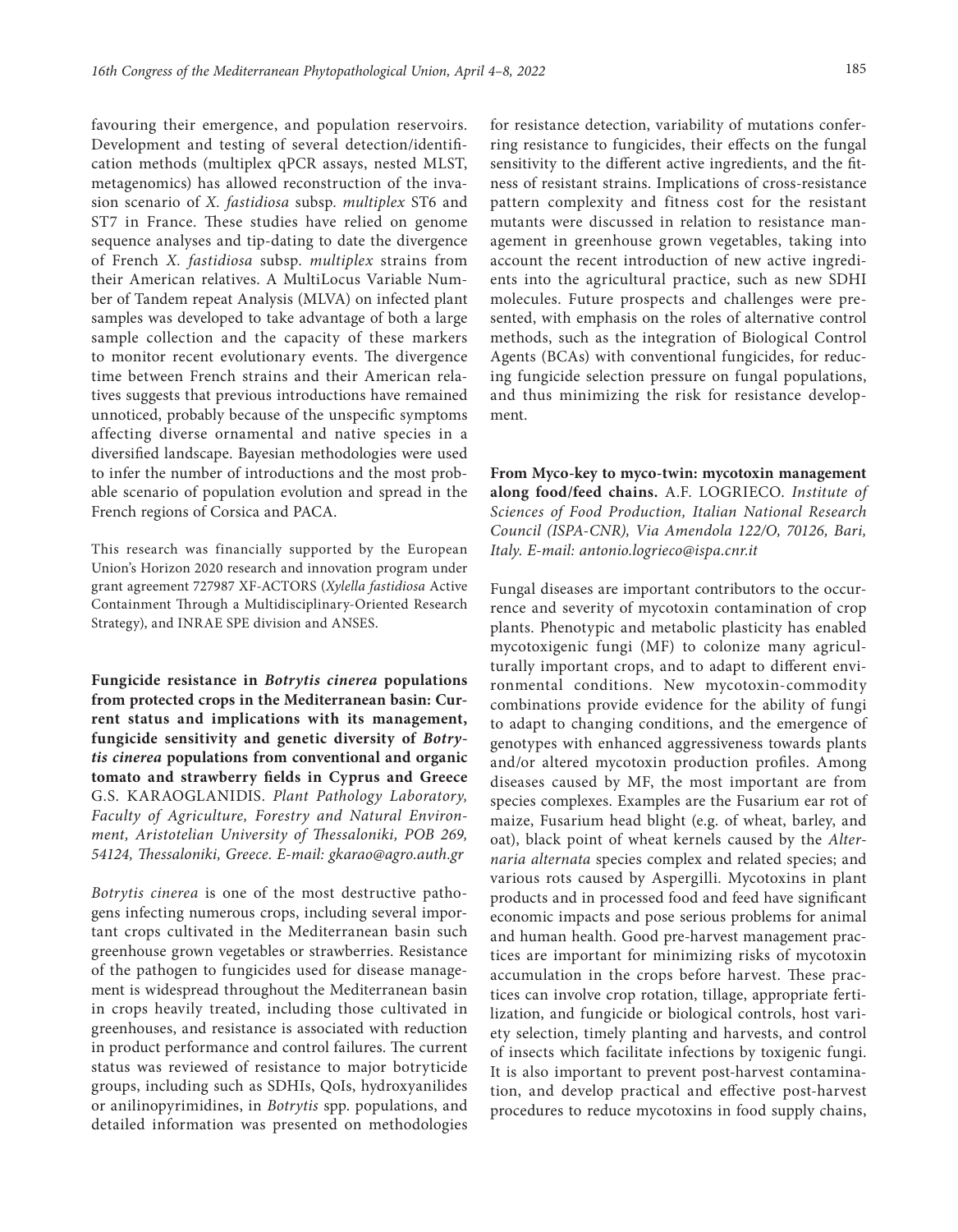favouring their emergence, and population reservoirs. Development and testing of several detection/identification methods (multiplex qPCR assays, nested MLST, metagenomics) has allowed reconstruction of the invasion scenario of *X. fastidiosa* subsp. *multiplex* ST6 and ST7 in France. These studies have relied on genome sequence analyses and tip-dating to date the divergence of French *X. fastidiosa* subsp. *multiplex* strains from their American relatives. A MultiLocus Variable Number of Tandem repeat Analysis (MLVA) on infected plant samples was developed to take advantage of both a large sample collection and the capacity of these markers to monitor recent evolutionary events. The divergence time between French strains and their American relatives suggests that previous introductions have remained unnoticed, probably because of the unspecific symptoms affecting diverse ornamental and native species in a diversified landscape. Bayesian methodologies were used to infer the number of introductions and the most probable scenario of population evolution and spread in the French regions of Corsica and PACA.

This research was financially supported by the European Union's Horizon 2020 research and innovation program under grant agreement 727987 XF-ACTORS (*Xylella fastidiosa* Active Containment Through a Multidisciplinary-Oriented Research Strategy), and INRAE SPE division and ANSES.

**Fungicide resistance in *Botrytis cinerea* populations from protected crops in the Mediterranean basin: Current status and implications with its management, fungicide sensitivity and genetic diversity of *Botrytis cinerea* populations from conventional and organic tomato and strawberry fields in Cyprus and Greece** G.S. KARAOGLANIDIS. *Plant Pathology Laboratory, Faculty of Agriculture, Forestry and Natural Environment, Aristotelian University of Thessaloniki, POB 269, 54124, Thessaloniki, Greece. E-mail: gkarao@agro.auth.gr*

*Botrytis cinerea* is one of the most destructive pathogens infecting numerous crops, including several important crops cultivated in the Mediterranean basin such greenhouse grown vegetables or strawberries. Resistance of the pathogen to fungicides used for disease management is widespread throughout the Mediterranean basin in crops heavily treated, including those cultivated in greenhouses, and resistance is associated with reduction in product performance and control failures. The current status was reviewed of resistance to major botryticide groups, including such as SDHIs, QoIs, hydroxyanilides or anilinopyrimidines, in *Botrytis* spp. populations, and detailed information was presented on methodologies for resistance detection, variability of mutations conferring resistance to fungicides, their effects on the fungal sensitivity to the different active ingredients, and the fitness of resistant strains. Implications of cross-resistance pattern complexity and fitness cost for the resistant mutants were discussed in relation to resistance management in greenhouse grown vegetables, taking into account the recent introduction of new active ingredients into the agricultural practice, such as new SDHI molecules. Future prospects and challenges were presented, with emphasis on the roles of alternative control methods, such as the integration of Biological Control Agents (BCAs) with conventional fungicides, for reducing fungicide selection pressure on fungal populations, and thus minimizing the risk for resistance development.

**From Myco-key to myco-twin: mycotoxin management along food/feed chains.** A.F. LOGRIECO. *Institute of Sciences of Food Production, Italian National Research Council (ISPA-CNR), Via Amendola 122/O, 70126, Bari, Italy. E-mail: antonio.logrieco@ispa.cnr.it*

Fungal diseases are important contributors to the occurrence and severity of mycotoxin contamination of crop plants. Phenotypic and metabolic plasticity has enabled mycotoxigenic fungi (MF) to colonize many agriculturally important crops, and to adapt to different environmental conditions. New mycotoxin-commodity combinations provide evidence for the ability of fungi to adapt to changing conditions, and the emergence of genotypes with enhanced aggressiveness towards plants and/or altered mycotoxin production profiles. Among diseases caused by MF, the most important are from species complexes. Examples are the Fusarium ear rot of maize, Fusarium head blight (e.g. of wheat, barley, and oat), black point of wheat kernels caused by the *Alternaria alternata* species complex and related species; and various rots caused by Aspergilli. Mycotoxins in plant products and in processed food and feed have significant economic impacts and pose serious problems for animal and human health. Good pre-harvest management practices are important for minimizing risks of mycotoxin accumulation in the crops before harvest. These practices can involve crop rotation, tillage, appropriate fertilization, and fungicide or biological controls, host variety selection, timely planting and harvests, and control of insects which facilitate infections by toxigenic fungi. It is also important to prevent post-harvest contamination, and develop practical and effective post-harvest procedures to reduce mycotoxins in food supply chains,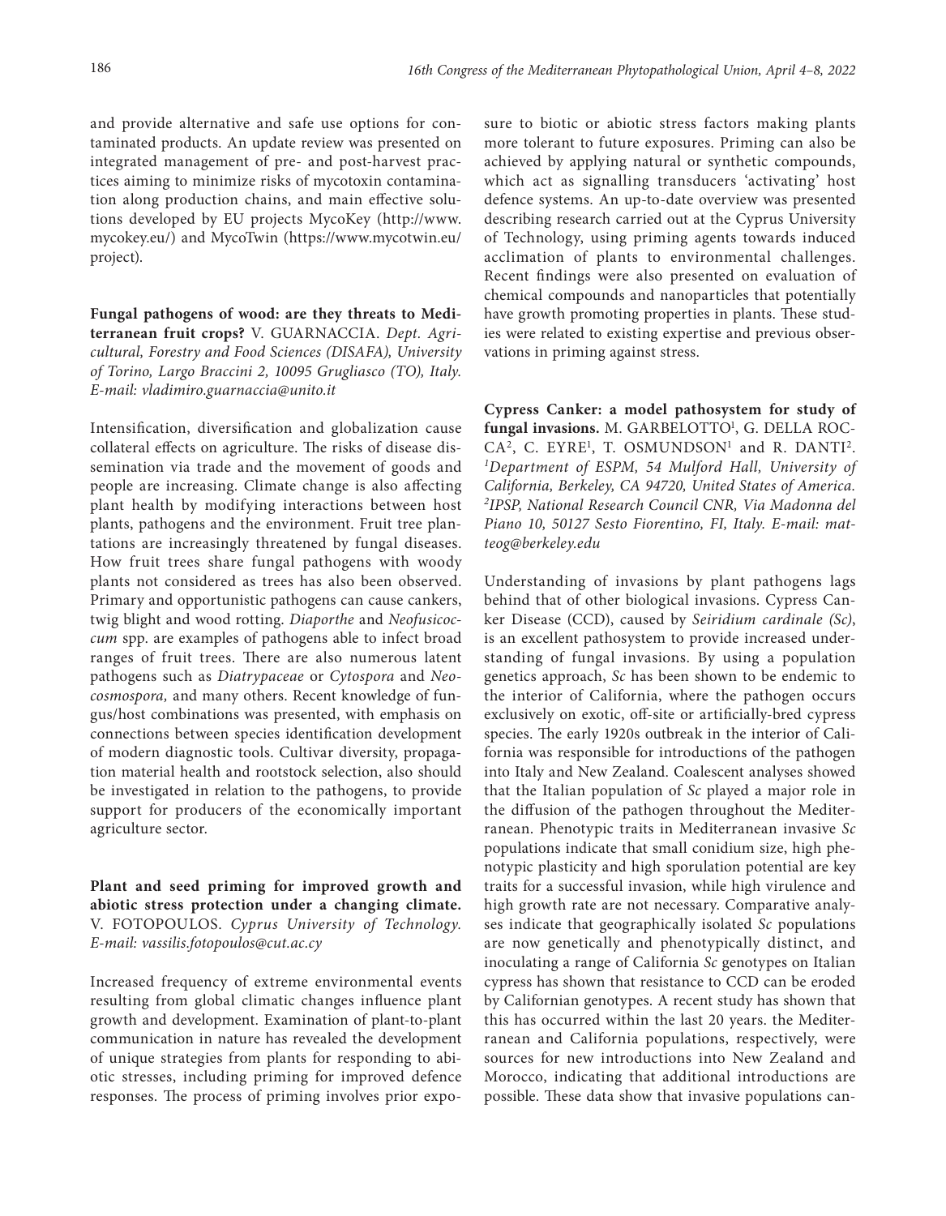and provide alternative and safe use options for contaminated products. An update review was presented on integrated management of pre- and post-harvest practices aiming to minimize risks of mycotoxin contamination along production chains, and main effective solutions developed by EU projects MycoKey (http://www.mycokey.eu/) and MycoTwin (https://www.mycotwin.eu/project).

**Fungal pathogens of wood: are they threats to Mediterranean fruit crops?** V. GUARNACCIA. *Dept. Agricultural, Forestry and Food Sciences (DISAFA), University of Torino, Largo Braccini 2, 10095 Grugliasco (TO), Italy. E-mail: vladimiro.guarnaccia@unito.it*

Intensification, diversification and globalization cause collateral effects on agriculture. The risks of disease dissemination via trade and the movement of goods and people are increasing. Climate change is also affecting plant health by modifying interactions between host plants, pathogens and the environment. Fruit tree plantations are increasingly threatened by fungal diseases. How fruit trees share fungal pathogens with woody plants not considered as trees has also been observed. Primary and opportunistic pathogens can cause cankers, twig blight and wood rotting. *Diaporthe* and *Neofusicoccum* spp. are examples of pathogens able to infect broad ranges of fruit trees. There are also numerous latent pathogens such as *Diatrypaceae* or *Cytospora* and *Neocosmospora*, and many others. Recent knowledge of fungus/host combinations was presented, with emphasis on connections between species identification development of modern diagnostic tools. Cultivar diversity, propagation material health and rootstock selection, also should be investigated in relation to the pathogens, to provide support for producers of the economically important agriculture sector.

**Plant and seed priming for improved growth and abiotic stress protection under a changing climate.** V. FOTOPOULOS. *Cyprus University of Technology. E-mail: vassilis.fotopoulos@cut.ac.cy*

Increased frequency of extreme environmental events resulting from global climatic changes influence plant growth and development. Examination of plant-to-plant communication in nature has revealed the development of unique strategies from plants for responding to abiotic stresses, including priming for improved defence responses. The process of priming involves prior exposure to biotic or abiotic stress factors making plants more tolerant to future exposures. Priming can also be achieved by applying natural or synthetic compounds, which act as signalling transducers 'activating' host defence systems. An up-to-date overview was presented describing research carried out at the Cyprus University of Technology, using priming agents towards induced acclimation of plants to environmental challenges. Recent findings were also presented on evaluation of chemical compounds and nanoparticles that potentially have growth promoting properties in plants. These studies were related to existing expertise and previous observations in priming against stress.

**Cypress Canker: a model pathosystem for study of fungal invasions.** M. GARBELOTTO[1], G. DELLA ROCCA[2], C. EYRE[1], T. OSMUNDSON[1] and R. DANTI[2]. *[1]Department of ESPM, 54 Mulford Hall, University of California, Berkeley, CA 94720, United States of America. [2]IPSP, National Research Council CNR, Via Madonna del Piano 10, 50127 Sesto Fiorentino, FI, Italy. E-mail: matteog@berkeley.edu*

Understanding of invasions by plant pathogens lags behind that of other biological invasions. Cypress Canker Disease (CCD), caused by *Seiridium cardinale (Sc)*, is an excellent pathosystem to provide increased understanding of fungal invasions. By using a population genetics approach, *Sc* has been shown to be endemic to the interior of California, where the pathogen occurs exclusively on exotic, off-site or artificially-bred cypress species. The early 1920s outbreak in the interior of California was responsible for introductions of the pathogen into Italy and New Zealand. Coalescent analyses showed that the Italian population of *Sc* played a major role in the diffusion of the pathogen throughout the Mediterranean. Phenotypic traits in Mediterranean invasive *Sc* populations indicate that small conidium size, high phenotypic plasticity and high sporulation potential are key traits for a successful invasion, while high virulence and high growth rate are not necessary. Comparative analyses indicate that geographically isolated *Sc* populations are now genetically and phenotypically distinct, and inoculating a range of California *Sc* genotypes on Italian cypress has shown that resistance to CCD can be eroded by Californian genotypes. A recent study has shown that this has occurred within the last 20 years. the Mediterranean and California populations, respectively, were sources for new introductions into New Zealand and Morocco, indicating that additional introductions are possible. These data show that invasive populations can-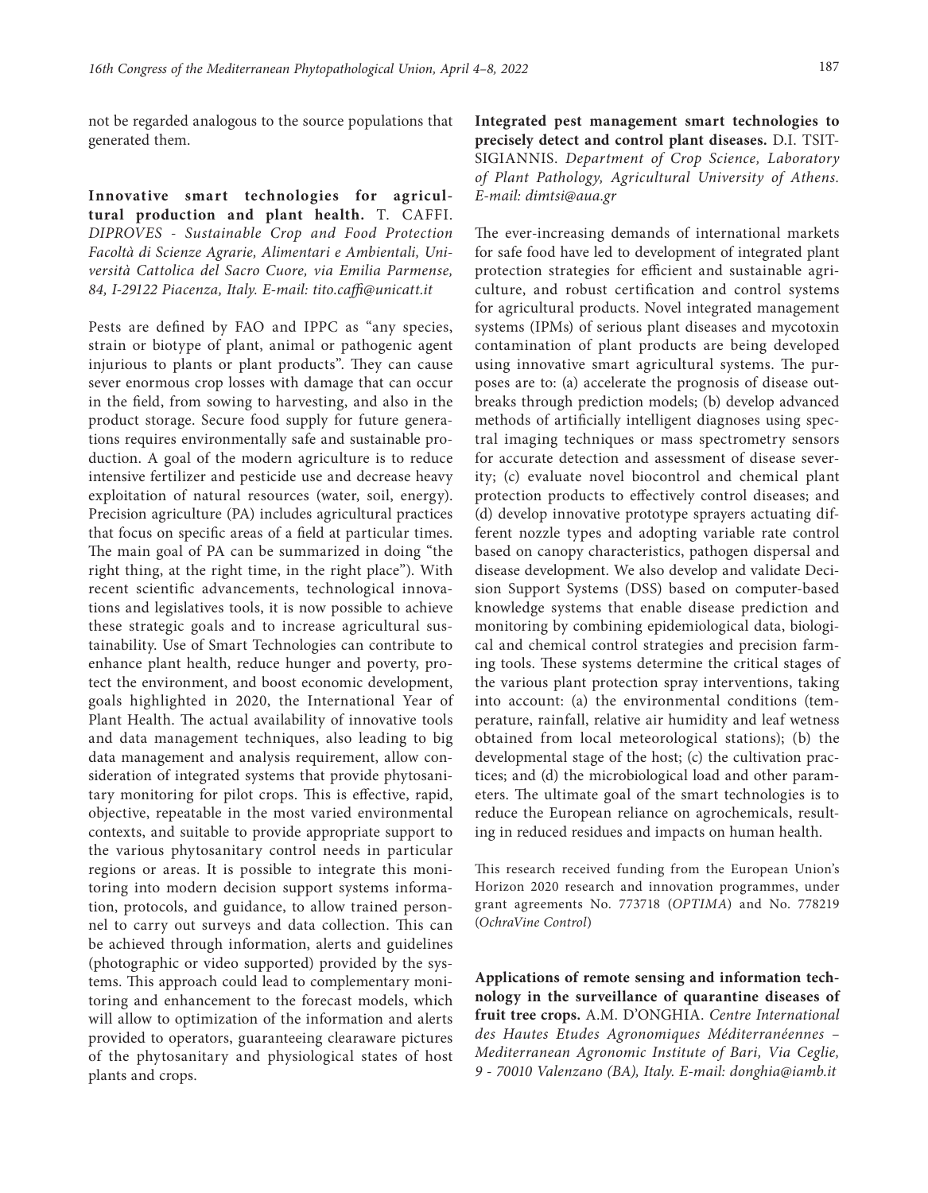not be regarded analogous to the source populations that generated them.

**Innovative smart technologies for agricultural production and plant health.** T. CAFFI. *DIPROVES - Sustainable Crop and Food Protection Facoltà di Scienze Agrarie, Alimentari e Ambientali, Università Cattolica del Sacro Cuore, via Emilia Parmense, 84, I-29122 Piacenza, Italy. E-mail: tito.caffi@unicatt.it*

Pests are defined by FAO and IPPC as "any species, strain or biotype of plant, animal or pathogenic agent injurious to plants or plant products". They can cause sever enormous crop losses with damage that can occur in the field, from sowing to harvesting, and also in the product storage. Secure food supply for future generations requires environmentally safe and sustainable production. A goal of the modern agriculture is to reduce intensive fertilizer and pesticide use and decrease heavy exploitation of natural resources (water, soil, energy). Precision agriculture (PA) includes agricultural practices that focus on specific areas of a field at particular times. The main goal of PA can be summarized in doing "the right thing, at the right time, in the right place"). With recent scientific advancements, technological innovations and legislatives tools, it is now possible to achieve these strategic goals and to increase agricultural sustainability. Use of Smart Technologies can contribute to enhance plant health, reduce hunger and poverty, protect the environment, and boost economic development, goals highlighted in 2020, the International Year of Plant Health. The actual availability of innovative tools and data management techniques, also leading to big data management and analysis requirement, allow consideration of integrated systems that provide phytosanitary monitoring for pilot crops. This is effective, rapid, objective, repeatable in the most varied environmental contexts, and suitable to provide appropriate support to the various phytosanitary control needs in particular regions or areas. It is possible to integrate this monitoring into modern decision support systems information, protocols, and guidance, to allow trained personnel to carry out surveys and data collection. This can be achieved through information, alerts and guidelines (photographic or video supported) provided by the systems. This approach could lead to complementary monitoring and enhancement to the forecast models, which will allow to optimization of the information and alerts provided to operators, guaranteeing clearaware pictures of the phytosanitary and physiological states of host plants and crops.

**Integrated pest management smart technologies to precisely detect and control plant diseases.** D.I. TSITSIGIANNIS. *Department of Crop Science, Laboratory of Plant Pathology, Agricultural University of Athens. E-mail: dimtsi@aua.gr*

The ever-increasing demands of international markets for safe food have led to development of integrated plant protection strategies for efficient and sustainable agriculture, and robust certification and control systems for agricultural products. Novel integrated management systems (IPMs) of serious plant diseases and mycotoxin contamination of plant products are being developed using innovative smart agricultural systems. The purposes are to: (a) accelerate the prognosis of disease outbreaks through prediction models; (b) develop advanced methods of artificially intelligent diagnoses using spectral imaging techniques or mass spectrometry sensors for accurate detection and assessment of disease severity; (c) evaluate novel biocontrol and chemical plant protection products to effectively control diseases; and (d) develop innovative prototype sprayers actuating different nozzle types and adopting variable rate control based on canopy characteristics, pathogen dispersal and disease development. We also develop and validate Decision Support Systems (DSS) based on computer-based knowledge systems that enable disease prediction and monitoring by combining epidemiological data, biological and chemical control strategies and precision farming tools. These systems determine the critical stages of the various plant protection spray interventions, taking into account: (a) the environmental conditions (temperature, rainfall, relative air humidity and leaf wetness obtained from local meteorological stations); (b) the developmental stage of the host; (c) the cultivation practices; and (d) the microbiological load and other parameters. The ultimate goal of the smart technologies is to reduce the European reliance on agrochemicals, resulting in reduced residues and impacts on human health.

This research received funding from the European Union's Horizon 2020 research and innovation programmes, under grant agreements No. 773718 (*OPTIMA*) and No. 778219 (*OchraVine Control*)

**Applications of remote sensing and information technology in the surveillance of quarantine diseases of fruit tree crops.** A.M. D'ONGHIA. *Centre International des Hautes Etudes Agronomiques Méditerranéennes – Mediterranean Agronomic Institute of Bari, Via Ceglie, 9 - 70010 Valenzano (BA), Italy. E-mail: donghia@iamb.it*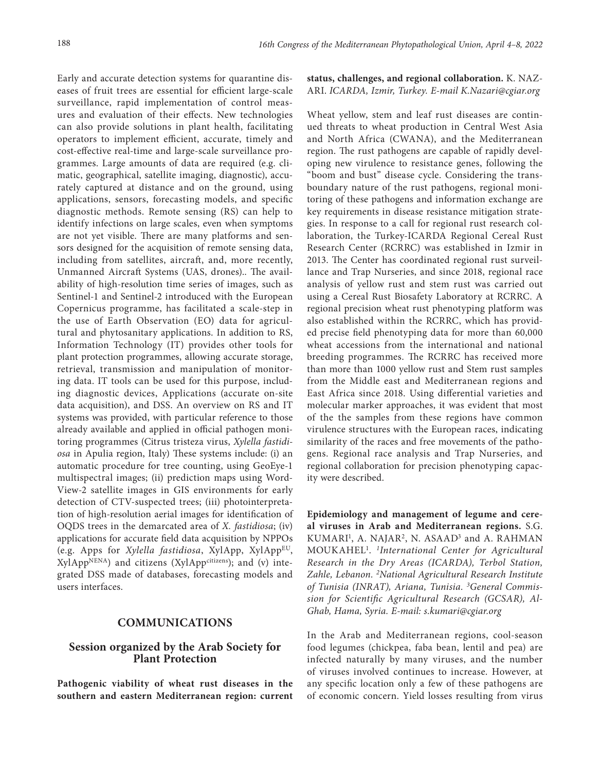Early and accurate detection systems for quarantine diseases of fruit trees are essential for efficient large-scale surveillance, rapid implementation of control measures and evaluation of their effects. New technologies can also provide solutions in plant health, facilitating operators to implement efficient, accurate, timely and cost-effective real-time and large-scale surveillance programmes. Large amounts of data are required (e.g. climatic, geographical, satellite imaging, diagnostic), accurately captured at distance and on the ground, using applications, sensors, forecasting models, and specific diagnostic methods. Remote sensing (RS) can help to identify infections on large scales, even when symptoms are not yet visible. There are many platforms and sensors designed for the acquisition of remote sensing data, including from satellites, aircraft, and, more recently, Unmanned Aircraft Systems (UAS, drones).. The availability of high-resolution time series of images, such as Sentinel-1 and Sentinel-2 introduced with the European Copernicus programme, has facilitated a scale-step in the use of Earth Observation (EO) data for agricultural and phytosanitary applications. In addition to RS, Information Technology (IT) provides other tools for plant protection programmes, allowing accurate storage, retrieval, transmission and manipulation of monitoring data. IT tools can be used for this purpose, including diagnostic devices, Applications (accurate on-site data acquisition), and DSS. An overview on RS and IT systems was provided, with particular reference to those already available and applied in official pathogen monitoring programmes (Citrus tristeza virus, *Xylella fastidiosa* in Apulia region, Italy) These systems include: (i) an automatic procedure for tree counting, using GeoEye-1 multispectral images; (ii) prediction maps using Word-View-2 satellite images in GIS environments for early detection of CTV-suspected trees; (iii) photointerpretation of high-resolution aerial images for identification of OQDS trees in the demarcated area of *X. fastidiosa*; (iv) applications for accurate field data acquisition by NPPOs (e.g. Apps for *Xylella fastidiosa*, XylApp, XylApp$^{EU}$, XylApp$^{NENA}$) and citizens (XylApp$^{citizens}$); and (v) integrated DSS made of databases, forecasting models and users interfaces.

## COMMUNICATIONS

### Session organized by the Arab Society for Plant Protection

**Pathogenic viability of wheat rust diseases in the southern and eastern Mediterranean region: current status, challenges, and regional collaboration.** K. NAZARI. *ICARDA, Izmir, Turkey. E-mail K.Nazari@cgiar.org*

Wheat yellow, stem and leaf rust diseases are continued threats to wheat production in Central West Asia and North Africa (CWANA), and the Mediterranean region. The rust pathogens are capable of rapidly developing new virulence to resistance genes, following the "boom and bust" disease cycle. Considering the transboundary nature of the rust pathogens, regional monitoring of these pathogens and information exchange are key requirements in disease resistance mitigation strategies. In response to a call for regional rust research collaboration, the Turkey-ICARDA Regional Cereal Rust Research Center (RCRRC) was established in Izmir in 2013. The Center has coordinated regional rust surveillance and Trap Nurseries, and since 2018, regional race analysis of yellow rust and stem rust was carried out using a Cereal Rust Biosafety Laboratory at RCRRC. A regional precision wheat rust phenotyping platform was also established within the RCRRC, which has provided precise field phenotyping data for more than 60,000 wheat accessions from the international and national breeding programmes. The RCRRC has received more than more than 1000 yellow rust and Stem rust samples from the Middle east and Mediterranean regions and East Africa since 2018. Using differential varieties and molecular marker approaches, it was evident that most of the the samples from these regions have common virulence structures with the European races, indicating similarity of the races and free movements of the pathogens. Regional race analysis and Trap Nurseries, and regional collaboration for precision phenotyping capacity were described.

**Epidemiology and management of legume and cereal viruses in Arab and Mediterranean regions.** S.G. KUMARI[1], A. NAJAR[2], N. ASAAD[3] and A. RAHMAN MOUKAHEL[1]. *[1]International Center for Agricultural Research in the Dry Areas (ICARDA), Terbol Station, Zahle, Lebanon. [2]National Agricultural Research Institute of Tunisia (INRAT), Ariana, Tunisia. [3]General Commission for Scientific Agricultural Research (GCSAR), Al-Ghab, Hama, Syria. E-mail: s.kumari@cgiar.org*

In the Arab and Mediterranean regions, cool-season food legumes (chickpea, faba bean, lentil and pea) are infected naturally by many viruses, and the number of viruses involved continues to increase. However, at any specific location only a few of these pathogens are of economic concern. Yield losses resulting from virus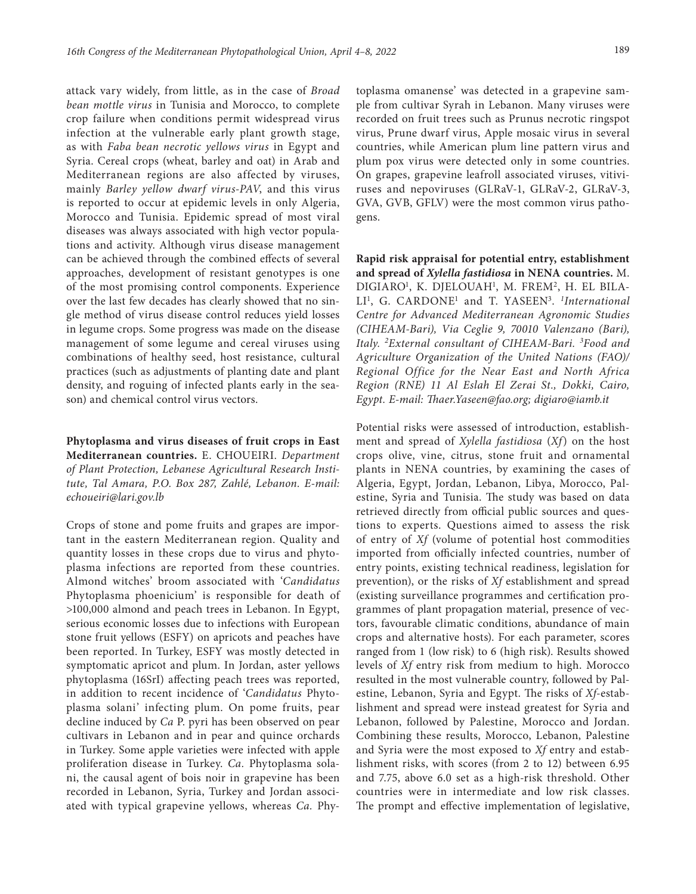attack vary widely, from little, as in the case of *Broad bean mottle virus* in Tunisia and Morocco, to complete crop failure when conditions permit widespread virus infection at the vulnerable early plant growth stage, as with *Faba bean necrotic yellows virus* in Egypt and Syria. Cereal crops (wheat, barley and oat) in Arab and Mediterranean regions are also affected by viruses, mainly *Barley yellow dwarf virus-PAV*, and this virus is reported to occur at epidemic levels in only Algeria, Morocco and Tunisia. Epidemic spread of most viral diseases was always associated with high vector populations and activity. Although virus disease management can be achieved through the combined effects of several approaches, development of resistant genotypes is one of the most promising control components. Experience over the last few decades has clearly showed that no single method of virus disease control reduces yield losses in legume crops. Some progress was made on the disease management of some legume and cereal viruses using combinations of healthy seed, host resistance, cultural practices (such as adjustments of planting date and plant density, and roguing of infected plants early in the season) and chemical control virus vectors.

**Phytoplasma and virus diseases of fruit crops in East Mediterranean countries.** E. CHOUEIRI. *Department of Plant Protection, Lebanese Agricultural Research Institute, Tal Amara, P.O. Box 287, Zahlé, Lebanon. E-mail: echoueiri@lari.gov.lb*

Crops of stone and pome fruits and grapes are important in the eastern Mediterranean region. Quality and quantity losses in these crops due to virus and phytoplasma infections are reported from these countries. Almond witches' broom associated with '*Candidatus* Phytoplasma phoenicium' is responsible for death of >100,000 almond and peach trees in Lebanon. In Egypt, serious economic losses due to infections with European stone fruit yellows (ESFY) on apricots and peaches have been reported. In Turkey, ESFY was mostly detected in symptomatic apricot and plum. In Jordan, aster yellows phytoplasma (16SrI) affecting peach trees was reported, in addition to recent incidence of '*Candidatus* Phytoplasma solani' infecting plum. On pome fruits, pear decline induced by *Ca* P. pyri has been observed on pear cultivars in Lebanon and in pear and quince orchards in Turkey. Some apple varieties were infected with apple proliferation disease in Turkey. *Ca.* Phytoplasma solani, the causal agent of bois noir in grapevine has been recorded in Lebanon, Syria, Turkey and Jordan associated with typical grapevine yellows, whereas *Ca.* Phytoplasma omanense' was detected in a grapevine sample from cultivar Syrah in Lebanon. Many viruses were recorded on fruit trees such as Prunus necrotic ringspot virus, Prune dwarf virus, Apple mosaic virus in several countries, while American plum line pattern virus and plum pox virus were detected only in some countries. On grapes, grapevine leafroll associated viruses, vitiviruses and nepoviruses (GLRaV-1, GLRaV-2, GLRaV-3, GVA, GVB, GFLV) were the most common virus pathogens.

**Rapid risk appraisal for potential entry, establishment and spread of *Xylella fastidiosa* in NENA countries.** M. DIGIARO[1], K. DJELOUAH[1], M. FREM[2], H. EL BILALI[1], G. CARDONE[1] and T. YASEEN[3]. [1]*International Centre for Advanced Mediterranean Agronomic Studies (CIHEAM-Bari), Via Ceglie 9, 70010 Valenzano (Bari), Italy.* [2]*External consultant of CIHEAM-Bari.* [3]*Food and Agriculture Organization of the United Nations (FAO)/ Regional Office for the Near East and North Africa Region (RNE) 11 Al Eslah El Zerai St., Dokki, Cairo, Egypt. E-mail: Thaer.Yaseen@fao.org; digiaro@iamb.it*

Potential risks were assessed of introduction, establishment and spread of *Xylella fastidiosa* (*Xf*) on the host crops olive, vine, citrus, stone fruit and ornamental plants in NENA countries, by examining the cases of Algeria, Egypt, Jordan, Lebanon, Libya, Morocco, Palestine, Syria and Tunisia. The study was based on data retrieved directly from official public sources and questions to experts. Questions aimed to assess the risk of entry of *Xf* (volume of potential host commodities imported from officially infected countries, number of entry points, existing technical readiness, legislation for prevention), or the risks of *Xf* establishment and spread (existing surveillance programmes and certification programmes of plant propagation material, presence of vectors, favourable climatic conditions, abundance of main crops and alternative hosts). For each parameter, scores ranged from 1 (low risk) to 6 (high risk). Results showed levels of *Xf* entry risk from medium to high. Morocco resulted in the most vulnerable country, followed by Palestine, Lebanon, Syria and Egypt. The risks of *Xf*-establishment and spread were instead greatest for Syria and Lebanon, followed by Palestine, Morocco and Jordan. Combining these results, Morocco, Lebanon, Palestine and Syria were the most exposed to *Xf* entry and establishment risks, with scores (from 2 to 12) between 6.95 and 7.75, above 6.0 set as a high-risk threshold. Other countries were in intermediate and low risk classes. The prompt and effective implementation of legislative,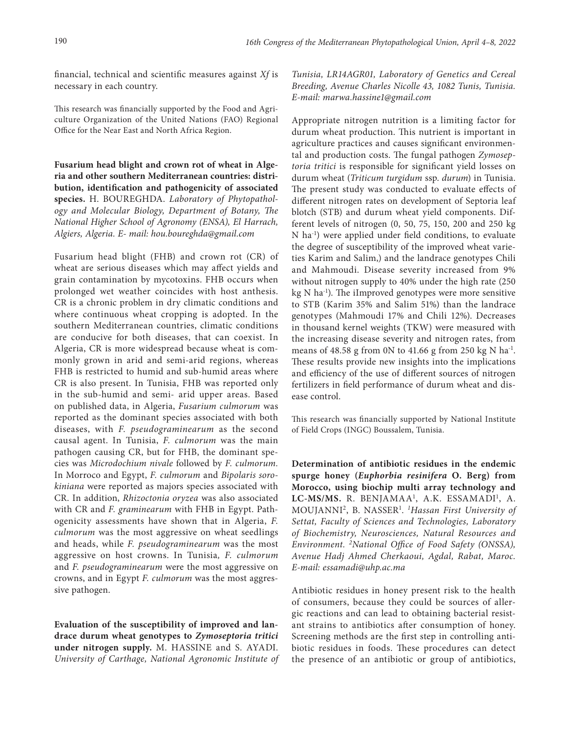financial, technical and scientific measures against *Xf* is necessary in each country.

This research was financially supported by the Food and Agriculture Organization of the United Nations (FAO) Regional Office for the Near East and North Africa Region.

**Fusarium head blight and crown rot of wheat in Algeria and other southern Mediterranean countries: distribution, identification and pathogenicity of associated species.** H. BOUREGHDA. *Laboratory of Phytopathology and Molecular Biology, Department of Botany, The National Higher School of Agronomy (ENSA), El Harrach, Algiers, Algeria. E- mail: hou.boureghda@gmail.com*

Fusarium head blight (FHB) and crown rot (CR) of wheat are serious diseases which may affect yields and grain contamination by mycotoxins. FHB occurs when prolonged wet weather coincides with host anthesis. CR is a chronic problem in dry climatic conditions and where continuous wheat cropping is adopted. In the southern Mediterranean countries, climatic conditions are conducive for both diseases, that can coexist. In Algeria, CR is more widespread because wheat is commonly grown in arid and semi-arid regions, whereas FHB is restricted to humid and sub-humid areas where CR is also present. In Tunisia, FHB was reported only in the sub-humid and semi- arid upper areas. Based on published data, in Algeria, *Fusarium culmorum* was reported as the dominant species associated with both diseases, with *F. pseudograminearum* as the second causal agent. In Tunisia, *F. culmorum* was the main pathogen causing CR, but for FHB, the dominant species was *Microdochium nivale* followed by *F. culmorum*. In Morroco and Egypt, *F. culmorum* and *Bipolaris sorokiniana* were reported as majors species associated with CR. In addition, *Rhizoctonia oryzea* was also associated with CR and *F. graminearum* with FHB in Egypt. Pathogenicity assessments have shown that in Algeria, *F. culmorum* was the most aggressive on wheat seedlings and heads, while *F. pseudograminearum* was the most aggressive on host crowns. In Tunisia*, F. culmorum* and *F. pseudograminearum* were the most aggressive on crowns, and in Egypt *F. culmorum* was the most aggressive pathogen.

**Evaluation of the susceptibility of improved and landrace durum wheat genotypes to *Zymoseptoria tritici* under nitrogen supply.** M. HASSINE and S. AYADI. *University of Carthage, National Agronomic Institute of Tunisia, LR14AGR01, Laboratory of Genetics and Cereal Breeding, Avenue Charles Nicolle 43, 1082 Tunis, Tunisia. E-mail: marwa.hassine1@gmail.com*

Appropriate nitrogen nutrition is a limiting factor for durum wheat production. This nutrient is important in agriculture practices and causes significant environmental and production costs. The fungal pathogen *Zymoseptoria tritici* is responsible for significant yield losses on durum wheat (*Triticum turgidum* ssp. *durum*) in Tunisia. The present study was conducted to evaluate effects of different nitrogen rates on development of Septoria leaf blotch (STB) and durum wheat yield components. Different levels of nitrogen (0, 50, 75, 150, 200 and 250 kg N $ha^{-1}$) were applied under field conditions, to evaluate the degree of susceptibility of the improved wheat varieties Karim and Salim,) and the landrace genotypes Chili and Mahmoudi. Disease severity increased from 9% without nitrogen supply to 40% under the high rate (250 kg N $ha^{-1}$). The iImproved genotypes were more sensitive to STB (Karim 35% and Salim 51%) than the landrace genotypes (Mahmoudi 17% and Chili 12%). Decreases in thousand kernel weights (TKW) were measured with the increasing disease severity and nitrogen rates, from means of 48.58 g from 0N to 41.66 g from 250 kg N $ha^{-1}$. These results provide new insights into the implications and efficiency of the use of different sources of nitrogen fertilizers in field performance of durum wheat and disease control.

This research was financially supported by National Institute of Field Crops (INGC) Boussalem, Tunisia.

**Determination of antibiotic residues in the endemic spurge honey (*Euphorbia resinifera* O. Berg) from Morocco, using biochip multi array technology and LC-MS/MS.** R. BENJAMAA[1], A.K. ESSAMADI[1], A. MOUJANNI[2], B. NASSER[1]. [1]*Hassan First University of Settat, Faculty of Sciences and Technologies, Laboratory of Biochemistry, Neurosciences, Natural Resources and Environment.* [2]*National Office of Food Safety (ONSSA), Avenue Hadj Ahmed Cherkaoui, Agdal, Rabat, Maroc. E-mail: essamadi@uhp.ac.ma*

Antibiotic residues in honey present risk to the health of consumers, because they could be sources of allergic reactions and can lead to obtaining bacterial resistant strains to antibiotics after consumption of honey. Screening methods are the first step in controlling antibiotic residues in foods. These procedures can detect the presence of an antibiotic or group of antibiotics,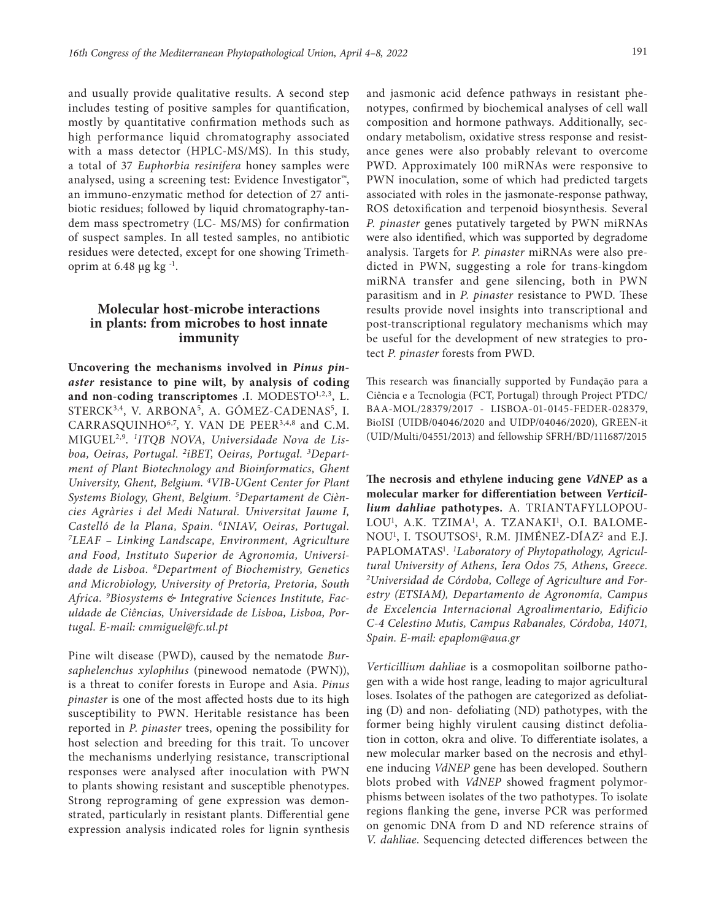and usually provide qualitative results. A second step includes testing of positive samples for quantification, mostly by quantitative confirmation methods such as high performance liquid chromatography associated with a mass detector (HPLC-MS/MS). In this study, a total of 37 *Euphorbia resinifera* honey samples were analysed, using a screening test: Evidence Investigator™, an immuno-enzymatic method for detection of 27 antibiotic residues; followed by liquid chromatography-tandem mass spectrometry (LC- MS/MS) for confirmation of suspect samples. In all tested samples, no antibiotic residues were detected, except for one showing Trimethoprim at 6.48 μg kg $^{-1}$.

## Molecular host-microbe interactions in plants: from microbes to host innate immunity

**Uncovering the mechanisms involved in *Pinus pinaster* resistance to pine wilt, by analysis of coding and non-coding transcriptomes .**I. MODESTO[1,2,3], L. STERCK[3,4], V. ARBONA[5], A. GÓMEZ-CADENAS[5], I. CARRASQUINHO[6,7], Y. VAN DE PEER[3,4,8] and C.M. MIGUEL[2,9]. *[1]ITQB NOVA, Universidade Nova de Lisboa, Oeiras, Portugal. [2]iBET, Oeiras, Portugal. [3]Department of Plant Biotechnology and Bioinformatics, Ghent University, Ghent, Belgium. [4]VIB-UGent Center for Plant Systems Biology, Ghent, Belgium. [5]Departament de Ciències Agràries i del Medi Natural. Universitat Jaume I, Castelló de la Plana, Spain. [6]INIAV, Oeiras, Portugal. [7]LEAF – Linking Landscape, Environment, Agriculture and Food, Instituto Superior de Agronomia, Universidade de Lisboa. [8]Department of Biochemistry, Genetics and Microbiology, University of Pretoria, Pretoria, South Africa. [9]Biosystems & Integrative Sciences Institute, Faculdade de Ciências, Universidade de Lisboa, Lisboa, Portugal. E-mail: cmmiguel@fc.ul.pt*

Pine wilt disease (PWD), caused by the nematode *Bursaphelenchus xylophilus* (pinewood nematode (PWN)), is a threat to conifer forests in Europe and Asia. *Pinus pinaster* is one of the most affected hosts due to its high susceptibility to PWN. Heritable resistance has been reported in *P. pinaster* trees, opening the possibility for host selection and breeding for this trait. To uncover the mechanisms underlying resistance, transcriptional responses were analysed after inoculation with PWN to plants showing resistant and susceptible phenotypes. Strong reprograming of gene expression was demonstrated, particularly in resistant plants. Differential gene expression analysis indicated roles for lignin synthesis and jasmonic acid defence pathways in resistant phenotypes, confirmed by biochemical analyses of cell wall composition and hormone pathways. Additionally, secondary metabolism, oxidative stress response and resistance genes were also probably relevant to overcome PWD. Approximately 100 miRNAs were responsive to PWN inoculation, some of which had predicted targets associated with roles in the jasmonate-response pathway, ROS detoxification and terpenoid biosynthesis. Several *P. pinaster* genes putatively targeted by PWN miRNAs were also identified, which was supported by degradome analysis. Targets for *P. pinaster* miRNAs were also predicted in PWN, suggesting a role for trans-kingdom miRNA transfer and gene silencing, both in PWN parasitism and in *P. pinaster* resistance to PWD. These results provide novel insights into transcriptional and post-transcriptional regulatory mechanisms which may be useful for the development of new strategies to protect *P. pinaster* forests from PWD.

This research was financially supported by Fundação para a Ciência e a Tecnologia (FCT, Portugal) through Project PTDC/BAA-MOL/28379/2017 - LISBOA-01-0145-FEDER-028379, BioISI (UIDB/04046/2020 and UIDP/04046/2020), GREEN-it (UID/Multi/04551/2013) and fellowship SFRH/BD/111687/2015

**The necrosis and ethylene inducing gene *VdNEP* as a molecular marker for differentiation between *Verticillium dahliae* pathotypes.** A. TRIANTAFYLLOPOULOU[1], A.K. TZIMA[1], A. TZANAKI[1], O.I. BALOMENOU[1], I. TSOUTSOS[1], R.M. JIMÉNEZ-DÍAZ[2] and E.J. PAPLOMATAS[1]. *[1]Laboratory of Phytopathology, Agricultural University of Athens, Iera Odos 75, Athens, Greece. [2]Universidad de Córdoba, College of Agriculture and Forestry (ETSIAM), Departamento de Agronomía, Campus de Excelencia Internacional Agroalimentario, Edificio C-4 Celestino Mutis, Campus Rabanales, Córdoba, 14071, Spain. E-mail: epaplom@aua.gr*

*Verticillium dahliae* is a cosmopolitan soilborne pathogen with a wide host range, leading to major agricultural loses. Isolates of the pathogen are categorized as defoliating (D) and non- defoliating (ND) pathotypes, with the former being highly virulent causing distinct defoliation in cotton, okra and olive. To differentiate isolates, a new molecular marker based on the necrosis and ethylene inducing *VdNEP* gene has been developed. Southern blots probed with *VdNEP* showed fragment polymorphisms between isolates of the two pathotypes. To isolate regions flanking the gene, inverse PCR was performed on genomic DNA from D and ND reference strains of *V. dahliae*. Sequencing detected differences between the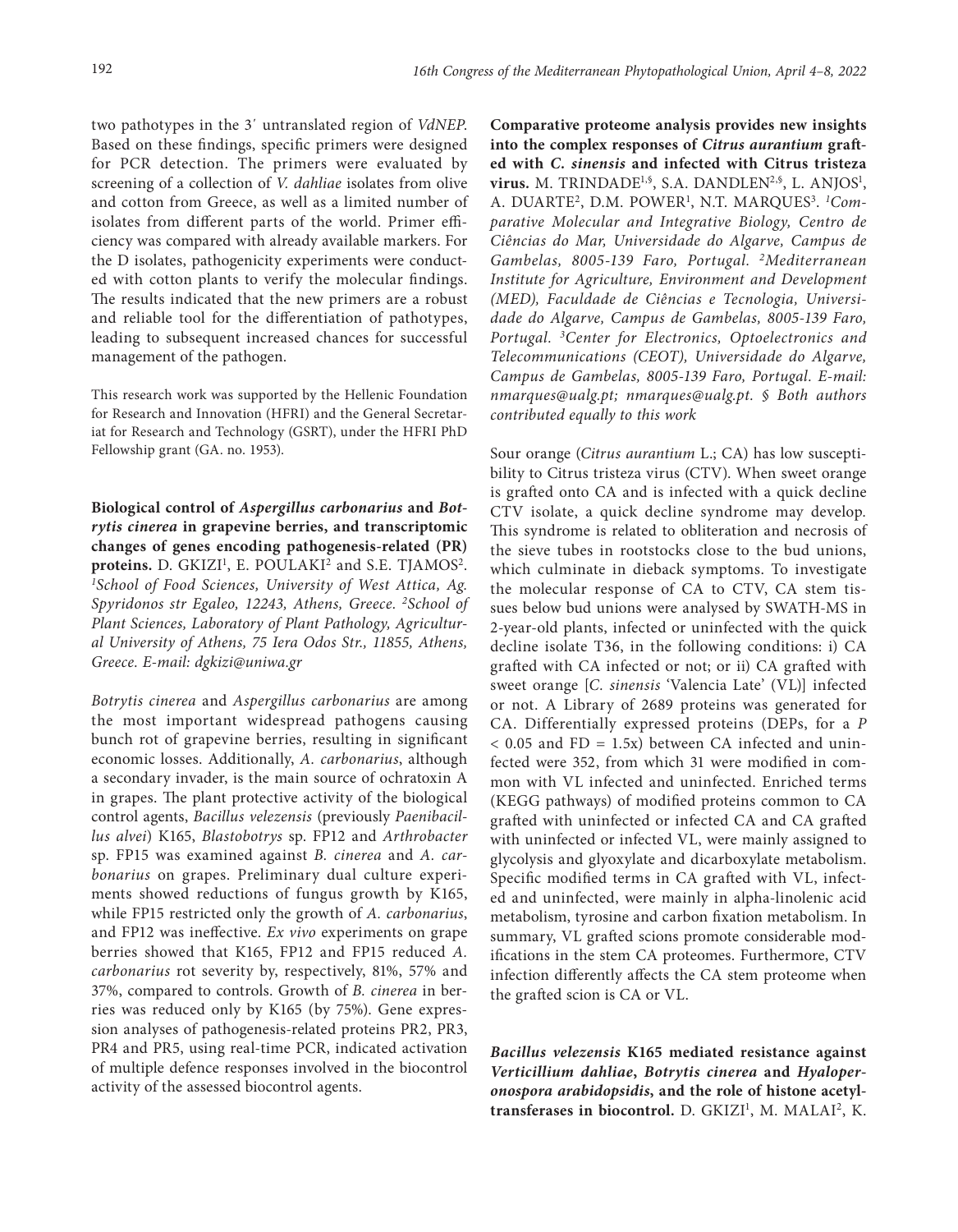two pathotypes in the 3′ untranslated region of *VdNEP*. Based on these findings, specific primers were designed for PCR detection. The primers were evaluated by screening of a collection of *V. dahliae* isolates from olive and cotton from Greece, as well as a limited number of isolates from different parts of the world. Primer efficiency was compared with already available markers. For the D isolates, pathogenicity experiments were conducted with cotton plants to verify the molecular findings. The results indicated that the new primers are a robust and reliable tool for the differentiation of pathotypes, leading to subsequent increased chances for successful management of the pathogen.

This research work was supported by the Hellenic Foundation for Research and Innovation (HFRI) and the General Secretariat for Research and Technology (GSRT), under the HFRI PhD Fellowship grant (GA. no. 1953).

**Biological control of *Aspergillus carbonarius* and *Botrytis cinerea* in grapevine berries, and transcriptomic changes of genes encoding pathogenesis-related (PR) proteins.** D. GKIZI[1], E. POULAKI[2] and S.E. TJAMOS[2]. *[1]School of Food Sciences, University of West Attica, Ag. Spyridonos str Egaleo, 12243, Athens, Greece. [2]School of Plant Sciences, Laboratory of Plant Pathology, Agricultural University of Athens, 75 Iera Odos Str., 11855, Athens, Greece. E-mail: dgkizi@uniwa.gr*

*Botrytis cinerea* and *Aspergillus carbonarius* are among the most important widespread pathogens causing bunch rot of grapevine berries, resulting in significant economic losses. Additionally, *A. carbonarius*, although a secondary invader, is the main source of ochratoxin A in grapes. The plant protective activity of the biological control agents, *Bacillus velezensis* (previously *Paenibacillus alvei*) K165, *Blastobotrys* sp. FP12 and *Arthrobacter* sp. FP15 was examined against *B. cinerea* and *A. carbonarius* on grapes. Preliminary dual culture experiments showed reductions of fungus growth by K165, while FP15 restricted only the growth of *A. carbonarius*, and FP12 was ineffective. *Ex vivo* experiments on grape berries showed that K165, FP12 and FP15 reduced *A. carbonarius* rot severity by, respectively, 81%, 57% and 37%, compared to controls. Growth of *B. cinerea* in berries was reduced only by K165 (by 75%). Gene expression analyses of pathogenesis-related proteins PR2, PR3, PR4 and PR5, using real-time PCR, indicated activation of multiple defence responses involved in the biocontrol activity of the assessed biocontrol agents.

**Comparative proteome analysis provides new insights into the complex responses of *Citrus aurantium* grafted with *C. sinensis* and infected with Citrus tristeza virus.** M. TRINDADE[1,$], S.A. DANDLEN[2,$], L. ANJOS[1], A. DUARTE[2], D.M. POWER[1], N.T. MARQUES[3]. *[1]Comparative Molecular and Integrative Biology, Centro de Ciências do Mar, Universidade do Algarve, Campus de Gambelas, 8005-139 Faro, Portugal. [2]Mediterranean Institute for Agriculture, Environment and Development (MED), Faculdade de Ciências e Tecnologia, Universidade do Algarve, Campus de Gambelas, 8005-139 Faro, Portugal. [3]Center for Electronics, Optoelectronics and Telecommunications (CEOT), Universidade do Algarve, Campus de Gambelas, 8005-139 Faro, Portugal. E-mail: nmarques@ualg.pt; nmarques@ualg.pt. $ Both authors contributed equally to this work*

Sour orange (*Citrus aurantium* L.; CA) has low susceptibility to Citrus tristeza virus (CTV). When sweet orange is grafted onto CA and is infected with a quick decline CTV isolate, a quick decline syndrome may develop. This syndrome is related to obliteration and necrosis of the sieve tubes in rootstocks close to the bud unions, which culminate in dieback symptoms. To investigate the molecular response of CA to CTV, CA stem tissues below bud unions were analysed by SWATH-MS in 2-year-old plants, infected or uninfected with the quick decline isolate T36, in the following conditions: i) CA grafted with CA infected or not; or ii) CA grafted with sweet orange [*C. sinensis* 'Valencia Late' (VL)] infected or not. A Library of 2689 proteins was generated for CA. Differentially expressed proteins (DEPs, for a $P < 0.05$ and FD = 1.5x) between CA infected and uninfected were 352, from which 31 were modified in common with VL infected and uninfected. Enriched terms (KEGG pathways) of modified proteins common to CA grafted with uninfected or infected CA and CA grafted with uninfected or infected VL, were mainly assigned to glycolysis and glyoxylate and dicarboxylate metabolism. Specific modified terms in CA grafted with VL, infected and uninfected, were mainly in alpha-linolenic acid metabolism, tyrosine and carbon fixation metabolism. In summary, VL grafted scions promote considerable modifications in the stem CA proteomes. Furthermore, CTV infection differently affects the CA stem proteome when the grafted scion is CA or VL.

***Bacillus velezensis* K165 mediated resistance against *Verticillium dahliae*, *Botrytis cinerea* and *Hyaloperonospora arabidopsidis*, and the role of histone acetyltransferases in biocontrol.** D. GKIZI[1], M. MALAI[2], K.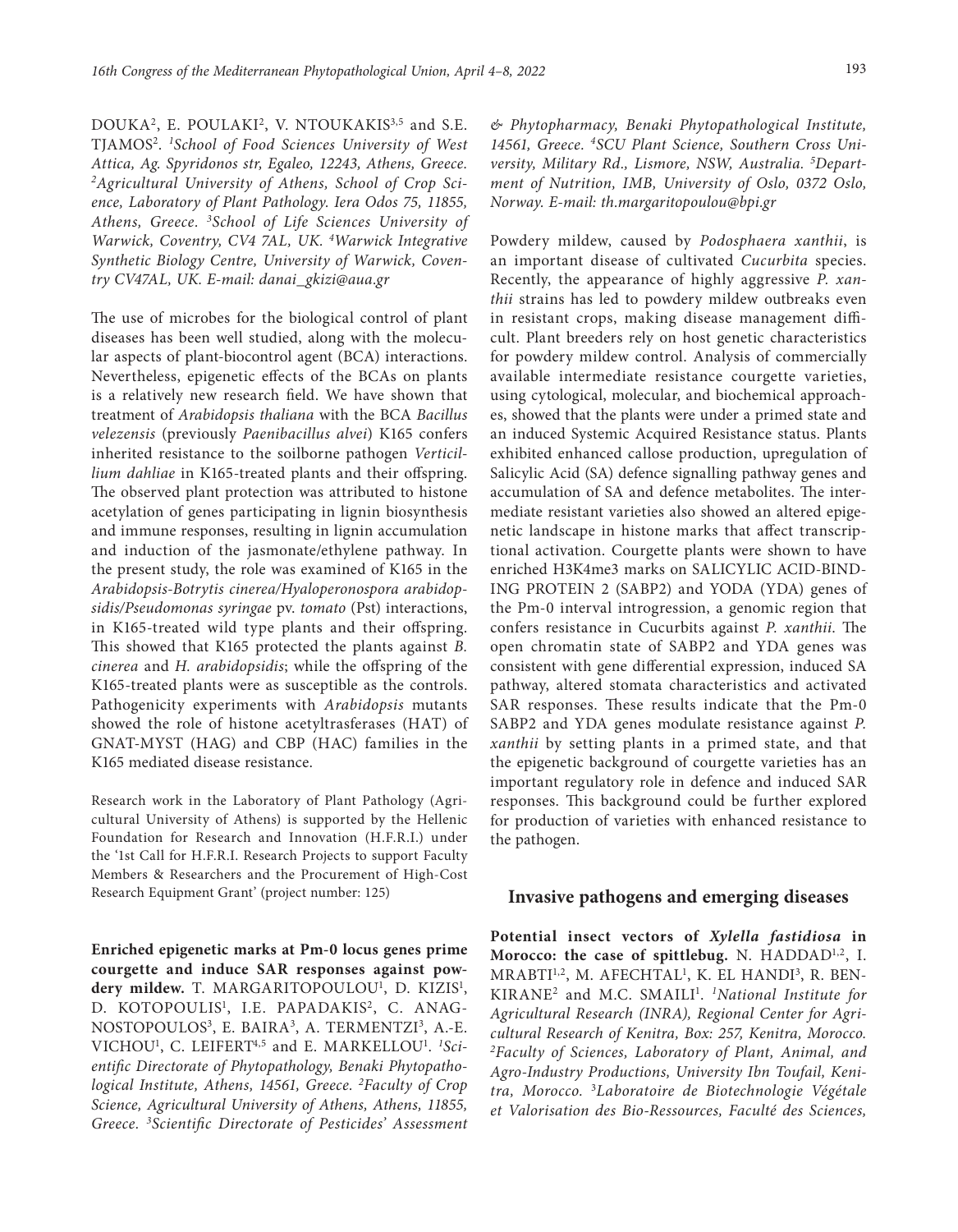DOUKA[2], E. POULAKI[2], V. NTOUKAKIS[3,5] and S.E. TJAMOS[2]. *[1]School of Food Sciences University of West Attica, Ag. Spyridonos str, Egaleo, 12243, Athens, Greece. [2]Agricultural University of Athens, School of Crop Science, Laboratory of Plant Pathology. Iera Odos 75, 11855, Athens, Greece. [3]School of Life Sciences University of Warwick, Coventry, CV4 7AL, UK. [4]Warwick Integrative Synthetic Biology Centre, University of Warwick, Coventry CV47AL, UK. E-mail: danai_gkizi@aua.gr*

The use of microbes for the biological control of plant diseases has been well studied, along with the molecular aspects of plant-biocontrol agent (BCA) interactions. Nevertheless, epigenetic effects of the BCAs on plants is a relatively new research field. We have shown that treatment of *Arabidopsis thaliana* with the BCA *Bacillus velezensis* (previously *Paenibacillus alvei*) K165 confers inherited resistance to the soilborne pathogen *Verticillium dahliae* in K165-treated plants and their offspring. The observed plant protection was attributed to histone acetylation of genes participating in lignin biosynthesis and immune responses, resulting in lignin accumulation and induction of the jasmonate/ethylene pathway. In the present study, the role was examined of K165 in the *Arabidopsis-Botrytis cinerea/Hyaloperonospora arabidopsidis/Pseudomonas syringae* pv. *tomato* (Pst) interactions, in K165-treated wild type plants and their offspring. This showed that K165 protected the plants against *B. cinerea* and *H. arabidopsidis*; while the offspring of the K165-treated plants were as susceptible as the controls. Pathogenicity experiments with *Arabidopsis* mutants showed the role of histone acetyltrasferases (HAT) of GNAT-MYST (HAG) and CBP (HAC) families in the K165 mediated disease resistance.

Research work in the Laboratory of Plant Pathology (Agricultural University of Athens) is supported by the Hellenic Foundation for Research and Innovation (H.F.R.I.) under the '1st Call for H.F.R.I. Research Projects to support Faculty Members & Researchers and the Procurement of High-Cost Research Equipment Grant' (project number: 125)

**Enriched epigenetic marks at Pm-0 locus genes prime courgette and induce SAR responses against powdery mildew.** T. MARGARITOPOULOU[1], D. KIZIS[1], D. KOTOPOULIS[1], I.E. PAPADAKIS[2], C. ANAGNOSTOPOULOS[3], E. BAIRA[3], A. TERMENTZI[3], A.-E. VICHOU[1], C. LEIFERT[4,5] and E. MARKELLOU[1]. *[1]Scientific Directorate of Phytopathology, Benaki Phytopathological Institute, Athens, 14561, Greece. [2]Faculty of Crop Science, Agricultural University of Athens, Athens, 11855, Greece. [3]Scientific Directorate of Pesticides' Assessment & Phytopharmacy, Benaki Phytopathological Institute, 14561, Greece. [4]SCU Plant Science, Southern Cross University, Military Rd., Lismore, NSW, Australia. [5]Department of Nutrition, IMB, University of Oslo, 0372 Oslo, Norway. E-mail: th.margaritopoulou@bpi.gr*

Powdery mildew, caused by *Podosphaera xanthii*, is an important disease of cultivated *Cucurbita* species. Recently, the appearance of highly aggressive *P. xanthii* strains has led to powdery mildew outbreaks even in resistant crops, making disease management difficult. Plant breeders rely on host genetic characteristics for powdery mildew control. Analysis of commercially available intermediate resistance courgette varieties, using cytological, molecular, and biochemical approaches, showed that the plants were under a primed state and an induced Systemic Acquired Resistance status. Plants exhibited enhanced callose production, upregulation of Salicylic Acid (SA) defence signalling pathway genes and accumulation of SA and defence metabolites. The intermediate resistant varieties also showed an altered epigenetic landscape in histone marks that affect transcriptional activation. Courgette plants were shown to have enriched H3K4me3 marks on SALICYLIC ACID-BINDING PROTEIN 2 (SABP2) and YODA (YDA) genes of the Pm-0 interval introgression, a genomic region that confers resistance in Cucurbits against *P. xanthii*. The open chromatin state of SABP2 and YDA genes was consistent with gene differential expression, induced SA pathway, altered stomata characteristics and activated SAR responses. These results indicate that the Pm-0 SABP2 and YDA genes modulate resistance against *P. xanthii* by setting plants in a primed state, and that the epigenetic background of courgette varieties has an important regulatory role in defence and induced SAR responses. This background could be further explored for production of varieties with enhanced resistance to the pathogen.

## Invasive pathogens and emerging diseases

**Potential insect vectors of *Xylella fastidiosa* in Morocco: the case of spittlebug.** N. HADDAD[1,2], I. MRABTI[1,2], M. AFECHTAL[1], K. EL HANDI[3], R. BENKIRANE[2] and M.C. SMAILI[1]. *[1]National Institute for Agricultural Research (INRA), Regional Center for Agricultural Research of Kenitra, Box: 257, Kenitra, Morocco. [2]Faculty of Sciences, Laboratory of Plant, Animal, and Agro-Industry Productions, University Ibn Toufail, Kenitra, Morocco. [3]Laboratoire de Biotechnologie Végétale et Valorisation des Bio-Ressources, Faculté des Sciences,*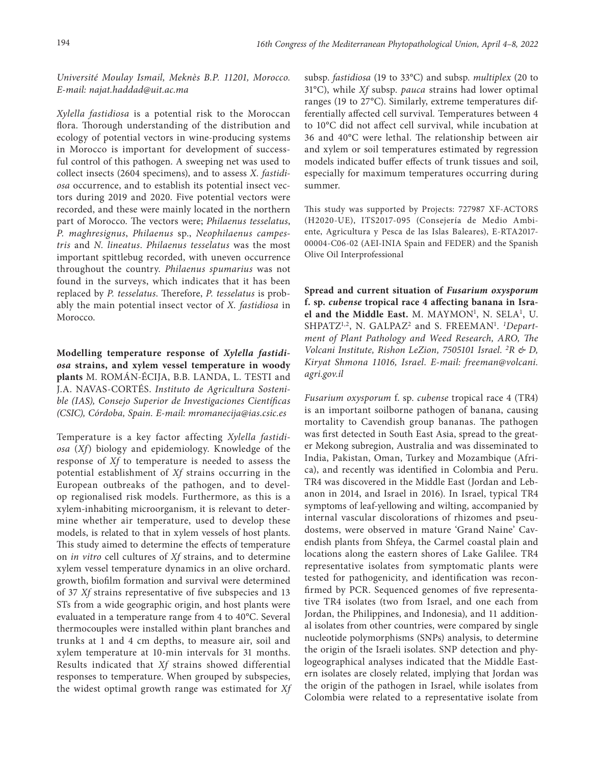*Université Moulay Ismail, Meknès B.P. 11201, Morocco. E-mail: najat.haddad@uit.ac.ma*

*Xylella fastidiosa* is a potential risk to the Moroccan flora. Thorough understanding of the distribution and ecology of potential vectors in wine-producing systems in Morocco is important for development of successful control of this pathogen. A sweeping net was used to collect insects (2604 specimens), and to assess *X. fastidiosa* occurrence, and to establish its potential insect vectors during 2019 and 2020. Five potential vectors were recorded, and these were mainly located in the northern part of Morocco. The vectors were; *Philaenus tesselatus*, *P. maghresignus*, *Philaenus* sp., *Neophilaenus campestris* and *N. lineatus*. *Philaenus tesselatus* was the most important spittlebug recorded, with uneven occurrence throughout the country. *Philaenus spumarius* was not found in the surveys, which indicates that it has been replaced by *P. tesselatus*. Therefore, *P. tesselatus* is probably the main potential insect vector of *X. fastidiosa* in Morocco.

**Modelling temperature response of *Xylella fastidiosa* strains, and xylem vessel temperature in woody plants** M. ROMÁN-ÉCIJA, B.B. LANDA, L. TESTI and J.A. NAVAS-CORTÉS. *Instituto de Agricultura Sostenible (IAS), Consejo Superior de Investigaciones Científicas (CSIC), Córdoba, Spain. E-mail: mromanecija@ias.csic.es*

Temperature is a key factor affecting *Xylella fastidiosa* (*Xf*) biology and epidemiology. Knowledge of the response of *Xf* to temperature is needed to assess the potential establishment of *Xf* strains occurring in the European outbreaks of the pathogen, and to develop regionalised risk models. Furthermore, as this is a xylem-inhabiting microorganism, it is relevant to determine whether air temperature, used to develop these models, is related to that in xylem vessels of host plants. This study aimed to determine the effects of temperature on *in vitro* cell cultures of *Xf* strains, and to determine xylem vessel temperature dynamics in an olive orchard. growth, biofilm formation and survival were determined of 37 *Xf* strains representative of five subspecies and 13 STs from a wide geographic origin, and host plants were evaluated in a temperature range from 4 to 40°C. Several thermocouples were installed within plant branches and trunks at 1 and 4 cm depths, to measure air, soil and xylem temperature at 10-min intervals for 31 months. Results indicated that *Xf* strains showed differential responses to temperature. When grouped by subspecies, the widest optimal growth range was estimated for *Xf* subsp. *fastidiosa* (19 to 33°C) and subsp. *multiplex* (20 to 31°C), while *Xf* subsp. *pauca* strains had lower optimal ranges (19 to 27°C). Similarly, extreme temperatures differentially affected cell survival. Temperatures between 4 to 10°C did not affect cell survival, while incubation at 36 and 40°C were lethal. The relationship between air and xylem or soil temperatures estimated by regression models indicated buffer effects of trunk tissues and soil, especially for maximum temperatures occurring during summer.

This study was supported by Projects: 727987 XF-ACTORS (H2020-UE), ITS2017-095 (Consejería de Medio Ambiente, Agricultura y Pesca de las Islas Baleares), E-RTA2017-00004-C06-02 (AEI-INIA Spain and FEDER) and the Spanish Olive Oil Interprofessional

**Spread and current situation of *Fusarium oxysporum* f. sp. *cubense* tropical race 4 affecting banana in Israel and the Middle East.** M. MAYMON[1], N. SELA[1], U. SHPATZ[1,2], N. GALPAZ[2] and S. FREEMAN[1]. *[1]Department of Plant Pathology and Weed Research, ARO, The Volcani Institute, Rishon LeZion, 7505101 Israel. [2]R & D, Kiryat Shmona 11016, Israel. E-mail: freeman@volcani.agri.gov.il*

*Fusarium oxysporum* f. sp. *cubense* tropical race 4 (TR4) is an important soilborne pathogen of banana, causing mortality to Cavendish group bananas. The pathogen was first detected in South East Asia, spread to the greater Mekong subregion, Australia and was disseminated to India, Pakistan, Oman, Turkey and Mozambique (Africa), and recently was identified in Colombia and Peru. TR4 was discovered in the Middle East (Jordan and Lebanon in 2014, and Israel in 2016). In Israel, typical TR4 symptoms of leaf-yellowing and wilting, accompanied by internal vascular discolorations of rhizomes and pseudostems, were observed in mature 'Grand Naine' Cavendish plants from Shfeya, the Carmel coastal plain and locations along the eastern shores of Lake Galilee. TR4 representative isolates from symptomatic plants were tested for pathogenicity, and identification was reconfirmed by PCR. Sequenced genomes of five representative TR4 isolates (two from Israel, and one each from Jordan, the Philippines, and Indonesia), and 11 additional isolates from other countries, were compared by single nucleotide polymorphisms (SNPs) analysis, to determine the origin of the Israeli isolates. SNP detection and phylogeographical analyses indicated that the Middle Eastern isolates are closely related, implying that Jordan was the origin of the pathogen in Israel, while isolates from Colombia were related to a representative isolate from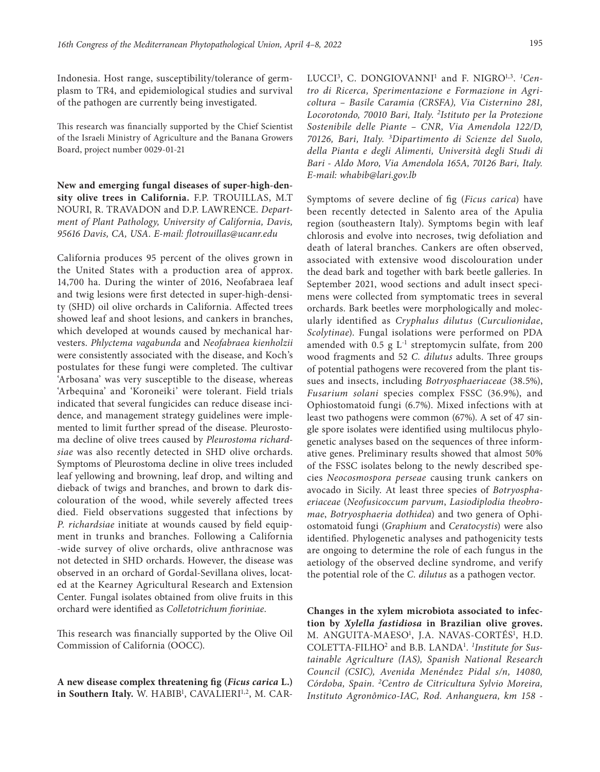Indonesia. Host range, susceptibility/tolerance of germplasm to TR4, and epidemiological studies and survival of the pathogen are currently being investigated.

This research was financially supported by the Chief Scientist of the Israeli Ministry of Agriculture and the Banana Growers Board, project number 0029-01-21

**New and emerging fungal diseases of super-high-density olive trees in California.** F.P. TROUILLAS, M.T NOURI, R. TRAVADON and D.P. LAWRENCE. *Department of Plant Pathology, University of California, Davis, 95616 Davis, CA, USA. E-mail: flotrouillas@ucanr.edu*

California produces 95 percent of the olives grown in the United States with a production area of approx. 14,700 ha. During the winter of 2016, Neofabraea leaf and twig lesions were first detected in super-high-density (SHD) oil olive orchards in California. Affected trees showed leaf and shoot lesions, and cankers in branches, which developed at wounds caused by mechanical harvesters. *Phlyctema vagabunda* and *Neofabraea kienholzii* were consistently associated with the disease, and Koch's postulates for these fungi were completed. The cultivar 'Arbosana' was very susceptible to the disease, whereas 'Arbequina' and 'Koroneiki' were tolerant. Field trials indicated that several fungicides can reduce disease incidence, and management strategy guidelines were implemented to limit further spread of the disease. Pleurostoma decline of olive trees caused by *Pleurostoma richardsiae* was also recently detected in SHD olive orchards. Symptoms of Pleurostoma decline in olive trees included leaf yellowing and browning, leaf drop, and wilting and dieback of twigs and branches, and brown to dark discolouration of the wood, while severely affected trees died. Field observations suggested that infections by *P. richardsiae* initiate at wounds caused by field equipment in trunks and branches. Following a California -wide survey of olive orchards, olive anthracnose was not detected in SHD orchards. However, the disease was observed in an orchard of Gordal-Sevillana olives, located at the Kearney Agricultural Research and Extension Center. Fungal isolates obtained from olive fruits in this orchard were identified as *Colletotrichum fioriniae*.

This research was financially supported by the Olive Oil Commission of California (OOCC).

**A new disease complex threatening fig (*Ficus carica* L.) in Southern Italy.** W. HABIB[1], CAVALIERI[1,2], M. CARLUCCI[3], C. DONGIOVANNI[1] and F. NIGRO[1,3]. *[1]Centro di Ricerca, Sperimentazione e Formazione in Agricoltura – Basile Caramia (CRSFA), Via Cisternino 281, Locorotondo, 70010 Bari, Italy. [2]Istituto per la Protezione Sostenibile delle Piante – CNR, Via Amendola 122/D, 70126, Bari, Italy. [3]Dipartimento di Scienze del Suolo, della Pianta e degli Alimenti, Università degli Studi di Bari - Aldo Moro, Via Amendola 165A, 70126 Bari, Italy. E-mail: whabib@lari.gov.lb*

Symptoms of severe decline of fig (*Ficus carica*) have been recently detected in Salento area of the Apulia region (southeastern Italy). Symptoms begin with leaf chlorosis and evolve into necroses, twig defoliation and death of lateral branches. Cankers are often observed, associated with extensive wood discolouration under the dead bark and together with bark beetle galleries. In September 2021, wood sections and adult insect specimens were collected from symptomatic trees in several orchards. Bark beetles were morphologically and molecularly identified as *Cryphalus dilutus* (*Curculionidae*, *Scolytinae*). Fungal isolations were performed on PDA amended with 0.5 g $L^{-1}$ streptomycin sulfate, from 200 wood fragments and 52 *C. dilutus* adults. Three groups of potential pathogens were recovered from the plant tissues and insects, including *Botryosphaeriaceae* (38.5%), *Fusarium solani* species complex FSSC (36.9%), and Ophiostomatoid fungi (6.7%). Mixed infections with at least two pathogens were common (67%). A set of 47 single spore isolates were identified using multilocus phylogenetic analyses based on the sequences of three informative genes. Preliminary results showed that almost 50% of the FSSC isolates belong to the newly described species *Neocosmospora perseae* causing trunk cankers on avocado in Sicily. At least three species of *Botryosphaeriaceae* (*Neofusicoccum parvum*, *Lasiodiplodia theobromae*, *Botryosphaeria dothidea*) and two genera of Ophiostomatoid fungi (*Graphium* and *Ceratocystis*) were also identified. Phylogenetic analyses and pathogenicity tests are ongoing to determine the role of each fungus in the aetiology of the observed decline syndrome, and verify the potential role of the *C. dilutus* as a pathogen vector.

**Changes in the xylem microbiota associated to infection by *Xylella fastidiosa* in Brazilian olive groves.** M. ANGUITA-MAESO[1], J.A. NAVAS-CORTÉS[1], H.D. COLETTA-FILHO[2] and B.B. LANDA[1]. *[1]Institute for Sustainable Agriculture (IAS), Spanish National Research Council (CSIC), Avenida Menéndez Pidal s/n, 14080, Córdoba, Spain. [2]Centro de Citricultura Sylvio Moreira, Instituto Agronômico-IAC, Rod. Anhanguera, km 158 -*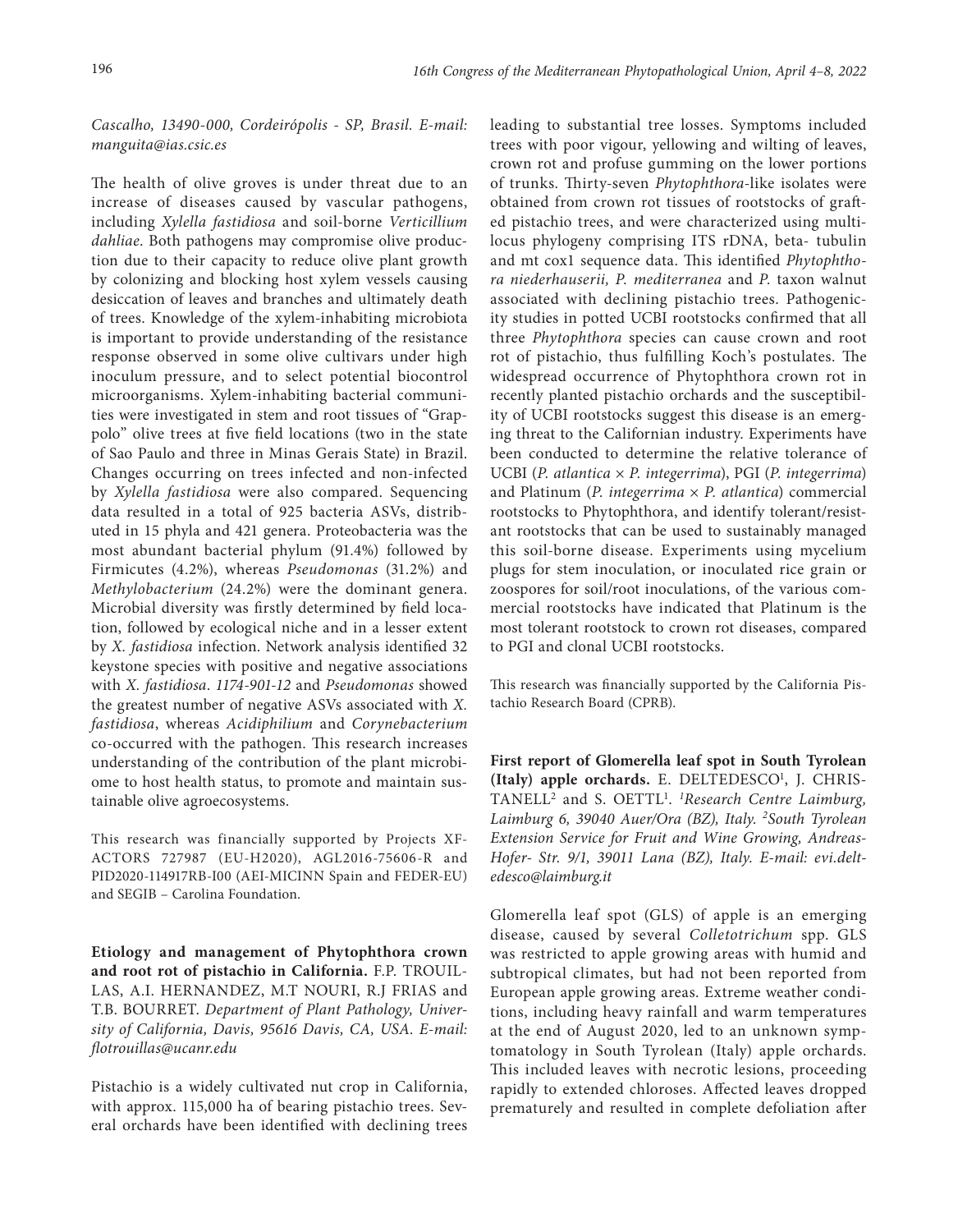*Cascalho, 13490-000, Cordeirópolis - SP, Brasil. E-mail: manguita@ias.csic.es*

The health of olive groves is under threat due to an increase of diseases caused by vascular pathogens, including *Xylella fastidiosa* and soil-borne *Verticillium dahliae*. Both pathogens may compromise olive production due to their capacity to reduce olive plant growth by colonizing and blocking host xylem vessels causing desiccation of leaves and branches and ultimately death of trees. Knowledge of the xylem-inhabiting microbiota is important to provide understanding of the resistance response observed in some olive cultivars under high inoculum pressure, and to select potential biocontrol microorganisms. Xylem-inhabiting bacterial communities were investigated in stem and root tissues of "Grappolo" olive trees at five field locations (two in the state of Sao Paulo and three in Minas Gerais State) in Brazil. Changes occurring on trees infected and non-infected by *Xylella fastidiosa* were also compared. Sequencing data resulted in a total of 925 bacteria ASVs, distributed in 15 phyla and 421 genera. Proteobacteria was the most abundant bacterial phylum (91.4%) followed by Firmicutes (4.2%), whereas *Pseudomonas* (31.2%) and *Methylobacterium* (24.2%) were the dominant genera. Microbial diversity was firstly determined by field location, followed by ecological niche and in a lesser extent by *X. fastidiosa* infection. Network analysis identified 32 keystone species with positive and negative associations with *X. fastidiosa*. *1174-901-12* and *Pseudomonas* showed the greatest number of negative ASVs associated with *X. fastidiosa*, whereas *Acidiphilium* and *Corynebacterium* co-occurred with the pathogen. This research increases understanding of the contribution of the plant microbiome to host health status, to promote and maintain sustainable olive agroecosystems.

This research was financially supported by Projects XF-ACTORS 727987 (EU-H2020), AGL2016-75606-R and PID2020-114917RB-I00 (AEI-MICINN Spain and FEDER-EU) and SEGIB – Carolina Foundation.

**Etiology and management of Phytophthora crown and root rot of pistachio in California.** F.P. TROUILLAS, A.I. HERNANDEZ, M.T NOURI, R.J FRIAS and T.B. BOURRET. *Department of Plant Pathology, University of California, Davis, 95616 Davis, CA, USA. E-mail: flotrouillas@ucanr.edu*

Pistachio is a widely cultivated nut crop in California, with approx. 115,000 ha of bearing pistachio trees. Several orchards have been identified with declining trees leading to substantial tree losses. Symptoms included trees with poor vigour, yellowing and wilting of leaves, crown rot and profuse gumming on the lower portions of trunks. Thirty-seven *Phytophthora*-like isolates were obtained from crown rot tissues of rootstocks of grafted pistachio trees, and were characterized using multilocus phylogeny comprising ITS rDNA, beta- tubulin and mt cox1 sequence data. This identified *Phytophthora niederhauserii*, *P. mediterranea* and *P.* taxon walnut associated with declining pistachio trees. Pathogenicity studies in potted UCBI rootstocks confirmed that all three *Phytophthora* species can cause crown and root rot of pistachio, thus fulfilling Koch's postulates. The widespread occurrence of Phytophthora crown rot in recently planted pistachio orchards and the susceptibility of UCBI rootstocks suggest this disease is an emerging threat to the Californian industry. Experiments have been conducted to determine the relative tolerance of UCBI (*P. atlantica* × *P. integerrima*), PGI (*P. integerrima*) and Platinum (*P. integerrima* × *P. atlantica*) commercial rootstocks to Phytophthora, and identify tolerant/resistant rootstocks that can be used to sustainably managed this soil-borne disease. Experiments using mycelium plugs for stem inoculation, or inoculated rice grain or zoospores for soil/root inoculations, of the various commercial rootstocks have indicated that Platinum is the most tolerant rootstock to crown rot diseases, compared to PGI and clonal UCBI rootstocks.

This research was financially supported by the California Pistachio Research Board (CPRB).

**First report of Glomerella leaf spot in South Tyrolean (Italy) apple orchards.** E. DELTEDESCO[1], J. CHRISTANELL[2] and S. OETTL[1]. [1]*Research Centre Laimburg, Laimburg 6, 39040 Auer/Ora (BZ), Italy.* [2]*South Tyrolean Extension Service for Fruit and Wine Growing, Andreas-Hofer- Str. 9/1, 39011 Lana (BZ), Italy. E-mail: evi.deltedesco@laimburg.it*

Glomerella leaf spot (GLS) of apple is an emerging disease, caused by several *Colletotrichum* spp. GLS was restricted to apple growing areas with humid and subtropical climates, but had not been reported from European apple growing areas. Extreme weather conditions, including heavy rainfall and warm temperatures at the end of August 2020, led to an unknown symptomatology in South Tyrolean (Italy) apple orchards. This included leaves with necrotic lesions, proceeding rapidly to extended chloroses. Affected leaves dropped prematurely and resulted in complete defoliation after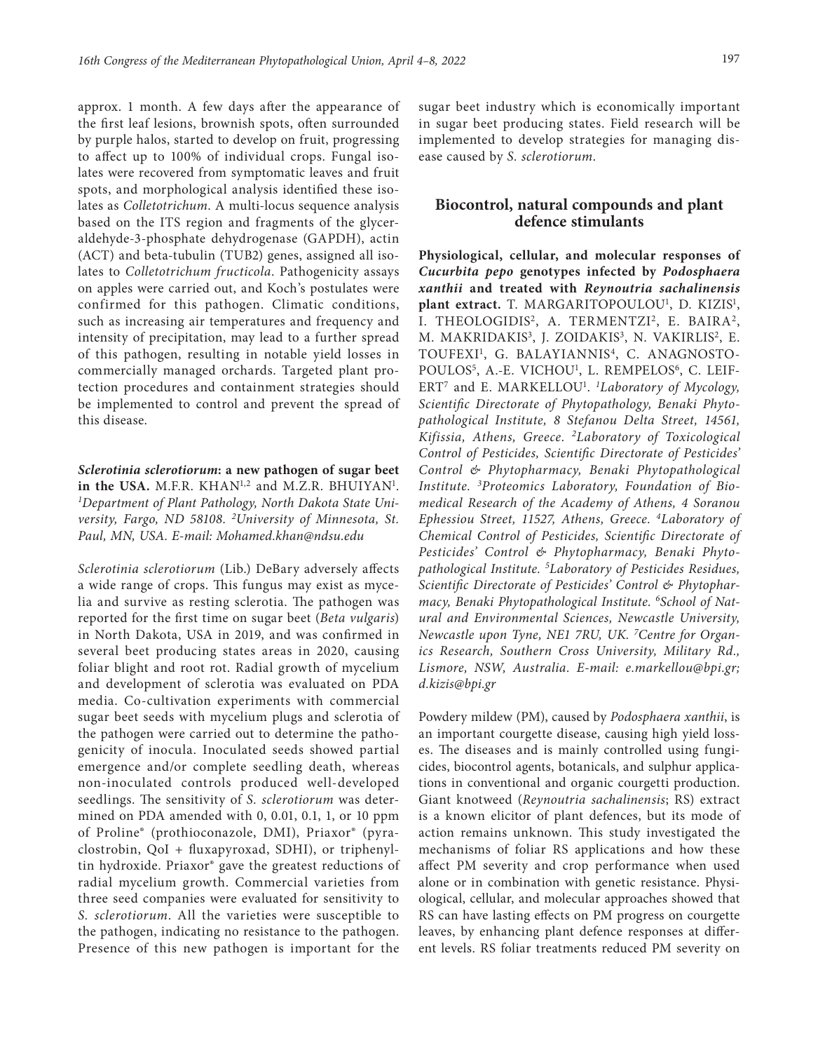approx. 1 month. A few days after the appearance of the first leaf lesions, brownish spots, often surrounded by purple halos, started to develop on fruit, progressing to affect up to 100% of individual crops. Fungal isolates were recovered from symptomatic leaves and fruit spots, and morphological analysis identified these isolates as *Colletotrichum*. A multi-locus sequence analysis based on the ITS region and fragments of the glyceraldehyde-3-phosphate dehydrogenase (GAPDH), actin (ACT) and beta-tubulin (TUB2) genes, assigned all isolates to *Colletotrichum fructicola*. Pathogenicity assays on apples were carried out, and Koch's postulates were confirmed for this pathogen. Climatic conditions, such as increasing air temperatures and frequency and intensity of precipitation, may lead to a further spread of this pathogen, resulting in notable yield losses in commercially managed orchards. Targeted plant protection procedures and containment strategies should be implemented to control and prevent the spread of this disease.

***Sclerotinia sclerotiorum*: a new pathogen of sugar beet in the USA.** M.F.R. KHAN[1,2] and M.Z.R. BHUIYAN[1]. [1]*Department of Plant Pathology, North Dakota State University, Fargo, ND 58108.* [2]*University of Minnesota, St. Paul, MN, USA. E-mail: Mohamed.khan@ndsu.edu*

*Sclerotinia sclerotiorum* (Lib.) DeBary adversely affects a wide range of crops. This fungus may exist as mycelia and survive as resting sclerotia. The pathogen was reported for the first time on sugar beet (*Beta vulgaris*) in North Dakota, USA in 2019, and was confirmed in several beet producing states areas in 2020, causing foliar blight and root rot. Radial growth of mycelium and development of sclerotia was evaluated on PDA media. Co-cultivation experiments with commercial sugar beet seeds with mycelium plugs and sclerotia of the pathogen were carried out to determine the pathogenicity of inocula. Inoculated seeds showed partial emergence and/or complete seedling death, whereas non-inoculated controls produced well-developed seedlings. The sensitivity of *S. sclerotiorum* was determined on PDA amended with 0, 0.01, 0.1, 1, or 10 ppm of Proline® (prothioconazole, DMI), Priaxor® (pyraclostrobin, QoI + fluxapyroxad, SDHI), or triphenyltin hydroxide. Priaxor® gave the greatest reductions of radial mycelium growth. Commercial varieties from three seed companies were evaluated for sensitivity to *S. sclerotiorum*. All the varieties were susceptible to the pathogen, indicating no resistance to the pathogen. Presence of this new pathogen is important for the sugar beet industry which is economically important in sugar beet producing states. Field research will be implemented to develop strategies for managing disease caused by *S. sclerotiorum*.

## Biocontrol, natural compounds and plant defence stimulants

**Physiological, cellular, and molecular responses of *Cucurbita pepo* genotypes infected by *Podosphaera xanthii* and treated with *Reynoutria sachalinensis* plant extract.** T. MARGARITOPOULOU[1], D. KIZIS[1], I. THEOLOGIDIS[2], A. TERMENTZI[2], E. BAIRA[2], M. MAKRIDAKIS[3], J. ZOIDAKIS[3], N. VAKIRLIS[2], E. TOUFEXI[1], G. BALAYIANNIS[4], C. ANAGNOSTOPOULOS[5], A.-E. VICHOU[1], L. REMPELOS[6], C. LEIFERT[7] and E. MARKELLOU[1]. [1]*Laboratory of Mycology, Scientific Directorate of Phytopathology, Benaki Phytopathological Institute, 8 Stefanou Delta Street, 14561, Kifissia, Athens, Greece.* [2]*Laboratory of Toxicological Control of Pesticides, Scientific Directorate of Pesticides' Control & Phytopharmacy, Benaki Phytopathological Institute.* [3]*Proteomics Laboratory, Foundation of Biomedical Research of the Academy of Athens, 4 Soranou Ephessiou Street, 11527, Athens, Greece.* [4]*Laboratory of Chemical Control of Pesticides, Scientific Directorate of Pesticides' Control & Phytopharmacy, Benaki Phytopathological Institute.* [5]*Laboratory of Pesticides Residues, Scientific Directorate of Pesticides' Control & Phytopharmacy, Benaki Phytopathological Institute.* [6]*School of Natural and Environmental Sciences, Newcastle University, Newcastle upon Tyne, NE1 7RU, UK.* [7]*Centre for Organics Research, Southern Cross University, Military Rd., Lismore, NSW, Australia. E-mail: e.markellou@bpi.gr; d.kizis@bpi.gr*

Powdery mildew (PM), caused by *Podosphaera xanthii*, is an important courgette disease, causing high yield losses. The diseases and is mainly controlled using fungicides, biocontrol agents, botanicals, and sulphur applications in conventional and organic courgetti production. Giant knotweed (*Reynoutria sachalinensis*; RS) extract is a known elicitor of plant defences, but its mode of action remains unknown. This study investigated the mechanisms of foliar RS applications and how these affect PM severity and crop performance when used alone or in combination with genetic resistance. Physiological, cellular, and molecular approaches showed that RS can have lasting effects on PM progress on courgette leaves, by enhancing plant defence responses at different levels. RS foliar treatments reduced PM severity on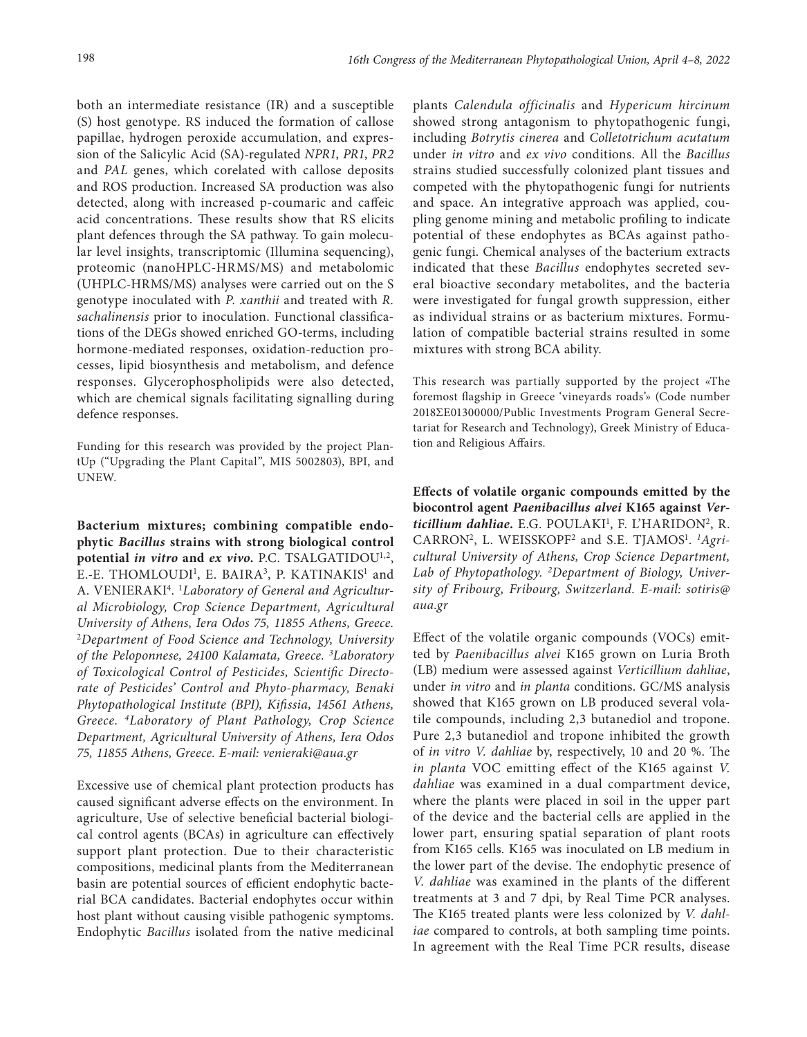both an intermediate resistance (IR) and a susceptible (S) host genotype. RS induced the formation of callose papillae, hydrogen peroxide accumulation, and expression of the Salicylic Acid (SA)-regulated *NPR1*, *PR1*, *PR2* and *PAL* genes, which corelated with callose deposits and ROS production. Increased SA production was also detected, along with increased p-coumaric and caffeic acid concentrations. These results show that RS elicits plant defences through the SA pathway. To gain molecular level insights, transcriptomic (Illumina sequencing), proteomic (nanoHPLC-HRMS/MS) and metabolomic (UHPLC-HRMS/MS) analyses were carried out on the S genotype inoculated with *P. xanthii* and treated with *R. sachalinensis* prior to inoculation. Functional classifications of the DEGs showed enriched GO-terms, including hormone-mediated responses, oxidation-reduction processes, lipid biosynthesis and metabolism, and defence responses. Glycerophospholipids were also detected, which are chemical signals facilitating signalling during defence responses.

Funding for this research was provided by the project PlantUp ("Upgrading the Plant Capital", MIS 5002803), BPI, and UNEW.

**Bacterium mixtures; combining compatible endophytic *Bacillus* strains with strong biological control potential *in vitro* and *ex vivo*.** P.C. TSALGATIDOU[1,2], E.-E. THOMLOUDI[1], E. BAIRA[3], P. KATINAKIS[1] and A. VENIERAKI[4]. [1]*Laboratory of General and Agricultural Microbiology, Crop Science Department, Agricultural University of Athens, Iera Odos 75, 11855 Athens, Greece.* [2]*Department of Food Science and Technology, University of the Peloponnese, 24100 Kalamata, Greece.* [3]*Laboratory of Toxicological Control of Pesticides, Scientific Directorate of Pesticides' Control and Phyto-pharmacy, Benaki Phytopathological Institute (BPI), Kifissia, 14561 Athens, Greece.* [4]*Laboratory of Plant Pathology, Crop Science Department, Agricultural University of Athens, Iera Odos 75, 11855 Athens, Greece. E-mail: venieraki@aua.gr*

Excessive use of chemical plant protection products has caused significant adverse effects on the environment. In agriculture, Use of selective beneficial bacterial biological control agents (BCAs) in agriculture can effectively support plant protection. Due to their characteristic compositions, medicinal plants from the Mediterranean basin are potential sources of efficient endophytic bacterial BCA candidates. Bacterial endophytes occur within host plant without causing visible pathogenic symptoms. Endophytic *Bacillus* isolated from the native medicinal plants *Calendula officinalis* and *Hypericum hircinum* showed strong antagonism to phytopathogenic fungi, including *Botrytis cinerea* and *Colletotrichum acutatum* under *in vitro* and *ex vivo* conditions. All the *Bacillus* strains studied successfully colonized plant tissues and competed with the phytopathogenic fungi for nutrients and space. An integrative approach was applied, coupling genome mining and metabolic profiling to indicate potential of these endophytes as BCAs against pathogenic fungi. Chemical analyses of the bacterium extracts indicated that these *Bacillus* endophytes secreted several bioactive secondary metabolites, and the bacteria were investigated for fungal growth suppression, either as individual strains or as bacterium mixtures. Formulation of compatible bacterial strains resulted in some mixtures with strong BCA ability.

This research was partially supported by the project «The foremost flagship in Greece 'vineyards roads'» (Code number 2018ΣΕ01300000/Public Investments Program General Secretariat for Research and Technology), Greek Ministry of Education and Religious Affairs.

**Effects of volatile organic compounds emitted by the biocontrol agent *Paenibacillus alvei* K165 against *Verticillium dahliae*.** E.G. POULAKI[1], F. L'HARIDON[2], R. CARRON[2], L. WEISSKOPF[2] and S.E. TJAMOS[1]. [1]*Agricultural University of Athens, Crop Science Department, Lab of Phytopathology.* [2]*Department of Biology, University of Fribourg, Fribourg, Switzerland. E-mail: sotiris@aua.gr*

Effect of the volatile organic compounds (VOCs) emitted by *Paenibacillus alvei* K165 grown on Luria Broth (LB) medium were assessed against *Verticillium dahliae*, under *in vitro* and *in planta* conditions. GC/MS analysis showed that K165 grown on LB produced several volatile compounds, including 2,3 butanediol and tropone. Pure 2,3 butanediol and tropone inhibited the growth of *in vitro V. dahliae* by, respectively, 10 and 20 %. The *in planta* VOC emitting effect of the K165 against *V. dahliae* was examined in a dual compartment device, where the plants were placed in soil in the upper part of the device and the bacterial cells are applied in the lower part, ensuring spatial separation of plant roots from K165 cells. K165 was inoculated on LB medium in the lower part of the devise. The endophytic presence of *V. dahliae* was examined in the plants of the different treatments at 3 and 7 dpi, by Real Time PCR analyses. The K165 treated plants were less colonized by *V. dahliae* compared to controls, at both sampling time points. In agreement with the Real Time PCR results, disease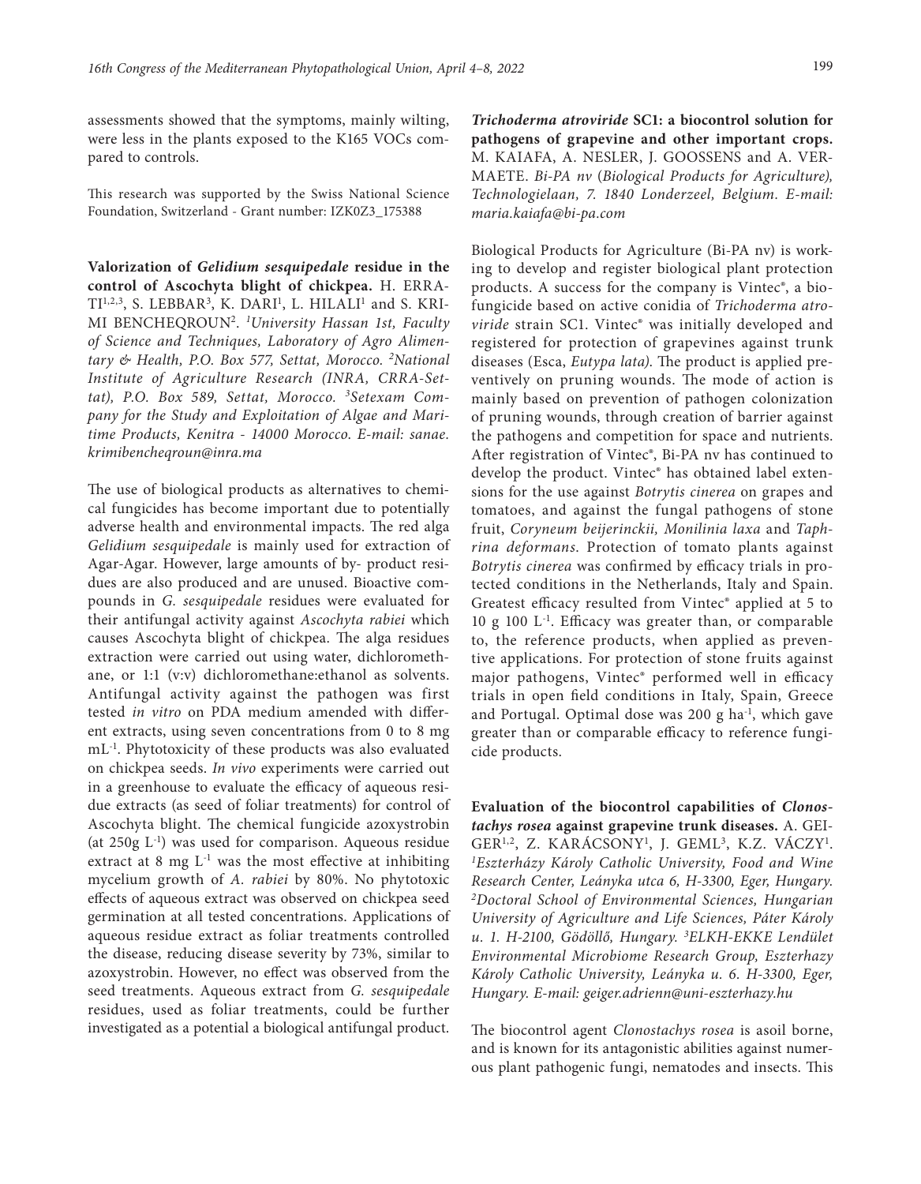assessments showed that the symptoms, mainly wilting, were less in the plants exposed to the K165 VOCs compared to controls.

This research was supported by the Swiss National Science Foundation, Switzerland - Grant number: IZK0Z3_175388

**Valorization of *Gelidium sesquipedale* residue in the control of Ascochyta blight of chickpea.** H. ERRATI[1,2,3], S. LEBBAR[3], K. DARI[1], L. HILALI[1] and S. KRIMI BENCHEQROUN[2]. *[1]University Hassan 1st, Faculty of Science and Techniques, Laboratory of Agro Alimentary & Health, P.O. Box 577, Settat, Morocco. [2]National Institute of Agriculture Research (INRA, CRRA-Settat), P.O. Box 589, Settat, Morocco. [3]Setexam Company for the Study and Exploitation of Algae and Maritime Products, Kenitra - 14000 Morocco. E-mail: sanae.krimibencheqroun@inra.ma*

The use of biological products as alternatives to chemical fungicides has become important due to potentially adverse health and environmental impacts. The red alga *Gelidium sesquipedale* is mainly used for extraction of Agar-Agar. However, large amounts of by- product residues are also produced and are unused. Bioactive compounds in *G. sesquipedale* residues were evaluated for their antifungal activity against *Ascochyta rabiei* which causes Ascochyta blight of chickpea. The alga residues extraction were carried out using water, dichloromethane, or 1:1 (v:v) dichloromethane:ethanol as solvents. Antifungal activity against the pathogen was first tested *in vitro* on PDA medium amended with different extracts, using seven concentrations from 0 to 8 mg mL$^{-1}$. Phytotoxicity of these products was also evaluated on chickpea seeds. *In vivo* experiments were carried out in a greenhouse to evaluate the efficacy of aqueous residue extracts (as seed of foliar treatments) for control of Ascochyta blight. The chemical fungicide azoxystrobin (at 250g L$^{-1}$) was used for comparison. Aqueous residue extract at 8 mg L$^{-1}$ was the most effective at inhibiting mycelium growth of *A. rabiei* by 80%. No phytotoxic effects of aqueous extract was observed on chickpea seed germination at all tested concentrations. Applications of aqueous residue extract as foliar treatments controlled the disease, reducing disease severity by 73%, similar to azoxystrobin. However, no effect was observed from the seed treatments. Aqueous extract from *G. sesquipedale* residues, used as foliar treatments, could be further investigated as a potential a biological antifungal product.

***Trichoderma atroviride* SC1: a biocontrol solution for pathogens of grapevine and other important crops.** M. KAIAFA, A. NESLER, J. GOOSSENS and A. VERMAETE. *Bi-PA nv (Biological Products for Agriculture), Technologielaan, 7. 1840 Londerzeel, Belgium. E-mail: maria.kaiafa@bi-pa.com*

Biological Products for Agriculture (Bi-PA nv) is working to develop and register biological plant protection products. A success for the company is Vintec®, a biofungicide based on active conidia of *Trichoderma atroviride* strain SC1. Vintec® was initially developed and registered for protection of grapevines against trunk diseases (Esca, *Eutypa lata)*. The product is applied preventively on pruning wounds. The mode of action is mainly based on prevention of pathogen colonization of pruning wounds, through creation of barrier against the pathogens and competition for space and nutrients. After registration of Vintec®, Bi-PA nv has continued to develop the product. Vintec® has obtained label extensions for the use against *Botrytis cinerea* on grapes and tomatoes, and against the fungal pathogens of stone fruit, *Coryneum beijerinckii, Monilinia laxa* and *Taphrina deformans*. Protection of tomato plants against *Botrytis cinerea* was confirmed by efficacy trials in protected conditions in the Netherlands, Italy and Spain. Greatest efficacy resulted from Vintec® applied at 5 to 10 g 100 L$^{-1}$. Efficacy was greater than, or comparable to, the reference products, when applied as preventive applications. For protection of stone fruits against major pathogens, Vintec® performed well in efficacy trials in open field conditions in Italy, Spain, Greece and Portugal. Optimal dose was 200 g ha$^{-1}$, which gave greater than or comparable efficacy to reference fungicide products.

**Evaluation of the biocontrol capabilities of *Clonostachys rosea* against grapevine trunk diseases.** A. GEIGER[1,2], Z. KARÁCSONY[1], J. GEML[3], K.Z. VÁCZY[1]. *[1]Eszterházy Károly Catholic University, Food and Wine Research Center, Leányka utca 6, H-3300, Eger, Hungary. [2]Doctoral School of Environmental Sciences, Hungarian University of Agriculture and Life Sciences, Páter Károly u. 1. H-2100, Gödöllő, Hungary. [3]ELKH-EKKE Lendület Environmental Microbiome Research Group, Eszterhazy Károly Catholic University, Leányka u. 6. H-3300, Eger, Hungary. E-mail: geiger.adrienn@uni-eszterhazy.hu*

The biocontrol agent *Clonostachys rosea* is asoil borne, and is known for its antagonistic abilities against numerous plant pathogenic fungi, nematodes and insects. This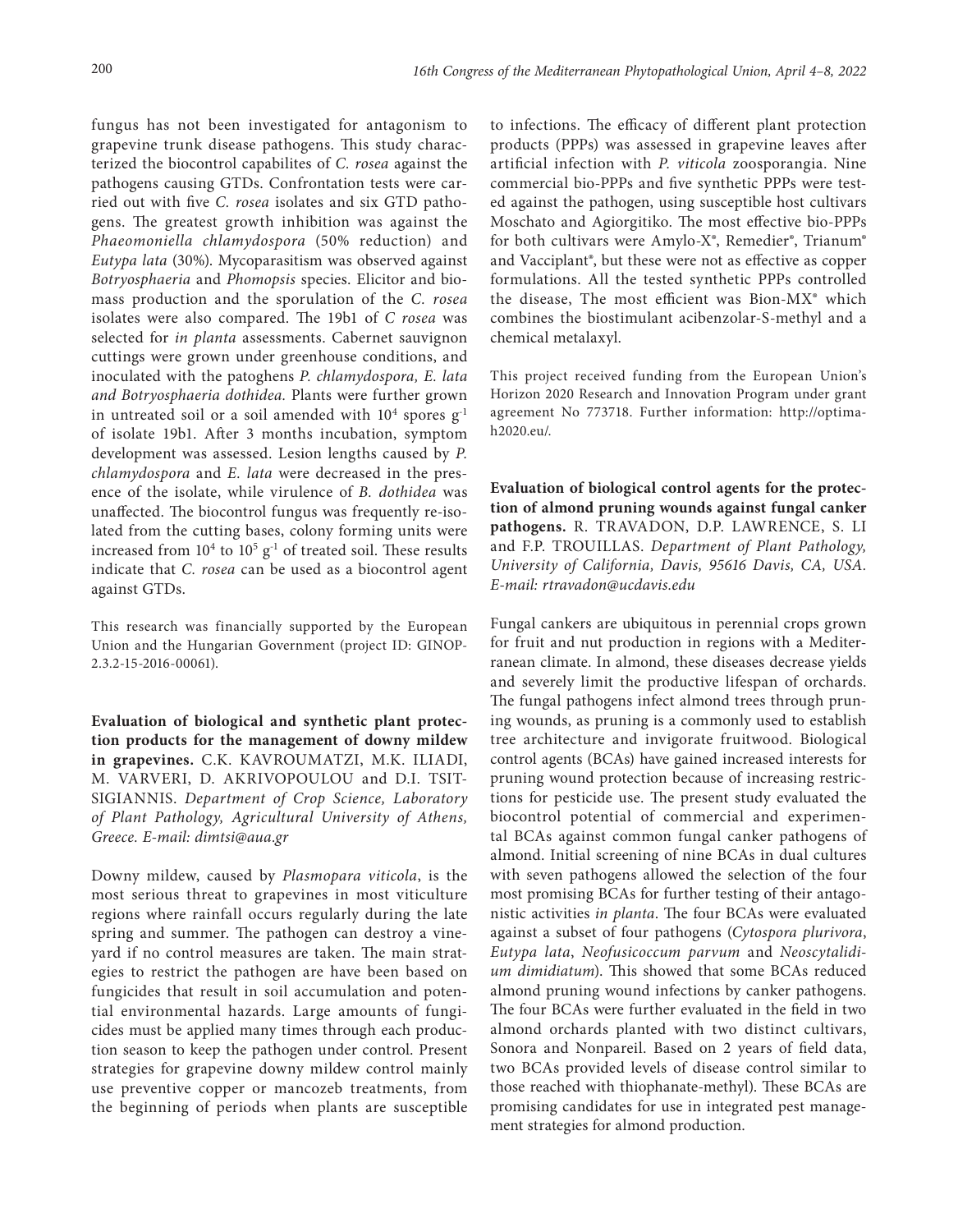fungus has not been investigated for antagonism to grapevine trunk disease pathogens. This study characterized the biocontrol capabilites of *C. rosea* against the pathogens causing GTDs. Confrontation tests were carried out with five *C. rosea* isolates and six GTD pathogens. The greatest growth inhibition was against the *Phaeomoniella chlamydospora* (50% reduction) and *Eutypa lata* (30%). Mycoparasitism was observed against *Botryosphaeria* and *Phomopsis* species. Elicitor and biomass production and the sporulation of the *C. rosea* isolates were also compared. The 19b1 of *C rosea* was selected for *in planta* assessments. Cabernet sauvignon cuttings were grown under greenhouse conditions, and inoculated with the patoghens *P. chlamydospora, E. lata and Botryosphaeria dothidea.* Plants were further grown in untreated soil or a soil amended with $10^4$ spores $g^{-1}$ of isolate 19b1. After 3 months incubation, symptom development was assessed. Lesion lengths caused by *P. chlamydospora* and *E. lata* were decreased in the presence of the isolate, while virulence of *B. dothidea* was unaffected. The biocontrol fungus was frequently re-isolated from the cutting bases, colony forming units were increased from $10^4$ to $10^5$ $g^{-1}$ of treated soil. These results indicate that *C. rosea* can be used as a biocontrol agent against GTDs.

This research was financially supported by the European Union and the Hungarian Government (project ID: GINOP-2.3.2-15-2016-00061).

**Evaluation of biological and synthetic plant protection products for the management of downy mildew in grapevines.** C.K. KAVROUMATZI, M.K. ILIADI, M. VARVERI, D. AKRIVOPOULOU and D.I. TSITSIGIANNIS. *Department of Crop Science, Laboratory of Plant Pathology, Agricultural University of Athens, Greece. E-mail: dimtsi@aua.gr*

Downy mildew, caused by *Plasmopara viticola*, is the most serious threat to grapevines in most viticulture regions where rainfall occurs regularly during the late spring and summer. The pathogen can destroy a vineyard if no control measures are taken. The main strategies to restrict the pathogen are have been based on fungicides that result in soil accumulation and potential environmental hazards. Large amounts of fungicides must be applied many times through each production season to keep the pathogen under control. Present strategies for grapevine downy mildew control mainly use preventive copper or mancozeb treatments, from the beginning of periods when plants are susceptible to infections. The efficacy of different plant protection products (PPPs) was assessed in grapevine leaves after artificial infection with *P. viticola* zoosporangia. Nine commercial bio-PPPs and five synthetic PPPs were tested against the pathogen, using susceptible host cultivars Moschato and Agiorgitiko. The most effective bio-PPPs for both cultivars were Amylo-X®, Remedier®, Trianum® and Vacciplant®, but these were not as effective as copper formulations. All the tested synthetic PPPs controlled the disease, The most efficient was Bion-MX® which combines the biostimulant acibenzolar-S-methyl and a chemical metalaxyl.

This project received funding from the European Union's Horizon 2020 Research and Innovation Program under grant agreement No 773718. Further information: http://optima-h2020.eu/.

**Evaluation of biological control agents for the protection of almond pruning wounds against fungal canker pathogens.** R. TRAVADON, D.P. LAWRENCE, S. LI and F.P. TROUILLAS. *Department of Plant Pathology, University of California, Davis, 95616 Davis, CA, USA. E-mail: rtravadon@ucdavis.edu*

Fungal cankers are ubiquitous in perennial crops grown for fruit and nut production in regions with a Mediterranean climate. In almond, these diseases decrease yields and severely limit the productive lifespan of orchards. The fungal pathogens infect almond trees through pruning wounds, as pruning is a commonly used to establish tree architecture and invigorate fruitwood. Biological control agents (BCAs) have gained increased interests for pruning wound protection because of increasing restrictions for pesticide use. The present study evaluated the biocontrol potential of commercial and experimental BCAs against common fungal canker pathogens of almond. Initial screening of nine BCAs in dual cultures with seven pathogens allowed the selection of the four most promising BCAs for further testing of their antagonistic activities *in planta*. The four BCAs were evaluated against a subset of four pathogens (*Cytospora plurivora*, *Eutypa lata*, *Neofusicoccum parvum* and *Neoscytalidium dimidiatum*). This showed that some BCAs reduced almond pruning wound infections by canker pathogens. The four BCAs were further evaluated in the field in two almond orchards planted with two distinct cultivars, Sonora and Nonpareil. Based on 2 years of field data, two BCAs provided levels of disease control similar to those reached with thiophanate-methyl). These BCAs are promising candidates for use in integrated pest management strategies for almond production.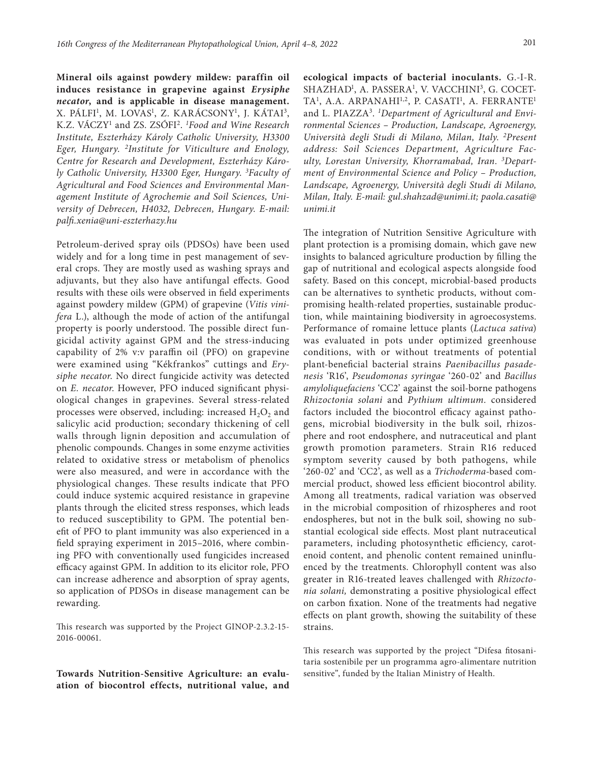**Mineral oils against powdery mildew: paraffin oil induces resistance in grapevine against *Erysiphe necator*, and is applicable in disease management.** X. PÁLFI[1], M. LOVAS[1], Z. KARÁCSONY[1], J. KÁTAI[3], K.Z. VÁCZY[1] and ZS. ZSÓFI[2]. *[1]Food and Wine Research Institute, Eszterházy Károly Catholic University, H3300 Eger, Hungary. [2]Institute for Viticulture and Enology, Centre for Research and Development, Eszterházy Károly Catholic University, H3300 Eger, Hungary. [3]Faculty of Agricultural and Food Sciences and Environmental Management Institute of Agrochemie and Soil Sciences, University of Debrecen, H4032, Debrecen, Hungary. E-mail: palfi.xenia@uni-eszterhazy.hu*

Petroleum-derived spray oils (PDSOs) have been used widely and for a long time in pest management of several crops. They are mostly used as washing sprays and adjuvants, but they also have antifungal effects. Good results with these oils were observed in field experiments against powdery mildew (GPM) of grapevine (*Vitis vinifera* L.), although the mode of action of the antifungal property is poorly understood. The possible direct fungicidal activity against GPM and the stress-inducing capability of 2% v:v paraffin oil (PFO) on grapevine were examined using "Kékfrankos" cuttings and *Erysiphe necator*. No direct fungicide activity was detected on *E. necator*. However, PFO induced significant physiological changes in grapevines. Several stress-related processes were observed, including: increased $H_2O_2$ and salicylic acid production; secondary thickening of cell walls through lignin deposition and accumulation of phenolic compounds. Changes in some enzyme activities related to oxidative stress or metabolism of phenolics were also measured, and were in accordance with the physiological changes. These results indicate that PFO could induce systemic acquired resistance in grapevine plants through the elicited stress responses, which leads to reduced susceptibility to GPM. The potential benefit of PFO to plant immunity was also experienced in a field spraying experiment in 2015–2016, where combining PFO with conventionally used fungicides increased efficacy against GPM. In addition to its elicitor role, PFO can increase adherence and absorption of spray agents, so application of PDSOs in disease management can be rewarding.

This research was supported by the Project GINOP-2.3.2-15-2016-00061.

**Towards Nutrition-Sensitive Agriculture: an evaluation of biocontrol effects, nutritional value, and ecological impacts of bacterial inoculants.** G.-I-R. SHAZHAD[1], A. PASSERA[1], V. VACCHINI[3], G. COCETTA[1], A.A. ARPANAHI[1,2], P. CASATI[1], A. FERRANTE[1] and L. PIAZZA[3]. *[1]Department of Agricultural and Environmental Sciences – Production, Landscape, Agroenergy, Università degli Studi di Milano, Milan, Italy. [2]Present address: Soil Sciences Department, Agriculture Faculty, Lorestan University, Khorramabad, Iran. [3]Department of Environmental Science and Policy – Production, Landscape, Agroenergy, Università degli Studi di Milano, Milan, Italy. E-mail: gul.shahzad@unimi.it; paola.casati@unimi.it*

The integration of Nutrition Sensitive Agriculture with plant protection is a promising domain, which gave new insights to balanced agriculture production by filling the gap of nutritional and ecological aspects alongside food safety. Based on this concept, microbial-based products can be alternatives to synthetic products, without compromising health-related properties, sustainable production, while maintaining biodiversity in agroecosystems. Performance of romaine lettuce plants (*Lactuca sativa*) was evaluated in pots under optimized greenhouse conditions, with or without treatments of potential plant-beneficial bacterial strains *Paenibacillus pasadenesis* 'R16', *Pseudomonas syringae* '260-02' and *Bacillus amyloliquefaciens* 'CC2' against the soil-borne pathogens *Rhizoctonia solani* and *Pythium ultimum*. considered factors included the biocontrol efficacy against pathogens, microbial biodiversity in the bulk soil, rhizosphere and root endosphere, and nutraceutical and plant growth promotion parameters. Strain R16 reduced symptom severity caused by both pathogens, while '260-02' and 'CC2', as well as a *Trichoderma*-based commercial product, showed less efficient biocontrol ability. Among all treatments, radical variation was observed in the microbial composition of rhizospheres and root endospheres, but not in the bulk soil, showing no substantial ecological side effects. Most plant nutraceutical parameters, including photosynthetic efficiency, carotenoid content, and phenolic content remained uninfluenced by the treatments. Chlorophyll content was also greater in R16-treated leaves challenged with *Rhizoctonia solani,* demonstrating a positive physiological effect on carbon fixation. None of the treatments had negative effects on plant growth, showing the suitability of these strains.

This research was supported by the project "Difesa fitosanitaria sostenibile per un programma agro-alimentare nutrition sensitive", funded by the Italian Ministry of Health.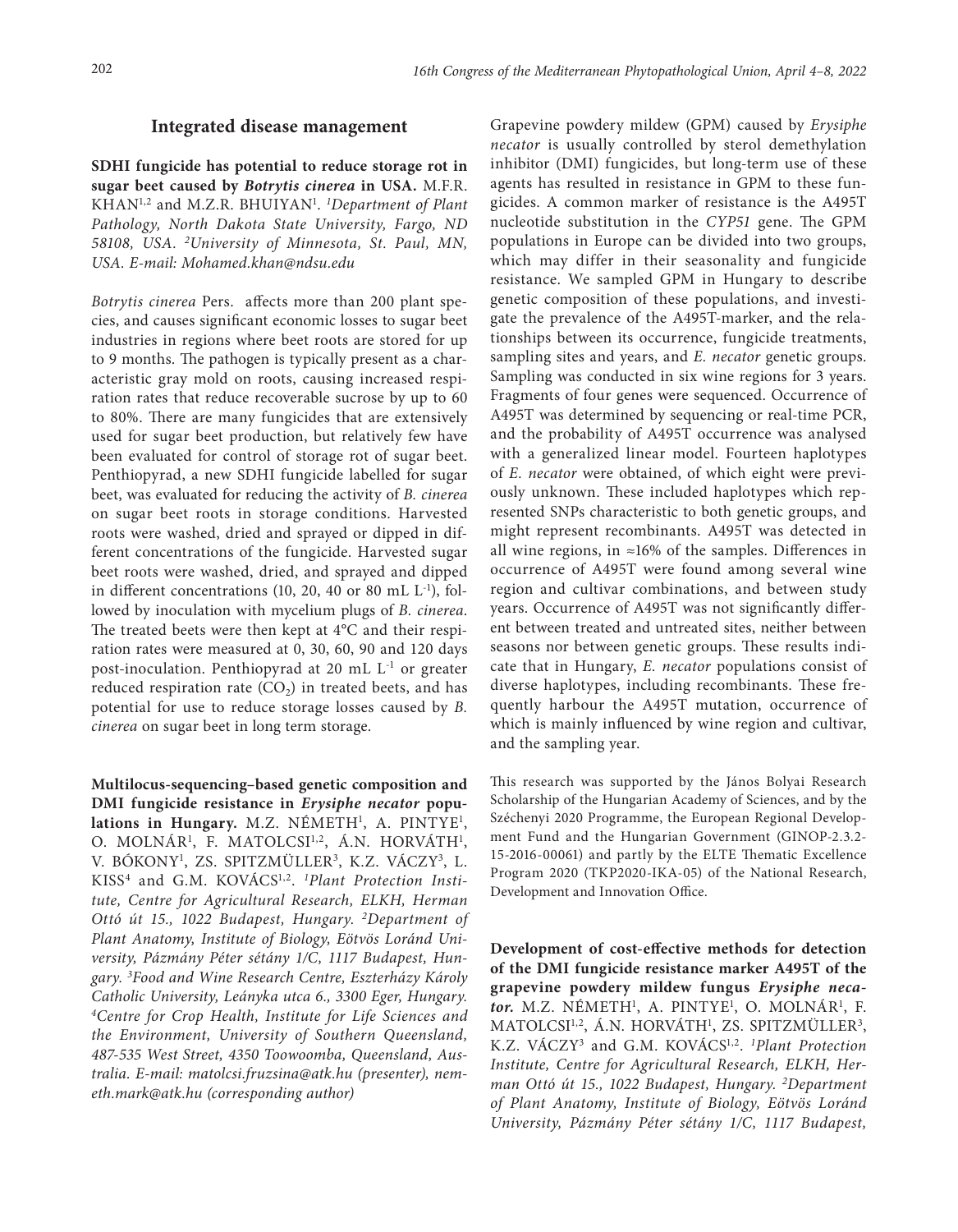## Integrated disease management

**SDHI fungicide has potential to reduce storage rot in sugar beet caused by *Botrytis cinerea* in USA.** M.F.R. KHAN[1,2] and M.Z.R. BHUIYAN[1]. *[1]Department of Plant Pathology, North Dakota State University, Fargo, ND 58108, USA. [2]University of Minnesota, St. Paul, MN, USA. E-mail: Mohamed.khan@ndsu.edu*

*Botrytis cinerea* Pers. affects more than 200 plant species, and causes significant economic losses to sugar beet industries in regions where beet roots are stored for up to 9 months. The pathogen is typically present as a characteristic gray mold on roots, causing increased respiration rates that reduce recoverable sucrose by up to 60 to 80%. There are many fungicides that are extensively used for sugar beet production, but relatively few have been evaluated for control of storage rot of sugar beet. Penthiopyrad, a new SDHI fungicide labelled for sugar beet, was evaluated for reducing the activity of *B. cinerea* on sugar beet roots in storage conditions. Harvested roots were washed, dried and sprayed or dipped in different concentrations of the fungicide. Harvested sugar beet roots were washed, dried, and sprayed and dipped in different concentrations (10, 20, 40 or 80 mL $L^{-1}$), followed by inoculation with mycelium plugs of *B. cinerea*. The treated beets were then kept at 4°C and their respiration rates were measured at 0, 30, 60, 90 and 120 days post-inoculation. Penthiopyrad at 20 mL $L^{-1}$ or greater reduced respiration rate ($CO_2$) in treated beets, and has potential for use to reduce storage losses caused by *B. cinerea* on sugar beet in long term storage.

**Multilocus-sequencing–based genetic composition and DMI fungicide resistance in *Erysiphe necator* populations in Hungary.** M.Z. NÉMETH[1], A. PINTYE[1], O. MOLNÁR[1], F. MATOLCSI[1,2], Á.N. HORVÁTH[1], V. BÓKONY[1], ZS. SPITZMÜLLER[3], K.Z. VÁCZY[3], L. KISS[4] and G.M. KOVÁCS[1,2]. *[1]Plant Protection Institute, Centre for Agricultural Research, ELKH, Herman Ottó út 15., 1022 Budapest, Hungary. [2]Department of Plant Anatomy, Institute of Biology, Eötvös Loránd University, Pázmány Péter sétány 1/C, 1117 Budapest, Hungary. [3]Food and Wine Research Centre, Eszterházy Károly Catholic University, Leányka utca 6., 3300 Eger, Hungary. [4]Centre for Crop Health, Institute for Life Sciences and the Environment, University of Southern Queensland, 487-535 West Street, 4350 Toowoomba, Queensland, Australia. E-mail: matolcsi.fruzsina@atk.hu (presenter), nemeth.mark@atk.hu (corresponding author)*

Grapevine powdery mildew (GPM) caused by *Erysiphe necator* is usually controlled by sterol demethylation inhibitor (DMI) fungicides, but long-term use of these agents has resulted in resistance in GPM to these fungicides. A common marker of resistance is the A495T nucleotide substitution in the *CYP51* gene. The GPM populations in Europe can be divided into two groups, which may differ in their seasonality and fungicide resistance. We sampled GPM in Hungary to describe genetic composition of these populations, and investigate the prevalence of the A495T-marker, and the relationships between its occurrence, fungicide treatments, sampling sites and years, and *E. necator* genetic groups. Sampling was conducted in six wine regions for 3 years. Fragments of four genes were sequenced. Occurrence of A495T was determined by sequencing or real-time PCR, and the probability of A495T occurrence was analysed with a generalized linear model. Fourteen haplotypes of *E. necator* were obtained, of which eight were previously unknown. These included haplotypes which represented SNPs characteristic to both genetic groups, and might represent recombinants. A495T was detected in all wine regions, in ≈16% of the samples. Differences in occurrence of A495T were found among several wine region and cultivar combinations, and between study years. Occurrence of A495T was not significantly different between treated and untreated sites, neither between seasons nor between genetic groups. These results indicate that in Hungary, *E. necator* populations consist of diverse haplotypes, including recombinants. These frequently harbour the A495T mutation, occurrence of which is mainly influenced by wine region and cultivar, and the sampling year.

This research was supported by the János Bolyai Research Scholarship of the Hungarian Academy of Sciences, and by the Széchenyi 2020 Programme, the European Regional Development Fund and the Hungarian Government (GINOP-2.3.2-15-2016-00061) and partly by the ELTE Thematic Excellence Program 2020 (TKP2020-IKA-05) of the National Research, Development and Innovation Office.

**Development of cost-effective methods for detection of the DMI fungicide resistance marker A495T of the grapevine powdery mildew fungus *Erysiphe necator*.** M.Z. NÉMETH[1], A. PINTYE[1], O. MOLNÁR[1], F. MATOLCSI[1,2], Á.N. HORVÁTH[1], ZS. SPITZMÜLLER[3], K.Z. VÁCZY[3] and G.M. KOVÁCS[1,2]. *[1]Plant Protection Institute, Centre for Agricultural Research, ELKH, Herman Ottó út 15., 1022 Budapest, Hungary. [2]Department of Plant Anatomy, Institute of Biology, Eötvös Loránd University, Pázmány Péter sétány 1/C, 1117 Budapest,*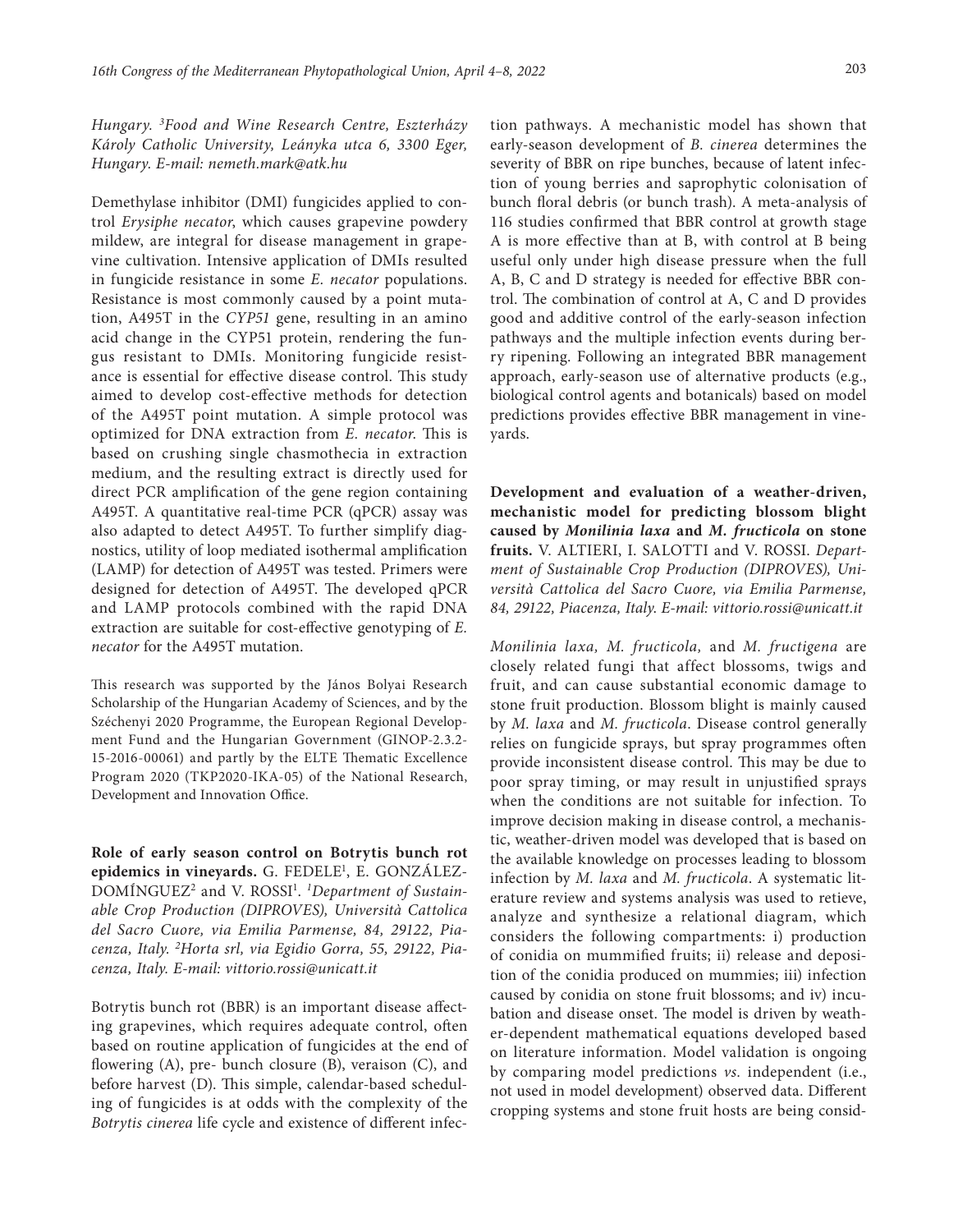Hungary. [3]Food and Wine Research Centre, Eszterházy Károly Catholic University, Leányka utca 6, 3300 Eger, Hungary. E-mail: nemeth.mark@atk.hu

Demethylase inhibitor (DMI) fungicides applied to control *Erysiphe necator*, which causes grapevine powdery mildew, are integral for disease management in grapevine cultivation. Intensive application of DMIs resulted in fungicide resistance in some *E. necator* populations. Resistance is most commonly caused by a point mutation, A495T in the *CYP51* gene, resulting in an amino acid change in the CYP51 protein, rendering the fungus resistant to DMIs. Monitoring fungicide resistance is essential for effective disease control. This study aimed to develop cost-effective methods for detection of the A495T point mutation. A simple protocol was optimized for DNA extraction from *E. necator*. This is based on crushing single chasmothecia in extraction medium, and the resulting extract is directly used for direct PCR amplification of the gene region containing A495T. A quantitative real-time PCR (qPCR) assay was also adapted to detect A495T. To further simplify diagnostics, utility of loop mediated isothermal amplification (LAMP) for detection of A495T was tested. Primers were designed for detection of A495T. The developed qPCR and LAMP protocols combined with the rapid DNA extraction are suitable for cost-effective genotyping of *E. necator* for the A495T mutation.

This research was supported by the János Bolyai Research Scholarship of the Hungarian Academy of Sciences, and by the Széchenyi 2020 Programme, the European Regional Development Fund and the Hungarian Government (GINOP-2.3.2-15-2016-00061) and partly by the ELTE Thematic Excellence Program 2020 (TKP2020-IKA-05) of the National Research, Development and Innovation Office.

**Role of early season control on Botrytis bunch rot epidemics in vineyards.** G. FEDELE[1], E. GONZÁLEZ-DOMÍNGUEZ[2] and V. ROSSI[1]. *[1]Department of Sustainable Crop Production (DIPROVES), Università Cattolica del Sacro Cuore, via Emilia Parmense, 84, 29122, Piacenza, Italy. [2]Horta srl, via Egidio Gorra, 55, 29122, Piacenza, Italy. E-mail: vittorio.rossi@unicatt.it*

Botrytis bunch rot (BBR) is an important disease affecting grapevines, which requires adequate control, often based on routine application of fungicides at the end of flowering (A), pre- bunch closure (B), veraison (C), and before harvest (D). This simple, calendar-based scheduling of fungicides is at odds with the complexity of the *Botrytis cinerea* life cycle and existence of different infection pathways. A mechanistic model has shown that early-season development of *B. cinerea* determines the severity of BBR on ripe bunches, because of latent infection of young berries and saprophytic colonisation of bunch floral debris (or bunch trash). A meta-analysis of 116 studies confirmed that BBR control at growth stage A is more effective than at B, with control at B being useful only under high disease pressure when the full A, B, C and D strategy is needed for effective BBR control. The combination of control at A, C and D provides good and additive control of the early-season infection pathways and the multiple infection events during berry ripening. Following an integrated BBR management approach, early-season use of alternative products (e.g., biological control agents and botanicals) based on model predictions provides effective BBR management in vineyards.

**Development and evaluation of a weather-driven, mechanistic model for predicting blossom blight caused by *Monilinia laxa* and *M. fructicola* on stone fruits.** V. ALTIERI, I. SALOTTI and V. ROSSI. *Department of Sustainable Crop Production (DIPROVES), Università Cattolica del Sacro Cuore, via Emilia Parmense, 84, 29122, Piacenza, Italy. E-mail: vittorio.rossi@unicatt.it*

*Monilinia laxa, M. fructicola,* and *M. fructigena* are closely related fungi that affect blossoms, twigs and fruit, and can cause substantial economic damage to stone fruit production. Blossom blight is mainly caused by *M. laxa* and *M. fructicola*. Disease control generally relies on fungicide sprays, but spray programmes often provide inconsistent disease control. This may be due to poor spray timing, or may result in unjustified sprays when the conditions are not suitable for infection. To improve decision making in disease control, a mechanistic, weather-driven model was developed that is based on the available knowledge on processes leading to blossom infection by *M. laxa* and *M. fructicola*. A systematic literature review and systems analysis was used to retieve, analyze and synthesize a relational diagram, which considers the following compartments: i) production of conidia on mummified fruits; ii) release and deposition of the conidia produced on mummies; iii) infection caused by conidia on stone fruit blossoms; and iv) incubation and disease onset. The model is driven by weather-dependent mathematical equations developed based on literature information. Model validation is ongoing by comparing model predictions *vs.* independent (i.e., not used in model development) observed data. Different cropping systems and stone fruit hosts are being consid-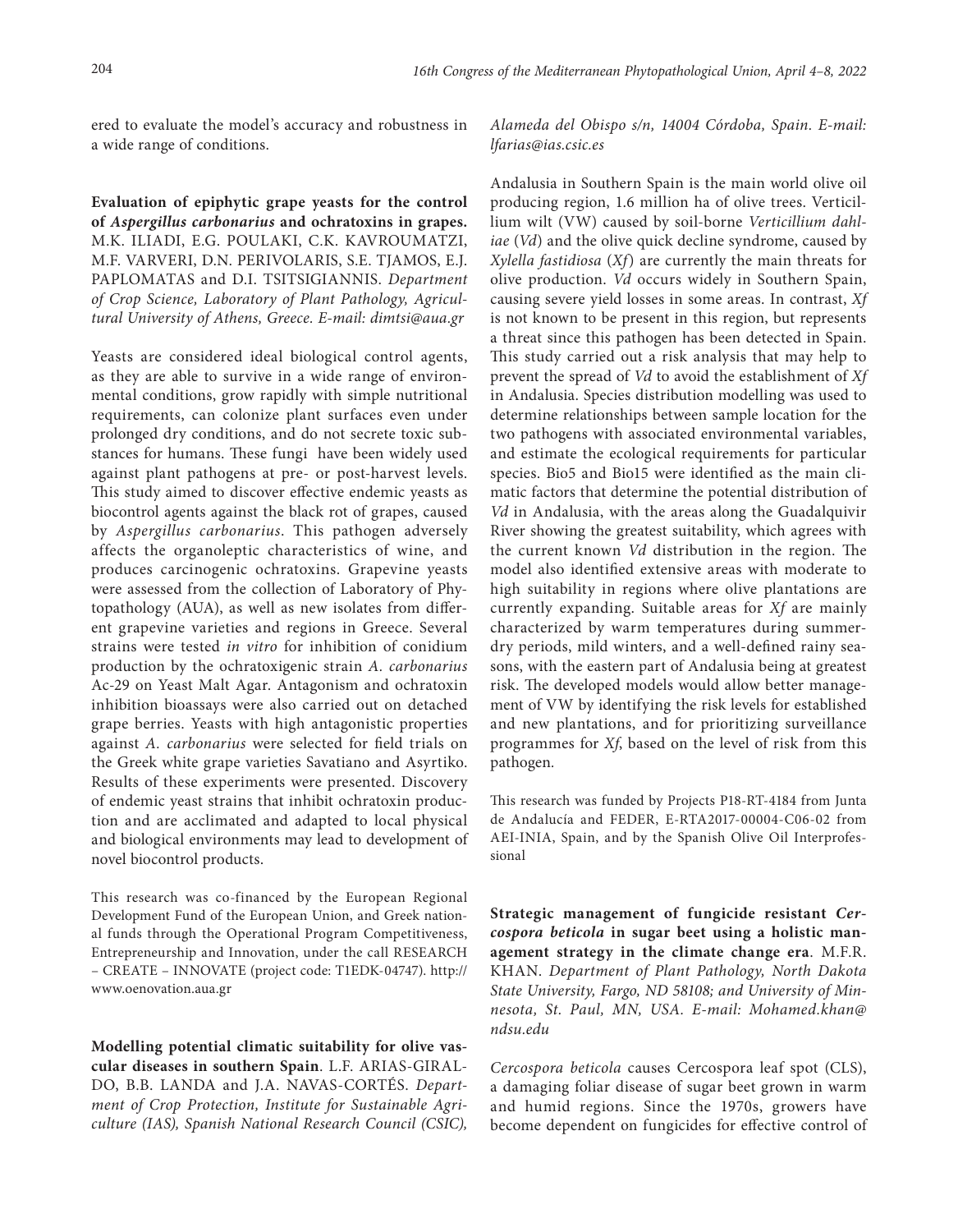ered to evaluate the model's accuracy and robustness in a wide range of conditions.

**Evaluation of epiphytic grape yeasts for the control of *Aspergillus carbonarius* and ochratoxins in grapes.** M.K. ILIADI, E.G. POULAKI, C.K. KAVROUMATZI, M.F. VARVERI, D.N. PERIVOLARIS, S.E. TJAMOS, E.J. PAPLOMATAS and D.I. TSITSIGIANNIS. *Department of Crop Science, Laboratory of Plant Pathology, Agricultural University of Athens, Greece. E-mail: dimtsi@aua.gr*

Yeasts are considered ideal biological control agents, as they are able to survive in a wide range of environmental conditions, grow rapidly with simple nutritional requirements, can colonize plant surfaces even under prolonged dry conditions, and do not secrete toxic substances for humans. These fungi have been widely used against plant pathogens at pre- or post-harvest levels. This study aimed to discover effective endemic yeasts as biocontrol agents against the black rot of grapes, caused by *Aspergillus carbonarius.* This pathogen adversely affects the organoleptic characteristics of wine, and produces carcinogenic ochratoxins. Grapevine yeasts were assessed from the collection of Laboratory of Phytopathology (AUA), as well as new isolates from different grapevine varieties and regions in Greece. Several strains were tested *in vitro* for inhibition of conidium production by the ochratoxigenic strain *A. carbonarius* Ac-29 on Yeast Malt Agar. Antagonism and ochratoxin inhibition bioassays were also carried out on detached grape berries. Yeasts with high antagonistic properties against *A. carbonarius* were selected for field trials on the Greek white grape varieties Savatiano and Asyrtiko. Results of these experiments were presented. Discovery of endemic yeast strains that inhibit ochratoxin production and are acclimated and adapted to local physical and biological environments may lead to development of novel biocontrol products.

This research was co-financed by the European Regional Development Fund of the European Union, and Greek national funds through the Operational Program Competitiveness, Entrepreneurship and Innovation, under the call RESEARCH – CREATE – INNOVATE (project code: T1EDK-04747). http://www.oenovation.aua.gr

**Modelling potential climatic suitability for olive vascular diseases in southern Spain**. L.F. ARIAS-GIRALDO, B.B. LANDA and J.A. NAVAS-CORTÉS. *Department of Crop Protection, Institute for Sustainable Agriculture (IAS), Spanish National Research Council (CSIC), Alameda del Obispo s/n, 14004 Córdoba, Spain. E-mail: lfarias@ias.csic.es*

Andalusia in Southern Spain is the main world olive oil producing region, 1.6 million ha of olive trees. Verticillium wilt (VW) caused by soil-borne *Verticillium dahliae* (*Vd*) and the olive quick decline syndrome, caused by *Xylella fastidiosa* (*Xf*) are currently the main threats for olive production. *Vd* occurs widely in Southern Spain, causing severe yield losses in some areas. In contrast, *Xf* is not known to be present in this region, but represents a threat since this pathogen has been detected in Spain. This study carried out a risk analysis that may help to prevent the spread of *Vd* to avoid the establishment of *Xf* in Andalusia. Species distribution modelling was used to determine relationships between sample location for the two pathogens with associated environmental variables, and estimate the ecological requirements for particular species. Bio5 and Bio15 were identified as the main climatic factors that determine the potential distribution of *Vd* in Andalusia, with the areas along the Guadalquivir River showing the greatest suitability, which agrees with the current known *Vd* distribution in the region. The model also identified extensive areas with moderate to high suitability in regions where olive plantations are currently expanding. Suitable areas for *Xf* are mainly characterized by warm temperatures during summer-dry periods, mild winters, and a well-defined rainy seasons, with the eastern part of Andalusia being at greatest risk. The developed models would allow better management of VW by identifying the risk levels for established and new plantations, and for prioritizing surveillance programmes for *Xf*, based on the level of risk from this pathogen.

This research was funded by Projects P18-RT-4184 from Junta de Andalucía and FEDER, E-RTA2017-00004-C06-02 from AEI-INIA, Spain, and by the Spanish Olive Oil Interprofessional

**Strategic management of fungicide resistant *Cercospora beticola* in sugar beet using a holistic management strategy in the climate change era**. M.F.R. KHAN. *Department of Plant Pathology, North Dakota State University, Fargo, ND 58108; and University of Minnesota, St. Paul, MN, USA. E-mail: Mohamed.khan@ndsu.edu*

*Cercospora beticola* causes Cercospora leaf spot (CLS), a damaging foliar disease of sugar beet grown in warm and humid regions. Since the 1970s, growers have become dependent on fungicides for effective control of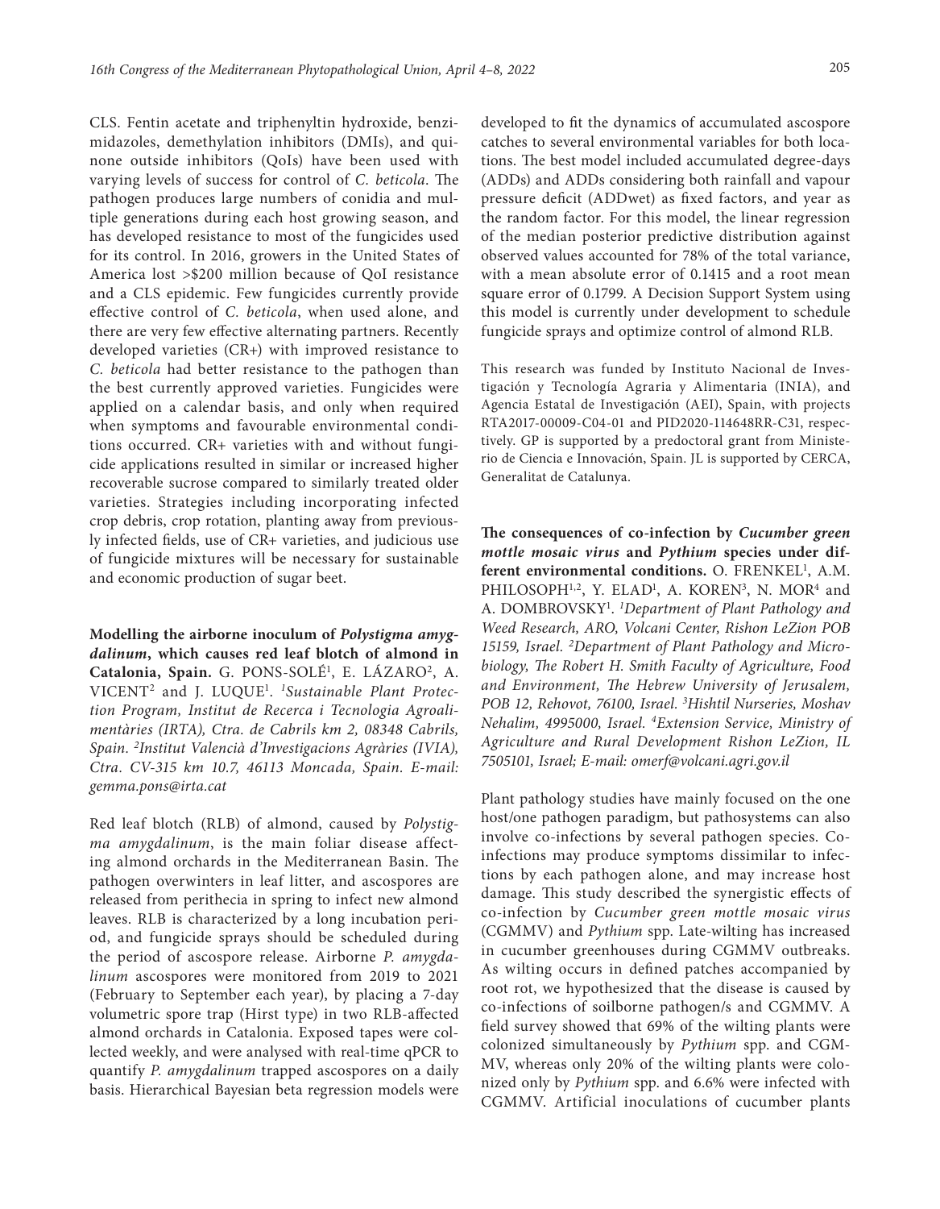CLS. Fentin acetate and triphenyltin hydroxide, benzimidazoles, demethylation inhibitors (DMIs), and quinone outside inhibitors (QoIs) have been used with varying levels of success for control of *C. beticola*. The pathogen produces large numbers of conidia and multiple generations during each host growing season, and has developed resistance to most of the fungicides used for its control. In 2016, growers in the United States of America lost >$200 million because of QoI resistance and a CLS epidemic. Few fungicides currently provide effective control of *C. beticola*, when used alone, and there are very few effective alternating partners. Recently developed varieties (CR+) with improved resistance to *C. beticola* had better resistance to the pathogen than the best currently approved varieties. Fungicides were applied on a calendar basis, and only when required when symptoms and favourable environmental conditions occurred. CR+ varieties with and without fungicide applications resulted in similar or increased higher recoverable sucrose compared to similarly treated older varieties. Strategies including incorporating infected crop debris, crop rotation, planting away from previously infected fields, use of CR+ varieties, and judicious use of fungicide mixtures will be necessary for sustainable and economic production of sugar beet.

**Modelling the airborne inoculum of *Polystigma amygdalinum*, which causes red leaf blotch of almond in Catalonia, Spain.** G. PONS-SOLÉ[1], E. LÁZARO[2], A. VICENT[2] and J. LUQUE[1]. *[1]Sustainable Plant Protection Program, Institut de Recerca i Tecnologia Agroalimentàries (IRTA), Ctra. de Cabrils km 2, 08348 Cabrils, Spain. [2]Institut Valencià d'Investigacions Agràries (IVIA), Ctra. CV-315 km 10.7, 46113 Moncada, Spain. E-mail: gemma.pons@irta.cat*

Red leaf blotch (RLB) of almond, caused by *Polystigma amygdalinum*, is the main foliar disease affecting almond orchards in the Mediterranean Basin. The pathogen overwinters in leaf litter, and ascospores are released from perithecia in spring to infect new almond leaves. RLB is characterized by a long incubation period, and fungicide sprays should be scheduled during the period of ascospore release. Airborne *P. amygdalinum* ascospores were monitored from 2019 to 2021 (February to September each year), by placing a 7-day volumetric spore trap (Hirst type) in two RLB-affected almond orchards in Catalonia. Exposed tapes were collected weekly, and were analysed with real-time qPCR to quantify *P. amygdalinum* trapped ascospores on a daily basis. Hierarchical Bayesian beta regression models were developed to fit the dynamics of accumulated ascospore catches to several environmental variables for both locations. The best model included accumulated degree-days (ADDs) and ADDs considering both rainfall and vapour pressure deficit (ADDwet) as fixed factors, and year as the random factor. For this model, the linear regression of the median posterior predictive distribution against observed values accounted for 78% of the total variance, with a mean absolute error of 0.1415 and a root mean square error of 0.1799. A Decision Support System using this model is currently under development to schedule fungicide sprays and optimize control of almond RLB.

This research was funded by Instituto Nacional de Investigación y Tecnología Agraria y Alimentaria (INIA), and Agencia Estatal de Investigación (AEI), Spain, with projects RTA2017-00009-C04-01 and PID2020-114648RR-C31, respectively. GP is supported by a predoctoral grant from Ministerio de Ciencia e Innovación, Spain. JL is supported by CERCA, Generalitat de Catalunya.

**The consequences of co-infection by *Cucumber green mottle mosaic virus* and *Pythium* species under different environmental conditions.** O. FRENKEL[1], A.M. PHILOSOPH[1,2], Y. ELAD[1], A. KOREN[3], N. MOR[4] and A. DOMBROVSKY[1]. *[1]Department of Plant Pathology and Weed Research, ARO, Volcani Center, Rishon LeZion POB 15159, Israel. [2]Department of Plant Pathology and Microbiology, The Robert H. Smith Faculty of Agriculture, Food and Environment, The Hebrew University of Jerusalem, POB 12, Rehovot, 76100, Israel. [3]Hishtil Nurseries, Moshav Nehalim, 4995000, Israel. [4]Extension Service, Ministry of Agriculture and Rural Development Rishon LeZion, IL 7505101, Israel; E-mail: omerf@volcani.agri.gov.il*

Plant pathology studies have mainly focused on the one host/one pathogen paradigm, but pathosystems can also involve co-infections by several pathogen species. Co-infections may produce symptoms dissimilar to infections by each pathogen alone, and may increase host damage. This study described the synergistic effects of co-infection by *Cucumber green mottle mosaic virus* (CGMMV) and *Pythium* spp. Late-wilting has increased in cucumber greenhouses during CGMMV outbreaks. As wilting occurs in defined patches accompanied by root rot, we hypothesized that the disease is caused by co-infections of soilborne pathogen/s and CGMMV. A field survey showed that 69% of the wilting plants were colonized simultaneously by *Pythium* spp. and CGMMV, whereas only 20% of the wilting plants were colonized only by *Pythium* spp. and 6.6% were infected with CGMMV. Artificial inoculations of cucumber plants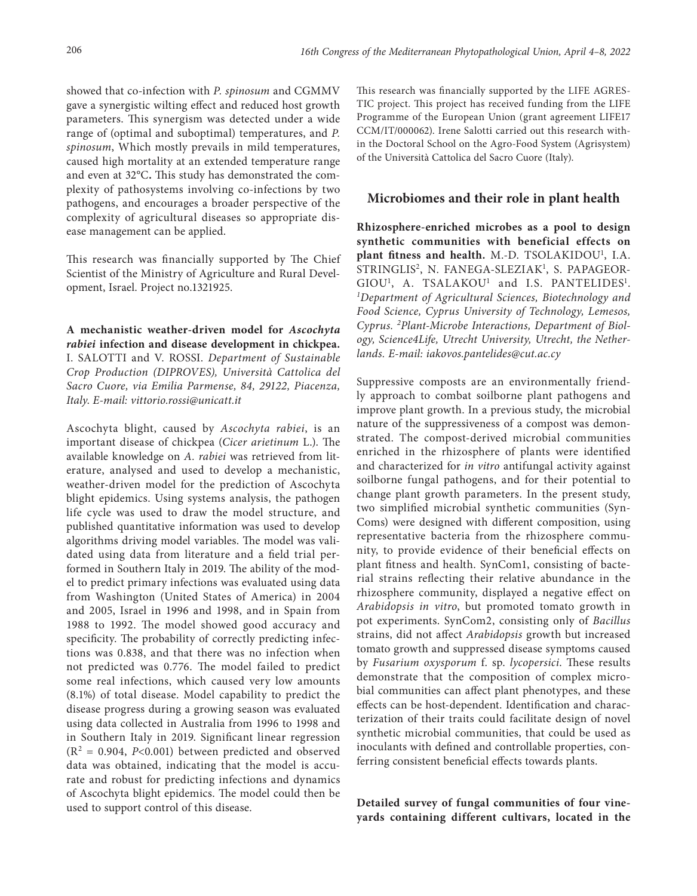showed that co-infection with *P. spinosum* and CGMMV gave a synergistic wilting effect and reduced host growth parameters. This synergism was detected under a wide range of (optimal and suboptimal) temperatures, and *P. spinosum*, Which mostly prevails in mild temperatures, caused high mortality at an extended temperature range and even at 32°C**.** This study has demonstrated the complexity of pathosystems involving co-infections by two pathogens, and encourages a broader perspective of the complexity of agricultural diseases so appropriate disease management can be applied.

This research was financially supported by The Chief Scientist of the Ministry of Agriculture and Rural Development, Israel. Project no.1321925.

**A mechanistic weather-driven model for *Ascochyta rabiei* infection and disease development in chickpea.** I. SALOTTI and V. ROSSI. *Department of Sustainable Crop Production (DIPROVES), Università Cattolica del Sacro Cuore, via Emilia Parmense, 84, 29122, Piacenza, Italy. E-mail: vittorio.rossi@unicatt.it*

Ascochyta blight, caused by *Ascochyta rabiei*, is an important disease of chickpea (*Cicer arietinum* L.). The available knowledge on *A. rabiei* was retrieved from literature, analysed and used to develop a mechanistic, weather-driven model for the prediction of Ascochyta blight epidemics. Using systems analysis, the pathogen life cycle was used to draw the model structure, and published quantitative information was used to develop algorithms driving model variables. The model was validated using data from literature and a field trial performed in Southern Italy in 2019. The ability of the model to predict primary infections was evaluated using data from Washington (United States of America) in 2004 and 2005, Israel in 1996 and 1998, and in Spain from 1988 to 1992. The model showed good accuracy and specificity. The probability of correctly predicting infections was 0.838, and that there was no infection when not predicted was 0.776. The model failed to predict some real infections, which caused very low amounts (8.1%) of total disease. Model capability to predict the disease progress during a growing season was evaluated using data collected in Australia from 1996 to 1998 and in Southern Italy in 2019. Significant linear regression ($R^2$ = 0.904, $P$<0.001) between predicted and observed data was obtained, indicating that the model is accurate and robust for predicting infections and dynamics of Ascochyta blight epidemics. The model could then be used to support control of this disease.

This research was financially supported by the LIFE AGRESTIC project. This project has received funding from the LIFE Programme of the European Union (grant agreement LIFE17 CCM/IT/000062). Irene Salotti carried out this research within the Doctoral School on the Agro-Food System (Agrisystem) of the Università Cattolica del Sacro Cuore (Italy).

## Microbiomes and their role in plant health

**Rhizosphere-enriched microbes as a pool to design synthetic communities with beneficial effects on plant fitness and health.** M.-D. TSOLAKIDOU[1], I.A. STRINGLIS[2], N. FANEGA-SLEZIAK[1], S. PAPAGEORGIOU[1], A. TSALAKOU[1] and I.S. PANTELIDES[1]. [1]*Department of Agricultural Sciences, Biotechnology and Food Science, Cyprus University of Technology, Lemesos, Cyprus.* [2]*Plant-Microbe Interactions, Department of Biology, Science4Life, Utrecht University, Utrecht, the Netherlands. E-mail: iakovos.pantelides@cut.ac.cy*

Suppressive composts are an environmentally friendly approach to combat soilborne plant pathogens and improve plant growth. In a previous study, the microbial nature of the suppressiveness of a compost was demonstrated. The compost-derived microbial communities enriched in the rhizosphere of plants were identified and characterized for *in vitro* antifungal activity against soilborne fungal pathogens, and for their potential to change plant growth parameters. In the present study, two simplified microbial synthetic communities (SynComs) were designed with different composition, using representative bacteria from the rhizosphere community, to provide evidence of their beneficial effects on plant fitness and health. SynCom1, consisting of bacterial strains reflecting their relative abundance in the rhizosphere community, displayed a negative effect on *Arabidopsis in vitro*, but promoted tomato growth in pot experiments. SynCom2, consisting only of *Bacillus* strains, did not affect *Arabidopsis* growth but increased tomato growth and suppressed disease symptoms caused by *Fusarium oxysporum* f. sp. *lycopersici*. These results demonstrate that the composition of complex microbial communities can affect plant phenotypes, and these effects can be host-dependent. Identification and characterization of their traits could facilitate design of novel synthetic microbial communities, that could be used as inoculants with defined and controllable properties, conferring consistent beneficial effects towards plants.

**Detailed survey of fungal communities of four vineyards containing different cultivars, located in the**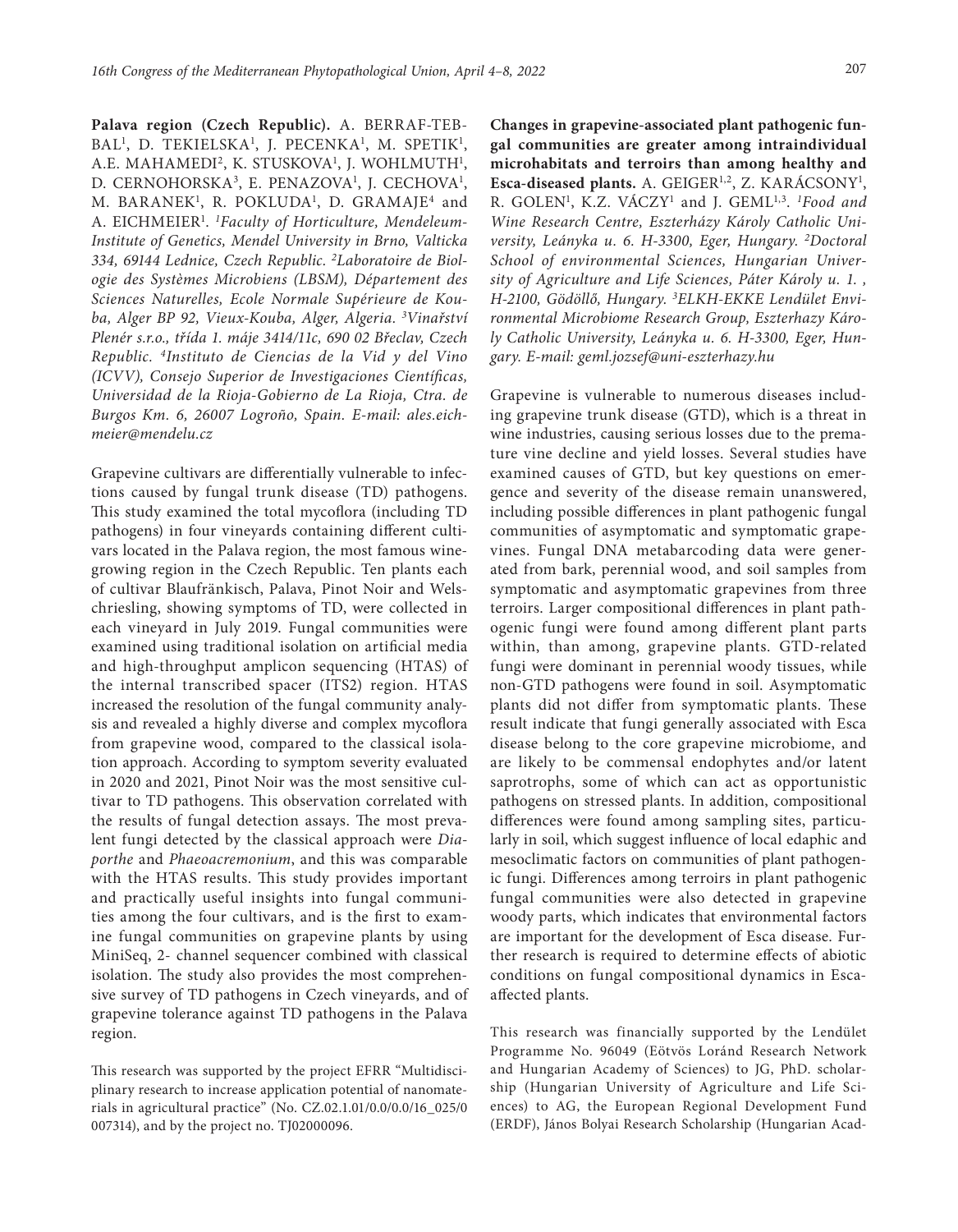**Palava region (Czech Republic).** A. BERRAF-TEBBAL[1], D. TEKIELSKA[1], J. PECENKA[1], M. SPETIK[1], A.E. MAHAMEDI[2], K. STUSKOVA[1], J. WOHLMUTH[1], D. CERNOHORSKA[3], E. PENAZOVA[1], J. CECHOVA[1], M. BARANEK[1], R. POKLUDA[1], D. GRAMAJE[4] and A. EICHMEIER[1]. *[1]Faculty of Horticulture, Mendeleum-Institute of Genetics, Mendel University in Brno, Valticka 334, 69144 Lednice, Czech Republic. [2]Laboratoire de Biologie des Systèmes Microbiens (LBSM), Département des Sciences Naturelles, Ecole Normale Supérieure de Kouba, Alger BP 92, Vieux-Kouba, Alger, Algeria. [3]Vinařství Plenér s.r.o., třída 1. máje 3414/11c, 690 02 Břeclav, Czech Republic. [4]Instituto de Ciencias de la Vid y del Vino (ICVV), Consejo Superior de Investigaciones Científicas, Universidad de la Rioja-Gobierno de La Rioja, Ctra. de Burgos Km. 6, 26007 Logroño, Spain. E-mail: ales.eichmeier@mendelu.cz*

Grapevine cultivars are differentially vulnerable to infections caused by fungal trunk disease (TD) pathogens. This study examined the total mycoflora (including TD pathogens) in four vineyards containing different cultivars located in the Palava region, the most famous wine-growing region in the Czech Republic. Ten plants each of cultivar Blaufränkisch, Palava, Pinot Noir and Welschriesling, showing symptoms of TD, were collected in each vineyard in July 2019. Fungal communities were examined using traditional isolation on artificial media and high-throughput amplicon sequencing (HTAS) of the internal transcribed spacer (ITS2) region. HTAS increased the resolution of the fungal community analysis and revealed a highly diverse and complex mycoflora from grapevine wood, compared to the classical isolation approach. According to symptom severity evaluated in 2020 and 2021, Pinot Noir was the most sensitive cultivar to TD pathogens. This observation correlated with the results of fungal detection assays. The most prevalent fungi detected by the classical approach were *Diaporthe* and *Phaeoacremonium*, and this was comparable with the HTAS results. This study provides important and practically useful insights into fungal communities among the four cultivars, and is the first to examine fungal communities on grapevine plants by using MiniSeq, 2- channel sequencer combined with classical isolation. The study also provides the most comprehensive survey of TD pathogens in Czech vineyards, and of grapevine tolerance against TD pathogens in the Palava region.

This research was supported by the project EFRR "Multidisciplinary research to increase application potential of nanomaterials in agricultural practice" (No. CZ.02.1.01/0.0/0.0/16_025/0007314), and by the project no. TJ02000096.

**Changes in grapevine-associated plant pathogenic fungal communities are greater among intraindividual microhabitats and terroirs than among healthy and Esca-diseased plants.** A. GEIGER[1,2], Z. KARÁCSONY[1], R. GOLEN[1], K.Z. VÁCZY[1] and J. GEML[1,3]. *[1]Food and Wine Research Centre, Eszterházy Károly Catholic University, Leányka u. 6. H-3300, Eger, Hungary. [2]Doctoral School of environmental Sciences, Hungarian University of Agriculture and Life Sciences, Páter Károly u. 1. , H-2100, Gödöllő, Hungary. [3]ELKH-EKKE Lendület Environmental Microbiome Research Group, Eszterhazy Károly Catholic University, Leányka u. 6. H-3300, Eger, Hungary. E-mail: geml.jozsef@uni-eszterhazy.hu*

Grapevine is vulnerable to numerous diseases including grapevine trunk disease (GTD), which is a threat in wine industries, causing serious losses due to the premature vine decline and yield losses. Several studies have examined causes of GTD, but key questions on emergence and severity of the disease remain unanswered, including possible differences in plant pathogenic fungal communities of asymptomatic and symptomatic grapevines. Fungal DNA metabarcoding data were generated from bark, perennial wood, and soil samples from symptomatic and asymptomatic grapevines from three terroirs. Larger compositional differences in plant pathogenic fungi were found among different plant parts within, than among, grapevine plants. GTD-related fungi were dominant in perennial woody tissues, while non-GTD pathogens were found in soil. Asymptomatic plants did not differ from symptomatic plants. These result indicate that fungi generally associated with Esca disease belong to the core grapevine microbiome, and are likely to be commensal endophytes and/or latent saprotrophs, some of which can act as opportunistic pathogens on stressed plants. In addition, compositional differences were found among sampling sites, particularly in soil, which suggest influence of local edaphic and mesoclimatic factors on communities of plant pathogenic fungi. Differences among terroirs in plant pathogenic fungal communities were also detected in grapevine woody parts, which indicates that environmental factors are important for the development of Esca disease. Further research is required to determine effects of abiotic conditions on fungal compositional dynamics in Esca-affected plants.

This research was financially supported by the Lendület Programme No. 96049 (Eötvös Loránd Research Network and Hungarian Academy of Sciences) to JG, PhD. scholarship (Hungarian University of Agriculture and Life Sciences) to AG, the European Regional Development Fund (ERDF), János Bolyai Research Scholarship (Hungarian Acad-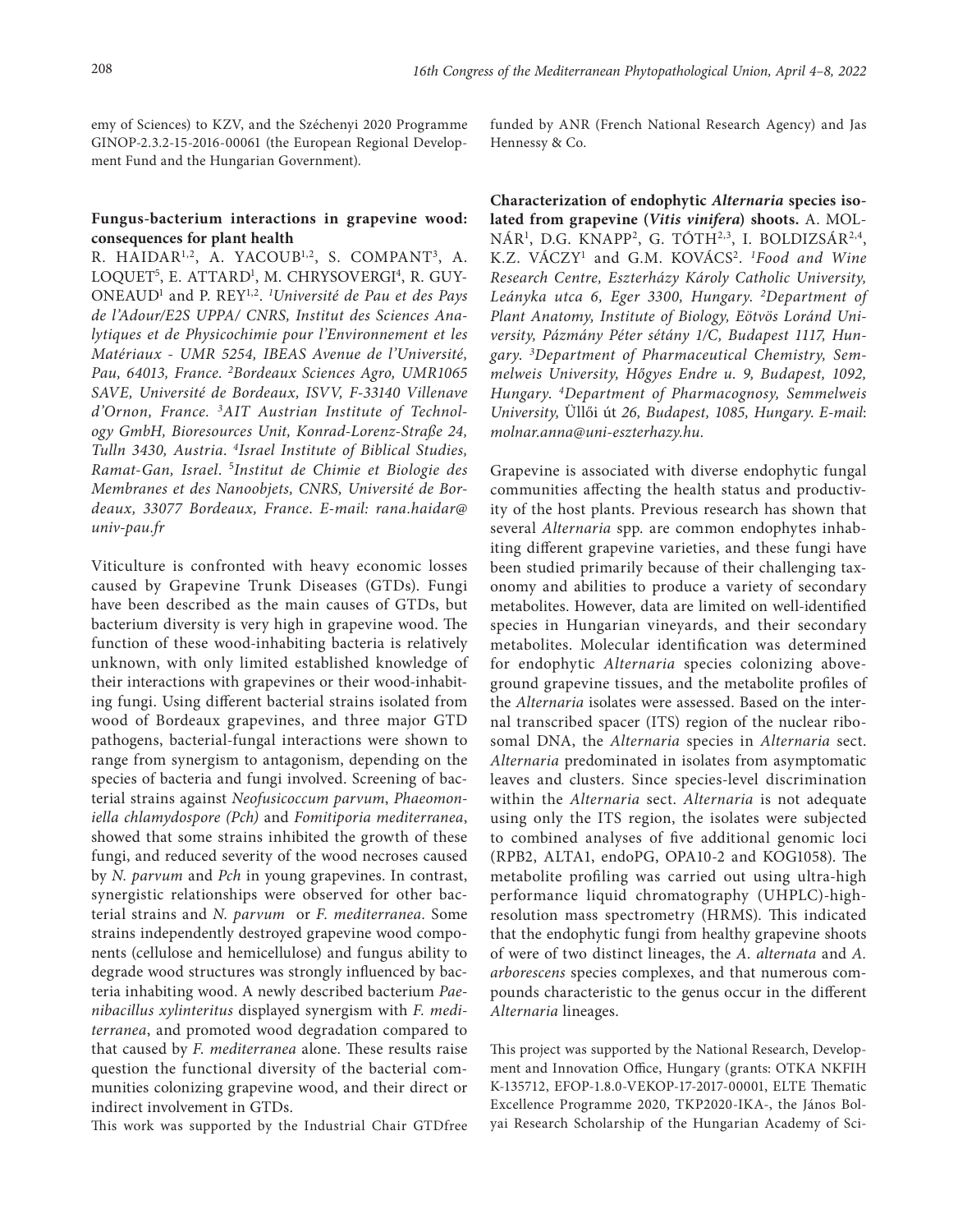emy of Sciences) to KZV, and the Széchenyi 2020 Programme GINOP-2.3.2-15-2016-00061 (the European Regional Development Fund and the Hungarian Government).

**Fungus-bacterium interactions in grapevine wood: consequences for plant health**

R. HAIDAR[1,2], A. YACOUB[1,2], S. COMPANT[3], A. LOQUET[5], E. ATTARD[1], M. CHRYSOVERGI[4], R. GUYONEAUD[1] and P. REY[1,2]. *[1]Université de Pau et des Pays de l'Adour/E2S UPPA/ CNRS, Institut des Sciences Analytiques et de Physicochimie pour l'Environnement et les Matériaux - UMR 5254, IBEAS Avenue de l'Université, Pau, 64013, France. [2]Bordeaux Sciences Agro, UMR1065 SAVE, Université de Bordeaux, ISVV, F-33140 Villenave d'Ornon, France. [3]AIT Austrian Institute of Technology GmbH, Bioresources Unit, Konrad-Lorenz-Straße 24, Tulln 3430, Austria. [4]Israel Institute of Biblical Studies, Ramat-Gan, Israel. [5]Institut de Chimie et Biologie des Membranes et des Nanoobjets, CNRS, Université de Bordeaux, 33077 Bordeaux, France. E-mail: rana.haidar@univ-pau.fr*

Viticulture is confronted with heavy economic losses caused by Grapevine Trunk Diseases (GTDs). Fungi have been described as the main causes of GTDs, but bacterium diversity is very high in grapevine wood. The function of these wood-inhabiting bacteria is relatively unknown, with only limited established knowledge of their interactions with grapevines or their wood-inhabiting fungi. Using different bacterial strains isolated from wood of Bordeaux grapevines, and three major GTD pathogens, bacterial-fungal interactions were shown to range from synergism to antagonism, depending on the species of bacteria and fungi involved. Screening of bacterial strains against *Neofusicoccum parvum*, *Phaeomoniella chlamydospore (Pch)* and *Fomitiporia mediterranea*, showed that some strains inhibited the growth of these fungi, and reduced severity of the wood necroses caused by *N. parvum* and *Pch* in young grapevines. In contrast, synergistic relationships were observed for other bacterial strains and *N. parvum* or *F. mediterranea*. Some strains independently destroyed grapevine wood components (cellulose and hemicellulose) and fungus ability to degrade wood structures was strongly influenced by bacteria inhabiting wood. A newly described bacterium *Paenibacillus xylinteritus* displayed synergism with *F. mediterranea*, and promoted wood degradation compared to that caused by *F. mediterranea* alone. These results raise question the functional diversity of the bacterial communities colonizing grapevine wood, and their direct or indirect involvement in GTDs.

This work was supported by the Industrial Chair GTDfree funded by ANR (French National Research Agency) and Jas Hennessy & Co.

**Characterization of endophytic *Alternaria* species isolated from grapevine (*Vitis vinifera*) shoots.** A. MOLNÁR[1], D.G. KNAPP[2], G. TÓTH[2,3], I. BOLDIZSÁR[2,4], K.Z. VÁCZY[1] and G.M. KOVÁCS[2]. *[1]Food and Wine Research Centre, Eszterházy Károly Catholic University, Leányka utca 6, Eger 3300, Hungary. [2]Department of Plant Anatomy, Institute of Biology, Eötvös Loránd University, Pázmány Péter sétány 1/C, Budapest 1117, Hungary. [3]Department of Pharmaceutical Chemistry, Semmelweis University, Hőgyes Endre u. 9, Budapest, 1092, Hungary. [4]Department of Pharmacognosy, Semmelweis University,* Üllői út *26, Budapest, 1085, Hungary. E-mail: molnar.anna@uni-eszterhazy.hu.*

Grapevine is associated with diverse endophytic fungal communities affecting the health status and productivity of the host plants. Previous research has shown that several *Alternaria* spp. are common endophytes inhabiting different grapevine varieties, and these fungi have been studied primarily because of their challenging taxonomy and abilities to produce a variety of secondary metabolites. However, data are limited on well-identified species in Hungarian vineyards, and their secondary metabolites. Molecular identification was determined for endophytic *Alternaria* species colonizing aboveground grapevine tissues, and the metabolite profiles of the *Alternaria* isolates were assessed. Based on the internal transcribed spacer (ITS) region of the nuclear ribosomal DNA, the *Alternaria* species in *Alternaria* sect. *Alternaria* predominated in isolates from asymptomatic leaves and clusters. Since species-level discrimination within the *Alternaria* sect. *Alternaria* is not adequate using only the ITS region, the isolates were subjected to combined analyses of five additional genomic loci (RPB2, ALTA1, endoPG, OPA10-2 and KOG1058). The metabolite profiling was carried out using ultra-high performance liquid chromatography (UHPLC)-high-resolution mass spectrometry (HRMS). This indicated that the endophytic fungi from healthy grapevine shoots of were of two distinct lineages, the *A. alternata* and *A. arborescens* species complexes, and that numerous compounds characteristic to the genus occur in the different *Alternaria* lineages.

This project was supported by the National Research, Development and Innovation Office, Hungary (grants: OTKA NKFIH K-135712, EFOP-1.8.0-VEKOP-17-2017-00001, ELTE Thematic Excellence Programme 2020, TKP2020-IKA-, the János Bolyai Research Scholarship of the Hungarian Academy of Sci-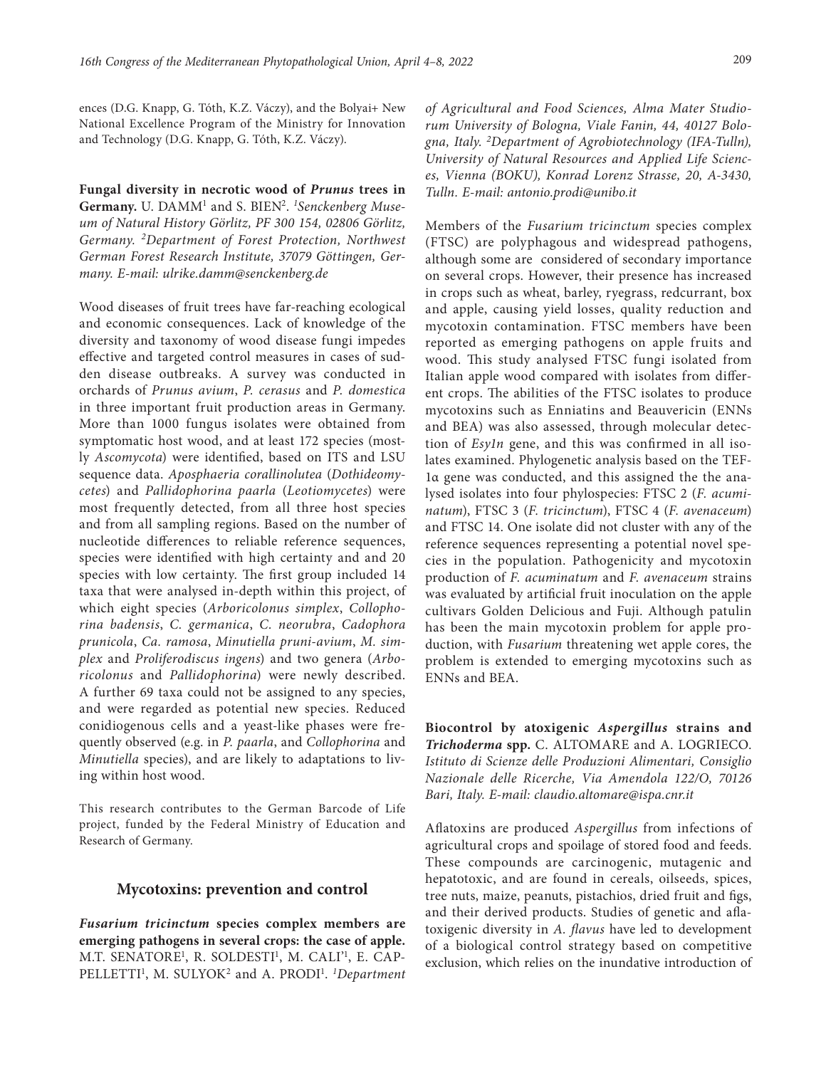ences (D.G. Knapp, G. Tóth, K.Z. Váczy), and the Bolyai+ New National Excellence Program of the Ministry for Innovation and Technology (D.G. Knapp, G. Tóth, K.Z. Váczy).

**Fungal diversity in necrotic wood of *Prunus* trees in Germany.** U. DAMM[1] and S. BIEN[2]. *[1]Senckenberg Museum of Natural History Görlitz, PF 300 154, 02806 Görlitz, Germany. [2]Department of Forest Protection, Northwest German Forest Research Institute, 37079 Göttingen, Germany. E-mail: ulrike.damm@senckenberg.de*

Wood diseases of fruit trees have far-reaching ecological and economic consequences. Lack of knowledge of the diversity and taxonomy of wood disease fungi impedes effective and targeted control measures in cases of sudden disease outbreaks. A survey was conducted in orchards of *Prunus avium*, *P. cerasus* and *P. domestica* in three important fruit production areas in Germany. More than 1000 fungus isolates were obtained from symptomatic host wood, and at least 172 species (mostly *Ascomycota*) were identified, based on ITS and LSU sequence data. *Aposphaeria corallinolutea* (*Dothideomycetes*) and *Pallidophorina paarla* (*Leotiomycetes*) were most frequently detected, from all three host species and from all sampling regions. Based on the number of nucleotide differences to reliable reference sequences, species were identified with high certainty and and 20 species with low certainty. The first group included 14 taxa that were analysed in-depth within this project, of which eight species (*Arboricolonus simplex*, *Collophorina badensis*, *C. germanica*, *C. neorubra*, *Cadophora prunicola*, *Ca. ramosa*, *Minutiella pruni-avium*, *M. simplex* and *Proliferodiscus ingens*) and two genera (*Arboricolonus* and *Pallidophorina*) were newly described. A further 69 taxa could not be assigned to any species, and were regarded as potential new species. Reduced conidiogenous cells and a yeast-like phases were frequently observed (e.g. in *P. paarla*, and *Collophorina* and *Minutiella* species), and are likely to adaptations to living within host wood.

This research contributes to the German Barcode of Life project, funded by the Federal Ministry of Education and Research of Germany.

## Mycotoxins: prevention and control

***Fusarium tricinctum* species complex members are emerging pathogens in several crops: the case of apple.** M.T. SENATORE[1], R. SOLDESTI[1], M. CALI'[1], E. CAPPELLETTI[1], M. SULYOK[2] and A. PRODI[1]. *[1]Department of Agricultural and Food Sciences, Alma Mater Studiorum University of Bologna, Viale Fanin, 44, 40127 Bologna, Italy. [2]Department of Agrobiotechnology (IFA-Tulln), University of Natural Resources and Applied Life Sciences, Vienna (BOKU), Konrad Lorenz Strasse, 20, A-3430, Tulln. E-mail: antonio.prodi@unibo.it*

Members of the *Fusarium tricinctum* species complex (FTSC) are polyphagous and widespread pathogens, although some are considered of secondary importance on several crops. However, their presence has increased in crops such as wheat, barley, ryegrass, redcurrant, box and apple, causing yield losses, quality reduction and mycotoxin contamination. FTSC members have been reported as emerging pathogens on apple fruits and wood. This study analysed FTSC fungi isolated from Italian apple wood compared with isolates from different crops. The abilities of the FTSC isolates to produce mycotoxins such as Enniatins and Beauvericin (ENNs and BEA) was also assessed, through molecular detection of *Esy1n* gene, and this was confirmed in all isolates examined. Phylogenetic analysis based on the TEF-1α gene was conducted, and this assigned the the analysed isolates into four phylospecies: FTSC 2 (*F. acuminatum*), FTSC 3 (*F. tricinctum*), FTSC 4 (*F. avenaceum*) and FTSC 14. One isolate did not cluster with any of the reference sequences representing a potential novel species in the population. Pathogenicity and mycotoxin production of *F. acuminatum* and *F. avenaceum* strains was evaluated by artificial fruit inoculation on the apple cultivars Golden Delicious and Fuji. Although patulin has been the main mycotoxin problem for apple production, with *Fusarium* threatening wet apple cores, the problem is extended to emerging mycotoxins such as ENNs and BEA.

**Biocontrol by atoxigenic *Aspergillus* strains and *Trichoderma* spp.** C. ALTOMARE and A. LOGRIECO. *Istituto di Scienze delle Produzioni Alimentari, Consiglio Nazionale delle Ricerche, Via Amendola 122/O, 70126 Bari, Italy. E-mail: claudio.altomare@ispa.cnr.it*

Aflatoxins are produced *Aspergillus* from infections of agricultural crops and spoilage of stored food and feeds. These compounds are carcinogenic, mutagenic and hepatotoxic, and are found in cereals, oilseeds, spices, tree nuts, maize, peanuts, pistachios, dried fruit and figs, and their derived products. Studies of genetic and aflatoxigenic diversity in *A. flavus* have led to development of a biological control strategy based on competitive exclusion, which relies on the inundative introduction of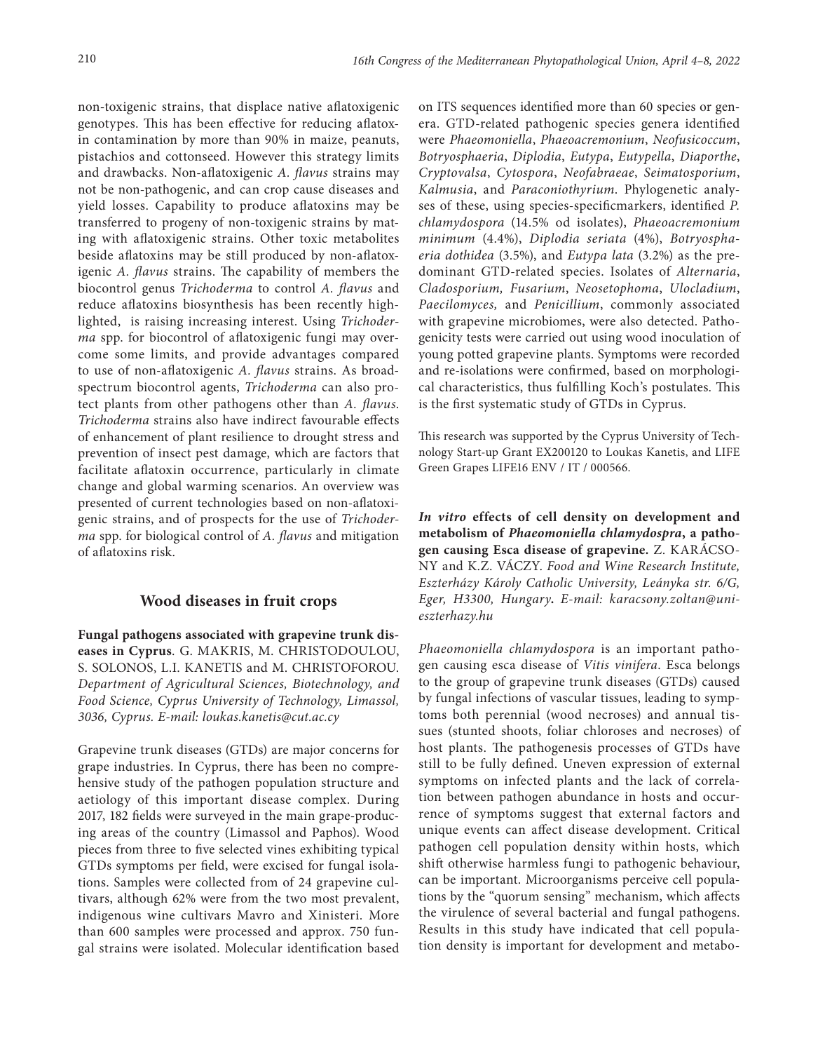non-toxigenic strains, that displace native aflatoxigenic genotypes. This has been effective for reducing aflatoxin contamination by more than 90% in maize, peanuts, pistachios and cottonseed. However this strategy limits and drawbacks. Non-aflatoxigenic *A. flavus* strains may not be non-pathogenic, and can crop cause diseases and yield losses. Capability to produce aflatoxins may be transferred to progeny of non-toxigenic strains by mating with aflatoxigenic strains. Other toxic metabolites beside aflatoxins may be still produced by non-aflatoxigenic *A. flavus* strains. The capability of members the biocontrol genus *Trichoderma* to control *A. flavus* and reduce aflatoxins biosynthesis has been recently highlighted, is raising increasing interest. Using *Trichoderma* spp. for biocontrol of aflatoxigenic fungi may overcome some limits, and provide advantages compared to use of non-aflatoxigenic *A. flavus* strains. As broad-spectrum biocontrol agents, *Trichoderma* can also protect plants from other pathogens other than *A. flavus*. *Trichoderma* strains also have indirect favourable effects of enhancement of plant resilience to drought stress and prevention of insect pest damage, which are factors that facilitate aflatoxin occurrence, particularly in climate change and global warming scenarios. An overview was presented of current technologies based on non-aflatoxigenic strains, and of prospects for the use of *Trichoderma* spp. for biological control of *A. flavus* and mitigation of aflatoxins risk.

## Wood diseases in fruit crops

**Fungal pathogens associated with grapevine trunk diseases in Cyprus**. G. MAKRIS, M. CHRISTODOULOU, S. SOLONOS, L.I. KANETIS and M. CHRISTOFOROU. *Department of Agricultural Sciences, Biotechnology, and Food Science, Cyprus University of Technology, Limassol, 3036, Cyprus. E-mail: loukas.kanetis@cut.ac.cy*

Grapevine trunk diseases (GTDs) are major concerns for grape industries. In Cyprus, there has been no comprehensive study of the pathogen population structure and aetiology of this important disease complex. During 2017, 182 fields were surveyed in the main grape-producing areas of the country (Limassol and Paphos). Wood pieces from three to five selected vines exhibiting typical GTDs symptoms per field, were excised for fungal isolations. Samples were collected from of 24 grapevine cultivars, although 62% were from the two most prevalent, indigenous wine cultivars Mavro and Xinisteri. More than 600 samples were processed and approx. 750 fungal strains were isolated. Molecular identification based on ITS sequences identified more than 60 species or genera. GTD-related pathogenic species genera identified were *Phaeomoniella*, *Phaeoacremonium*, *Neofusicoccum*, *Botryosphaeria*, *Diplodia*, *Eutypa*, *Eutypella*, *Diaporthe*, *Cryptovalsa*, *Cytospora*, *Neofabraeae*, *Seimatosporium*, *Kalmusia*, and *Paraconiothyrium*. Phylogenetic analyses of these, using species-specificmarkers, identified *P. chlamydospora* (14.5% od isolates), *Phaeoacremonium minimum* (4.4%), *Diplodia seriata* (4%), *Botryosphaeria dothidea* (3.5%), and *Eutypa lata* (3.2%) as the predominant GTD-related species. Isolates of *Alternaria*, *Cladosporium, Fusarium*, *Neosetophoma*, *Ulocladium*, *Paecilomyces,* and *Penicillium*, commonly associated with grapevine microbiomes, were also detected. Pathogenicity tests were carried out using wood inoculation of young potted grapevine plants. Symptoms were recorded and re-isolations were confirmed, based on morphological characteristics, thus fulfilling Koch's postulates. This is the first systematic study of GTDs in Cyprus.

This research was supported by the Cyprus University of Technology Start-up Grant EX200120 to Loukas Kanetis, and LIFE Green Grapes LIFE16 ENV / IT / 000566.

***In vitro* effects of cell density on development and metabolism of *Phaeomoniella chlamydospra*, a pathogen causing Esca disease of grapevine.** Z. KARÁCSONY and K.Z. VÁCZY. *Food and Wine Research Institute, Eszterházy Károly Catholic University, Leányka str. 6/G, Eger, H3300, Hungary***.** *E-mail: karacsony.zoltan@uni-eszterhazy.hu*

*Phaeomoniella chlamydospora* is an important pathogen causing esca disease of *Vitis vinifera*. Esca belongs to the group of grapevine trunk diseases (GTDs) caused by fungal infections of vascular tissues, leading to symptoms both perennial (wood necroses) and annual tissues (stunted shoots, foliar chloroses and necroses) of host plants. The pathogenesis processes of GTDs have still to be fully defined. Uneven expression of external symptoms on infected plants and the lack of correlation between pathogen abundance in hosts and occurrence of symptoms suggest that external factors and unique events can affect disease development. Critical pathogen cell population density within hosts, which shift otherwise harmless fungi to pathogenic behaviour, can be important. Microorganisms perceive cell populations by the "quorum sensing" mechanism, which affects the virulence of several bacterial and fungal pathogens. Results in this study have indicated that cell population density is important for development and metabo-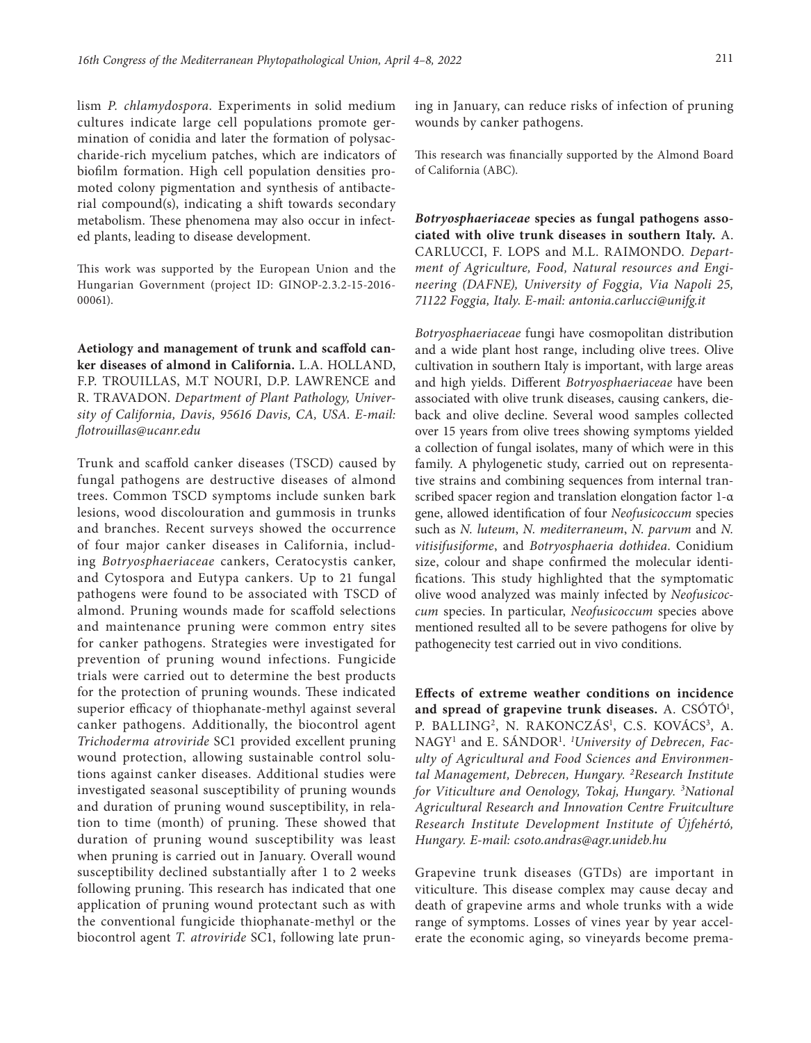lism *P. chlamydospora*. Experiments in solid medium cultures indicate large cell populations promote germination of conidia and later the formation of polysaccharide-rich mycelium patches, which are indicators of biofilm formation. High cell population densities promoted colony pigmentation and synthesis of antibacterial compound(s), indicating a shift towards secondary metabolism. These phenomena may also occur in infected plants, leading to disease development.

This work was supported by the European Union and the Hungarian Government (project ID: GINOP-2.3.2-15-2016-00061).

**Aetiology and management of trunk and scaffold canker diseases of almond in California.** L.A. HOLLAND, F.P. TROUILLAS, M.T NOURI, D.P. LAWRENCE and R. TRAVADON. *Department of Plant Pathology, University of California, Davis, 95616 Davis, CA, USA. E-mail: flotrouillas@ucanr.edu*

Trunk and scaffold canker diseases (TSCD) caused by fungal pathogens are destructive diseases of almond trees. Common TSCD symptoms include sunken bark lesions, wood discolouration and gummosis in trunks and branches. Recent surveys showed the occurrence of four major canker diseases in California, including *Botryosphaeriaceae* cankers, Ceratocystis canker, and Cytospora and Eutypa cankers. Up to 21 fungal pathogens were found to be associated with TSCD of almond. Pruning wounds made for scaffold selections and maintenance pruning were common entry sites for canker pathogens. Strategies were investigated for prevention of pruning wound infections. Fungicide trials were carried out to determine the best products for the protection of pruning wounds. These indicated superior efficacy of thiophanate-methyl against several canker pathogens. Additionally, the biocontrol agent *Trichoderma atroviride* SC1 provided excellent pruning wound protection, allowing sustainable control solutions against canker diseases. Additional studies were investigated seasonal susceptibility of pruning wounds and duration of pruning wound susceptibility, in relation to time (month) of pruning. These showed that duration of pruning wound susceptibility was least when pruning is carried out in January. Overall wound susceptibility declined substantially after 1 to 2 weeks following pruning. This research has indicated that one application of pruning wound protectant such as with the conventional fungicide thiophanate-methyl or the biocontrol agent *T. atroviride* SC1, following late pruning in January, can reduce risks of infection of pruning wounds by canker pathogens.

This research was financially supported by the Almond Board of California (ABC).

***Botryosphaeriaceae* species as fungal pathogens associated with olive trunk diseases in southern Italy.** A. CARLUCCI, F. LOPS and M.L. RAIMONDO. *Department of Agriculture, Food, Natural resources and Engineering (DAFNE), University of Foggia, Via Napoli 25, 71122 Foggia, Italy. E-mail: antonia.carlucci@unifg.it*

*Botryosphaeriaceae* fungi have cosmopolitan distribution and a wide plant host range, including olive trees. Olive cultivation in southern Italy is important, with large areas and high yields. Different *Botryosphaeriaceae* have been associated with olive trunk diseases, causing cankers, dieback and olive decline. Several wood samples collected over 15 years from olive trees showing symptoms yielded a collection of fungal isolates, many of which were in this family. A phylogenetic study, carried out on representative strains and combining sequences from internal transcribed spacer region and translation elongation factor 1-α gene, allowed identification of four *Neofusicoccum* species such as *N. luteum*, *N. mediterraneum*, *N. parvum* and *N. vitisifusiforme*, and *Botryosphaeria dothidea*. Conidium size, colour and shape confirmed the molecular identifications. This study highlighted that the symptomatic olive wood analyzed was mainly infected by *Neofusicoccum* species. In particular, *Neofusicoccum* species above mentioned resulted all to be severe pathogens for olive by pathogenecity test carried out in vivo conditions.

**Effects of extreme weather conditions on incidence and spread of grapevine trunk diseases.** A. CSÓTÓ[1], P. BALLING[2], N. RAKONCZÁS[1], C.S. KOVÁCS[3], A. NAGY[1] and E. SÁNDOR[1]. *[1]University of Debrecen, Faculty of Agricultural and Food Sciences and Environmental Management, Debrecen, Hungary. [2]Research Institute for Viticulture and Oenology, Tokaj, Hungary. [3]National Agricultural Research and Innovation Centre Fruitculture Research Institute Development Institute of Újfehértó, Hungary. E-mail: csoto.andras@agr.unideb.hu*

Grapevine trunk diseases (GTDs) are important in viticulture. This disease complex may cause decay and death of grapevine arms and whole trunks with a wide range of symptoms. Losses of vines year by year accelerate the economic aging, so vineyards become prema-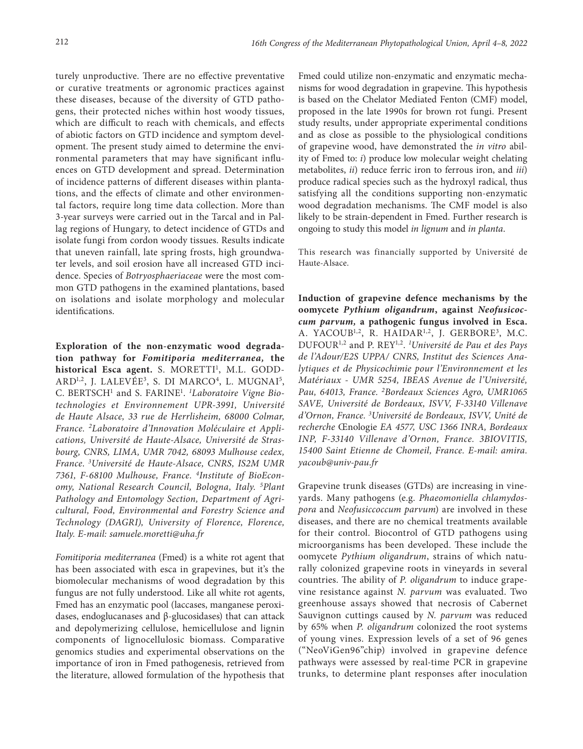turely unproductive. There are no effective preventative or curative treatments or agronomic practices against these diseases, because of the diversity of GTD pathogens, their protected niches within host woody tissues, which are difficult to reach with chemicals, and effects of abiotic factors on GTD incidence and symptom development. The present study aimed to determine the environmental parameters that may have significant influences on GTD development and spread. Determination of incidence patterns of different diseases within plantations, and the effects of climate and other environmental factors, require long time data collection. More than 3-year surveys were carried out in the Tarcal and in Pallag regions of Hungary, to detect incidence of GTDs and isolate fungi from cordon woody tissues. Results indicate that uneven rainfall, late spring frosts, high groundwater levels, and soil erosion have all increased GTD incidence. Species of *Botryosphaeriaceae* were the most common GTD pathogens in the examined plantations, based on isolations and isolate morphology and molecular identifications.

**Exploration of the non-enzymatic wood degradation pathway for *Fomitiporia mediterranea*, the historical Esca agent.** S. MORETTI[1], M.L. GODDARD[1,2], J. LALEVÉE[3], S. DI MARCO[4], L. MUGNAI[5], C. BERTSCH[1] and S. FARINE[1]. [1]*Laboratoire Vigne Biotechnologies et Environnement UPR-3991, Université de Haute Alsace, 33 rue de Herrlisheim, 68000 Colmar, France.* [2]*Laboratoire d'Innovation Moléculaire et Applications, Université de Haute-Alsace, Université de Strasbourg, CNRS, LIMA, UMR 7042, 68093 Mulhouse cedex, France.* [3]*Université de Haute-Alsace, CNRS, IS2M UMR 7361, F-68100 Mulhouse, France.* [4]*Institute of BioEconomy, National Research Council, Bologna, Italy.* [5]*Plant Pathology and Entomology Section, Department of Agricultural, Food, Environmental and Forestry Science and Technology (DAGRI), University of Florence, Florence, Italy. E-mail: samuele.moretti@uha.fr*

*Fomitiporia mediterranea* (Fmed) is a white rot agent that has been associated with esca in grapevines, but it's the biomolecular mechanisms of wood degradation by this fungus are not fully understood. Like all white rot agents, Fmed has an enzymatic pool (laccases, manganese peroxidases, endoglucanases and β-glucosidases) that can attack and depolymerizing cellulose, hemicellulose and lignin components of lignocellulosic biomass. Comparative genomics studies and experimental observations on the importance of iron in Fmed pathogenesis, retrieved from the literature, allowed formulation of the hypothesis that Fmed could utilize non-enzymatic and enzymatic mechanisms for wood degradation in grapevine. This hypothesis is based on the Chelator Mediated Fenton (CMF) model, proposed in the late 1990s for brown rot fungi. Present study results, under appropriate experimental conditions and as close as possible to the physiological conditions of grapevine wood, have demonstrated the *in vitro* ability of Fmed to: *i*) produce low molecular weight chelating metabolites, *ii*) reduce ferric iron to ferrous iron, and *iii*) produce radical species such as the hydroxyl radical, thus satisfying all the conditions supporting non-enzymatic wood degradation mechanisms. The CMF model is also likely to be strain-dependent in Fmed. Further research is ongoing to study this model *in lignum* and *in planta*.

This research was financially supported by Université de Haute-Alsace.

**Induction of grapevine defence mechanisms by the oomycete *Pythium oligandrum*, against *Neofusicoccum parvum*, a pathogenic fungus involved in Esca.** A. YACOUB[1,2], R. HAIDAR[1,2], J. GERBORE[3], M.C. DUFOUR[1,2] and P. REY[1,2]. [1]*Université de Pau et des Pays de l'Adour/E2S UPPA/ CNRS, Institut des Sciences Analytiques et de Physicochimie pour l'Environnement et les Matériaux - UMR 5254, IBEAS Avenue de l'Université, Pau, 64013, France.* [2]*Bordeaux Sciences Agro, UMR1065 SAVE, Université de Bordeaux, ISVV, F-33140 Villenave d'Ornon, France.* [3]*Université de Bordeaux, ISVV, Unité de recherche* Œnologie *EA 4577, USC 1366 INRA, Bordeaux INP, F-33140 Villenave d'Ornon, France. 3BIOVITIS, 15400 Saint Etienne de Chomeil, France. E-mail: amira.yacoub@univ-pau.fr*

Grapevine trunk diseases (GTDs) are increasing in vineyards. Many pathogens (e.g. *Phaeomoniella chlamydospora* and *Neofusiccoccum parvum*) are involved in these diseases, and there are no chemical treatments available for their control. Biocontrol of GTD pathogens using microorganisms has been developed. These include the oomycete *Pythium oligandrum*, strains of which naturally colonized grapevine roots in vineyards in several countries. The ability of *P. oligandrum* to induce grapevine resistance against *N. parvum* was evaluated. Two greenhouse assays showed that necrosis of Cabernet Sauvignon cuttings caused by *N. parvum* was reduced by 65% when *P. oligandrum* colonized the root systems of young vines. Expression levels of a set of 96 genes ("NeoViGen96"chip) involved in grapevine defence pathways were assessed by real-time PCR in grapevine trunks, to determine plant responses after inoculation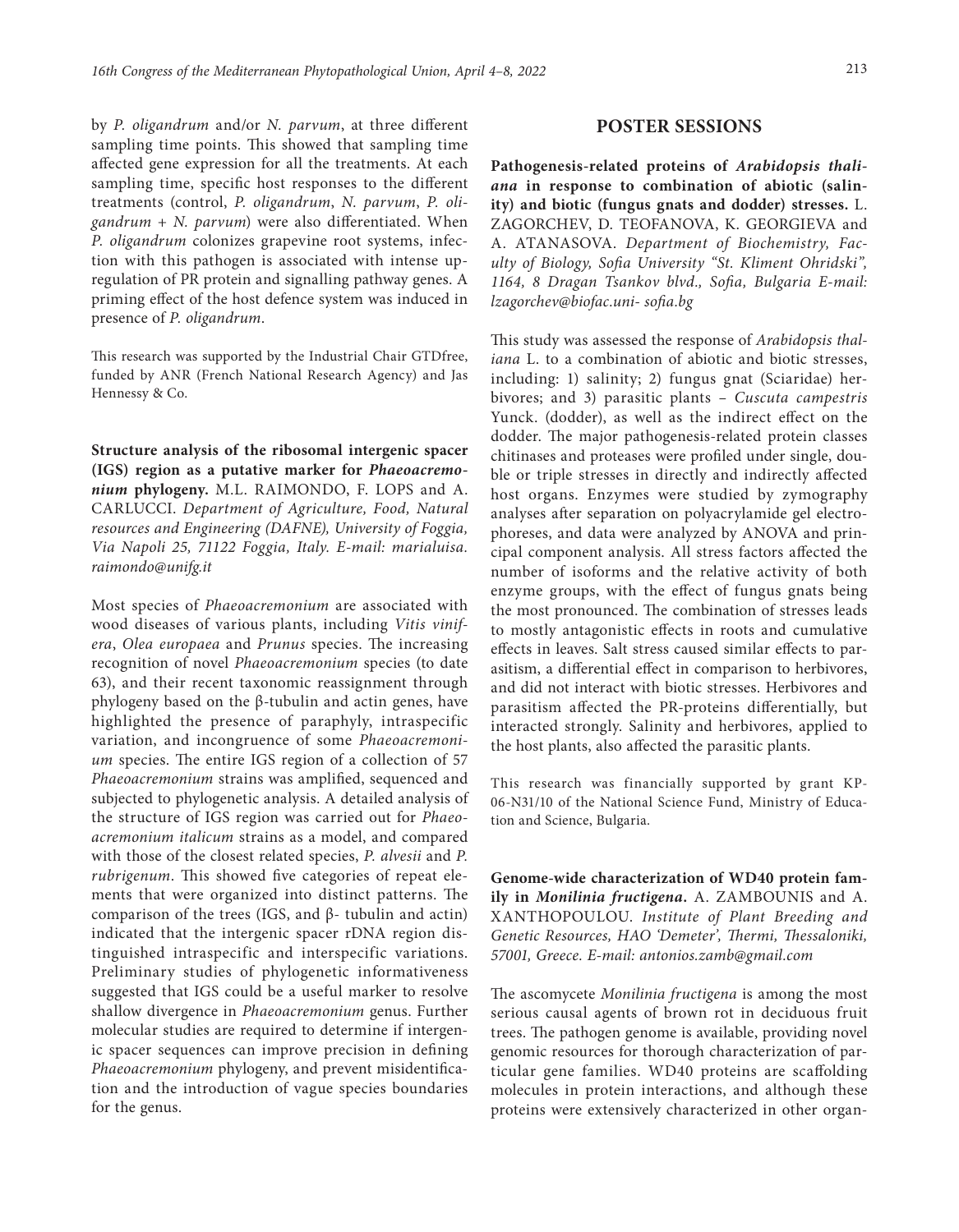by *P. oligandrum* and/or *N. parvum*, at three different sampling time points. This showed that sampling time affected gene expression for all the treatments. At each sampling time, specific host responses to the different treatments (control, *P. oligandrum*, *N. parvum*, *P. oligandrum + N. parvum*) were also differentiated. When *P. oligandrum* colonizes grapevine root systems, infection with this pathogen is associated with intense upregulation of PR protein and signalling pathway genes. A priming effect of the host defence system was induced in presence of *P. oligandrum*.

This research was supported by the Industrial Chair GTDfree, funded by ANR (French National Research Agency) and Jas Hennessy & Co.

**Structure analysis of the ribosomal intergenic spacer (IGS) region as a putative marker for *Phaeoacremonium* phylogeny.** M.L. RAIMONDO, F. LOPS and A. CARLUCCI. *Department of Agriculture, Food, Natural resources and Engineering (DAFNE), University of Foggia, Via Napoli 25, 71122 Foggia, Italy. E-mail: marialuisa.raimondo@unifg.it*

Most species of *Phaeoacremonium* are associated with wood diseases of various plants, including *Vitis vinifera*, *Olea europaea* and *Prunus* species. The increasing recognition of novel *Phaeoacremonium* species (to date 63), and their recent taxonomic reassignment through phylogeny based on the β-tubulin and actin genes, have highlighted the presence of paraphyly, intraspecific variation, and incongruence of some *Phaeoacremonium* species. The entire IGS region of a collection of 57 *Phaeoacremonium* strains was amplified, sequenced and subjected to phylogenetic analysis. A detailed analysis of the structure of IGS region was carried out for *Phaeoacremonium italicum* strains as a model, and compared with those of the closest related species, *P. alvesii* and *P. rubrigenum*. This showed five categories of repeat elements that were organized into distinct patterns. The comparison of the trees (IGS, and β- tubulin and actin) indicated that the intergenic spacer rDNA region distinguished intraspecific and interspecific variations. Preliminary studies of phylogenetic informativeness suggested that IGS could be a useful marker to resolve shallow divergence in *Phaeoacremonium* genus. Further molecular studies are required to determine if intergenic spacer sequences can improve precision in defining *Phaeoacremonium* phylogeny, and prevent misidentification and the introduction of vague species boundaries for the genus.

## POSTER SESSIONS

**Pathogenesis-related proteins of *Arabidopsis thaliana* in response to combination of abiotic (salinity) and biotic (fungus gnats and dodder) stresses.** L. ZAGORCHEV, D. TEOFANOVA, K. GEORGIEVA and A. ATANASOVA. *Department of Biochemistry, Faculty of Biology, Sofia University "St. Kliment Ohridski", 1164, 8 Dragan Tsankov blvd., Sofia, Bulgaria E-mail: lzagorchev@biofac.uni- sofia.bg*

This study was assessed the response of *Arabidopsis thaliana* L. to a combination of abiotic and biotic stresses, including: 1) salinity; 2) fungus gnat (Sciaridae) herbivores; and 3) parasitic plants – *Cuscuta campestris* Yunck. (dodder), as well as the indirect effect on the dodder. The major pathogenesis-related protein classes chitinases and proteases were profiled under single, double or triple stresses in directly and indirectly affected host organs. Enzymes were studied by zymography analyses after separation on polyacrylamide gel electrophoreses, and data were analyzed by ANOVA and principal component analysis. All stress factors affected the number of isoforms and the relative activity of both enzyme groups, with the effect of fungus gnats being the most pronounced. The combination of stresses leads to mostly antagonistic effects in roots and cumulative effects in leaves. Salt stress caused similar effects to parasitism, a differential effect in comparison to herbivores, and did not interact with biotic stresses. Herbivores and parasitism affected the PR-proteins differentially, but interacted strongly. Salinity and herbivores, applied to the host plants, also affected the parasitic plants.

This research was financially supported by grant KP-06-N31/10 of the National Science Fund, Ministry of Education and Science, Bulgaria.

**Genome-wide characterization of WD40 protein family in *Monilinia fructigena*.** A. ZAMBOUNIS and A. XANTHOPOULOU. *Institute of Plant Breeding and Genetic Resources, HAO 'Demeter', Thermi, Thessaloniki, 57001, Greece. E-mail: antonios.zamb@gmail.com*

The ascomycete *Monilinia fructigena* is among the most serious causal agents of brown rot in deciduous fruit trees. The pathogen genome is available, providing novel genomic resources for thorough characterization of particular gene families. WD40 proteins are scaffolding molecules in protein interactions, and although these proteins were extensively characterized in other organ-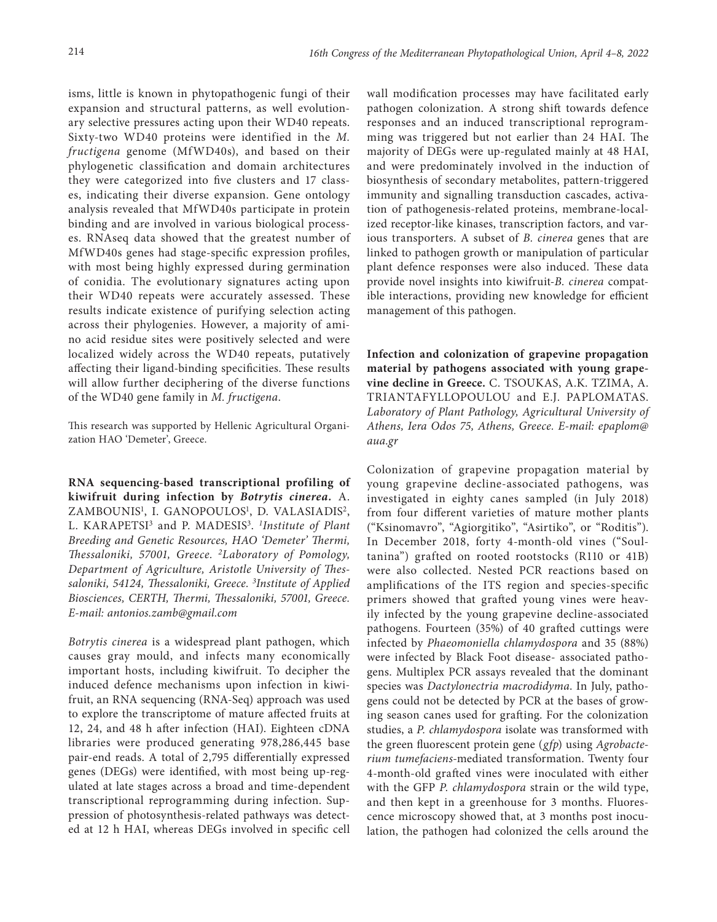isms, little is known in phytopathogenic fungi of their expansion and structural patterns, as well evolutionary selective pressures acting upon their WD40 repeats. Sixty-two WD40 proteins were identified in the *M. fructigena* genome (MfWD40s), and based on their phylogenetic classification and domain architectures they were categorized into five clusters and 17 classes, indicating their diverse expansion. Gene ontology analysis revealed that MfWD40s participate in protein binding and are involved in various biological processes. RNAseq data showed that the greatest number of MfWD40s genes had stage-specific expression profiles, with most being highly expressed during germination of conidia. The evolutionary signatures acting upon their WD40 repeats were accurately assessed. These results indicate existence of purifying selection acting across their phylogenies. However, a majority of amino acid residue sites were positively selected and were localized widely across the WD40 repeats, putatively affecting their ligand-binding specificities. These results will allow further deciphering of the diverse functions of the WD40 gene family in *M. fructigena*.

This research was supported by Hellenic Agricultural Organization HAO 'Demeter', Greece.

**RNA sequencing-based transcriptional profiling of kiwifruit during infection by *Botrytis cinerea*.** A. ZAMBOUNIS[1], I. GANOPOULOS[1], D. VALASIADIS[2], L. KARAPETSI[3] and P. MADESIS[3]. *[1]Institute of Plant Breeding and Genetic Resources, HAO 'Demeter' Thermi, Thessaloniki, 57001, Greece. [2]Laboratory of Pomology, Department of Agriculture, Aristotle University of Thessaloniki, 54124, Thessaloniki, Greece. [3]Institute of Applied Biosciences, CERTH, Thermi, Thessaloniki, 57001, Greece. E-mail: antonios.zamb@gmail.com*

*Botrytis cinerea* is a widespread plant pathogen, which causes gray mould, and infects many economically important hosts, including kiwifruit. To decipher the induced defence mechanisms upon infection in kiwifruit, an RNA sequencing (RNA-Seq) approach was used to explore the transcriptome of mature affected fruits at 12, 24, and 48 h after infection (HAI). Eighteen cDNA libraries were produced generating 978,286,445 base pair-end reads. A total of 2,795 differentially expressed genes (DEGs) were identified, with most being up-regulated at late stages across a broad and time-dependent transcriptional reprogramming during infection. Suppression of photosynthesis-related pathways was detected at 12 h HAI, whereas DEGs involved in specific cell wall modification processes may have facilitated early pathogen colonization. A strong shift towards defence responses and an induced transcriptional reprogramming was triggered but not earlier than 24 HAI. The majority of DEGs were up-regulated mainly at 48 HAI, and were predominately involved in the induction of biosynthesis of secondary metabolites, pattern-triggered immunity and signalling transduction cascades, activation of pathogenesis-related proteins, membrane-localized receptor-like kinases, transcription factors, and various transporters. A subset of *B. cinerea* genes that are linked to pathogen growth or manipulation of particular plant defence responses were also induced. These data provide novel insights into kiwifruit-*B. cinerea* compatible interactions, providing new knowledge for efficient management of this pathogen.

**Infection and colonization of grapevine propagation material by pathogens associated with young grapevine decline in Greece.** C. TSOUKAS, A.K. TZIMA, A. TRIANTAFYLLOPOULOU and E.J. PAPLOMATAS. *Laboratory of Plant Pathology, Agricultural University of Athens, Iera Odos 75, Athens, Greece. E-mail: epaplom@aua.gr*

Colonization of grapevine propagation material by young grapevine decline-associated pathogens, was investigated in eighty canes sampled (in July 2018) from four different varieties of mature mother plants ("Ksinomavro", "Agiorgitiko", "Asirtiko", or "Roditis"). In December 2018, forty 4-month-old vines ("Soultanina") grafted on rooted rootstocks (R110 or 41B) were also collected. Nested PCR reactions based on amplifications of the ITS region and species-specific primers showed that grafted young vines were heavily infected by the young grapevine decline-associated pathogens. Fourteen (35%) of 40 grafted cuttings were infected by *Phaeomoniella chlamydospora* and 35 (88%) were infected by Black Foot disease- associated pathogens. Multiplex PCR assays revealed that the dominant species was *Dactylonectria macrodidyma*. In July, pathogens could not be detected by PCR at the bases of growing season canes used for grafting. For the colonization studies, a *P. chlamydospora* isolate was transformed with the green fluorescent protein gene (*gfp*) using *Agrobacterium tumefaciens*-mediated transformation. Twenty four 4-month-old grafted vines were inoculated with either with the GFP *P. chlamydospora* strain or the wild type, and then kept in a greenhouse for 3 months. Fluorescence microscopy showed that, at 3 months post inoculation, the pathogen had colonized the cells around the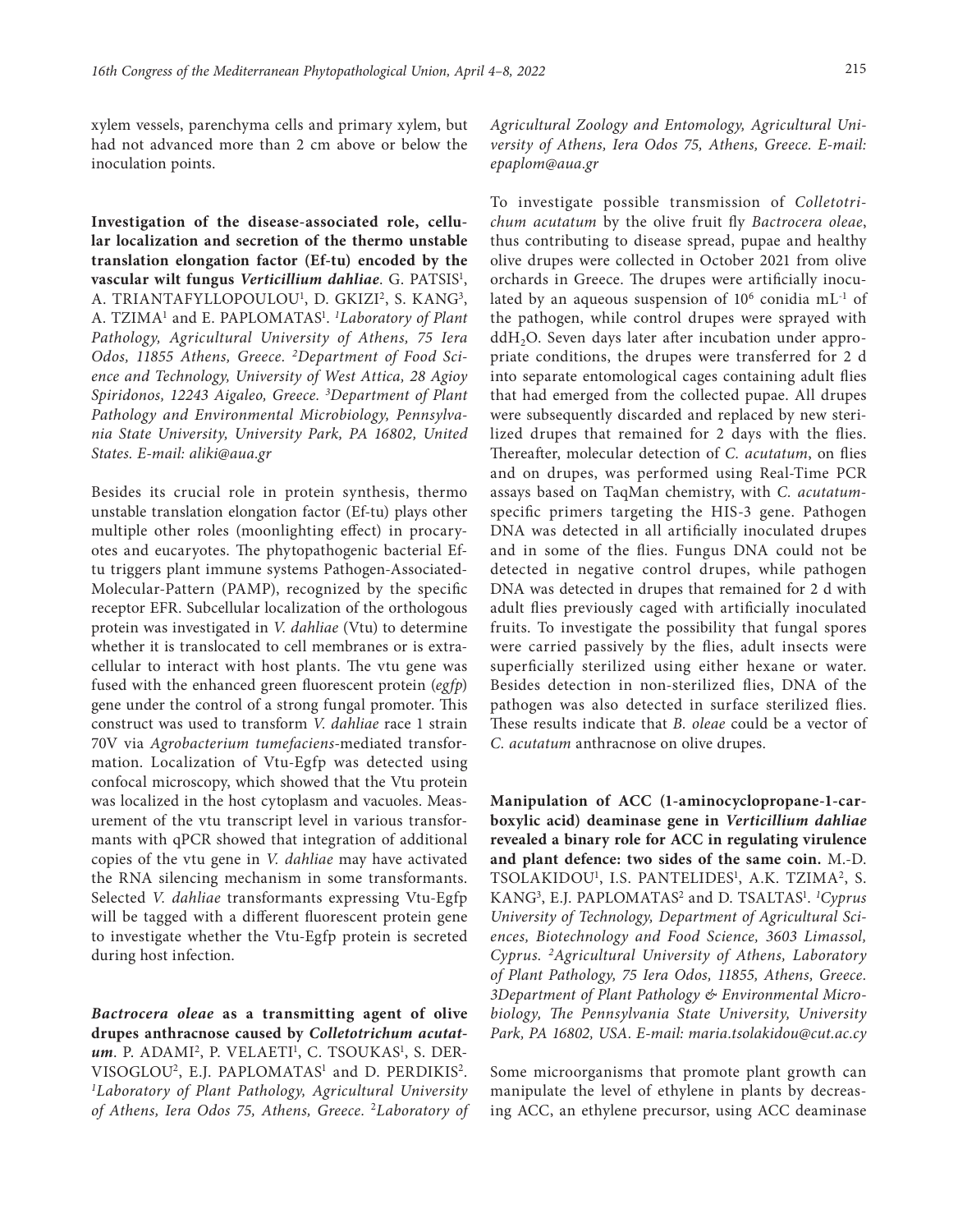xylem vessels, parenchyma cells and primary xylem, but had not advanced more than 2 cm above or below the inoculation points.

**Investigation of the disease-associated role, cellular localization and secretion of the thermo unstable translation elongation factor (Ef-tu) encoded by the vascular wilt fungus *Verticillium dahliae*.** G. PATSIS[1], A. TRIANTAFYLLOPOULOU[1], D. GKIZI[2], S. KANG[3], A. TZIMA[1] and E. PAPLOMATAS[1]. *[1]Laboratory of Plant Pathology, Agricultural University of Athens, 75 Iera Odos, 11855 Athens, Greece. [2]Department of Food Science and Technology, University of West Attica, 28 Agioy Spiridonos, 12243 Aigaleo, Greece. [3]Department of Plant Pathology and Environmental Microbiology, Pennsylvania State University, University Park, PA 16802, United States. E-mail: aliki@aua.gr*

Besides its crucial role in protein synthesis, thermo unstable translation elongation factor (Ef-tu) plays other multiple other roles (moonlighting effect) in procaryotes and eucaryotes. The phytopathogenic bacterial Ef-tu triggers plant immune systems Pathogen-Associated-Molecular-Pattern (PAMP), recognized by the specific receptor EFR. Subcellular localization of the orthologous protein was investigated in *V. dahliae* (Vtu) to determine whether it is translocated to cell membranes or is extracellular to interact with host plants. The vtu gene was fused with the enhanced green fluorescent protein (*egfp*) gene under the control of a strong fungal promoter. This construct was used to transform *V. dahliae* race 1 strain 70V via *Agrobacterium tumefaciens*-mediated transformation. Localization of Vtu-Egfp was detected using confocal microscopy, which showed that the Vtu protein was localized in the host cytoplasm and vacuoles. Measurement of the vtu transcript level in various transformants with qPCR showed that integration of additional copies of the vtu gene in *V. dahliae* may have activated the RNA silencing mechanism in some transformants. Selected *V. dahliae* transformants expressing Vtu-Egfp will be tagged with a different fluorescent protein gene to investigate whether the Vtu-Egfp protein is secreted during host infection.

***Bactrocera oleae* as a transmitting agent of olive drupes anthracnose caused by *Colletotrichum acutatum*.** P. ADAMI[2], P. VELAETI[1], C. TSOUKAS[1], S. DERVISOGLOU[2], E.J. PAPLOMATAS[1] and D. PERDIKIS[2]. *[1]Laboratory of Plant Pathology, Agricultural University of Athens, Iera Odos 75, Athens, Greece. [2]Laboratory of Agricultural Zoology and Entomology, Agricultural University of Athens, Iera Odos 75, Athens, Greece. E-mail: epaplom@aua.gr*

To investigate possible transmission of *Colletotrichum acutatum* by the olive fruit fly *Bactrocera oleae*, thus contributing to disease spread, pupae and healthy olive drupes were collected in October 2021 from olive orchards in Greece. The drupes were artificially inoculated by an aqueous suspension of $10^6$ conidia mL$^{-1}$ of the pathogen, while control drupes were sprayed with dd$H_2O$. Seven days later after incubation under appropriate conditions, the drupes were transferred for 2 d into separate entomological cages containing adult flies that had emerged from the collected pupae. All drupes were subsequently discarded and replaced by new sterilized drupes that remained for 2 days with the flies. Thereafter, molecular detection of *C. acutatum*, on flies and on drupes, was performed using Real-Time PCR assays based on TaqMan chemistry, with *C. acutatum*-specific primers targeting the HIS-3 gene. Pathogen DNA was detected in all artificially inoculated drupes and in some of the flies. Fungus DNA could not be detected in negative control drupes, while pathogen DNA was detected in drupes that remained for 2 d with adult flies previously caged with artificially inoculated fruits. To investigate the possibility that fungal spores were carried passively by the flies, adult insects were superficially sterilized using either hexane or water. Besides detection in non-sterilized flies, DNA of the pathogen was also detected in surface sterilized flies. These results indicate that *B. oleae* could be a vector of *C. acutatum* anthracnose on olive drupes.

**Manipulation of ACC (1-aminocyclopropane-1-carboxylic acid) deaminase gene in *Verticillium dahliae* revealed a binary role for ACC in regulating virulence and plant defence: two sides of the same coin.** M.-D. TSOLAKIDOU[1], I.S. PANTELIDES[1], A.K. TZIMA[2], S. KANG[3], E.J. PAPLOMATAS[2] and D. TSALTAS[1]. *[1]Cyprus University of Technology, Department of Agricultural Sciences, Biotechnology and Food Science, 3603 Limassol, Cyprus. [2]Agricultural University of Athens, Laboratory of Plant Pathology, 75 Iera Odos, 11855, Athens, Greece. 3Department of Plant Pathology & Environmental Microbiology, The Pennsylvania State University, University Park, PA 16802, USA. E-mail: maria.tsolakidou@cut.ac.cy*

Some microorganisms that promote plant growth can manipulate the level of ethylene in plants by decreasing ACC, an ethylene precursor, using ACC deaminase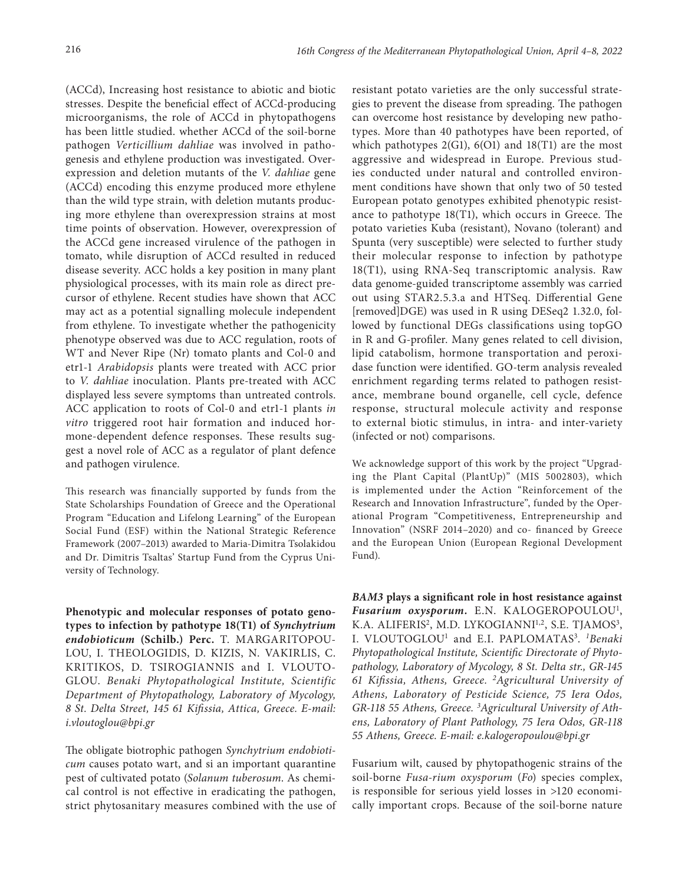(ACCd), Increasing host resistance to abiotic and biotic stresses. Despite the beneficial effect of ACCd-producing microorganisms, the role of ACCd in phytopathogens has been little studied. whether ACCd of the soil-borne pathogen *Verticillium dahliae* was involved in pathogenesis and ethylene production was investigated. Overexpression and deletion mutants of the *V. dahliae* gene (ACCd) encoding this enzyme produced more ethylene than the wild type strain, with deletion mutants producing more ethylene than overexpression strains at most time points of observation. However, overexpression of the ACCd gene increased virulence of the pathogen in tomato, while disruption of ACCd resulted in reduced disease severity. ACC holds a key position in many plant physiological processes, with its main role as direct precursor of ethylene. Recent studies have shown that ACC may act as a potential signalling molecule independent from ethylene. To investigate whether the pathogenicity phenotype observed was due to ACC regulation, roots of WT and Never Ripe (Nr) tomato plants and Col-0 and etr1-1 *Arabidopsis* plants were treated with ACC prior to *V. dahliae* inoculation. Plants pre-treated with ACC displayed less severe symptoms than untreated controls. ACC application to roots of Col-0 and etr1-1 plants *in vitro* triggered root hair formation and induced hormone-dependent defence responses. These results suggest a novel role of ACC as a regulator of plant defence and pathogen virulence.

This research was financially supported by funds from the State Scholarships Foundation of Greece and the Operational Program "Education and Lifelong Learning" of the European Social Fund (ESF) within the National Strategic Reference Framework (2007–2013) awarded to Maria-Dimitra Tsolakidou and Dr. Dimitris Tsaltas' Startup Fund from the Cyprus University of Technology.

**Phenotypic and molecular responses of potato genotypes to infection by pathotype 18(T1) of *Synchytrium endobioticum* (Schilb.) Perc.** T. MARGARITOPOULOU, I. THEOLOGIDIS, D. KIZIS, N. VAKIRLIS, C. KRITIKOS, D. TSIROGIANNIS and I. VLOUTOGLOU. *Benaki Phytopathological Institute, Scientific Department of Phytopathology, Laboratory of Mycology, 8 St. Delta Street, 145 61 Kifissia, Attica, Greece. E-mail: i.vloutoglou@bpi.gr*

The obligate biotrophic pathogen *Synchytrium endobioticum* causes potato wart, and si an important quarantine pest of cultivated potato (*Solanum tuberosum*. As chemical control is not effective in eradicating the pathogen, strict phytosanitary measures combined with the use of resistant potato varieties are the only successful strategies to prevent the disease from spreading. The pathogen can overcome host resistance by developing new pathotypes. More than 40 pathotypes have been reported, of which pathotypes 2(G1), 6(O1) and 18(T1) are the most aggressive and widespread in Europe. Previous studies conducted under natural and controlled environment conditions have shown that only two of 50 tested European potato genotypes exhibited phenotypic resistance to pathotype 18(T1), which occurs in Greece. The potato varieties Kuba (resistant), Novano (tolerant) and Spunta (very susceptible) were selected to further study their molecular response to infection by pathotype 18(T1), using RNA-Seq transcriptomic analysis. Raw data genome-guided transcriptome assembly was carried out using STAR2.5.3.a and HTSeq. Differential Gene [removed]DGE) was used in R using DESeq2 1.32.0, followed by functional DEGs classifications using topGO in R and G-profiler. Many genes related to cell division, lipid catabolism, hormone transportation and peroxidase function were identified. GO-term analysis revealed enrichment regarding terms related to pathogen resistance, membrane bound organelle, cell cycle, defence response, structural molecule activity and response to external biotic stimulus, in intra- and inter-variety (infected or not) comparisons.

We acknowledge support of this work by the project "Upgrading the Plant Capital (PlantUp)" (MIS 5002803), which is implemented under the Action "Reinforcement of the Research and Innovation Infrastructure", funded by the Operational Program "Competitiveness, Entrepreneurship and Innovation" (NSRF 2014–2020) and co- financed by Greece and the European Union (European Regional Development Fund).

***BAM3* plays a significant role in host resistance against *Fusarium oxysporum*.** E.N. KALOGEROPOULOU[1], K.A. ALIFERIS[2], M.D. LYKOGIANNI[1,2], S.E. TJAMOS[3], I. VLOUTOGLOU[1] and E.I. PAPLOMATAS[3]. [1]*Benaki Phytopathological Institute, Scientific Directorate of Phytopathology, Laboratory of Mycology, 8 St. Delta str., GR-145 61 Kifissia, Athens, Greece.* [2]*Agricultural University of Athens, Laboratory of Pesticide Science, 75 Iera Odos, GR-118 55 Athens, Greece.* [3]*Agricultural University of Athens, Laboratory of Plant Pathology, 75 Iera Odos, GR-118 55 Athens, Greece. E-mail: e.kalogeropoulou@bpi.gr*

Fusarium wilt, caused by phytopathogenic strains of the soil-borne *Fusa-rium oxysporum* (*Fo*) species complex, is responsible for serious yield losses in >120 economically important crops. Because of the soil-borne nature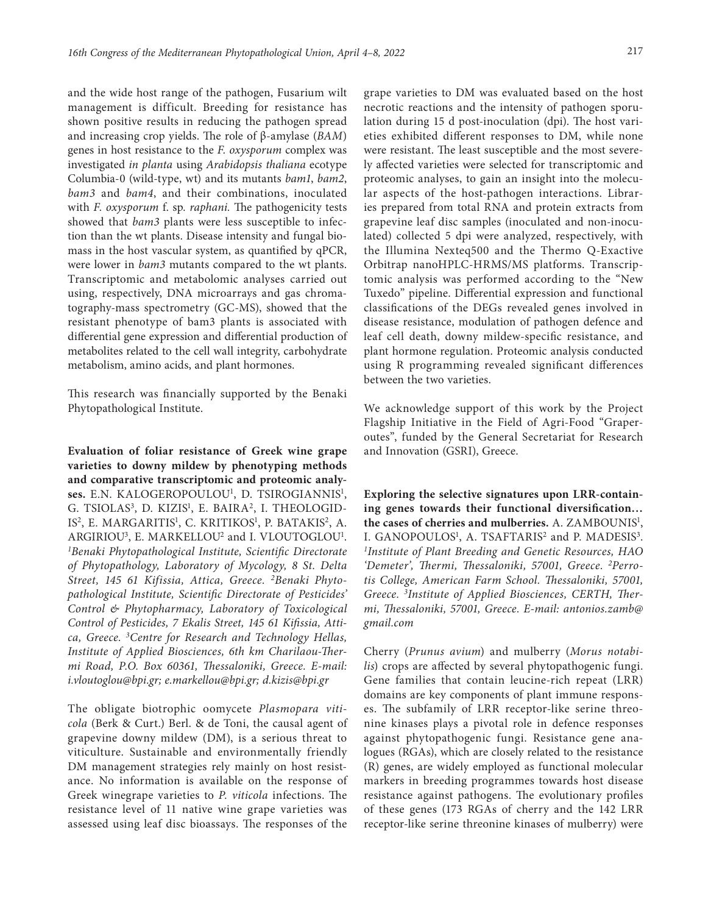and the wide host range of the pathogen, Fusarium wilt management is difficult. Breeding for resistance has shown positive results in reducing the pathogen spread and increasing crop yields. The role of β-amylase (*BAM*) genes in host resistance to the *F. oxysporum* complex was investigated *in planta* using *Arabidopsis thaliana* ecotype Columbia-0 (wild-type, wt) and its mutants *bam1*, *bam2*, *bam3* and *bam4*, and their combinations, inoculated with *F. oxysporum* f. sp. *raphani.* The pathogenicity tests showed that *bam3* plants were less susceptible to infection than the wt plants. Disease intensity and fungal biomass in the host vascular system, as quantified by qPCR, were lower in *bam3* mutants compared to the wt plants. Transcriptomic and metabolomic analyses carried out using, respectively, DNA microarrays and gas chromatography-mass spectrometry (GC-MS), showed that the resistant phenotype of bam3 plants is associated with differential gene expression and differential production of metabolites related to the cell wall integrity, carbohydrate metabolism, amino acids, and plant hormones.

This research was financially supported by the Benaki Phytopathological Institute.

**Evaluation of foliar resistance of Greek wine grape varieties to downy mildew by phenotyping methods and comparative transcriptomic and proteomic analyses.** E.N. KALOGEROPOULOU[1], D. TSIROGIANNIS[1], G. TSIOLAS[3], D. KIZIS[1], E. BAIRA[2], I. THEOLOGIDIS[2], E. MARGARITIS[1], C. KRITIKOS[1], P. BATAKIS[2], A. ARGIRIOU[3], E. MARKELLOU[2] and I. VLOUTOGLOU[1]. *[1]Benaki Phytopathological Institute, Scientific Directorate of Phytopathology, Laboratory of Mycology, 8 St. Delta Street, 145 61 Kifissia, Attica, Greece. [2]Benaki Phytopathological Institute, Scientific Directorate of Pesticides' Control & Phytopharmacy, Laboratory of Toxicological Control of Pesticides, 7 Ekalis Street, 145 61 Kifissia, Attica, Greece. [3]Centre for Research and Technology Hellas, Institute of Applied Biosciences, 6th km Charilaou-Thermi Road, P.O. Box 60361, Thessaloniki, Greece. E-mail: i.vloutoglou@bpi.gr; e.markellou@bpi.gr; d.kizis@bpi.gr*

The obligate biotrophic oomycete *Plasmopara viticola* (Berk & Curt.) Berl. & de Toni, the causal agent of grapevine downy mildew (DM), is a serious threat to viticulture. Sustainable and environmentally friendly DM management strategies rely mainly on host resistance. No information is available on the response of Greek winegrape varieties to *P. viticola* infections. The resistance level of 11 native wine grape varieties was assessed using leaf disc bioassays. The responses of the grape varieties to DM was evaluated based on the host necrotic reactions and the intensity of pathogen sporulation during 15 d post-inoculation (dpi). The host varieties exhibited different responses to DM, while none were resistant. The least susceptible and the most severely affected varieties were selected for transcriptomic and proteomic analyses, to gain an insight into the molecular aspects of the host-pathogen interactions. Libraries prepared from total RNA and protein extracts from grapevine leaf disc samples (inoculated and non-inoculated) collected 5 dpi were analyzed, respectively, with the Illumina Nexteq500 and the Thermo Q-Exactive Orbitrap nanoHPLC-HRMS/MS platforms. Transcriptomic analysis was performed according to the "New Tuxedo" pipeline. Differential expression and functional classifications of the DEGs revealed genes involved in disease resistance, modulation of pathogen defence and leaf cell death, downy mildew-specific resistance, and plant hormone regulation. Proteomic analysis conducted using R programming revealed significant differences between the two varieties.

We acknowledge support of this work by the Project Flagship Initiative in the Field of Agri-Food "Graperoutes", funded by the General Secretariat for Research and Innovation (GSRI), Greece.

**Exploring the selective signatures upon LRR-containing genes towards their functional diversification… the cases of cherries and mulberries.** A. ZAMBOUNIS[1], I. GANOPOULOS[1], A. TSAFTARIS[2] and P. MADESIS[3]. *[1]Institute of Plant Breeding and Genetic Resources, HAO 'Demeter', Thermi, Thessaloniki, 57001, Greece. [2]Perrotis College, American Farm School. Thessaloniki, 57001, Greece. [3]Institute of Applied Biosciences, CERTH, Thermi, Thessaloniki, 57001, Greece. E-mail: antonios.zamb@gmail.com*

Cherry (*Prunus avium*) and mulberry (*Morus notabilis*) crops are affected by several phytopathogenic fungi. Gene families that contain leucine-rich repeat (LRR) domains are key components of plant immune responses. The subfamily of LRR receptor-like serine threonine kinases plays a pivotal role in defence responses against phytopathogenic fungi. Resistance gene analogues (RGAs), which are closely related to the resistance (R) genes, are widely employed as functional molecular markers in breeding programmes towards host disease resistance against pathogens. The evolutionary profiles of these genes (173 RGAs of cherry and the 142 LRR receptor-like serine threonine kinases of mulberry) were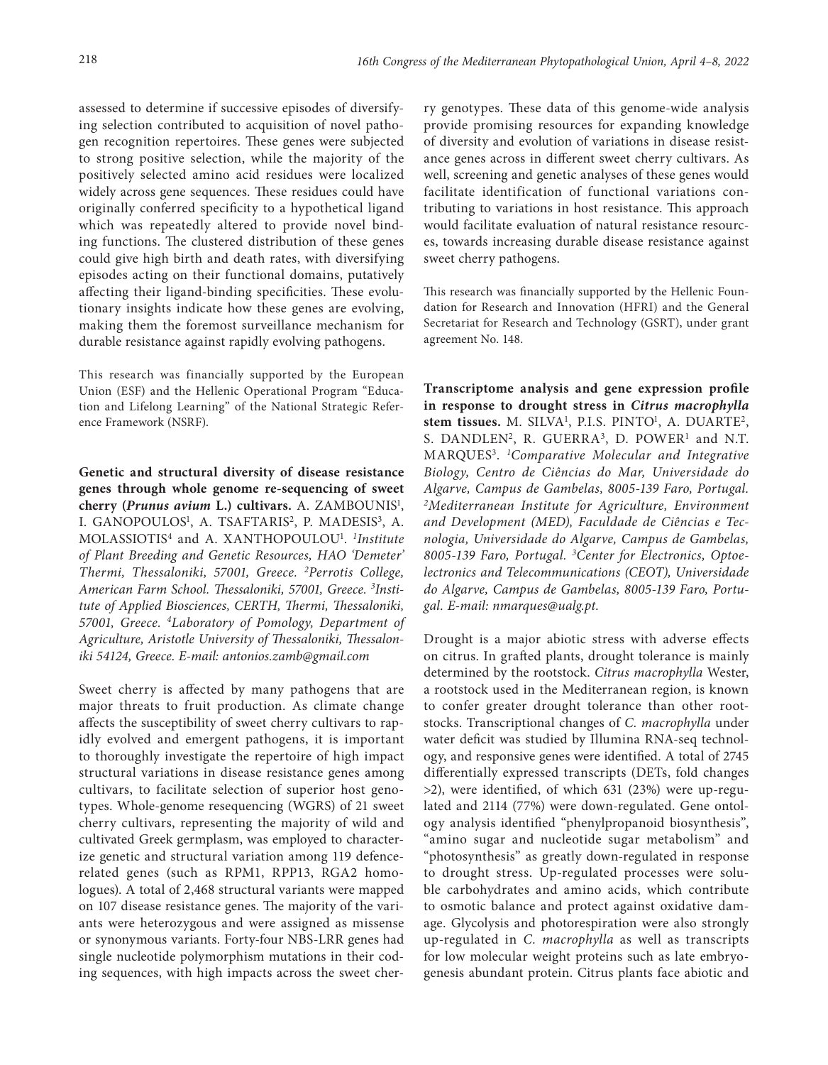assessed to determine if successive episodes of diversifying selection contributed to acquisition of novel pathogen recognition repertoires. These genes were subjected to strong positive selection, while the majority of the positively selected amino acid residues were localized widely across gene sequences. These residues could have originally conferred specificity to a hypothetical ligand which was repeatedly altered to provide novel binding functions. The clustered distribution of these genes could give high birth and death rates, with diversifying episodes acting on their functional domains, putatively affecting their ligand-binding specificities. These evolutionary insights indicate how these genes are evolving, making them the foremost surveillance mechanism for durable resistance against rapidly evolving pathogens.

This research was financially supported by the European Union (ESF) and the Hellenic Operational Program "Education and Lifelong Learning" of the National Strategic Reference Framework (NSRF).

**Genetic and structural diversity of disease resistance genes through whole genome re-sequencing of sweet cherry (*Prunus avium* L.) cultivars.** A. ZAMBOUNIS[1], I. GANOPOULOS[1], A. TSAFTARIS[2], P. MADESIS[3], A. MOLASSIOTIS[4] and A. XANTHOPOULOU[1]. [1]*Institute of Plant Breeding and Genetic Resources, HAO 'Demeter' Thermi, Thessaloniki, 57001, Greece.* [2]*Perrotis College, American Farm School. Thessaloniki, 57001, Greece.* [3]*Institute of Applied Biosciences, CERTH, Thermi, Thessaloniki, 57001, Greece.* [4]*Laboratory of Pomology, Department of Agriculture, Aristotle University of Thessaloniki, Thessaloniki 54124, Greece. E-mail: antonios.zamb@gmail.com*

Sweet cherry is affected by many pathogens that are major threats to fruit production. As climate change affects the susceptibility of sweet cherry cultivars to rapidly evolved and emergent pathogens, it is important to thoroughly investigate the repertoire of high impact structural variations in disease resistance genes among cultivars, to facilitate selection of superior host genotypes. Whole-genome resequencing (WGRS) of 21 sweet cherry cultivars, representing the majority of wild and cultivated Greek germplasm, was employed to characterize genetic and structural variation among 119 defence-related genes (such as RPM1, RPP13, RGA2 homologues). A total of 2,468 structural variants were mapped on 107 disease resistance genes. The majority of the variants were heterozygous and were assigned as missense or synonymous variants. Forty-four NBS-LRR genes had single nucleotide polymorphism mutations in their coding sequences, with high impacts across the sweet cherry genotypes. These data of this genome-wide analysis provide promising resources for expanding knowledge of diversity and evolution of variations in disease resistance genes across in different sweet cherry cultivars. As well, screening and genetic analyses of these genes would facilitate identification of functional variations contributing to variations in host resistance. This approach would facilitate evaluation of natural resistance resources, towards increasing durable disease resistance against sweet cherry pathogens.

This research was financially supported by the Hellenic Foundation for Research and Innovation (HFRI) and the General Secretariat for Research and Technology (GSRT), under grant agreement No. 148.

**Transcriptome analysis and gene expression profile in response to drought stress in *Citrus macrophylla* stem tissues.** M. SILVA[1], P.I.S. PINTO[1], A. DUARTE[2], S. DANDLEN[2], R. GUERRA[3], D. POWER[1] and N.T. MARQUES[3]. [1]*Comparative Molecular and Integrative Biology, Centro de Ciências do Mar, Universidade do Algarve, Campus de Gambelas, 8005-139 Faro, Portugal.* [2]*Mediterranean Institute for Agriculture, Environment and Development (MED), Faculdade de Ciências e Tecnologia, Universidade do Algarve, Campus de Gambelas, 8005-139 Faro, Portugal.* [3]*Center for Electronics, Optoelectronics and Telecommunications (CEOT), Universidade do Algarve, Campus de Gambelas, 8005-139 Faro, Portugal. E-mail: nmarques@ualg.pt.*

Drought is a major abiotic stress with adverse effects on citrus. In grafted plants, drought tolerance is mainly determined by the rootstock. *Citrus macrophylla* Wester, a rootstock used in the Mediterranean region, is known to confer greater drought tolerance than other rootstocks. Transcriptional changes of *C. macrophylla* under water deficit was studied by Illumina RNA-seq technology, and responsive genes were identified. A total of 2745 differentially expressed transcripts (DETs, fold changes >2), were identified, of which 631 (23%) were up-regulated and 2114 (77%) were down-regulated. Gene ontology analysis identified "phenylpropanoid biosynthesis", "amino sugar and nucleotide sugar metabolism" and "photosynthesis" as greatly down-regulated in response to drought stress. Up-regulated processes were soluble carbohydrates and amino acids, which contribute to osmotic balance and protect against oxidative damage. Glycolysis and photorespiration were also strongly up-regulated in *C. macrophylla* as well as transcripts for low molecular weight proteins such as late embryogenesis abundant protein. Citrus plants face abiotic and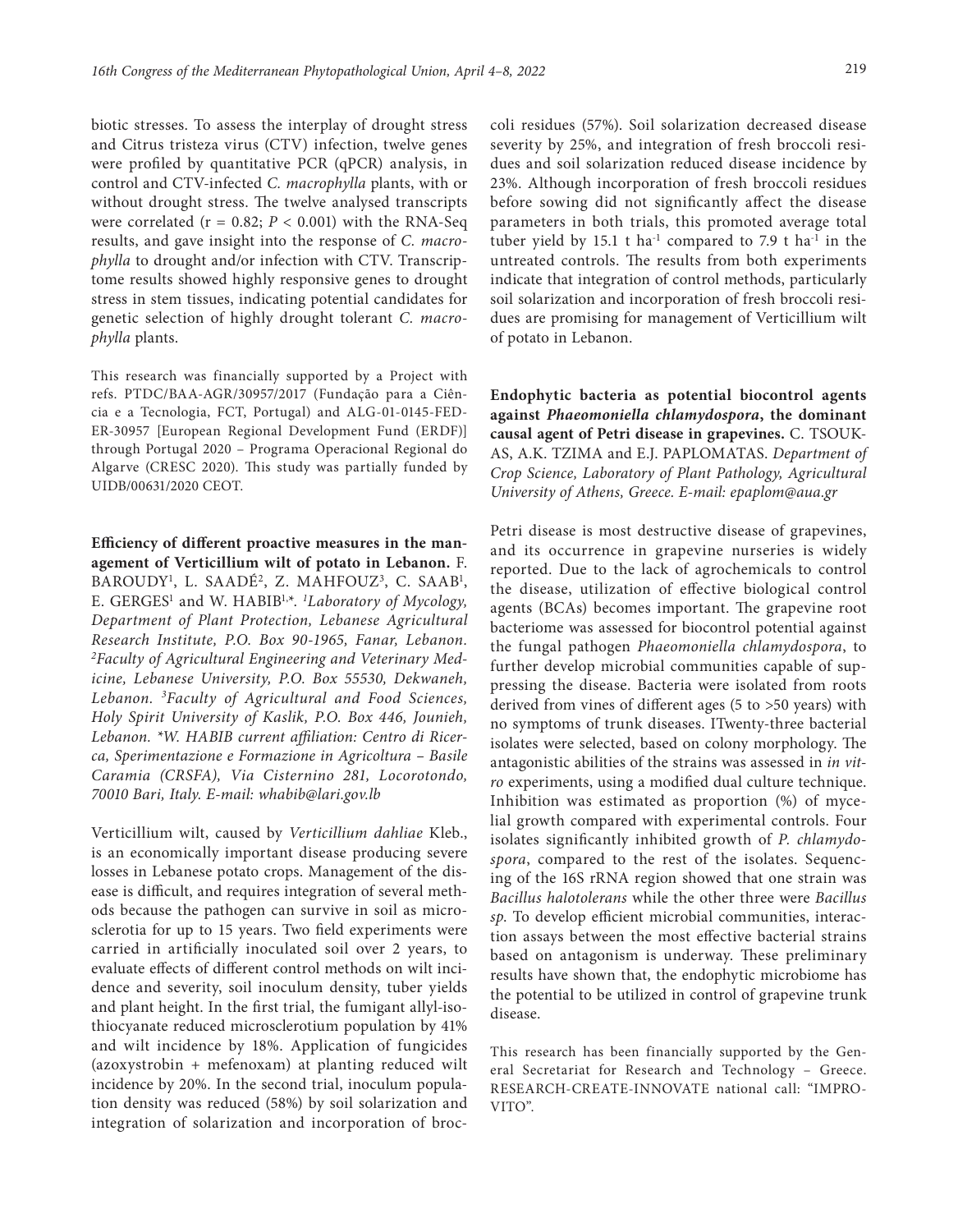biotic stresses. To assess the interplay of drought stress and Citrus tristeza virus (CTV) infection, twelve genes were profiled by quantitative PCR (qPCR) analysis, in control and CTV-infected *C. macrophylla* plants, with or without drought stress. The twelve analysed transcripts were correlated ($r = 0.82$; $P < 0.001$) with the RNA-Seq results, and gave insight into the response of *C. macrophylla* to drought and/or infection with CTV. Transcriptome results showed highly responsive genes to drought stress in stem tissues, indicating potential candidates for genetic selection of highly drought tolerant *C. macrophylla* plants.

This research was financially supported by a Project with refs. PTDC/BAA-AGR/30957/2017 (Fundação para a Ciência e a Tecnologia, FCT, Portugal) and ALG-01-0145-FEDER-30957 [European Regional Development Fund (ERDF)] through Portugal 2020 – Programa Operacional Regional do Algarve (CRESC 2020). This study was partially funded by UIDB/00631/2020 CEOT.

**Efficiency of different proactive measures in the management of Verticillium wilt of potato in Lebanon.** F. BAROUDY[1], L. SAADÉ[2], Z. MAHFOUZ[3], C. SAAB[1], E. GERGES[1] and W. HABIB[1,*]. *[1]Laboratory of Mycology, Department of Plant Protection, Lebanese Agricultural Research Institute, P.O. Box 90-1965, Fanar, Lebanon. [2]Faculty of Agricultural Engineering and Veterinary Medicine, Lebanese University, P.O. Box 55530, Dekwaneh, Lebanon. [3]Faculty of Agricultural and Food Sciences, Holy Spirit University of Kaslik, P.O. Box 446, Jounieh, Lebanon. *W. HABIB current affiliation: Centro di Ricerca, Sperimentazione e Formazione in Agricoltura – Basile Caramia (CRSFA), Via Cisternino 281, Locorotondo, 70010 Bari, Italy. E-mail: whabib@lari.gov.lb*

Verticillium wilt, caused by *Verticillium dahliae* Kleb., is an economically important disease producing severe losses in Lebanese potato crops. Management of the disease is difficult, and requires integration of several methods because the pathogen can survive in soil as microsclerotia for up to 15 years. Two field experiments were carried in artificially inoculated soil over 2 years, to evaluate effects of different control methods on wilt incidence and severity, soil inoculum density, tuber yields and plant height. In the first trial, the fumigant allyl-isothiocyanate reduced microsclerotium population by 41% and wilt incidence by 18%. Application of fungicides (azoxystrobin + mefenoxam) at planting reduced wilt incidence by 20%. In the second trial, inoculum population density was reduced (58%) by soil solarization and integration of solarization and incorporation of broccoli residues (57%). Soil solarization decreased disease severity by 25%, and integration of fresh broccoli residues and soil solarization reduced disease incidence by 23%. Although incorporation of fresh broccoli residues before sowing did not significantly affect the disease parameters in both trials, this promoted average total tuber yield by 15.1 t $ha^{-1}$ compared to 7.9 t $ha^{-1}$ in the untreated controls. The results from both experiments indicate that integration of control methods, particularly soil solarization and incorporation of fresh broccoli residues are promising for management of Verticillium wilt of potato in Lebanon.

**Endophytic bacteria as potential biocontrol agents against *Phaeomoniella chlamydospora*, the dominant causal agent of Petri disease in grapevines.** C. TSOUKAS, A.K. TZIMA and E.J. PAPLOMATAS. *Department of Crop Science, Laboratory of Plant Pathology, Agricultural University of Athens, Greece. E-mail: epaplom@aua.gr*

Petri disease is most destructive disease of grapevines, and its occurrence in grapevine nurseries is widely reported. Due to the lack of agrochemicals to control the disease, utilization of effective biological control agents (BCAs) becomes important. The grapevine root bacteriome was assessed for biocontrol potential against the fungal pathogen *Phaeomoniella chlamydospora*, to further develop microbial communities capable of suppressing the disease. Bacteria were isolated from roots derived from vines of different ages (5 to >50 years) with no symptoms of trunk diseases. ITwenty-three bacterial isolates were selected, based on colony morphology. The antagonistic abilities of the strains was assessed in *in vitro* experiments, using a modified dual culture technique. Inhibition was estimated as proportion (%) of mycelial growth compared with experimental controls. Four isolates significantly inhibited growth of *P. chlamydospora*, compared to the rest of the isolates. Sequencing of the 16S rRNA region showed that one strain was *Bacillus halotolerans* while the other three were *Bacillus sp*. To develop efficient microbial communities, interaction assays between the most effective bacterial strains based on antagonism is underway. These preliminary results have shown that, the endophytic microbiome has the potential to be utilized in control of grapevine trunk disease.

This research has been financially supported by the General Secretariat for Research and Technology – Greece. RESEARCH-CREATE-INNOVATE national call: "IMPROVITO".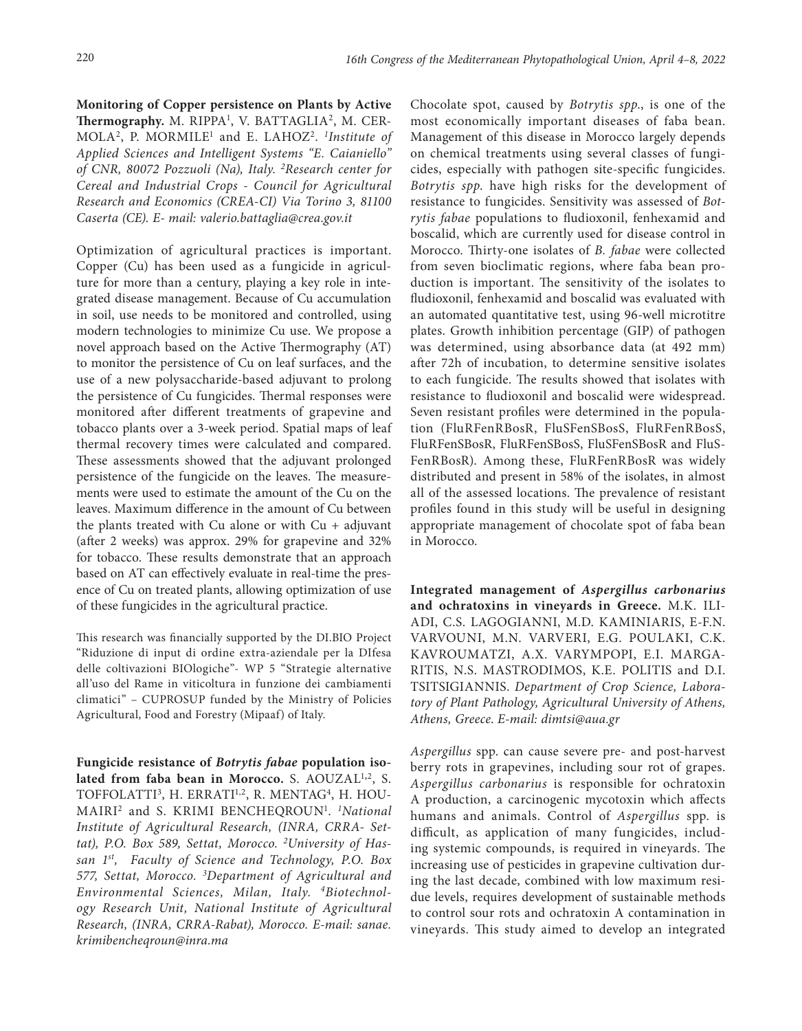**Monitoring of Copper persistence on Plants by Active Thermography.** M. RIPPA[1], V. BATTAGLIA[2], M. CERMOLA[2], P. MORMILE[1] and E. LAHOZ[2]. *[1]Institute of Applied Sciences and Intelligent Systems "E. Caianiello" of CNR, 80072 Pozzuoli (Na), Italy. [2]Research center for Cereal and Industrial Crops - Council for Agricultural Research and Economics (CREA-CI) Via Torino 3, 81100 Caserta (CE). E- mail: valerio.battaglia@crea.gov.it*

Optimization of agricultural practices is important. Copper (Cu) has been used as a fungicide in agriculture for more than a century, playing a key role in integrated disease management. Because of Cu accumulation in soil, use needs to be monitored and controlled, using modern technologies to minimize Cu use. We propose a novel approach based on the Active Thermography (AT) to monitor the persistence of Cu on leaf surfaces, and the use of a new polysaccharide-based adjuvant to prolong the persistence of Cu fungicides. Thermal responses were monitored after different treatments of grapevine and tobacco plants over a 3-week period. Spatial maps of leaf thermal recovery times were calculated and compared. These assessments showed that the adjuvant prolonged persistence of the fungicide on the leaves. The measurements were used to estimate the amount of the Cu on the leaves. Maximum difference in the amount of Cu between the plants treated with Cu alone or with Cu + adjuvant (after 2 weeks) was approx. 29% for grapevine and 32% for tobacco. These results demonstrate that an approach based on AT can effectively evaluate in real-time the presence of Cu on treated plants, allowing optimization of use of these fungicides in the agricultural practice.

This research was financially supported by the DI.BIO Project "Riduzione di input di ordine extra-aziendale per la DIfesa delle coltivazioni BIOlogiche"- WP 5 "Strategie alternative all'uso del Rame in viticoltura in funzione dei cambiamenti climatici" – CUPROSUP funded by the Ministry of Policies Agricultural, Food and Forestry (Mipaaf) of Italy.

**Fungicide resistance of *Botrytis fabae* population isolated from faba bean in Morocco.** S. AOUZAL[1,2], S. TOFFOLATTI[3], H. ERRATI[1,2], R. MENTAG[4], H. HOUMAIRI[2] and S. KRIMI BENCHEQROUN[1]. *[1]National Institute of Agricultural Research, (INRA, CRRA- Settat), P.O. Box 589, Settat, Morocco. [2]University of Hassan 1st, Faculty of Science and Technology, P.O. Box 577, Settat, Morocco. [3]Department of Agricultural and Environmental Sciences, Milan, Italy. [4]Biotechnology Research Unit, National Institute of Agricultural Research, (INRA, CRRA-Rabat), Morocco. E-mail: sanae.krimibencheqroun@inra.ma*

Chocolate spot, caused by *Botrytis spp*., is one of the most economically important diseases of faba bean. Management of this disease in Morocco largely depends on chemical treatments using several classes of fungicides, especially with pathogen site-specific fungicides. *Botrytis spp*. have high risks for the development of resistance to fungicides. Sensitivity was assessed of *Botrytis fabae* populations to fludioxonil, fenhexamid and boscalid, which are currently used for disease control in Morocco. Thirty-one isolates of *B. fabae* were collected from seven bioclimatic regions, where faba bean production is important. The sensitivity of the isolates to fludioxonil, fenhexamid and boscalid was evaluated with an automated quantitative test, using 96-well microtitre plates. Growth inhibition percentage (GIP) of pathogen was determined, using absorbance data (at 492 mm) after 72h of incubation, to determine sensitive isolates to each fungicide. The results showed that isolates with resistance to fludioxonil and boscalid were widespread. Seven resistant profiles were determined in the population (FluRFenRBosR, FluSFenSBosS, FluRFenRBosS, FluRFenSBosR, FluRFenSBosS, FluSFenSBosR and FluSFenRBosR). Among these, FluRFenRBosR was widely distributed and present in 58% of the isolates, in almost all of the assessed locations. The prevalence of resistant profiles found in this study will be useful in designing appropriate management of chocolate spot of faba bean in Morocco.

**Integrated management of *Aspergillus carbonarius* and ochratoxins in vineyards in Greece.** M.K. ILIADI, C.S. LAGOGIANNI, M.D. KAMINIARIS, E-F.N. VARVOUNI, M.N. VARVERI, E.G. POULAKI, C.K. KAVROUMATZI, A.X. VARYMPOPI, E.I. MARGARITIS, N.S. MASTRODIMOS, K.E. POLITIS and D.I. TSITSIGIANNIS. *Department of Crop Science, Laboratory of Plant Pathology, Agricultural University of Athens, Athens, Greece. E-mail: dimtsi@aua.gr*

*Aspergillus* spp. can cause severe pre- and post-harvest berry rots in grapevines, including sour rot of grapes. *Aspergillus carbonarius* is responsible for ochratoxin A production, a carcinogenic mycotoxin which affects humans and animals. Control of *Aspergillus* spp. is difficult, as application of many fungicides, including systemic compounds, is required in vineyards. The increasing use of pesticides in grapevine cultivation during the last decade, combined with low maximum residue levels, requires development of sustainable methods to control sour rots and ochratoxin A contamination in vineyards. This study aimed to develop an integrated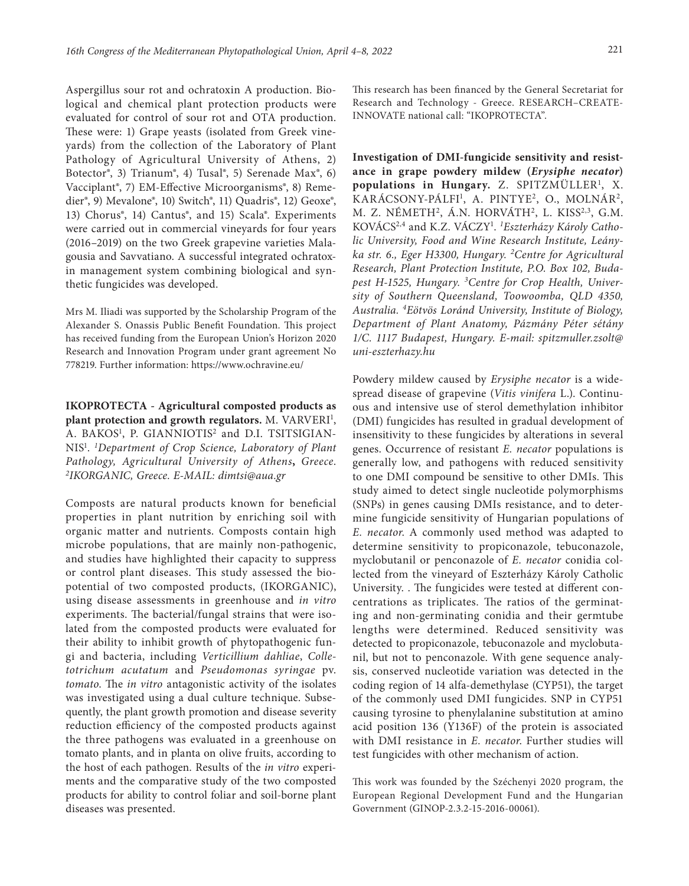Aspergillus sour rot and ochratoxin A production. Biological and chemical plant protection products were evaluated for control of sour rot and OTA production. These were: 1) Grape yeasts (isolated from Greek vineyards) from the collection of the Laboratory of Plant Pathology of Agricultural University of Athens, 2) Botector®, 3) Trianum®, 4) Tusal®, 5) Serenade Max®, 6) Vacciplant®, 7) EM-Effective Microorganisms®, 8) Remedier®, 9) Mevalone®, 10) Switch®, 11) Quadris®, 12) Geoxe®, 13) Chorus®, 14) Cantus®, and 15) Scala®. Experiments were carried out in commercial vineyards for four years (2016–2019) on the two Greek grapevine varieties Malagousia and Savvatiano. A successful integrated ochratoxin management system combining biological and synthetic fungicides was developed.

Mrs M. Iliadi was supported by the Scholarship Program of the Alexander S. Onassis Public Benefit Foundation. This project has received funding from the European Union's Horizon 2020 Research and Innovation Program under grant agreement No 778219. Further information: https://www.ochravine.eu/

**IKOPROTECTA - Agricultural composted products as plant protection and growth regulators.** M. VARVERI[1], A. BAKOS[1], P. GIANNIOTIS[2] and D.I. TSITSIGIANNIS[1]. *[1]Department of Crop Science, Laboratory of Plant Pathology, Agricultural University of Athens***,** *Greece. [2]IKORGANIC, Greece. E-MAIL: dimtsi@aua.gr*

Composts are natural products known for beneficial properties in plant nutrition by enriching soil with organic matter and nutrients. Composts contain high microbe populations, that are mainly non-pathogenic, and studies have highlighted their capacity to suppress or control plant diseases. This study assessed the biopotential of two composted products, (IKORGANIC), using disease assessments in greenhouse and *in vitro* experiments. The bacterial/fungal strains that were isolated from the composted products were evaluated for their ability to inhibit growth of phytopathogenic fungi and bacteria, including *Verticillium dahliae*, *Colletotrichum acutatum* and *Pseudomonas syringae* pv. *tomato*. The *in vitro* antagonistic activity of the isolates was investigated using a dual culture technique. Subsequently, the plant growth promotion and disease severity reduction efficiency of the composted products against the three pathogens was evaluated in a greenhouse on tomato plants, and in planta on olive fruits, according to the host of each pathogen. Results of the *in vitro* experiments and the comparative study of the two composted products for ability to control foliar and soil-borne plant diseases was presented.

This research has been financed by the General Secretariat for Research and Technology - Greece. RESEARCH–CREATE-INNOVATE national call: "IKOPROTECTA".

**Investigation of DMI-fungicide sensitivity and resistance in grape powdery mildew (*Erysiphe necator*) populations in Hungary.** Z. SPITZMÜLLER[1], X. KARÁCSONY-PÁLFI[1], A. PINTYE[2], O., MOLNÁR[2], M. Z. NÉMETH[2], Á.N. HORVÁTH[2], L. KISS[2,3], G.M. KOVÁCS[2,4] and K.Z. VÁCZY[1]. *[1]Eszterházy Károly Catholic University, Food and Wine Research Institute, Leányka str. 6., Eger H3300, Hungary. [2]Centre for Agricultural Research, Plant Protection Institute, P.O. Box 102, Budapest H-1525, Hungary. [3]Centre for Crop Health, University of Southern Queensland, Toowoomba, QLD 4350, Australia. [4]Eötvös Loránd University, Institute of Biology, Department of Plant Anatomy, Pázmány Péter sétány 1/C. 1117 Budapest, Hungary. E-mail: spitzmuller.zsolt@uni-eszterhazy.hu*

Powdery mildew caused by *Erysiphe necator* is a widespread disease of grapevine (*Vitis vinifera* L.). Continuous and intensive use of sterol demethylation inhibitor (DMI) fungicides has resulted in gradual development of insensitivity to these fungicides by alterations in several genes. Occurrence of resistant *E. necator* populations is generally low, and pathogens with reduced sensitivity to one DMI compound be sensitive to other DMIs. This study aimed to detect single nucleotide polymorphisms (SNPs) in genes causing DMIs resistance, and to determine fungicide sensitivity of Hungarian populations of *E. necator*. A commonly used method was adapted to determine sensitivity to propiconazole, tebuconazole, myclobutanil or penconazole of *E. necator* conidia collected from the vineyard of Eszterházy Károly Catholic University. . The fungicides were tested at different concentrations as triplicates. The ratios of the germinating and non-germinating conidia and their germtube lengths were determined. Reduced sensitivity was detected to propiconazole, tebuconazole and myclobutanil, but not to penconazole. With gene sequence analysis, conserved nucleotide variation was detected in the coding region of 14 alfa-demethylase (CYP51), the target of the commonly used DMI fungicides. SNP in CYP51 causing tyrosine to phenylalanine substitution at amino acid position 136 (Y136F) of the protein is associated with DMI resistance in *E. necator*. Further studies will test fungicides with other mechanism of action.

This work was founded by the Széchenyi 2020 program, the European Regional Development Fund and the Hungarian Government (GINOP-2.3.2-15-2016-00061).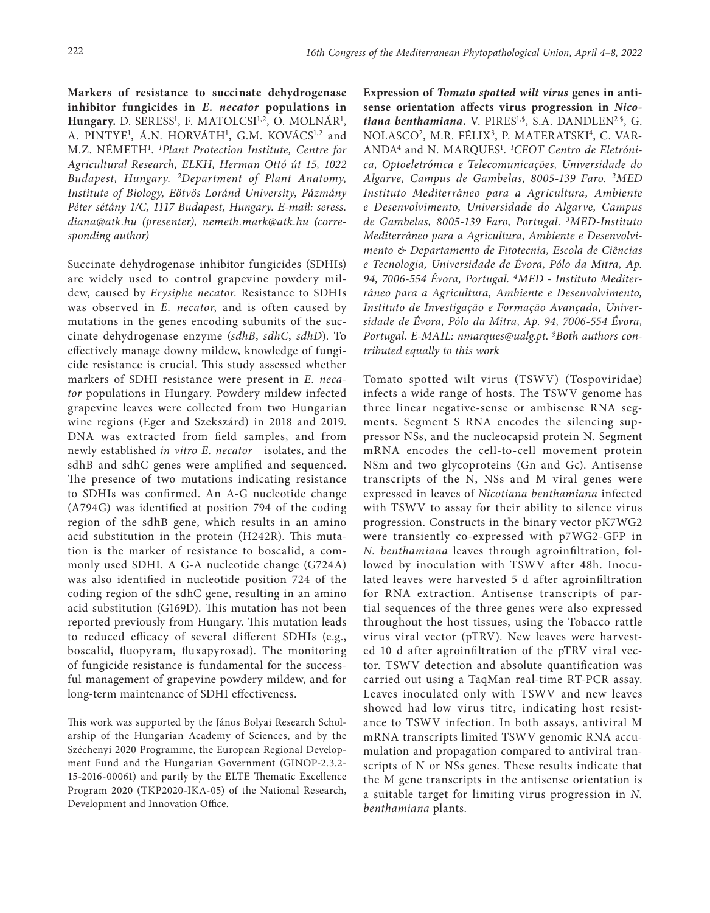**Markers of resistance to succinate dehydrogenase inhibitor fungicides in *E. necator* populations in Hungary.** D. SERESS[1], F. MATOLCSI[1,2], O. MOLNÁR[1], A. PINTYE[1], Á.N. HORVÁTH[1], G.M. KOVÁCS[1,2] and M.Z. NÉMETH[1]. *[1]Plant Protection Institute, Centre for Agricultural Research, ELKH, Herman Ottó út 15, 1022 Budapest, Hungary. [2]Department of Plant Anatomy, Institute of Biology, Eötvös Loránd University, Pázmány Péter sétány 1/C, 1117 Budapest, Hungary. E-mail: seress.diana@atk.hu (presenter), nemeth.mark@atk.hu (corresponding author)*

Succinate dehydrogenase inhibitor fungicides (SDHIs) are widely used to control grapevine powdery mildew, caused by *Erysiphe necator*. Resistance to SDHIs was observed in *E. necator*, and is often caused by mutations in the genes encoding subunits of the succinate dehydrogenase enzyme (*sdhB*, *sdhC*, *sdhD*). To effectively manage downy mildew, knowledge of fungicide resistance is crucial. This study assessed whether markers of SDHI resistance were present in *E. necator* populations in Hungary. Powdery mildew infected grapevine leaves were collected from two Hungarian wine regions (Eger and Szekszárd) in 2018 and 2019. DNA was extracted from field samples, and from newly established *in vitro E. necator* isolates, and the sdhB and sdhC genes were amplified and sequenced. The presence of two mutations indicating resistance to SDHIs was confirmed. An A-G nucleotide change (A794G) was identified at position 794 of the coding region of the sdhB gene, which results in an amino acid substitution in the protein (H242R). This mutation is the marker of resistance to boscalid, a commonly used SDHI. A G-A nucleotide change (G724A) was also identified in nucleotide position 724 of the coding region of the sdhC gene, resulting in an amino acid substitution (G169D). This mutation has not been reported previously from Hungary. This mutation leads to reduced efficacy of several different SDHIs (e.g., boscalid, fluopyram, fluxapyroxad). The monitoring of fungicide resistance is fundamental for the successful management of grapevine powdery mildew, and for long-term maintenance of SDHI effectiveness.

This work was supported by the János Bolyai Research Scholarship of the Hungarian Academy of Sciences, and by the Széchenyi 2020 Programme, the European Regional Development Fund and the Hungarian Government (GINOP-2.3.2-15-2016-00061) and partly by the ELTE Thematic Excellence Program 2020 (TKP2020-IKA-05) of the National Research, Development and Innovation Office.

**Expression of *Tomato spotted wilt virus* genes in antisense orientation affects virus progression in *Nicotiana benthamiana*.** V. PIRES[1,§], S.A. DANDLEN[2,§], G. NOLASCO[2], M.R. FÉLIX[3], P. MATERATSKI[4], C. VARANDA[4] and N. MARQUES[1]. *[1]CEOT Centro de Eletrónica, Optoeletrónica e Telecomunicações, Universidade do Algarve, Campus de Gambelas, 8005-139 Faro. [2]MED Instituto Mediterrâneo para a Agricultura, Ambiente e Desenvolvimento, Universidade do Algarve, Campus de Gambelas, 8005-139 Faro, Portugal. [3]MED-Instituto Mediterrâneo para a Agricultura, Ambiente e Desenvolvimento & Departamento de Fitotecnia, Escola de Ciências e Tecnologia, Universidade de Évora, Pólo da Mitra, Ap. 94, 7006-554 Évora, Portugal. [4]MED - Instituto Mediterrâneo para a Agricultura, Ambiente e Desenvolvimento, Instituto de Investigação e Formação Avançada, Universidade de Évora, Pólo da Mitra, Ap. 94, 7006-554 Évora, Portugal. E-MAIL: nmarques@ualg.pt. [§]Both authors contributed equally to this work*

Tomato spotted wilt virus (TSWV) (Tospoviridae) infects a wide range of hosts. The TSWV genome has three linear negative-sense or ambisense RNA segments. Segment S RNA encodes the silencing suppressor NSs, and the nucleocapsid protein N. Segment mRNA encodes the cell-to-cell movement protein NSm and two glycoproteins (Gn and Gc). Antisense transcripts of the N, NSs and M viral genes were expressed in leaves of *Nicotiana benthamiana* infected with TSWV to assay for their ability to silence virus progression. Constructs in the binary vector pK7WG2 were transiently co-expressed with p7WG2-GFP in *N. benthamiana* leaves through agroinfiltration, followed by inoculation with TSWV after 48h. Inoculated leaves were harvested 5 d after agroinfiltration for RNA extraction. Antisense transcripts of partial sequences of the three genes were also expressed throughout the host tissues, using the Tobacco rattle virus viral vector (pTRV). New leaves were harvested 10 d after agroinfiltration of the pTRV viral vector. TSWV detection and absolute quantification was carried out using a TaqMan real-time RT-PCR assay. Leaves inoculated only with TSWV and new leaves showed had low virus titre, indicating host resistance to TSWV infection. In both assays, antiviral M mRNA transcripts limited TSWV genomic RNA accumulation and propagation compared to antiviral transcripts of N or NSs genes. These results indicate that the M gene transcripts in the antisense orientation is a suitable target for limiting virus progression in *N. benthamiana* plants.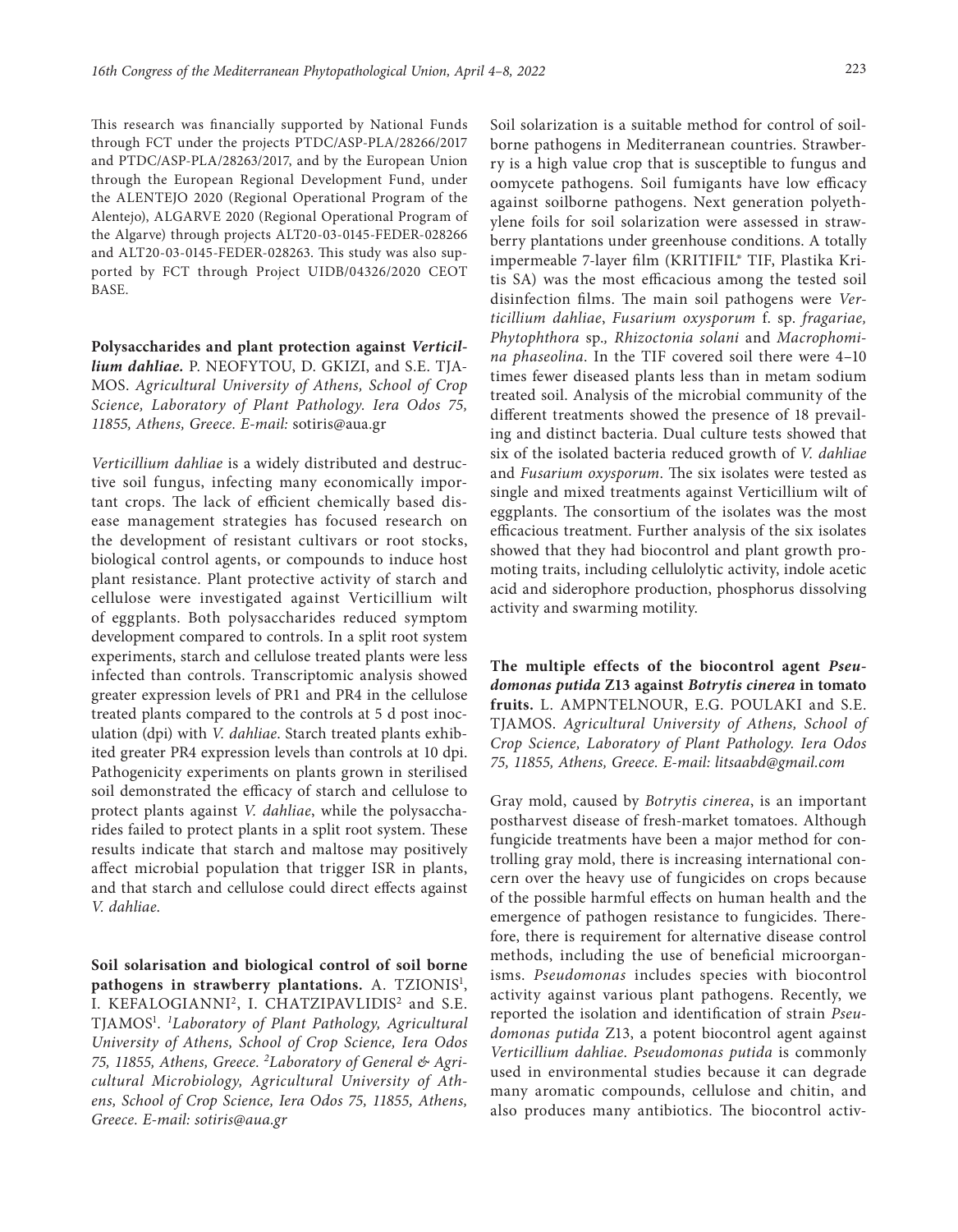This research was financially supported by National Funds through FCT under the projects PTDC/ASP-PLA/28266/2017 and PTDC/ASP-PLA/28263/2017, and by the European Union through the European Regional Development Fund, under the ALENTEJO 2020 (Regional Operational Program of the Alentejo), ALGARVE 2020 (Regional Operational Program of the Algarve) through projects ALT20-03-0145-FEDER-028266 and ALT20-03-0145-FEDER-028263. This study was also supported by FCT through Project UIDB/04326/2020 CEOT BASE.

**Polysaccharides and plant protection against *Verticillium dahliae*.** P. NEOFYTOU, D. GKIZI, and S.E. TJAMOS. *Agricultural University of Athens, School of Crop Science, Laboratory of Plant Pathology. Iera Odos 75, 11855, Athens, Greece. E-mail:* sotiris@aua.gr

*Verticillium dahliae* is a widely distributed and destructive soil fungus, infecting many economically important crops. The lack of efficient chemically based disease management strategies has focused research on the development of resistant cultivars or root stocks, biological control agents, or compounds to induce host plant resistance. Plant protective activity of starch and cellulose were investigated against Verticillium wilt of eggplants. Both polysaccharides reduced symptom development compared to controls. In a split root system experiments, starch and cellulose treated plants were less infected than controls. Transcriptomic analysis showed greater expression levels of PR1 and PR4 in the cellulose treated plants compared to the controls at 5 d post inoculation (dpi) with *V. dahliae*. Starch treated plants exhibited greater PR4 expression levels than controls at 10 dpi. Pathogenicity experiments on plants grown in sterilised soil demonstrated the efficacy of starch and cellulose to protect plants against *V. dahliae*, while the polysaccharides failed to protect plants in a split root system. These results indicate that starch and maltose may positively affect microbial population that trigger ISR in plants, and that starch and cellulose could direct effects against *V. dahliae*.

**Soil solarisation and biological control of soil borne pathogens in strawberry plantations.** A. TZIONIS[1], I. KEFALOGIANNI[2], I. CHATZIPAVLIDIS[2] and S.E. TJAMOS[1]. [1]*Laboratory of Plant Pathology, Agricultural University of Athens, School of Crop Science, Iera Odos 75, 11855, Athens, Greece.* [2]*Laboratory of General & Agricultural Microbiology, Agricultural University of Athens, School of Crop Science, Iera Odos 75, 11855, Athens, Greece. E-mail: sotiris@aua.gr*

Soil solarization is a suitable method for control of soilborne pathogens in Mediterranean countries. Strawberry is a high value crop that is susceptible to fungus and oomycete pathogens. Soil fumigants have low efficacy against soilborne pathogens. Next generation polyethylene foils for soil solarization were assessed in strawberry plantations under greenhouse conditions. A totally impermeable 7-layer film (KRITIFIL® TIF, Plastika Kritis SA) was the most efficacious among the tested soil disinfection films. The main soil pathogens were *Verticillium dahliae*, *Fusarium oxysporum* f. sp. *fragariae, Phytophthora* sp., *Rhizoctonia solani* and *Macrophomina phaseolina*. In the TIF covered soil there were 4–10 times fewer diseased plants less than in metam sodium treated soil. Analysis of the microbial community of the different treatments showed the presence of 18 prevailing and distinct bacteria. Dual culture tests showed that six of the isolated bacteria reduced growth of *V. dahliae* and *Fusarium oxysporum*. The six isolates were tested as single and mixed treatments against Verticillium wilt of eggplants. The consortium of the isolates was the most efficacious treatment. Further analysis of the six isolates showed that they had biocontrol and plant growth promoting traits, including cellulolytic activity, indole acetic acid and siderophore production, phosphorus dissolving activity and swarming motility.

**The multiple effects of the biocontrol agent *Pseudomonas putida* Z13 against *Botrytis cinerea* in tomato fruits.** L. AMPNTELNOUR, E.G. POULAKI and S.E. TJAMOS. *Agricultural University of Athens, School of Crop Science, Laboratory of Plant Pathology. Iera Odos 75, 11855, Athens, Greece. E-mail: litsaabd@gmail.com*

Gray mold, caused by *Botrytis cinerea*, is an important postharvest disease of fresh-market tomatoes. Although fungicide treatments have been a major method for controlling gray mold, there is increasing international concern over the heavy use of fungicides on crops because of the possible harmful effects on human health and the emergence of pathogen resistance to fungicides. Therefore, there is requirement for alternative disease control methods, including the use of beneficial microorganisms. *Pseudomonas* includes species with biocontrol activity against various plant pathogens. Recently, we reported the isolation and identification of strain *Pseudomonas putida* Z13, a potent biocontrol agent against *Verticillium dahliae. Pseudomonas putida* is commonly used in environmental studies because it can degrade many aromatic compounds, cellulose and chitin, and also produces many antibiotics. The biocontrol activ-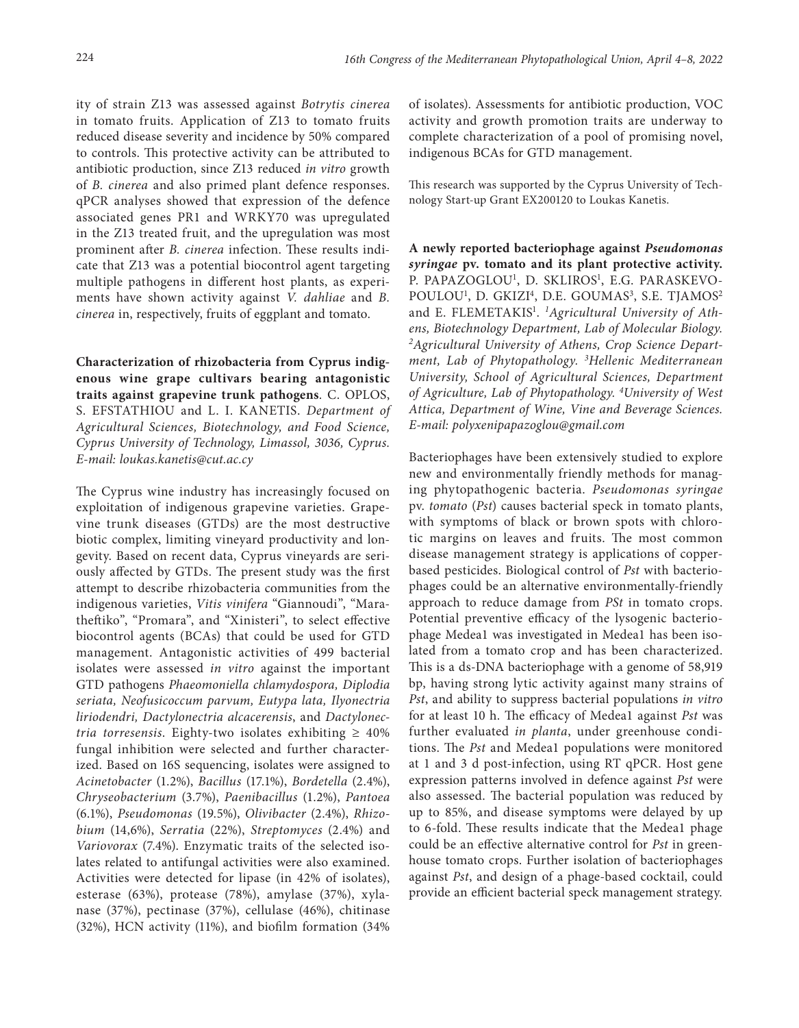ity of strain Z13 was assessed against *Botrytis cinerea* in tomato fruits. Application of Z13 to tomato fruits reduced disease severity and incidence by 50% compared to controls. This protective activity can be attributed to antibiotic production, since Z13 reduced *in vitro* growth of *B. cinerea* and also primed plant defence responses. qPCR analyses showed that expression of the defence associated genes PR1 and WRKY70 was upregulated in the Z13 treated fruit, and the upregulation was most prominent after *B. cinerea* infection. These results indicate that Z13 was a potential biocontrol agent targeting multiple pathogens in different host plants, as experiments have shown activity against *V. dahliae* and *B. cinerea* in, respectively, fruits of eggplant and tomato.

**Characterization of rhizobacteria from Cyprus indigenous wine grape cultivars bearing antagonistic traits against grapevine trunk pathogens**. C. OPLOS, S. EFSTATHIOU and L. I. KANETIS. *Department of Agricultural Sciences, Biotechnology, and Food Science, Cyprus University of Technology, Limassol, 3036, Cyprus. E-mail: loukas.kanetis@cut.ac.cy*

The Cyprus wine industry has increasingly focused on exploitation of indigenous grapevine varieties. Grapevine trunk diseases (GTDs) are the most destructive biotic complex, limiting vineyard productivity and longevity. Based on recent data, Cyprus vineyards are seriously affected by GTDs. The present study was the first attempt to describe rhizobacteria communities from the indigenous varieties, *Vitis vinifera* "Giannoudi", "Maratheftiko", "Promara", and "Xinisteri", to select effective biocontrol agents (BCAs) that could be used for GTD management. Antagonistic activities of 499 bacterial isolates were assessed *in vitro* against the important GTD pathogens *Phaeomoniella chlamydospora, Diplodia seriata, Neofusicoccum parvum, Eutypa lata, Ilyonectria liriodendri, Dactylonectria alcacerensis*, and *Dactylonectria torresensis*. Eighty-two isolates exhibiting ≥ 40% fungal inhibition were selected and further characterized. Based on 16S sequencing, isolates were assigned to *Acinetobacter* (1.2%), *Bacillus* (17.1%), *Bordetella* (2.4%), *Chryseobacterium* (3.7%), *Paenibacillus* (1.2%), *Pantoea* (6.1%), *Pseudomonas* (19.5%), *Olivibacter* (2.4%), *Rhizobium* (14,6%), *Serratia* (22%), *Streptomyces* (2.4%) and *Variovorax* (7.4%). Enzymatic traits of the selected isolates related to antifungal activities were also examined. Activities were detected for lipase (in 42% of isolates), esterase (63%), protease (78%), amylase (37%), xylanase (37%), pectinase (37%), cellulase (46%), chitinase (32%), HCN activity (11%), and biofilm formation (34% of isolates). Assessments for antibiotic production, VOC activity and growth promotion traits are underway to complete characterization of a pool of promising novel, indigenous BCAs for GTD management.

This research was supported by the Cyprus University of Technology Start-up Grant EX200120 to Loukas Kanetis.

**A newly reported bacteriophage against *Pseudomonas syringae* pv. tomato and its plant protective activity.** P. PAPAZOGLOU[1], D. SKLIROS[1], E.G. PARASKEVOPOULOU[1], D. GKIZI[4], D.E. GOUMAS[3], S.E. TJAMOS[2] and E. FLEMETAKIS[1]. [1]*Agricultural University of Athens, Biotechnology Department, Lab of Molecular Biology.* [2]*Agricultural University of Athens, Crop Science Department, Lab of Phytopathology.* [3]*Hellenic Mediterranean University, School of Agricultural Sciences, Department of Agriculture, Lab of Phytopathology.* [4]*University of West Attica, Department of Wine, Vine and Beverage Sciences. E-mail: polyxenipapazoglou@gmail.com*

Bacteriophages have been extensively studied to explore new and environmentally friendly methods for managing phytopathogenic bacteria. *Pseudomonas syringae* pv. *tomato* (*Pst*) causes bacterial speck in tomato plants, with symptoms of black or brown spots with chlorotic margins on leaves and fruits. The most common disease management strategy is applications of copper-based pesticides. Biological control of *Pst* with bacteriophages could be an alternative environmentally-friendly approach to reduce damage from *PSt* in tomato crops. Potential preventive efficacy of the lysogenic bacteriophage Medea1 was investigated in Medea1 has been isolated from a tomato crop and has been characterized. This is a ds-DNA bacteriophage with a genome of 58,919 bp, having strong lytic activity against many strains of *Pst*, and ability to suppress bacterial populations *in vitro* for at least 10 h. The efficacy of Medea1 against *Pst* was further evaluated *in planta*, under greenhouse conditions. The *Pst* and Medea1 populations were monitored at 1 and 3 d post-infection, using RT qPCR. Host gene expression patterns involved in defence against *Pst* were also assessed. The bacterial population was reduced by up to 85%, and disease symptoms were delayed by up to 6-fold. These results indicate that the Medea1 phage could be an effective alternative control for *Pst* in greenhouse tomato crops. Further isolation of bacteriophages against *Pst*, and design of a phage-based cocktail, could provide an efficient bacterial speck management strategy.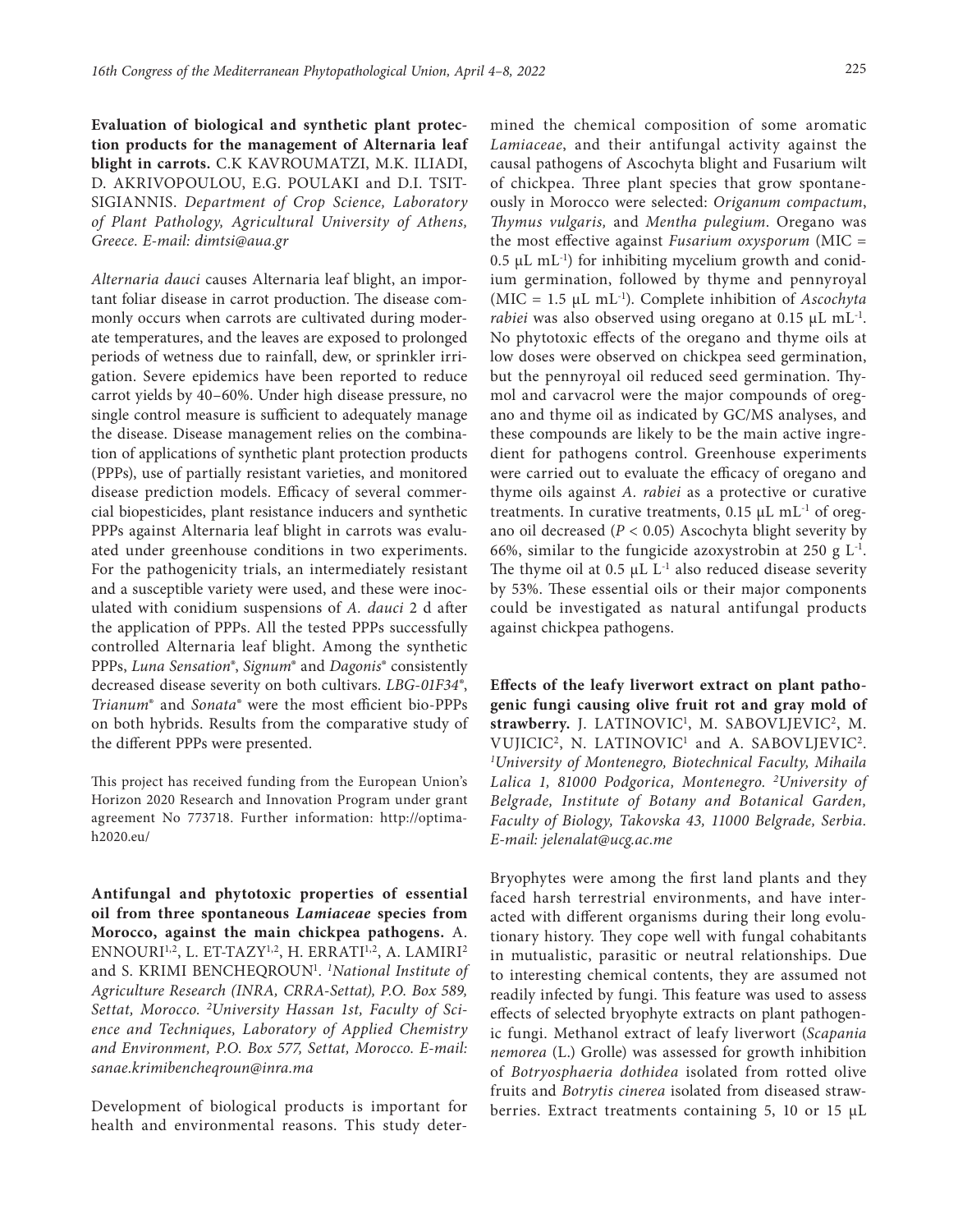**Evaluation of biological and synthetic plant protection products for the management of Alternaria leaf blight in carrots.** C.K KAVROUMATZI, M.K. ILIADI, D. AKRIVOPOULOU, E.G. POULAKI and D.I. TSITSIGIANNIS. *Department of Crop Science, Laboratory of Plant Pathology, Agricultural University of Athens, Greece. E-mail: dimtsi@aua.gr*

*Alternaria dauci* causes Alternaria leaf blight, an important foliar disease in carrot production. The disease commonly occurs when carrots are cultivated during moderate temperatures, and the leaves are exposed to prolonged periods of wetness due to rainfall, dew, or sprinkler irrigation. Severe epidemics have been reported to reduce carrot yields by 40–60%. Under high disease pressure, no single control measure is sufficient to adequately manage the disease. Disease management relies on the combination of applications of synthetic plant protection products (PPPs), use of partially resistant varieties, and monitored disease prediction models. Efficacy of several commercial biopesticides, plant resistance inducers and synthetic PPPs against Alternaria leaf blight in carrots was evaluated under greenhouse conditions in two experiments. For the pathogenicity trials, an intermediately resistant and a susceptible variety were used, and these were inoculated with conidium suspensions of *A. dauci* 2 d after the application of PPPs. All the tested PPPs successfully controlled Alternaria leaf blight. Among the synthetic PPPs, *Luna Sensation®*, *Signum®* and *Dagonis®* consistently decreased disease severity on both cultivars. *LBG-01F34®*, *Trianum®* and *Sonata®* were the most efficient bio-PPPs on both hybrids. Results from the comparative study of the different PPPs were presented.

This project has received funding from the European Union's Horizon 2020 Research and Innovation Program under grant agreement No 773718. Further information: http://optima-h2020.eu/

**Antifungal and phytotoxic properties of essential oil from three spontaneous *Lamiaceae* species from Morocco, against the main chickpea pathogens.** A. ENNOURI[1,2], L. ET-TAZY[1,2], H. ERRATI[1,2], A. LAMIRI[2] and S. KRIMI BENCHEQROUN[1]. *[1]National Institute of Agriculture Research (INRA, CRRA-Settat), P.O. Box 589, Settat, Morocco. [2]University Hassan 1st, Faculty of Science and Techniques, Laboratory of Applied Chemistry and Environment, P.O. Box 577, Settat, Morocco. E-mail: sanae.krimibencheqroun@inra.ma*

Development of biological products is important for health and environmental reasons. This study determined the chemical composition of some aromatic *Lamiaceae*, and their antifungal activity against the causal pathogens of Ascochyta blight and Fusarium wilt of chickpea. Three plant species that grow spontaneously in Morocco were selected: *Origanum compactum*, *Thymus vulgaris,* and *Mentha pulegium*. Oregano was the most effective against *Fusarium oxysporum* (MIC = 0.5 μL $mL^{-1}$) for inhibiting mycelium growth and conidium germination, followed by thyme and pennyroyal (MIC = 1.5 μL $mL^{-1}$). Complete inhibition of *Ascochyta rabiei* was also observed using oregano at 0.15 μL $mL^{-1}$. No phytotoxic effects of the oregano and thyme oils at low doses were observed on chickpea seed germination, but the pennyroyal oil reduced seed germination. Thymol and carvacrol were the major compounds of oregano and thyme oil as indicated by GC/MS analyses, and these compounds are likely to be the main active ingredient for pathogens control. Greenhouse experiments were carried out to evaluate the efficacy of oregano and thyme oils against *A. rabiei* as a protective or curative treatments. In curative treatments, 0.15 μL $mL^{-1}$ of oregano oil decreased ($P < 0.05$) Ascochyta blight severity by 66%, similar to the fungicide azoxystrobin at 250 g $L^{-1}$. The thyme oil at 0.5 μL $L^{-1}$ also reduced disease severity by 53%. These essential oils or their major components could be investigated as natural antifungal products against chickpea pathogens.

**Effects of the leafy liverwort extract on plant pathogenic fungi causing olive fruit rot and gray mold of strawberry.** J. LATINOVIC[1], M. SABOVLJEVIC[2], M. VUJICIC[2], N. LATINOVIC[1] and A. SABOVLJEVIC[2]. *[1]University of Montenegro, Biotechnical Faculty, Mihaila Lalica 1, 81000 Podgorica, Montenegro. [2]University of Belgrade, Institute of Botany and Botanical Garden, Faculty of Biology, Takovska 43, 11000 Belgrade, Serbia. E-mail: jelenalat@ucg.ac.me*

Bryophytes were among the first land plants and they faced harsh terrestrial environments, and have interacted with different organisms during their long evolutionary history. They cope well with fungal cohabitants in mutualistic, parasitic or neutral relationships. Due to interesting chemical contents, they are assumed not readily infected by fungi. This feature was used to assess effects of selected bryophyte extracts on plant pathogenic fungi. Methanol extract of leafy liverwort (*Scapania nemorea* (L.) Grolle) was assessed for growth inhibition of *Botryosphaeria dothidea* isolated from rotted olive fruits and *Botrytis cinerea* isolated from diseased strawberries. Extract treatments containing 5, 10 or 15 μL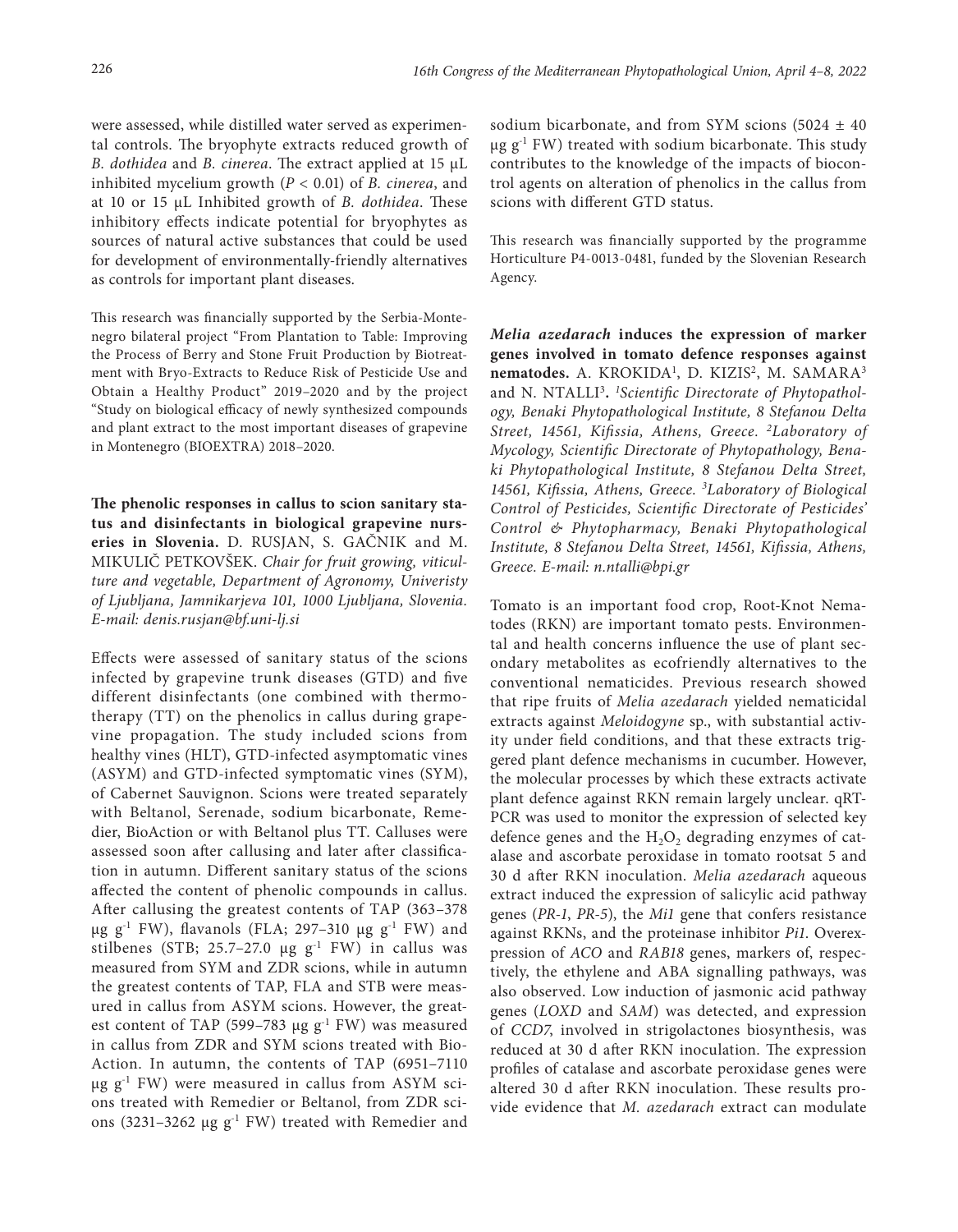were assessed, while distilled water served as experimental controls. The bryophyte extracts reduced growth of *B. dothidea* and *B. cinerea*. The extract applied at 15 µL inhibited mycelium growth ($P < 0.01$) of *B. cinerea*, and at 10 or 15 µL Inhibited growth of *B. dothidea*. These inhibitory effects indicate potential for bryophytes as sources of natural active substances that could be used for development of environmentally-friendly alternatives as controls for important plant diseases.

This research was financially supported by the Serbia-Montenegro bilateral project "From Plantation to Table: Improving the Process of Berry and Stone Fruit Production by Biotreatment with Bryo-Extracts to Reduce Risk of Pesticide Use and Obtain a Healthy Product" 2019–2020 and by the project "Study on biological efficacy of newly synthesized compounds and plant extract to the most important diseases of grapevine in Montenegro (BIOEXTRA) 2018–2020.

**The phenolic responses in callus to scion sanitary status and disinfectants in biological grapevine nurseries in Slovenia.** D. RUSJAN, S. GAČNIK and M. MIKULIČ PETKOVŠEK. *Chair for fruit growing, viticulture and vegetable, Department of Agronomy, Univeristy of Ljubljana, Jamnikarjeva 101, 1000 Ljubljana, Slovenia. E-mail: denis.rusjan@bf.uni-lj.si*

Effects were assessed of sanitary status of the scions infected by grapevine trunk diseases (GTD) and five different disinfectants (one combined with thermotherapy (TT) on the phenolics in callus during grapevine propagation. The study included scions from healthy vines (HLT), GTD-infected asymptomatic vines (ASYM) and GTD-infected symptomatic vines (SYM), of Cabernet Sauvignon. Scions were treated separately with Beltanol, Serenade, sodium bicarbonate, Remedier, BioAction or with Beltanol plus TT. Calluses were assessed soon after callusing and later after classification in autumn. Different sanitary status of the scions affected the content of phenolic compounds in callus. After callusing the greatest contents of TAP (363–378 µg $g^{-1}$ FW), flavanols (FLA; 297–310 µg $g^{-1}$ FW) and stilbenes (STB; 25.7–27.0 µg $g^{-1}$ FW) in callus was measured from SYM and ZDR scions, while in autumn the greatest contents of TAP, FLA and STB were measured in callus from ASYM scions. However, the greatest content of TAP (599–783 µg $g^{-1}$ FW) was measured in callus from ZDR and SYM scions treated with BioAction. In autumn, the contents of TAP (6951–7110 µg $g^{-1}$ FW) were measured in callus from ASYM scions treated with Remedier or Beltanol, from ZDR scions (3231–3262 µg $g^{-1}$ FW) treated with Remedier and sodium bicarbonate, and from SYM scions (5024 ± 40 µg $g^{-1}$ FW) treated with sodium bicarbonate. This study contributes to the knowledge of the impacts of biocontrol agents on alteration of phenolics in the callus from scions with different GTD status.

This research was financially supported by the programme Horticulture P4-0013-0481, funded by the Slovenian Research Agency.

***Melia azedarach* induces the expression of marker genes involved in tomato defence responses against nematodes.** A. KROKIDA[1], D. KIZIS[2], M. SAMARA[3] and N. NTALLI[3]. [1]*Scientific Directorate of Phytopathology, Benaki Phytopathological Institute, 8 Stefanou Delta Street, 14561, Kifissia, Athens, Greece.* [2]*Laboratory of Mycology, Scientific Directorate of Phytopathology, Benaki Phytopathological Institute, 8 Stefanou Delta Street, 14561, Kifissia, Athens, Greece.* [3]*Laboratory of Biological Control of Pesticides, Scientific Directorate of Pesticides' Control & Phytopharmacy, Benaki Phytopathological Institute, 8 Stefanou Delta Street, 14561, Kifissia, Athens, Greece. E-mail: n.ntalli@bpi.gr*

Tomato is an important food crop, Root-Knot Nematodes (RKN) are important tomato pests. Environmental and health concerns influence the use of plant secondary metabolites as ecofriendly alternatives to the conventional nematicides. Previous research showed that ripe fruits of *Melia azedarach* yielded nematicidal extracts against *Meloidogyne* sp., with substantial activity under field conditions, and that these extracts triggered plant defence mechanisms in cucumber. However, the molecular processes by which these extracts activate plant defence against RKN remain largely unclear. qRT-PCR was used to monitor the expression of selected key defence genes and the $H_2O_2$ degrading enzymes of catalase and ascorbate peroxidase in tomato rootsat 5 and 30 d after RKN inoculation. *Melia azedarach* aqueous extract induced the expression of salicylic acid pathway genes (*PR-1*, *PR-5*), the *Mi1* gene that confers resistance against RKNs, and the proteinase inhibitor *Pi1*. Overexpression of *ACO* and *RAB18* genes, markers of, respectively, the ethylene and ABA signalling pathways, was also observed. Low induction of jasmonic acid pathway genes (*LOXD* and *SAM*) was detected, and expression of *CCD7*, involved in strigolactones biosynthesis, was reduced at 30 d after RKN inoculation. The expression profiles of catalase and ascorbate peroxidase genes were altered 30 d after RKN inoculation. These results provide evidence that *M. azedarach* extract can modulate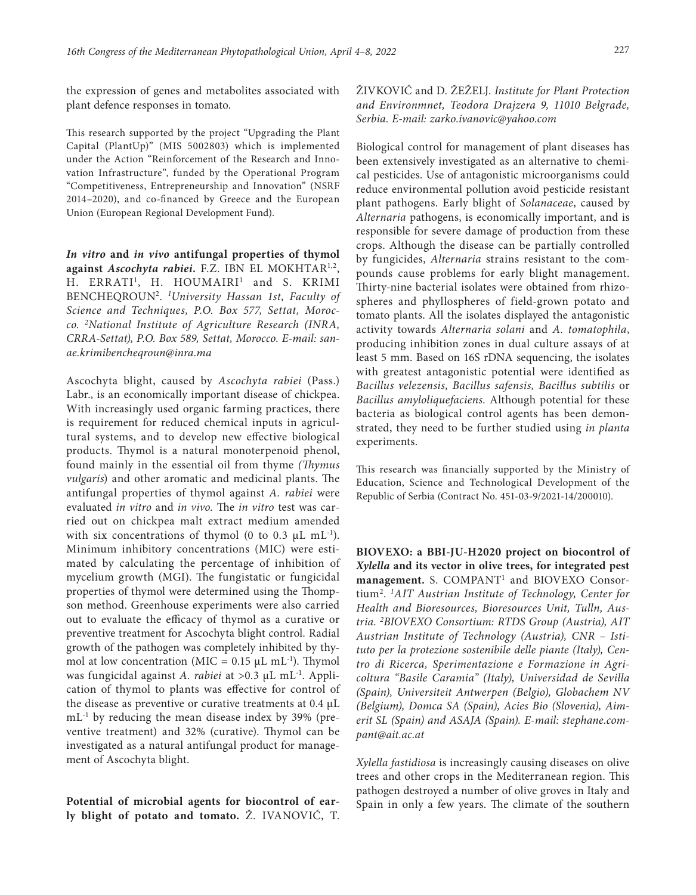the expression of genes and metabolites associated with plant defence responses in tomato.

This research supported by the project "Upgrading the Plant Capital (PlantUp)" (MIS 5002803) which is implemented under the Action "Reinforcement of the Research and Innovation Infrastructure", funded by the Operational Program "Competitiveness, Entrepreneurship and Innovation" (NSRF 2014–2020), and co-financed by Greece and the European Union (European Regional Development Fund).

***In vitro* and *in vivo* antifungal properties of thymol against *Ascochyta rabiei*.** F.Z. IBN EL MOKHTAR[1,2], H. ERRATI[1], H. HOUMAIRI[1] and S. KRIMI BENCHEQROUN[2]. *[1]University Hassan 1st, Faculty of Science and Techniques, P.O. Box 577, Settat, Morocco. [2]National Institute of Agriculture Research (INRA, CRRA-Settat), P.O. Box 589, Settat, Morocco. E-mail: sanae.krimibencheqroun@inra.ma*

Ascochyta blight, caused by *Ascochyta rabiei* (Pass.) Labr., is an economically important disease of chickpea. With increasingly used organic farming practices, there is requirement for reduced chemical inputs in agricultural systems, and to develop new effective biological products. Thymol is a natural monoterpenoid phenol, found mainly in the essential oil from thyme *(Thymus vulgaris*) and other aromatic and medicinal plants. The antifungal properties of thymol against *A. rabiei* were evaluated *in vitro* and *in vivo.* The *in vitro* test was carried out on chickpea malt extract medium amended with six concentrations of thymol (0 to 0.3 µL mL$^{-1}$). Minimum inhibitory concentrations (MIC) were estimated by calculating the percentage of inhibition of mycelium growth (MGI). The fungistatic or fungicidal properties of thymol were determined using the Thompson method. Greenhouse experiments were also carried out to evaluate the efficacy of thymol as a curative or preventive treatment for Ascochyta blight control. Radial growth of the pathogen was completely inhibited by thymol at low concentration (MIC = 0.15 µL mL$^{-1}$). Thymol was fungicidal against *A. rabiei* at >0.3 µL mL$^{-1}$. Application of thymol to plants was effective for control of the disease as preventive or curative treatments at 0.4 µL mL$^{-1}$ by reducing the mean disease index by 39% (preventive treatment) and 32% (curative). Thymol can be investigated as a natural antifungal product for management of Ascochyta blight.

**Potential of microbial agents for biocontrol of early blight of potato and tomato.** Ž. IVANOVIĆ, T. ŽIVKOVIĆ and D. ŽEŽELJ. *Institute for Plant Protection and Environmnet, Teodora Drajzera 9, 11010 Belgrade, Serbia. E-mail: zarko.ivanovic@yahoo.com*

Biological control for management of plant diseases has been extensively investigated as an alternative to chemical pesticides. Use of antagonistic microorganisms could reduce environmental pollution avoid pesticide resistant plant pathogens. Early blight of *Solanaceae*, caused by *Alternaria* pathogens, is economically important, and is responsible for severe damage of production from these crops. Although the disease can be partially controlled by fungicides, *Alternaria* strains resistant to the compounds cause problems for early blight management. Thirty-nine bacterial isolates were obtained from rhizospheres and phyllospheres of field-grown potato and tomato plants. All the isolates displayed the antagonistic activity towards *Alternaria solani* and *A. tomatophila*, producing inhibition zones in dual culture assays of at least 5 mm. Based on 16S rDNA sequencing, the isolates with greatest antagonistic potential were identified as *Bacillus velezensis, Bacillus safensis, Bacillus subtilis* or *Bacillus amyloliquefaciens.* Although potential for these bacteria as biological control agents has been demonstrated, they need to be further studied using *in planta* experiments.

This research was financially supported by the Ministry of Education, Science and Technological Development of the Republic of Serbia (Contract No. 451-03-9/2021-14/200010).

**BIOVEXO: a BBI-JU-H2020 project on biocontrol of *Xylella* and its vector in olive trees, for integrated pest management.** S. COMPANT[1] and BIOVEXO Consortium[2]. *[1]AIT Austrian Institute of Technology, Center for Health and Bioresources, Bioresources Unit, Tulln, Austria. [2]BIOVEXO Consortium: RTDS Group (Austria), AIT Austrian Institute of Technology (Austria), CNR – Istituto per la protezione sostenibile delle piante (Italy), Centro di Ricerca, Sperimentazione e Formazione in Agricoltura "Basile Caramia" (Italy), Universidad de Sevilla (Spain), Universiteit Antwerpen (Belgio), Globachem NV (Belgium), Domca SA (Spain), Acies Bio (Slovenia), Aimerit SL (Spain) and ASAJA (Spain). E-mail: stephane.compant@ait.ac.at*

*Xylella fastidiosa* is increasingly causing diseases on olive trees and other crops in the Mediterranean region. This pathogen destroyed a number of olive groves in Italy and Spain in only a few years. The climate of the southern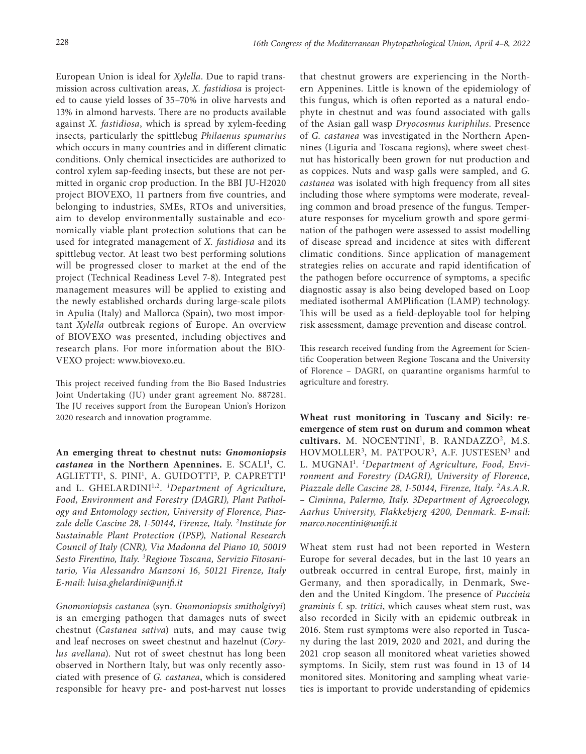European Union is ideal for *Xylella*. Due to rapid transmission across cultivation areas, *X. fastidiosa* is projected to cause yield losses of 35–70% in olive harvests and 13% in almond harvests. There are no products available against *X. fastidiosa*, which is spread by xylem-feeding insects, particularly the spittlebug *Philaenus spumarius* which occurs in many countries and in different climatic conditions. Only chemical insecticides are authorized to control xylem sap-feeding insects, but these are not permitted in organic crop production. In the BBI JU-H2020 project BIOVEXO, 11 partners from five countries, and belonging to industries, SMEs, RTOs and universities, aim to develop environmentally sustainable and economically viable plant protection solutions that can be used for integrated management of *X. fastidiosa* and its spittlebug vector. At least two best performing solutions will be progressed closer to market at the end of the project (Technical Readiness Level 7-8). Integrated pest management measures will be applied to existing and the newly established orchards during large-scale pilots in Apulia (Italy) and Mallorca (Spain), two most important *Xylella* outbreak regions of Europe. An overview of BIOVEXO was presented, including objectives and research plans. For more information about the BIOVEXO project: www.biovexo.eu.

This project received funding from the Bio Based Industries Joint Undertaking (JU) under grant agreement No. 887281. The JU receives support from the European Union's Horizon 2020 research and innovation programme.

**An emerging threat to chestnut nuts: *Gnomoniopsis castanea* in the Northern Apennines.** E. SCALI[1], C. AGLIETTI[1], S. PINI[1], A. GUIDOTTI[3], P. CAPRETTI[1] and L. GHELARDINI[1,2]. *[1]Department of Agriculture, Food, Environment and Forestry (DAGRI), Plant Pathology and Entomology section, University of Florence, Piazzale delle Cascine 28, I-50144, Firenze, Italy. [2]Institute for Sustainable Plant Protection (IPSP), National Research Council of Italy (CNR), Via Madonna del Piano 10, 50019 Sesto Firentino, Italy. [3]Regione Toscana, Servizio Fitosanitario, Via Alessandro Manzoni 16, 50121 Firenze, Italy E-mail: luisa.ghelardini@unifi.it*

*Gnomoniopsis castanea* (syn. *Gnomoniopsis smitholgivyi*) is an emerging pathogen that damages nuts of sweet chestnut (*Castanea sativa*) nuts, and may cause twig and leaf necroses on sweet chestnut and hazelnut (*Corylus avellana*). Nut rot of sweet chestnut has long been observed in Northern Italy, but was only recently associated with presence of *G. castanea*, which is considered responsible for heavy pre- and post-harvest nut losses that chestnut growers are experiencing in the Northern Appenines. Little is known of the epidemiology of this fungus, which is often reported as a natural endophyte in chestnut and was found associated with galls of the Asian gall wasp *Dryocosmus kuriphilus*. Presence of *G. castanea* was investigated in the Northern Apennines (Liguria and Toscana regions), where sweet chestnut has historically been grown for nut production and as coppices. Nuts and wasp galls were sampled, and *G. castanea* was isolated with high frequency from all sites including those where symptoms were moderate, revealing common and broad presence of the fungus. Temperature responses for mycelium growth and spore germination of the pathogen were assessed to assist modelling of disease spread and incidence at sites with different climatic conditions. Since application of management strategies relies on accurate and rapid identification of the pathogen before occurrence of symptoms, a specific diagnostic assay is also being developed based on Loop mediated isothermal AMPlification (LAMP) technology. This will be used as a field-deployable tool for helping risk assessment, damage prevention and disease control.

This research received funding from the Agreement for Scientific Cooperation between Regione Toscana and the University of Florence – DAGRI, on quarantine organisms harmful to agriculture and forestry.

**Wheat rust monitoring in Tuscany and Sicily: re-emergence of stem rust on durum and common wheat cultivars.** M. NOCENTINI[1], B. RANDAZZO[2], M.S. HOVMOLLER[3], M. PATPOUR[3], A.F. JUSTESEN[3] and L. MUGNAI[1]. *[1]Department of Agriculture, Food, Environment and Forestry (DAGRI), University of Florence, Piazzale delle Cascine 28, I-50144, Firenze, Italy. [2]As.A.R. – Ciminna, Palermo, Italy. 3Department of Agroecology, Aarhus University, Flakkebjerg 4200, Denmark. E-mail: marco.nocentini@unifi.it*

Wheat stem rust had not been reported in Western Europe for several decades, but in the last 10 years an outbreak occurred in central Europe, first, mainly in Germany, and then sporadically, in Denmark, Sweden and the United Kingdom. The presence of *Puccinia graminis* f. sp. *tritici*, which causes wheat stem rust, was also recorded in Sicily with an epidemic outbreak in 2016. Stem rust symptoms were also reported in Tuscany during the last 2019, 2020 and 2021, and during the 2021 crop season all monitored wheat varieties showed symptoms. In Sicily, stem rust was found in 13 of 14 monitored sites. Monitoring and sampling wheat varieties is important to provide understanding of epidemics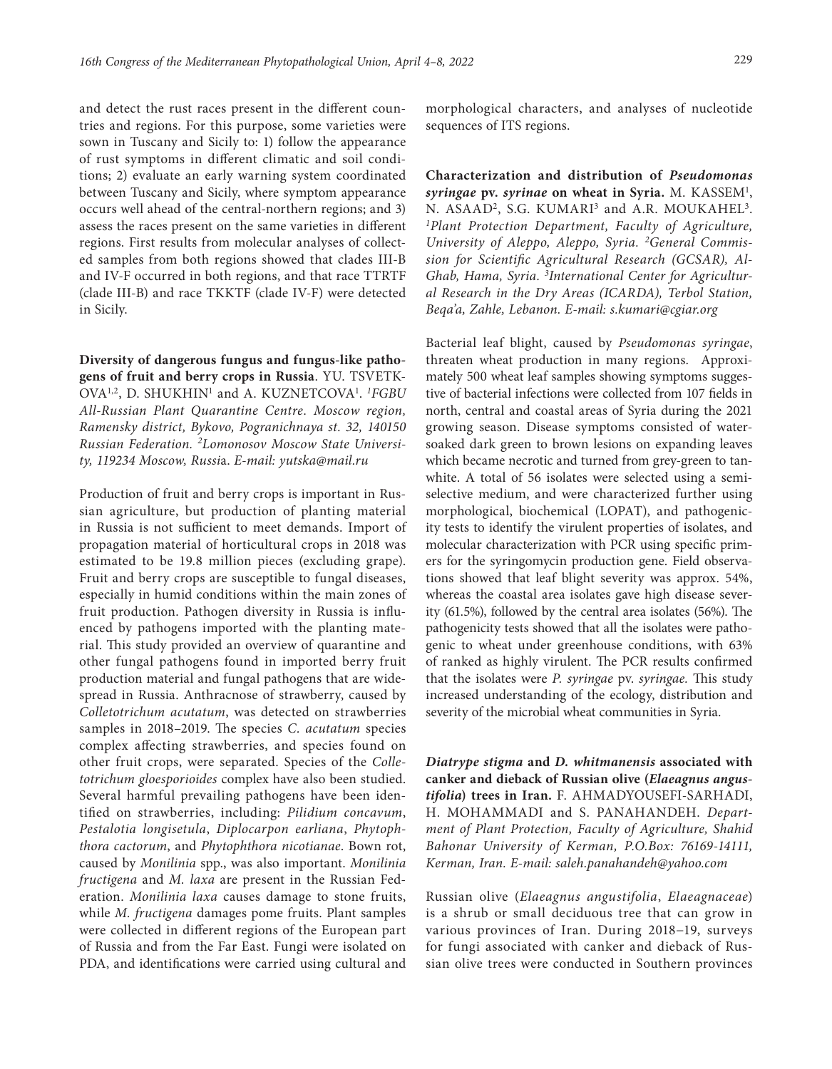and detect the rust races present in the different countries and regions. For this purpose, some varieties were sown in Tuscany and Sicily to: 1) follow the appearance of rust symptoms in different climatic and soil conditions; 2) evaluate an early warning system coordinated between Tuscany and Sicily, where symptom appearance occurs well ahead of the central-northern regions; and 3) assess the races present on the same varieties in different regions. First results from molecular analyses of collected samples from both regions showed that clades III-B and IV-F occurred in both regions, and that race TTRTF (clade III-B) and race TKKTF (clade IV-F) were detected in Sicily.

**Diversity of dangerous fungus and fungus-like pathogens of fruit and berry crops in Russia**. YU. TSVETKOVA[1,2], D. SHUKHIN[1] and A. KUZNETCOVA[1]. [1]*FGBU All-Russian Plant Quarantine Centre. Moscow region, Ramensky district, Bykovo, Pogranichnaya st. 32, 140150 Russian Federation.* [2]*Lomonosov Moscow State University, 119234 Moscow, Russia. E-mail: yutska@mail.ru*

Production of fruit and berry crops is important in Russian agriculture, but production of planting material in Russia is not sufficient to meet demands. Import of propagation material of horticultural crops in 2018 was estimated to be 19.8 million pieces (excluding grape). Fruit and berry crops are susceptible to fungal diseases, especially in humid conditions within the main zones of fruit production. Pathogen diversity in Russia is influenced by pathogens imported with the planting material. This study provided an overview of quarantine and other fungal pathogens found in imported berry fruit production material and fungal pathogens that are widespread in Russia. Anthracnose of strawberry, caused by *Colletotrichum acutatum*, was detected on strawberries samples in 2018–2019. The species *C. acutatum* species complex affecting strawberries, and species found on other fruit crops, were separated. Species of the *Colletotrichum gloesporioides* complex have also been studied. Several harmful prevailing pathogens have been identified on strawberries, including: *Pilidium concavum*, *Pestalotia longisetula*, *Diplocarpon earliana*, *Phytophthora cactorum*, and *Phytophthora nicotianae*. Bown rot, caused by *Monilinia* spp., was also important. *Monilinia fructigena* and *M. laxa* are present in the Russian Federation. *Monilinia laxa* causes damage to stone fruits, while *M. fructigena* damages pome fruits. Plant samples were collected in different regions of the European part of Russia and from the Far East. Fungi were isolated on PDA, and identifications were carried using cultural and morphological characters, and analyses of nucleotide sequences of ITS regions.

**Characterization and distribution of *Pseudomonas syringae* pv. *syrinae* on wheat in Syria.** M. KASSEM[1], N. ASAAD[2], S.G. KUMARI[3] and A.R. MOUKAHEL[3]. [1]*Plant Protection Department, Faculty of Agriculture, University of Aleppo, Aleppo, Syria.* [2]*General Commission for Scientific Agricultural Research (GCSAR), Al-Ghab, Hama, Syria.* [3]*International Center for Agricultural Research in the Dry Areas (ICARDA), Terbol Station, Beqa'a, Zahle, Lebanon. E-mail: s.kumari@cgiar.org*

Bacterial leaf blight, caused by *Pseudomonas syringae*, threaten wheat production in many regions. Approximately 500 wheat leaf samples showing symptoms suggestive of bacterial infections were collected from 107 fields in north, central and coastal areas of Syria during the 2021 growing season. Disease symptoms consisted of water-soaked dark green to brown lesions on expanding leaves which became necrotic and turned from grey-green to tan-white. A total of 56 isolates were selected using a semi-selective medium, and were characterized further using morphological, biochemical (LOPAT), and pathogenicity tests to identify the virulent properties of isolates, and molecular characterization with PCR using specific primers for the syringomycin production gene. Field observations showed that leaf blight severity was approx. 54%, whereas the coastal area isolates gave high disease severity (61.5%), followed by the central area isolates (56%). The pathogenicity tests showed that all the isolates were pathogenic to wheat under greenhouse conditions, with 63% of ranked as highly virulent. The PCR results confirmed that the isolates were *P. syringae* pv. *syringae.* This study increased understanding of the ecology, distribution and severity of the microbial wheat communities in Syria.

***Diatrype stigma* and *D. whitmanensis* associated with canker and dieback of Russian olive (*Elaeagnus angustifolia*) trees in Iran.** F. AHMADYOUSEFI-SARHADI, H. MOHAMMADI and S. PANAHANDEH. *Department of Plant Protection, Faculty of Agriculture, Shahid Bahonar University of Kerman, P.O.Box: 76169-14111, Kerman, Iran. E-mail: saleh.panahandeh@yahoo.com*

Russian olive (*Elaeagnus angustifolia*, *Elaeagnaceae*) is a shrub or small deciduous tree that can grow in various provinces of Iran. During 2018–19, surveys for fungi associated with canker and dieback of Russian olive trees were conducted in Southern provinces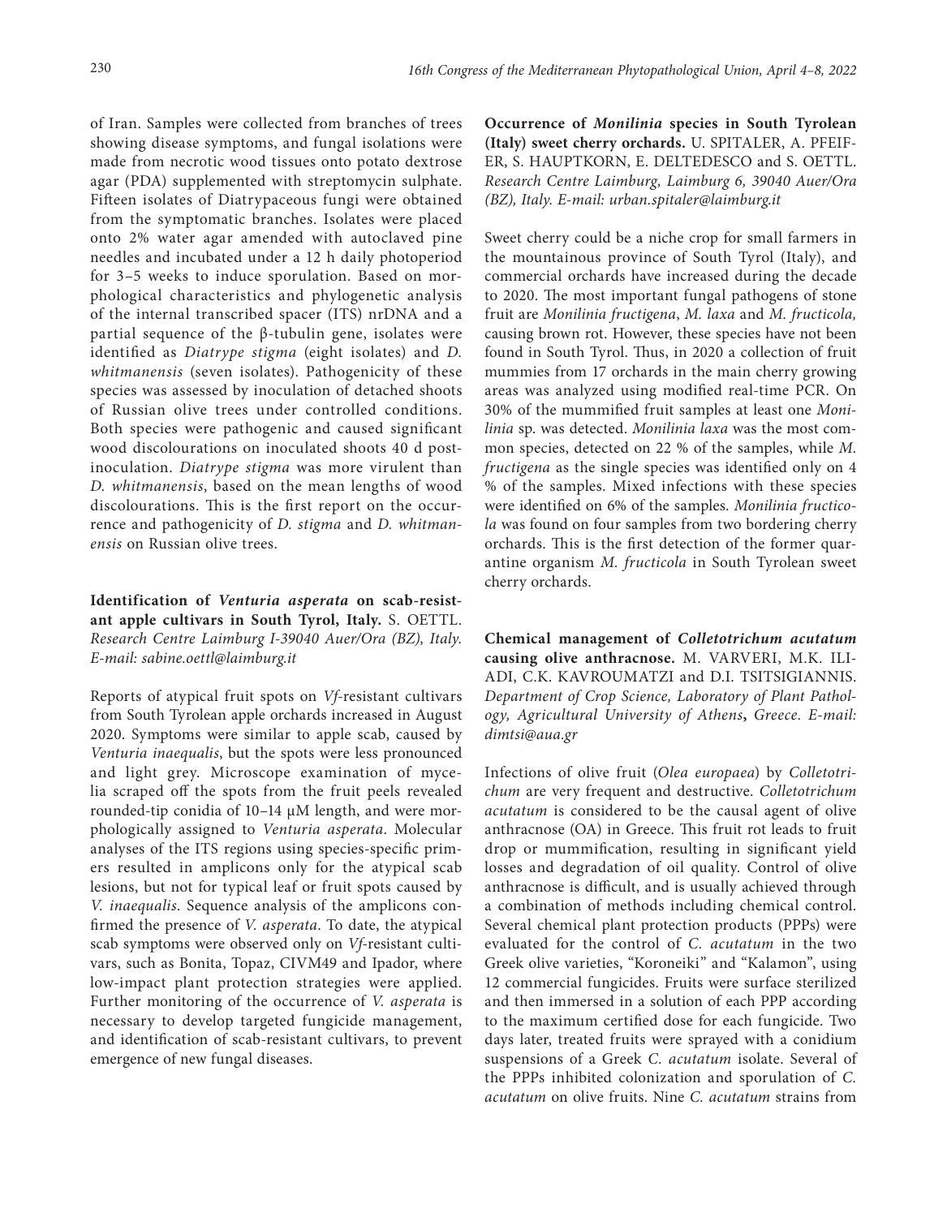of Iran. Samples were collected from branches of trees showing disease symptoms, and fungal isolations were made from necrotic wood tissues onto potato dextrose agar (PDA) supplemented with streptomycin sulphate. Fifteen isolates of Diatrypaceous fungi were obtained from the symptomatic branches. Isolates were placed onto 2% water agar amended with autoclaved pine needles and incubated under a 12 h daily photoperiod for 3–5 weeks to induce sporulation. Based on morphological characteristics and phylogenetic analysis of the internal transcribed spacer (ITS) nrDNA and a partial sequence of the β-tubulin gene, isolates were identified as *Diatrype stigma* (eight isolates) and *D. whitmanensis* (seven isolates). Pathogenicity of these species was assessed by inoculation of detached shoots of Russian olive trees under controlled conditions. Both species were pathogenic and caused significant wood discolourations on inoculated shoots 40 d post-inoculation. *Diatrype stigma* was more virulent than *D. whitmanensis*, based on the mean lengths of wood discolourations. This is the first report on the occurrence and pathogenicity of *D. stigma* and *D. whitmanensis* on Russian olive trees.

**Identification of *Venturia asperata* on scab-resistant apple cultivars in South Tyrol, Italy.** S. OETTL. *Research Centre Laimburg I-39040 Auer/Ora (BZ), Italy. E-mail: sabine.oettl@laimburg.it*

Reports of atypical fruit spots on *Vf*-resistant cultivars from South Tyrolean apple orchards increased in August 2020. Symptoms were similar to apple scab, caused by *Venturia inaequalis*, but the spots were less pronounced and light grey. Microscope examination of mycelia scraped off the spots from the fruit peels revealed rounded-tip conidia of 10–14 μM length, and were morphologically assigned to *Venturia asperata*. Molecular analyses of the ITS regions using species-specific primers resulted in amplicons only for the atypical scab lesions, but not for typical leaf or fruit spots caused by *V. inaequalis*. Sequence analysis of the amplicons confirmed the presence of *V. asperata*. To date, the atypical scab symptoms were observed only on *Vf*-resistant cultivars, such as Bonita, Topaz, CIVM49 and Ipador, where low-impact plant protection strategies were applied. Further monitoring of the occurrence of *V. asperata* is necessary to develop targeted fungicide management, and identification of scab-resistant cultivars, to prevent emergence of new fungal diseases.

**Occurrence of *Monilinia* species in South Tyrolean (Italy) sweet cherry orchards.** U. SPITALER, A. PFEIFER, S. HAUPTKORN, E. DELTEDESCO and S. OETTL. *Research Centre Laimburg, Laimburg 6, 39040 Auer/Ora (BZ), Italy. E-mail: urban.spitaler@laimburg.it*

Sweet cherry could be a niche crop for small farmers in the mountainous province of South Tyrol (Italy), and commercial orchards have increased during the decade to 2020. The most important fungal pathogens of stone fruit are *Monilinia fructigena*, *M. laxa* and *M. fructicola,* causing brown rot. However, these species have not been found in South Tyrol. Thus, in 2020 a collection of fruit mummies from 17 orchards in the main cherry growing areas was analyzed using modified real-time PCR. On 30% of the mummified fruit samples at least one *Monilinia* sp. was detected. *Monilinia laxa* was the most common species, detected on 22 % of the samples, while *M. fructigena* as the single species was identified only on 4 % of the samples. Mixed infections with these species were identified on 6% of the samples. *Monilinia fructicola* was found on four samples from two bordering cherry orchards. This is the first detection of the former quarantine organism *M. fructicola* in South Tyrolean sweet cherry orchards.

**Chemical management of *Colletotrichum acutatum* causing olive anthracnose.** M. VARVERI, M.K. ILIADI, C.K. KAVROUMATZI and D.I. TSITSIGIANNIS. *Department of Crop Science, Laboratory of Plant Pathology, Agricultural University of Athens***,** *Greece. E-mail: dimtsi@aua.gr*

Infections of olive fruit (*Olea europaea*) by *Colletotrichum* are very frequent and destructive. *Colletotrichum acutatum* is considered to be the causal agent of olive anthracnose (OA) in Greece. This fruit rot leads to fruit drop or mummification, resulting in significant yield losses and degradation of oil quality. Control of olive anthracnose is difficult, and is usually achieved through a combination of methods including chemical control. Several chemical plant protection products (PPPs) were evaluated for the control of *C. acutatum* in the two Greek olive varieties, "Koroneiki" and "Kalamon", using 12 commercial fungicides. Fruits were surface sterilized and then immersed in a solution of each PPP according to the maximum certified dose for each fungicide. Two days later, treated fruits were sprayed with a conidium suspensions of a Greek *C. acutatum* isolate. Several of the PPPs inhibited colonization and sporulation of *C. acutatum* on olive fruits. Nine *C. acutatum* strains from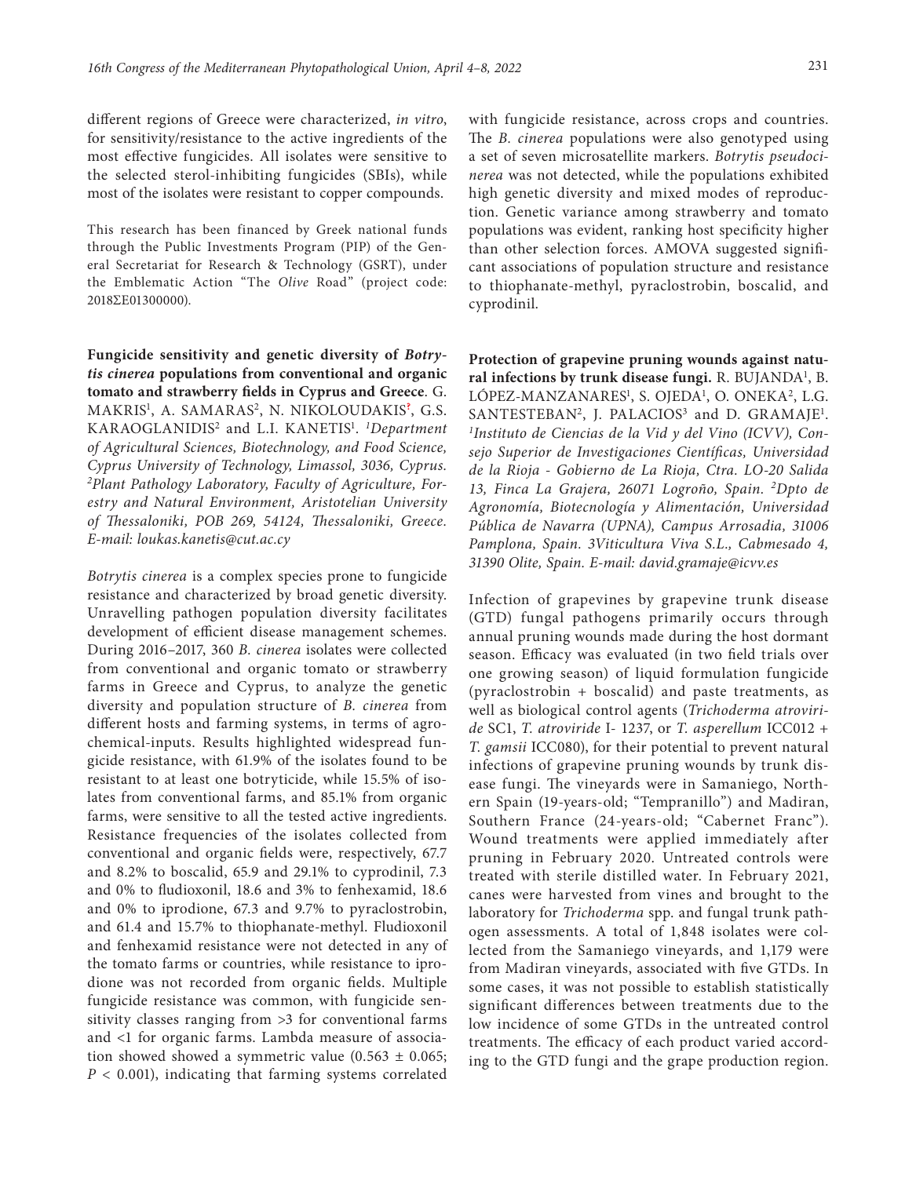different regions of Greece were characterized, *in vitro*, for sensitivity/resistance to the active ingredients of the most effective fungicides. All isolates were sensitive to the selected sterol-inhibiting fungicides (SBIs), while most of the isolates were resistant to copper compounds.

This research has been financed by Greek national funds through the Public Investments Program (PIP) of the General Secretariat for Research & Technology (GSRT), under the Emblematic Action "The *Olive* Road" (project code: 2018ΣΕ01300000).

**Fungicide sensitivity and genetic diversity of *Botrytis cinerea* populations from conventional and organic tomato and strawberry fields in Cyprus and Greece**. G. MAKRIS[1], A. SAMARAS[2], N. NIKOLOUDAKIS[1], G.S. KARAOGLANIDIS[2] and L.I. KANETIS[1]. *[1]Department of Agricultural Sciences, Biotechnology, and Food Science, Cyprus University of Technology, Limassol, 3036, Cyprus. [2]Plant Pathology Laboratory, Faculty of Agriculture, Forestry and Natural Environment, Aristotelian University of Thessaloniki, POB 269, 54124, Thessaloniki, Greece. E-mail: loukas.kanetis@cut.ac.cy*

*Botrytis cinerea* is a complex species prone to fungicide resistance and characterized by broad genetic diversity. Unravelling pathogen population diversity facilitates development of efficient disease management schemes. During 2016–2017, 360 *B. cinerea* isolates were collected from conventional and organic tomato or strawberry farms in Greece and Cyprus, to analyze the genetic diversity and population structure of *B. cinerea* from different hosts and farming systems, in terms of agrochemical-inputs. Results highlighted widespread fungicide resistance, with 61.9% of the isolates found to be resistant to at least one botryticide, while 15.5% of isolates from conventional farms, and 85.1% from organic farms, were sensitive to all the tested active ingredients. Resistance frequencies of the isolates collected from conventional and organic fields were, respectively, 67.7 and 8.2% to boscalid, 65.9 and 29.1% to cyprodinil, 7.3 and 0% to fludioxonil, 18.6 and 3% to fenhexamid, 18.6 and 0% to iprodione, 67.3 and 9.7% to pyraclostrobin, and 61.4 and 15.7% to thiophanate-methyl. Fludioxonil and fenhexamid resistance were not detected in any of the tomato farms or countries, while resistance to iprodione was not recorded from organic fields. Multiple fungicide resistance was common, with fungicide sensitivity classes ranging from >3 for conventional farms and <1 for organic farms. Lambda measure of association showed showed a symmetric value ($0.563 \pm 0.065$; $P < 0.001$), indicating that farming systems correlated with fungicide resistance, across crops and countries. The *B. cinerea* populations were also genotyped using a set of seven microsatellite markers. *Botrytis pseudocinerea* was not detected, while the populations exhibited high genetic diversity and mixed modes of reproduction. Genetic variance among strawberry and tomato populations was evident, ranking host specificity higher than other selection forces. AMOVA suggested significant associations of population structure and resistance to thiophanate-methyl, pyraclostrobin, boscalid, and cyprodinil.

**Protection of grapevine pruning wounds against natural infections by trunk disease fungi.** R. BUJANDA[1], B. LÓPEZ-MANZANARES[1], S. OJEDA[1], O. ONEKA[2], L.G. SANTESTEBAN[2], J. PALACIOS[3] and D. GRAMAJE[1]. *[1]Instituto de Ciencias de la Vid y del Vino (ICVV), Consejo Superior de Investigaciones Científicas, Universidad de la Rioja - Gobierno de La Rioja, Ctra. LO-20 Salida 13, Finca La Grajera, 26071 Logroño, Spain. [2]Dpto de Agronomía, Biotecnología y Alimentación, Universidad Pública de Navarra (UPNA), Campus Arrosadia, 31006 Pamplona, Spain. 3Viticultura Viva S.L., Cabmesado 4, 31390 Olite, Spain. E-mail: david.gramaje@icvv.es*

Infection of grapevines by grapevine trunk disease (GTD) fungal pathogens primarily occurs through annual pruning wounds made during the host dormant season. Efficacy was evaluated (in two field trials over one growing season) of liquid formulation fungicide (pyraclostrobin + boscalid) and paste treatments, as well as biological control agents (*Trichoderma atroviride* SC1, *T. atroviride* I- 1237, or *T. asperellum* ICC012 + *T. gamsii* ICC080), for their potential to prevent natural infections of grapevine pruning wounds by trunk disease fungi. The vineyards were in Samaniego, Northern Spain (19-years-old; "Tempranillo") and Madiran, Southern France (24-years-old; "Cabernet Franc"). Wound treatments were applied immediately after pruning in February 2020. Untreated controls were treated with sterile distilled water. In February 2021, canes were harvested from vines and brought to the laboratory for *Trichoderma* spp. and fungal trunk pathogen assessments. A total of 1,848 isolates were collected from the Samaniego vineyards, and 1,179 were from Madiran vineyards, associated with five GTDs. In some cases, it was not possible to establish statistically significant differences between treatments due to the low incidence of some GTDs in the untreated control treatments. The efficacy of each product varied according to the GTD fungi and the grape production region.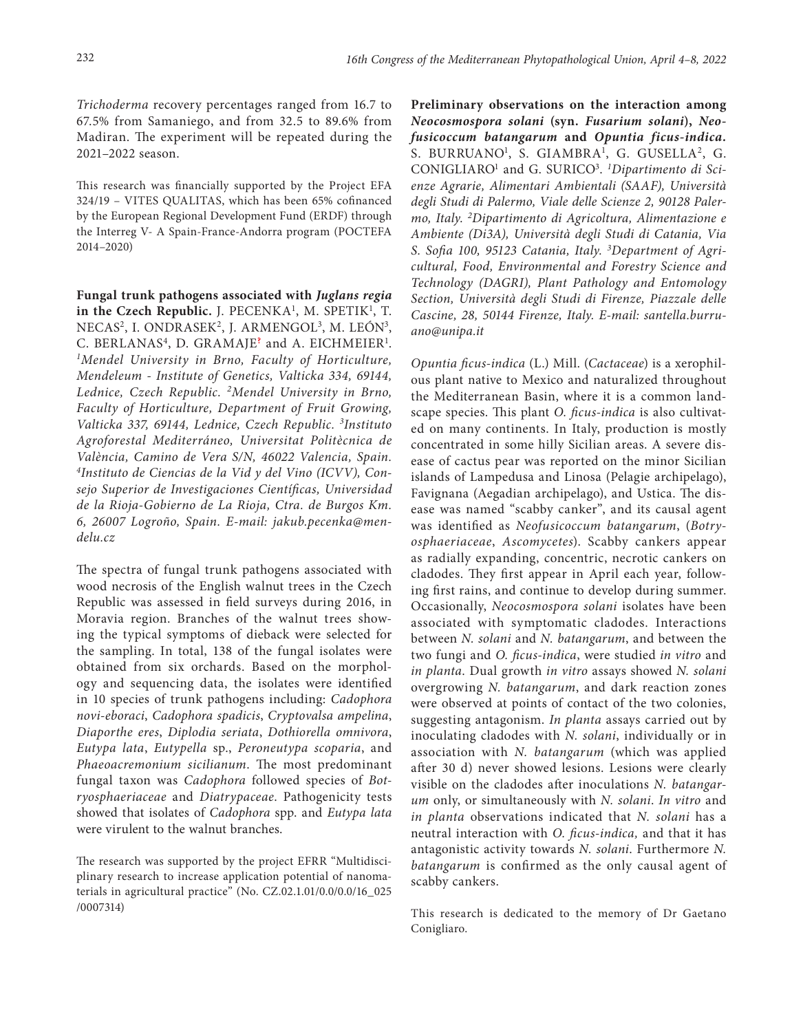*Trichoderma* recovery percentages ranged from 16.7 to 67.5% from Samaniego, and from 32.5 to 89.6% from Madiran. The experiment will be repeated during the 2021–2022 season.

This research was financially supported by the Project EFA 324/19 – VITES QUALITAS, which has been 65% cofinanced by the European Regional Development Fund (ERDF) through the Interreg V- A Spain-France-Andorra program (POCTEFA 2014–2020)

**Fungal trunk pathogens associated with *Juglans regia* in the Czech Republic.** J. PECENKA[1], M. SPETIK[1], T. NECAS[2], I. ONDRASEK[2], J. ARMENGOL[3], M. LEÓN[3], C. BERLANAS[4], D. GRAMAJE and A. EICHMEIER[1]. *[1]Mendel University in Brno, Faculty of Horticulture, Mendeleum - Institute of Genetics, Valticka 334, 69144, Lednice, Czech Republic. [2]Mendel University in Brno, Faculty of Horticulture, Department of Fruit Growing, Valticka 337, 69144, Lednice, Czech Republic. [3]Instituto Agroforestal Mediterráneo, Universitat Politècnica de València, Camino de Vera S/N, 46022 Valencia, Spain. [4]Instituto de Ciencias de la Vid y del Vino (ICVV), Consejo Superior de Investigaciones Científicas, Universidad de la Rioja-Gobierno de La Rioja, Ctra. de Burgos Km. 6, 26007 Logroño, Spain. E-mail: jakub.pecenka@mendelu.cz*

The spectra of fungal trunk pathogens associated with wood necrosis of the English walnut trees in the Czech Republic was assessed in field surveys during 2016, in Moravia region. Branches of the walnut trees showing the typical symptoms of dieback were selected for the sampling. In total, 138 of the fungal isolates were obtained from six orchards. Based on the morphology and sequencing data, the isolates were identified in 10 species of trunk pathogens including: *Cadophora novi-eboraci*, *Cadophora spadicis*, *Cryptovalsa ampelina*, *Diaporthe eres*, *Diplodia seriata*, *Dothiorella omnivora*, *Eutypa lata*, *Eutypella* sp., *Peroneutypa scoparia*, and *Phaeoacremonium sicilianum*. The most predominant fungal taxon was *Cadophora* followed species of *Botryosphaeriaceae* and *Diatrypaceae*. Pathogenicity tests showed that isolates of *Cadophora* spp. and *Eutypa lata* were virulent to the walnut branches.

The research was supported by the project EFRR "Multidisciplinary research to increase application potential of nanomaterials in agricultural practice" (No. CZ.02.1.01/0.0/0.0/16_025/0007314)

**Preliminary observations on the interaction among *Neocosmospora solani* (syn. *Fusarium solani*), *Neofusicoccum batangarum* and *Opuntia ficus-indica*.** S. BURRUANO[1], S. GIAMBRA[1], G. GUSELLA[2], G. CONIGLIARO[1] and G. SURICO[3]. *[1]Dipartimento di Scienze Agrarie, Alimentari Ambientali (SAAF), Università degli Studi di Palermo, Viale delle Scienze 2, 90128 Palermo, Italy. [2]Dipartimento di Agricoltura, Alimentazione e Ambiente (Di3A), Università degli Studi di Catania, Via S. Sofia 100, 95123 Catania, Italy. [3]Department of Agricultural, Food, Environmental and Forestry Science and Technology (DAGRI), Plant Pathology and Entomology Section, Università degli Studi di Firenze, Piazzale delle Cascine, 28, 50144 Firenze, Italy. E-mail: santella.burruano@unipa.it*

*Opuntia ficus-indica* (L.) Mill. (*Cactaceae*) is a xerophilous plant native to Mexico and naturalized throughout the Mediterranean Basin, where it is a common landscape species. This plant *O. ficus-indica* is also cultivated on many continents. In Italy, production is mostly concentrated in some hilly Sicilian areas. A severe disease of cactus pear was reported on the minor Sicilian islands of Lampedusa and Linosa (Pelagie archipelago), Favignana (Aegadian archipelago), and Ustica. The disease was named "scabby canker", and its causal agent was identified as *Neofusicoccum batangarum*, (*Botryosphaeriaceae*, *Ascomycetes*). Scabby cankers appear as radially expanding, concentric, necrotic cankers on cladodes. They first appear in April each year, following first rains, and continue to develop during summer. Occasionally, *Neocosmospora solani* isolates have been associated with symptomatic cladodes. Interactions between *N. solani* and *N. batangarum*, and between the two fungi and *O. ficus-indica*, were studied *in vitro* and *in planta*. Dual growth *in vitro* assays showed *N. solani* overgrowing *N. batangarum*, and dark reaction zones were observed at points of contact of the two colonies, suggesting antagonism. *In planta* assays carried out by inoculating cladodes with *N. solani*, individually or in association with *N. batangarum* (which was applied after 30 d) never showed lesions. Lesions were clearly visible on the cladodes after inoculations *N. batangarum* only, or simultaneously with *N. solani*. *In vitro* and *in planta* observations indicated that *N. solani* has a neutral interaction with *O. ficus-indica*, and that it has antagonistic activity towards *N. solani*. Furthermore *N. batangarum* is confirmed as the only causal agent of scabby cankers.

This research is dedicated to the memory of Dr Gaetano Conigliaro.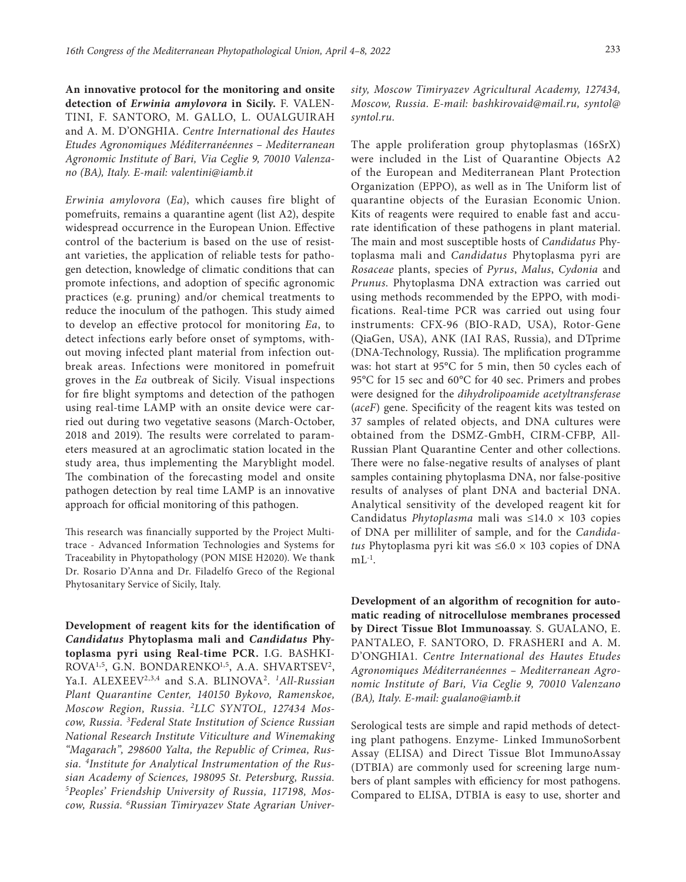**An innovative protocol for the monitoring and onsite detection of *Erwinia amylovora* in Sicily.** F. VALENTINI, F. SANTORO, M. GALLO, L. OUALGUIRAH and A. M. D'ONGHIA. *Centre International des Hautes Etudes Agronomiques Méditerranéennes – Mediterranean Agronomic Institute of Bari, Via Ceglie 9, 70010 Valenzano (BA), Italy. E-mail: valentini@iamb.it*

*Erwinia amylovora* (*Ea*), which causes fire blight of pomefruits, remains a quarantine agent (list A2), despite widespread occurrence in the European Union. Effective control of the bacterium is based on the use of resistant varieties, the application of reliable tests for pathogen detection, knowledge of climatic conditions that can promote infections, and adoption of specific agronomic practices (e.g. pruning) and/or chemical treatments to reduce the inoculum of the pathogen. This study aimed to develop an effective protocol for monitoring *Ea*, to detect infections early before onset of symptoms, without moving infected plant material from infection outbreak areas. Infections were monitored in pomefruit groves in the *Ea* outbreak of Sicily. Visual inspections for fire blight symptoms and detection of the pathogen using real-time LAMP with an onsite device were carried out during two vegetative seasons (March-October, 2018 and 2019). The results were correlated to parameters measured at an agroclimatic station located in the study area, thus implementing the Maryblight model. The combination of the forecasting model and onsite pathogen detection by real time LAMP is an innovative approach for official monitoring of this pathogen.

This research was financially supported by the Project Multitrace - Advanced Information Technologies and Systems for Traceability in Phytopathology (PON MISE H2020). We thank Dr. Rosario D'Anna and Dr. Filadelfo Greco of the Regional Phytosanitary Service of Sicily, Italy.

**Development of reagent kits for the identification of *Candidatus* Phytoplasma mali and *Candidatus* Phytoplasma pyri using Real-time PCR.** I.G. BASHKIROVA[1,5], G.N. BONDARENKO[1,5], A.A. SHVARTSEV[2], Ya.I. ALEXEEV[2,3,4] and S.A. BLINOVA[2]. *[1]All-Russian Plant Quarantine Center, 140150 Bykovo, Ramenskoe, Moscow Region, Russia. [2]LLC SYNTOL, 127434 Moscow, Russia. [3]Federal State Institution of Science Russian National Research Institute Viticulture and Winemaking "Magarach", 298600 Yalta, the Republic of Crimea, Russia. [4]Institute for Analytical Instrumentation of the Russian Academy of Sciences, 198095 St. Petersburg, Russia. [5]Peoples' Friendship University of Russia, 117198, Moscow, Russia. [6]Russian Timiryazev State Agrarian University, Moscow Timiryazev Agricultural Academy, 127434, Moscow, Russia. E-mail: bashkirovaid@mail.ru, syntol@syntol.ru.*

The apple proliferation group phytoplasmas (16SrX) were included in the List of Quarantine Objects A2 of the European and Mediterranean Plant Protection Organization (EPPO), as well as in The Uniform list of quarantine objects of the Eurasian Economic Union. Kits of reagents were required to enable fast and accurate identification of these pathogens in plant material. The main and most susceptible hosts of *Candidatus* Phytoplasma mali and *Candidatus* Phytoplasma pyri are *Rosaceae* plants, species of *Pyrus*, *Malus*, *Cydonia* and *Prunus*. Phytoplasma DNA extraction was carried out using methods recommended by the EPPO, with modifications. Real-time PCR was carried out using four instruments: CFX-96 (BIO-RAD, USA), Rotor-Gene (QiaGen, USA), ANK (IAI RAS, Russia), and DTprime (DNA-Technology, Russia). The mplification programme was: hot start at 95°C for 5 min, then 50 cycles each of 95°C for 15 sec and 60°C for 40 sec. Primers and probes were designed for the *dihydrolipoamide acetyltransferase* (*aceF*) gene. Specificity of the reagent kits was tested on 37 samples of related objects, and DNA cultures were obtained from the DSMZ-GmbH, CIRM-CFBP, All-Russian Plant Quarantine Center and other collections. There were no false-negative results of analyses of plant samples containing phytoplasma DNA, nor false-positive results of analyses of plant DNA and bacterial DNA. Analytical sensitivity of the developed reagent kit for Candidatus *Phytoplasma* mali was $\leq 14.0 \times 103$ copies of DNA per milliliter of sample, and for the *Candidatus* Phytoplasma pyri kit was $\leq 6.0 \times 103$ copies of DNA $mL^{-1}$.

**Development of an algorithm of recognition for automatic reading of nitrocellulose membranes processed by Direct Tissue Blot Immunoassay**. S. GUALANO, E. PANTALEO, F. SANTORO, D. FRASHERI and A. M. D'ONGHIA1. *Centre International des Hautes Etudes Agronomiques Méditerranéennes – Mediterranean Agronomic Institute of Bari, Via Ceglie 9, 70010 Valenzano (BA), Italy. E-mail: gualano@iamb.it*

Serological tests are simple and rapid methods of detecting plant pathogens. Enzyme- Linked ImmunoSorbent Assay (ELISA) and Direct Tissue Blot ImmunoAssay (DTBIA) are commonly used for screening large numbers of plant samples with efficiency for most pathogens. Compared to ELISA, DTBIA is easy to use, shorter and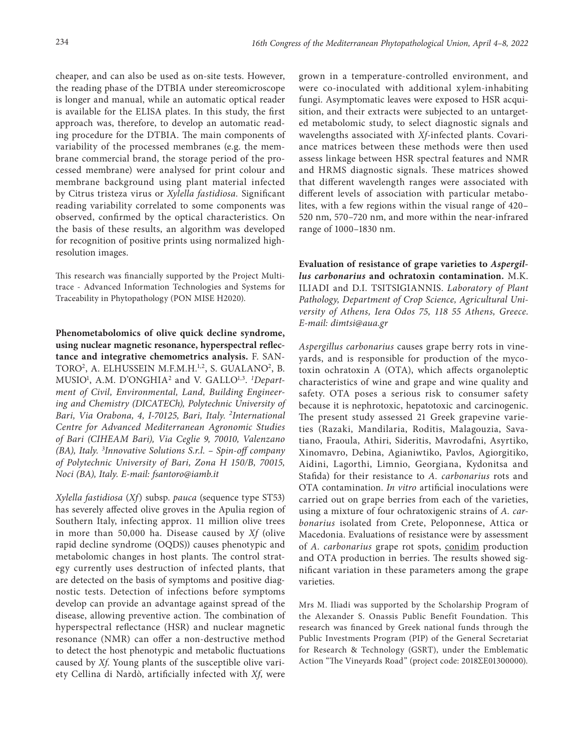cheaper, and can also be used as on-site tests. However, the reading phase of the DTBIA under stereomicroscope is longer and manual, while an automatic optical reader is available for the ELISA plates. In this study, the first approach was, therefore, to develop an automatic reading procedure for the DTBIA. The main components of variability of the processed membranes (e.g. the membrane commercial brand, the storage period of the processed membrane) were analysed for print colour and membrane background using plant material infected by Citrus tristeza virus or *Xylella fastidiosa.* Significant reading variability correlated to some components was observed, confirmed by the optical characteristics. On the basis of these results, an algorithm was developed for recognition of positive prints using normalized high-resolution images.

This research was financially supported by the Project Multitrace - Advanced Information Technologies and Systems for Traceability in Phytopathology (PON MISE H2020).

**Phenometabolomics of olive quick decline syndrome, using nuclear magnetic resonance, hyperspectral reflectance and integrative chemometrics analysis.** F. SANTORO[2], A. ELHUSSEIN M.F.M.H.[1,2], S. GUALANO[2], B. MUSIO[1], A.M. D'ONGHIA[2] and V. GALLO[1,3]. *[1]Department of Civil, Environmental, Land, Building Engineering and Chemistry (DICATECh), Polytechnic University of Bari, Via Orabona, 4, I-70125, Bari, Italy. [2]International Centre for Advanced Mediterranean Agronomic Studies of Bari (CIHEAM Bari), Via Ceglie 9, 70010, Valenzano (BA), Italy. [3]Innovative Solutions S.r.l. – Spin-off company of Polytechnic University of Bari, Zona H 150/B, 70015, Noci (BA), Italy. E-mail: fsantoro@iamb.it*

*Xylella fastidiosa* (*Xf*) subsp. *pauca* (sequence type ST53) has severely affected olive groves in the Apulia region of Southern Italy, infecting approx. 11 million olive trees in more than 50,000 ha. Disease caused by *Xf* (olive rapid decline syndrome (OQDS)) causes phenotypic and metabolomic changes in host plants. The control strategy currently uses destruction of infected plants, that are detected on the basis of symptoms and positive diagnostic tests. Detection of infections before symptoms develop can provide an advantage against spread of the disease, allowing preventive action. The combination of hyperspectral reflectance (HSR) and nuclear magnetic resonance (NMR) can offer a non-destructive method to detect the host phenotypic and metabolic fluctuations caused by *Xf*. Young plants of the susceptible olive variety Cellina di Nardò, artificially infected with *Xf*, were grown in a temperature-controlled environment, and were co-inoculated with additional xylem-inhabiting fungi. Asymptomatic leaves were exposed to HSR acquisition, and their extracts were subjected to an untargeted metabolomic study, to select diagnostic signals and wavelengths associated with *Xf*-infected plants. Covariance matrices between these methods were then used assess linkage between HSR spectral features and NMR and HRMS diagnostic signals. These matrices showed that different wavelength ranges were associated with different levels of association with particular metabolites, with a few regions within the visual range of 420–520 nm, 570–720 nm, and more within the near-infrared range of 1000–1830 nm.

**Evaluation of resistance of grape varieties to *Aspergillus carbonarius* and ochratoxin contamination.** M.K. ILIADI and D.I. TSITSIGIANNIS. *Laboratory of Plant Pathology, Department of Crop Science, Agricultural University of Athens, Iera Odos 75, 118 55 Athens, Greece. E-mail: dimtsi@aua.gr*

*Aspergillus carbonarius* causes grape berry rots in vineyards, and is responsible for production of the mycotoxin ochratoxin A (OTA), which affects organoleptic characteristics of wine and grape and wine quality and safety. OTA poses a serious risk to consumer safety because it is nephrotoxic, hepatotoxic and carcinogenic. The present study assessed 21 Greek grapevine varieties (Razaki, Mandilaria, Roditis, Malagouzia, Savatiano, Fraoula, Athiri, Sideritis, Mavrodafni, Asyrtiko, Xinomavro, Debina, Agianiwtiko, Pavlos, Agiorgitiko, Aidini, Lagorthi, Limnio, Georgiana, Kydonitsa and Stafida) for their resistance to *A. carbonarius* rots and OTA contamination. *In vitro* artificial inoculations were carried out on grape berries from each of the varieties, using a mixture of four ochratoxigenic strains of *A. carbonarius* isolated from Crete, Peloponnese, Attica or Macedonia. Evaluations of resistance were by assessment of *A. carbonarius* grape rot spots, conidim production and OTA production in berries. The results showed significant variation in these parameters among the grape varieties.

Mrs M. Iliadi was supported by the Scholarship Program of the Alexander S. Onassis Public Benefit Foundation. This research was financed by Greek national funds through the Public Investments Program (PIP) of the General Secretariat for Research & Technology (GSRT), under the Emblematic Action "The Vineyards Road" (project code: 2018ΣΕ01300000).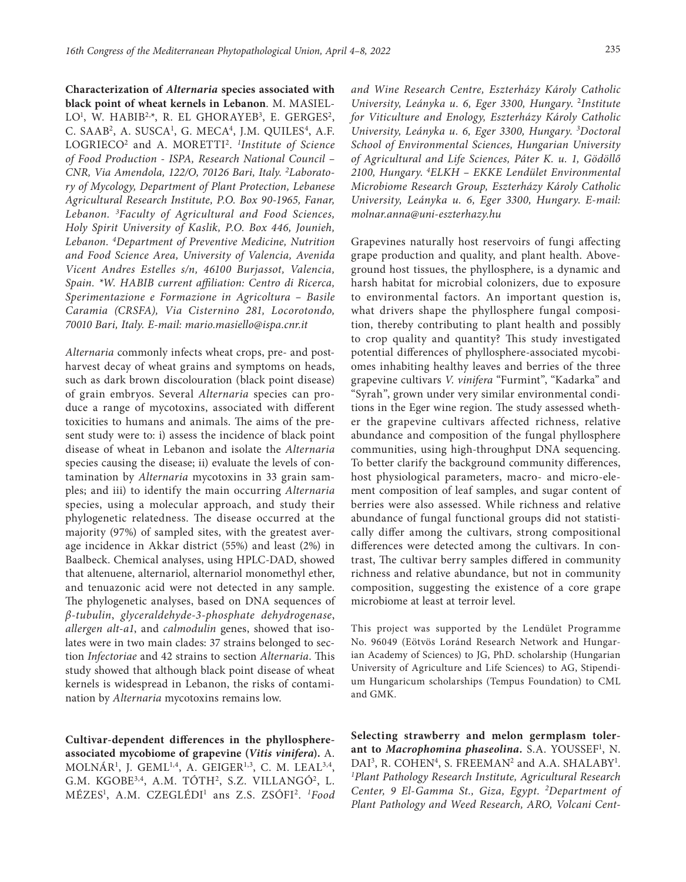**Characterization of *Alternaria* species associated with black point of wheat kernels in Lebanon**. M. MASIELLO[1], W. HABIB[2,*], R. EL GHORAYEB[3], E. GERGES[2], C. SAAB[2], A. SUSCA[1], G. MECA[4], J.M. QUILES[4], A.F. LOGRIECO[2] and A. MORETTI[2]. *[1]Institute of Science of Food Production - ISPA, Research National Council – CNR, Via Amendola, 122/O, 70126 Bari, Italy. [2]Laboratory of Mycology, Department of Plant Protection, Lebanese Agricultural Research Institute, P.O. Box 90-1965, Fanar, Lebanon. [3]Faculty of Agricultural and Food Sciences, Holy Spirit University of Kaslik, P.O. Box 446, Jounieh, Lebanon. [4]Department of Preventive Medicine, Nutrition and Food Science Area, University of Valencia, Avenida Vicent Andres Estelles s/n, 46100 Burjassot, Valencia, Spain. *W. HABIB current affiliation: Centro di Ricerca, Sperimentazione e Formazione in Agricoltura – Basile Caramia (CRSFA), Via Cisternino 281, Locorotondo, 70010 Bari, Italy. E-mail: mario.masiello@ispa.cnr.it*

*Alternaria* commonly infects wheat crops, pre- and post-harvest decay of wheat grains and symptoms on heads, such as dark brown discolouration (black point disease) of grain embryos. Several *Alternaria* species can produce a range of mycotoxins, associated with different toxicities to humans and animals. The aims of the present study were to: i) assess the incidence of black point disease of wheat in Lebanon and isolate the *Alternaria* species causing the disease; ii) evaluate the levels of contamination by *Alternaria* mycotoxins in 33 grain samples; and iii) to identify the main occurring *Alternaria* species, using a molecular approach, and study their phylogenetic relatedness. The disease occurred at the majority (97%) of sampled sites, with the greatest average incidence in Akkar district (55%) and least (2%) in Baalbeck. Chemical analyses, using HPLC-DAD, showed that altenuene, alternariol, alternariol monomethyl ether, and tenuazonic acid were not detected in any sample. The phylogenetic analyses, based on DNA sequences of *β-tubulin*, *glyceraldehyde-3-phosphate dehydrogenase*, *allergen alt-a1*, and *calmodulin* genes, showed that isolates were in two main clades: 37 strains belonged to section *Infectoriae* and 42 strains to section *Alternaria*. This study showed that although black point disease of wheat kernels is widespread in Lebanon, the risks of contamination by *Alternaria* mycotoxins remains low.

**Cultivar-dependent differences in the phyllosphere-associated mycobiome of grapevine (*Vitis vinifera*).** A. MOLNÁR[1], J. GEML[1,4], A. GEIGER[1,3], C. M. LEAL[3,4], G.M. KGOBE[3,4], A.M. TÓTH[2], S.Z. VILLANGÓ[2], L. MÉZES[1], A.M. CZEGLÉDI[1] ans Z.S. ZSÓFI[2]. *[1]Food and Wine Research Centre, Eszterházy Károly Catholic University, Leányka u. 6, Eger 3300, Hungary. [2]Institute for Viticulture and Enology, Eszterházy Károly Catholic University, Leányka u. 6, Eger 3300, Hungary. [3]Doctoral School of Environmental Sciences, Hungarian University of Agricultural and Life Sciences, Páter K. u. 1, Gödöllő 2100, Hungary. [4]ELKH – EKKE Lendület Environmental Microbiome Research Group, Eszterházy Károly Catholic University, Leányka u. 6, Eger 3300, Hungary. E-mail: molnar.anna@uni-eszterhazy.hu*

Grapevines naturally host reservoirs of fungi affecting grape production and quality, and plant health. Aboveground host tissues, the phyllosphere, is a dynamic and harsh habitat for microbial colonizers, due to exposure to environmental factors. An important question is, what drivers shape the phyllosphere fungal composition, thereby contributing to plant health and possibly to crop quality and quantity? This study investigated potential differences of phyllosphere-associated mycobiomes inhabiting healthy leaves and berries of the three grapevine cultivars *V. vinifera* "Furmint", "Kadarka" and "Syrah", grown under very similar environmental conditions in the Eger wine region. The study assessed whether the grapevine cultivars affected richness, relative abundance and composition of the fungal phyllosphere communities, using high-throughput DNA sequencing. To better clarify the background community differences, host physiological parameters, macro- and micro-element composition of leaf samples, and sugar content of berries were also assessed. While richness and relative abundance of fungal functional groups did not statistically differ among the cultivars, strong compositional differences were detected among the cultivars. In contrast, The cultivar berry samples differed in community richness and relative abundance, but not in community composition, suggesting the existence of a core grape microbiome at least at terroir level.

This project was supported by the Lendület Programme No. 96049 (Eötvös Loránd Research Network and Hungarian Academy of Sciences) to JG, PhD. scholarship (Hungarian University of Agriculture and Life Sciences) to AG, Stipendium Hungaricum scholarships (Tempus Foundation) to CML and GMK.

**Selecting strawberry and melon germplasm tolerant to *Macrophomina phaseolina*.** S.A. YOUSSEF[1], N. DAI[3], R. COHEN[4], S. FREEMAN[2] and A.A. SHALABY[1]. *[1]Plant Pathology Research Institute, Agricultural Research Center, 9 El-Gamma St., Giza, Egypt. [2]Department of Plant Pathology and Weed Research, ARO, Volcani Cent-*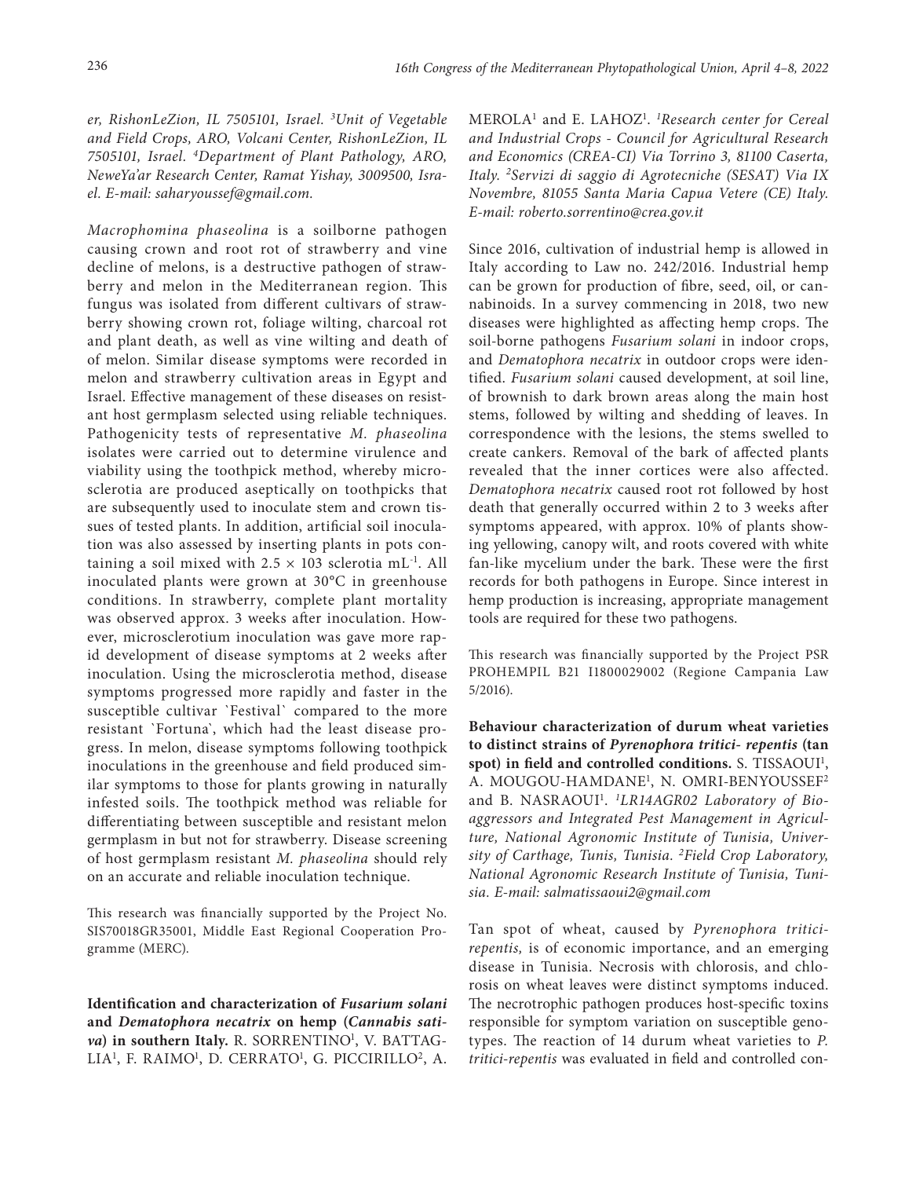*er, RishonLeZion, IL 7505101, Israel. [3]Unit of Vegetable and Field Crops, ARO, Volcani Center, RishonLeZion, IL 7505101, Israel. [4]Department of Plant Pathology, ARO, NeweYa'ar Research Center, Ramat Yishay, 3009500, Israel. E-mail: saharyoussef@gmail.com.*

*Macrophomina phaseolina* is a soilborne pathogen causing crown and root rot of strawberry and vine decline of melons, is a destructive pathogen of strawberry and melon in the Mediterranean region. This fungus was isolated from different cultivars of strawberry showing crown rot, foliage wilting, charcoal rot and plant death, as well as vine wilting and death of of melon. Similar disease symptoms were recorded in melon and strawberry cultivation areas in Egypt and Israel. Effective management of these diseases on resistant host germplasm selected using reliable techniques. Pathogenicity tests of representative *M. phaseolina* isolates were carried out to determine virulence and viability using the toothpick method, whereby microsclerotia are produced aseptically on toothpicks that are subsequently used to inoculate stem and crown tissues of tested plants. In addition, artificial soil inoculation was also assessed by inserting plants in pots containing a soil mixed with $2.5 \times 103$ sclerotia $mL^{-1}$. All inoculated plants were grown at 30°C in greenhouse conditions. In strawberry, complete plant mortality was observed approx. 3 weeks after inoculation. However, microsclerotium inoculation was gave more rapid development of disease symptoms at 2 weeks after inoculation. Using the microsclerotia method, disease symptoms progressed more rapidly and faster in the susceptible cultivar `Festival` compared to the more resistant `Fortuna`, which had the least disease progress. In melon, disease symptoms following toothpick inoculations in the greenhouse and field produced similar symptoms to those for plants growing in naturally infested soils. The toothpick method was reliable for differentiating between susceptible and resistant melon germplasm in but not for strawberry. Disease screening of host germplasm resistant *M. phaseolina* should rely on an accurate and reliable inoculation technique.

This research was financially supported by the Project No. SIS70018GR35001, Middle East Regional Cooperation Programme (MERC).

**Identification and characterization of *Fusarium solani* and *Dematophora necatrix* on hemp (*Cannabis sativa*) in southern Italy.** R. SORRENTINO[1], V. BATTAGLIA[1], F. RAIMO[1], D. CERRATO[1], G. PICCIRILLO[2], A. MEROLA[1] and E. LAHOZ[1]. *[1]Research center for Cereal and Industrial Crops - Council for Agricultural Research and Economics (CREA-CI) Via Torrino 3, 81100 Caserta, Italy. [2]Servizi di saggio di Agrotecniche (SESAT) Via IX Novembre, 81055 Santa Maria Capua Vetere (CE) Italy. E-mail: roberto.sorrentino@crea.gov.it*

Since 2016, cultivation of industrial hemp is allowed in Italy according to Law no. 242/2016. Industrial hemp can be grown for production of fibre, seed, oil, or cannabinoids. In a survey commencing in 2018, two new diseases were highlighted as affecting hemp crops. The soil-borne pathogens *Fusarium solani* in indoor crops, and *Dematophora necatrix* in outdoor crops were identified. *Fusarium solani* caused development, at soil line, of brownish to dark brown areas along the main host stems, followed by wilting and shedding of leaves. In correspondence with the lesions, the stems swelled to create cankers. Removal of the bark of affected plants revealed that the inner cortices were also affected. *Dematophora necatrix* caused root rot followed by host death that generally occurred within 2 to 3 weeks after symptoms appeared, with approx. 10% of plants showing yellowing, canopy wilt, and roots covered with white fan-like mycelium under the bark. These were the first records for both pathogens in Europe. Since interest in hemp production is increasing, appropriate management tools are required for these two pathogens.

This research was financially supported by the Project PSR PROHEMPIL B21 I1800029002 (Regione Campania Law 5/2016).

**Behaviour characterization of durum wheat varieties to distinct strains of *Pyrenophora tritici- repentis* (tan spot) in field and controlled conditions.** S. TISSAOUI[1], A. MOUGOU-HAMDANE[1], N. OMRI-BENYOUSSEF[2] and B. NASRAOUI[1]. *[1]LR14AGR02 Laboratory of Bio-aggressors and Integrated Pest Management in Agriculture, National Agronomic Institute of Tunisia, University of Carthage, Tunis, Tunisia. [2]Field Crop Laboratory, National Agronomic Research Institute of Tunisia, Tunisia. E-mail: salmatissaoui2@gmail.com*

Tan spot of wheat, caused by *Pyrenophora tritici-repentis,* is of economic importance, and an emerging disease in Tunisia. Necrosis with chlorosis, and chlorosis on wheat leaves were distinct symptoms induced. The necrotrophic pathogen produces host-specific toxins responsible for symptom variation on susceptible genotypes. The reaction of 14 durum wheat varieties to *P. tritici-repentis* was evaluated in field and controlled con-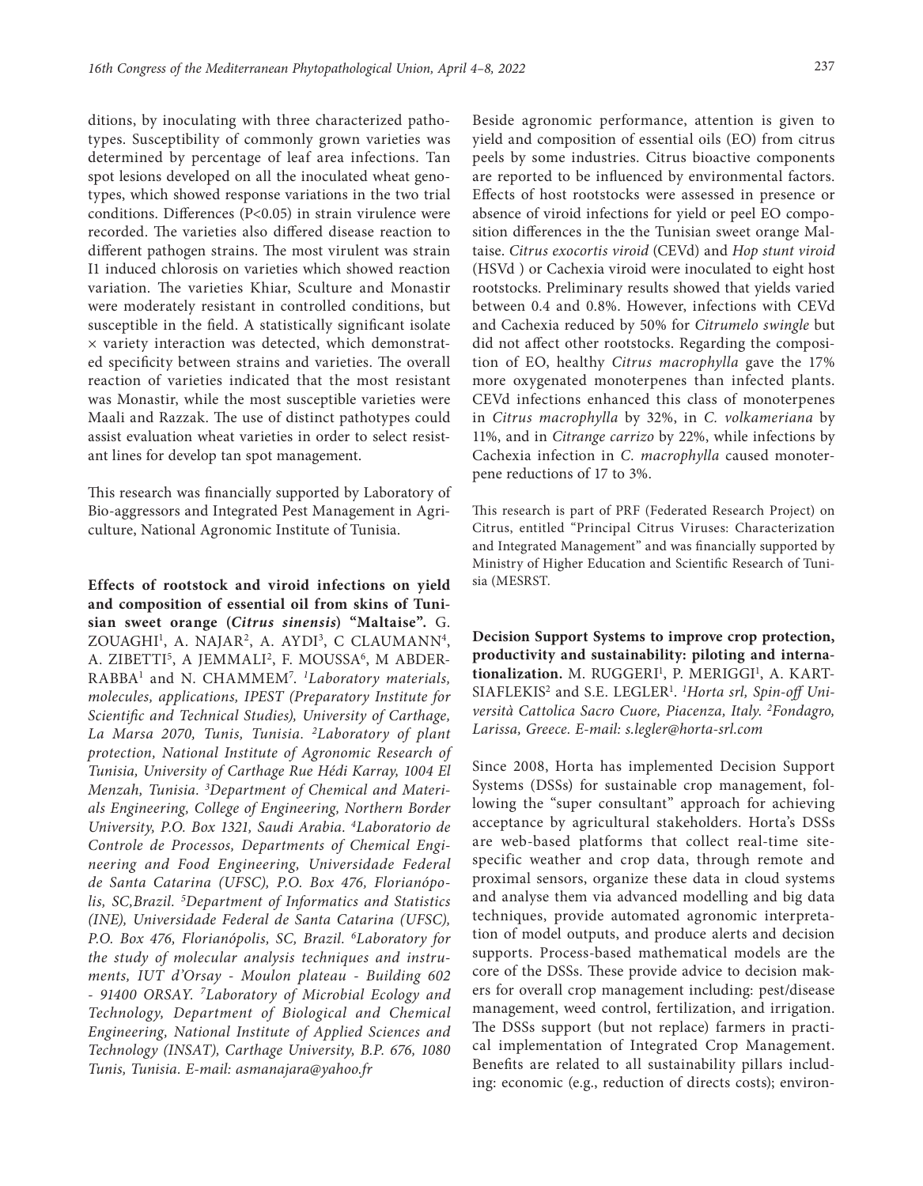ditions, by inoculating with three characterized pathotypes. Susceptibility of commonly grown varieties was determined by percentage of leaf area infections. Tan spot lesions developed on all the inoculated wheat genotypes, which showed response variations in the two trial conditions. Differences ($P<0.05$) in strain virulence were recorded. The varieties also differed disease reaction to different pathogen strains. The most virulent was strain I1 induced chlorosis on varieties which showed reaction variation. The varieties Khiar, Sculture and Monastir were moderately resistant in controlled conditions, but susceptible in the field. A statistically significant isolate × variety interaction was detected, which demonstrated specificity between strains and varieties. The overall reaction of varieties indicated that the most resistant was Monastir, while the most susceptible varieties were Maali and Razzak. The use of distinct pathotypes could assist evaluation wheat varieties in order to select resistant lines for develop tan spot management.

This research was financially supported by Laboratory of Bio-aggressors and Integrated Pest Management in Agriculture, National Agronomic Institute of Tunisia.

**Effects of rootstock and viroid infections on yield and composition of essential oil from skins of Tunisian sweet orange (*Citrus sinensis*) "Maltaise".** G. ZOUAGHI[1], A. NAJAR[2], A. AYDI[3], C CLAUMANN[4], A. ZIBETTI[5], A JEMMALI[2], F. MOUSSA[6], M ABDERRABBA[1] and N. CHAMMEM[7]. *[1]Laboratory materials, molecules, applications, IPEST (Preparatory Institute for Scientific and Technical Studies), University of Carthage, La Marsa 2070, Tunis, Tunisia. [2]Laboratory of plant protection, National Institute of Agronomic Research of Tunisia, University of Carthage Rue Hédi Karray, 1004 El Menzah, Tunisia. [3]Department of Chemical and Materials Engineering, College of Engineering, Northern Border University, P.O. Box 1321, Saudi Arabia. [4]Laboratorio de Controle de Processos, Departments of Chemical Engineering and Food Engineering, Universidade Federal de Santa Catarina (UFSC), P.O. Box 476, Florianópolis, SC,Brazil. [5]Department of Informatics and Statistics (INE), Universidade Federal de Santa Catarina (UFSC), P.O. Box 476, Florianópolis, SC, Brazil. [6]Laboratory for the study of molecular analysis techniques and instruments, IUT d'Orsay - Moulon plateau - Building 602 - 91400 ORSAY. [7]Laboratory of Microbial Ecology and Technology, Department of Biological and Chemical Engineering, National Institute of Applied Sciences and Technology (INSAT), Carthage University, B.P. 676, 1080 Tunis, Tunisia. E-mail: asmanajara@yahoo.fr*

Beside agronomic performance, attention is given to yield and composition of essential oils (EO) from citrus peels by some industries. Citrus bioactive components are reported to be influenced by environmental factors. Effects of host rootstocks were assessed in presence or absence of viroid infections for yield or peel EO composition differences in the the Tunisian sweet orange Maltaise. *Citrus exocortis viroid* (CEVd) and *Hop stunt viroid* (HSVd ) or Cachexia viroid were inoculated to eight host rootstocks. Preliminary results showed that yields varied between 0.4 and 0.8%. However, infections with CEVd and Cachexia reduced by 50% for *Citrumelo swingle* but did not affect other rootstocks. Regarding the composition of EO, healthy *Citrus macrophylla* gave the 17% more oxygenated monoterpenes than infected plants. CEVd infections enhanced this class of monoterpenes in *Citrus macrophylla* by 32%, in *C. volkameriana* by 11%, and in *Citrange carrizo* by 22%, while infections by Cachexia infection in *C. macrophylla* caused monoterpene reductions of 17 to 3%.

This research is part of PRF (Federated Research Project) on Citrus, entitled "Principal Citrus Viruses: Characterization and Integrated Management" and was financially supported by Ministry of Higher Education and Scientific Research of Tunisia (MESRST.

**Decision Support Systems to improve crop protection, productivity and sustainability: piloting and internationalization.** M. RUGGERI[1], P. MERIGGI[1], A. KARTSIAFLEKIS[2] and S.E. LEGLER[1]. *[1]Horta srl, Spin-off Università Cattolica Sacro Cuore, Piacenza, Italy. [2]Fondagro, Larissa, Greece. E-mail: s.legler@horta-srl.com*

Since 2008, Horta has implemented Decision Support Systems (DSSs) for sustainable crop management, following the "super consultant" approach for achieving acceptance by agricultural stakeholders. Horta's DSSs are web-based platforms that collect real-time site-specific weather and crop data, through remote and proximal sensors, organize these data in cloud systems and analyse them via advanced modelling and big data techniques, provide automated agronomic interpretation of model outputs, and produce alerts and decision supports. Process-based mathematical models are the core of the DSSs. These provide advice to decision makers for overall crop management including: pest/disease management, weed control, fertilization, and irrigation. The DSSs support (but not replace) farmers in practical implementation of Integrated Crop Management. Benefits are related to all sustainability pillars including: economic (e.g., reduction of directs costs); environ-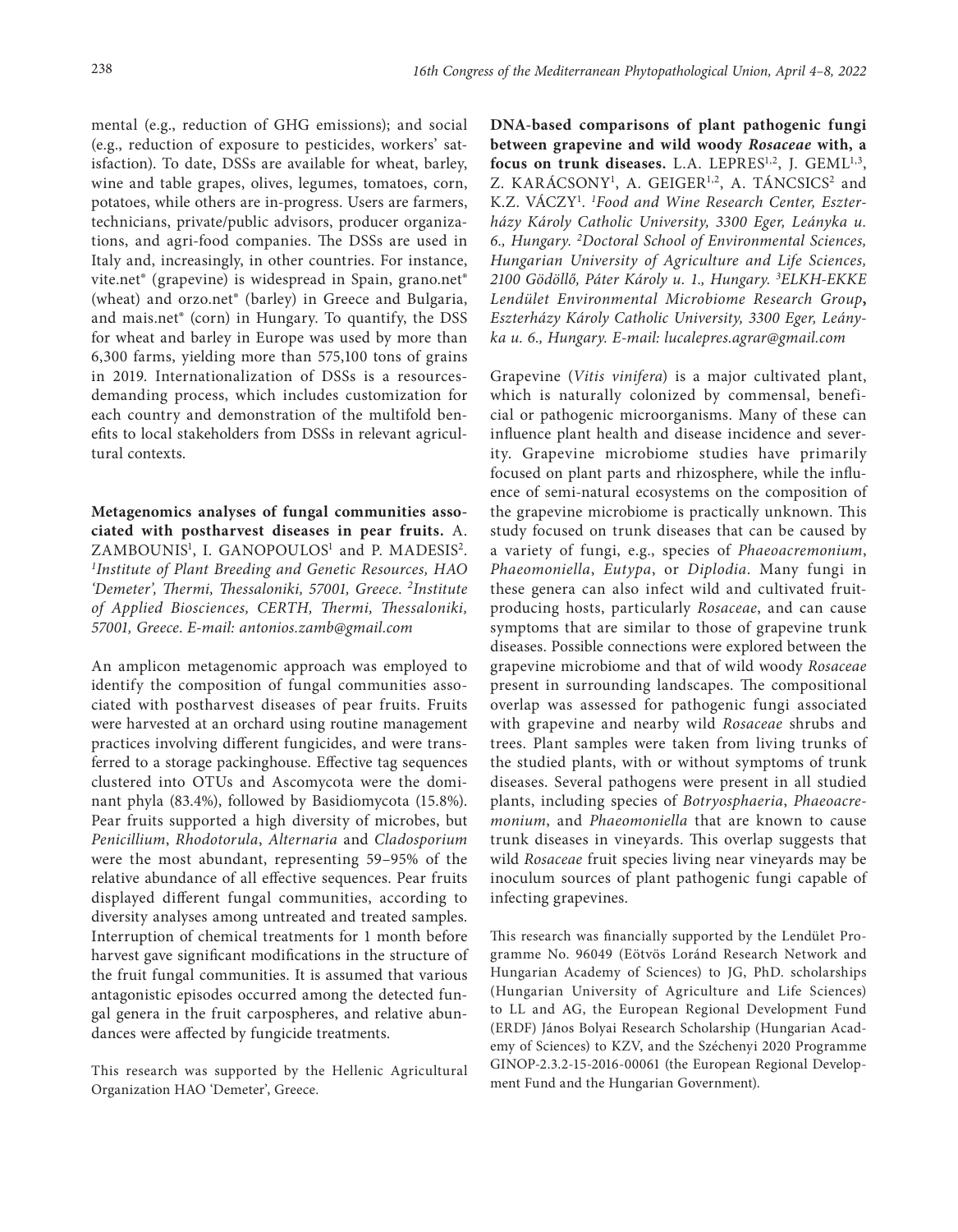mental (e.g., reduction of GHG emissions); and social (e.g., reduction of exposure to pesticides, workers' satisfaction). To date, DSSs are available for wheat, barley, wine and table grapes, olives, legumes, tomatoes, corn, potatoes, while others are in-progress. Users are farmers, technicians, private/public advisors, producer organizations, and agri-food companies. The DSSs are used in Italy and, increasingly, in other countries. For instance, vite.net® (grapevine) is widespread in Spain, grano.net® (wheat) and orzo.net® (barley) in Greece and Bulgaria, and mais.net® (corn) in Hungary. To quantify, the DSS for wheat and barley in Europe was used by more than 6,300 farms, yielding more than 575,100 tons of grains in 2019. Internationalization of DSSs is a resources-demanding process, which includes customization for each country and demonstration of the multifold benefits to local stakeholders from DSSs in relevant agricultural contexts.

**Metagenomics analyses of fungal communities associated with postharvest diseases in pear fruits.** A. ZAMBOUNIS[1], I. GANOPOULOS[1] and P. MADESIS[2]. *[1]Institute of Plant Breeding and Genetic Resources, HAO 'Demeter', Thermi, Thessaloniki, 57001, Greece. [2]Institute of Applied Biosciences, CERTH, Thermi, Thessaloniki, 57001, Greece. E-mail: antonios.zamb@gmail.com*

An amplicon metagenomic approach was employed to identify the composition of fungal communities associated with postharvest diseases of pear fruits. Fruits were harvested at an orchard using routine management practices involving different fungicides, and were transferred to a storage packinghouse. Effective tag sequences clustered into OTUs and Ascomycota were the dominant phyla (83.4%), followed by Basidiomycota (15.8%). Pear fruits supported a high diversity of microbes, but *Penicillium*, *Rhodotorula*, *Alternaria* and *Cladosporium* were the most abundant, representing 59–95% of the relative abundance of all effective sequences. Pear fruits displayed different fungal communities, according to diversity analyses among untreated and treated samples. Interruption of chemical treatments for 1 month before harvest gave significant modifications in the structure of the fruit fungal communities. It is assumed that various antagonistic episodes occurred among the detected fungal genera in the fruit carpospheres, and relative abundances were affected by fungicide treatments.

This research was supported by the Hellenic Agricultural Organization HAO 'Demeter', Greece.

**DNA-based comparisons of plant pathogenic fungi between grapevine and wild woody *Rosaceae* with, a focus on trunk diseases.** L.A. LEPRES[1,2], J. GEML[1,3], Z. KARÁCSONY[1], A. GEIGER[1,2], A. TÁNCSICS[2] and K.Z. VÁCZY[1]. *[1]Food and Wine Research Center, Eszterházy Károly Catholic University, 3300 Eger, Leányka u. 6., Hungary. [2]Doctoral School of Environmental Sciences, Hungarian University of Agriculture and Life Sciences, 2100 Gödöllő, Páter Károly u. 1., Hungary. [3]ELKH-EKKE Lendület Environmental Microbiome Research Group, Eszterházy Károly Catholic University, 3300 Eger, Leányka u. 6., Hungary. E-mail: lucalepres.agrar@gmail.com*

Grapevine (*Vitis vinifera*) is a major cultivated plant, which is naturally colonized by commensal, beneficial or pathogenic microorganisms. Many of these can influence plant health and disease incidence and severity. Grapevine microbiome studies have primarily focused on plant parts and rhizosphere, while the influence of semi-natural ecosystems on the composition of the grapevine microbiome is practically unknown. This study focused on trunk diseases that can be caused by a variety of fungi, e.g., species of *Phaeoacremonium*, *Phaeomoniella*, *Eutypa*, or *Diplodia*. Many fungi in these genera can also infect wild and cultivated fruit-producing hosts, particularly *Rosaceae*, and can cause symptoms that are similar to those of grapevine trunk diseases. Possible connections were explored between the grapevine microbiome and that of wild woody *Rosaceae* present in surrounding landscapes. The compositional overlap was assessed for pathogenic fungi associated with grapevine and nearby wild *Rosaceae* shrubs and trees. Plant samples were taken from living trunks of the studied plants, with or without symptoms of trunk diseases. Several pathogens were present in all studied plants, including species of *Botryosphaeria*, *Phaeoacremonium*, and *Phaeomoniella* that are known to cause trunk diseases in vineyards. This overlap suggests that wild *Rosaceae* fruit species living near vineyards may be inoculum sources of plant pathogenic fungi capable of infecting grapevines.

This research was financially supported by the Lendület Programme No. 96049 (Eötvös Loránd Research Network and Hungarian Academy of Sciences) to JG, PhD. scholarships (Hungarian University of Agriculture and Life Sciences) to LL and AG, the European Regional Development Fund (ERDF) János Bolyai Research Scholarship (Hungarian Academy of Sciences) to KZV, and the Széchenyi 2020 Programme GINOP-2.3.2-15-2016-00061 (the European Regional Development Fund and the Hungarian Government).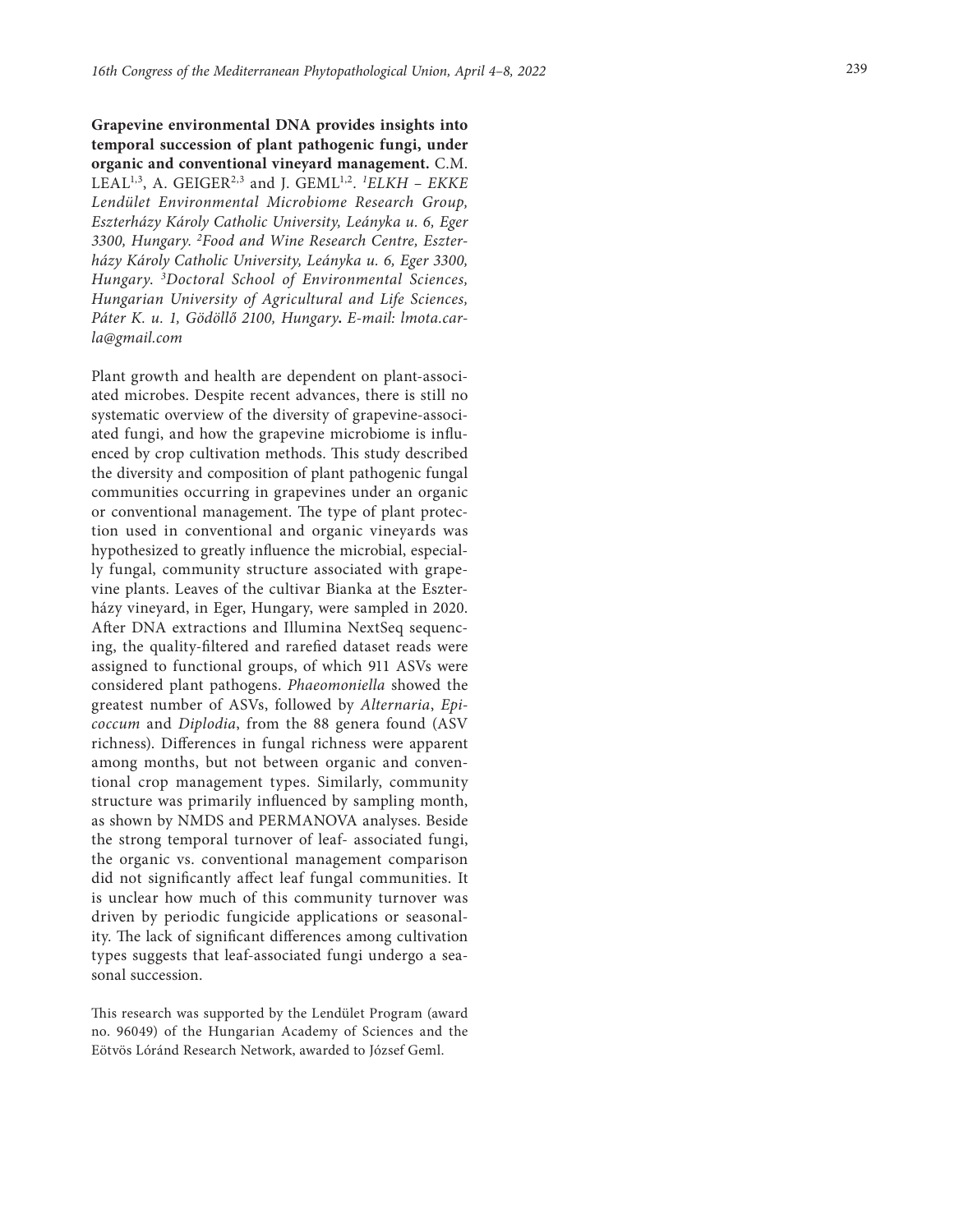**Grapevine environmental DNA provides insights into temporal succession of plant pathogenic fungi, under organic and conventional vineyard management.** C.M. LEAL[1,3], A. GEIGER[2,3] and J. GEML[1,2]. [1]*ELKH – EKKE Lendület Environmental Microbiome Research Group, Eszterházy Károly Catholic University, Leányka u. 6, Eger 3300, Hungary.* [2]*Food and Wine Research Centre, Eszterházy Károly Catholic University, Leányka u. 6, Eger 3300, Hungary.* [3]*Doctoral School of Environmental Sciences, Hungarian University of Agricultural and Life Sciences, Páter K. u. 1, Gödöllő 2100, Hungary. E-mail: lmota.carla@gmail.com*

Plant growth and health are dependent on plant-associated microbes. Despite recent advances, there is still no systematic overview of the diversity of grapevine-associated fungi, and how the grapevine microbiome is influenced by crop cultivation methods. This study described the diversity and composition of plant pathogenic fungal communities occurring in grapevines under an organic or conventional management. The type of plant protection used in conventional and organic vineyards was hypothesized to greatly influence the microbial, especially fungal, community structure associated with grapevine plants. Leaves of the cultivar Bianka at the Eszterházy vineyard, in Eger, Hungary, were sampled in 2020. After DNA extractions and Illumina NextSeq sequencing, the quality-filtered and rarefied dataset reads were assigned to functional groups, of which 911 ASVs were considered plant pathogens. *Phaeomoniella* showed the greatest number of ASVs, followed by *Alternaria*, *Epicoccum* and *Diplodia*, from the 88 genera found (ASV richness). Differences in fungal richness were apparent among months, but not between organic and conventional crop management types. Similarly, community structure was primarily influenced by sampling month, as shown by NMDS and PERMANOVA analyses. Beside the strong temporal turnover of leaf- associated fungi, the organic vs. conventional management comparison did not significantly affect leaf fungal communities. It is unclear how much of this community turnover was driven by periodic fungicide applications or seasonality. The lack of significant differences among cultivation types suggests that leaf-associated fungi undergo a seasonal succession.

This research was supported by the Lendület Program (award no. 96049) of the Hungarian Academy of Sciences and the Eötvös Lóránd Research Network, awarded to József Geml.